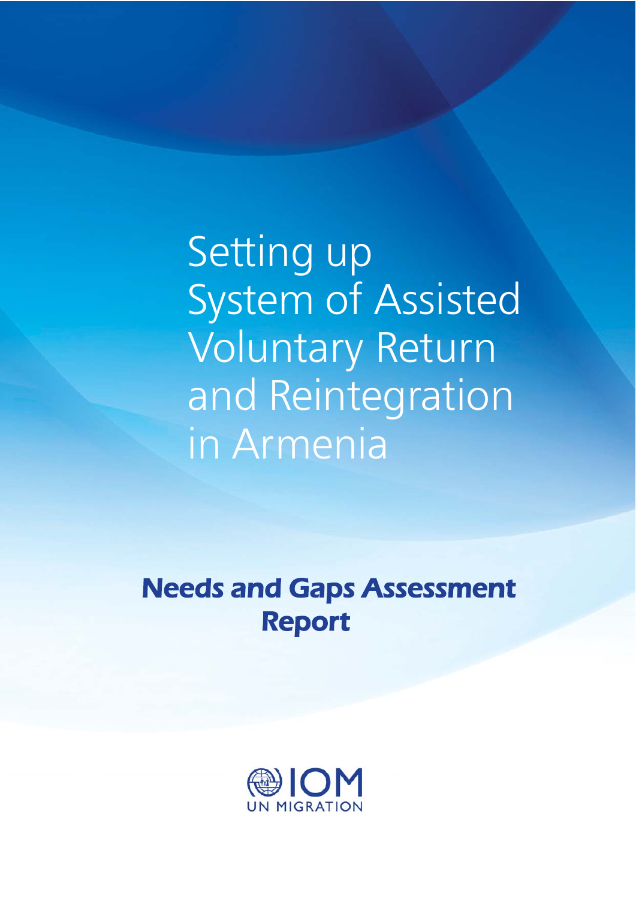# Setting up System of Assisted Voluntary Return and Reintegration in Armenia

## Needs and Gaps Assessment Report

IOM
UN MIGRATION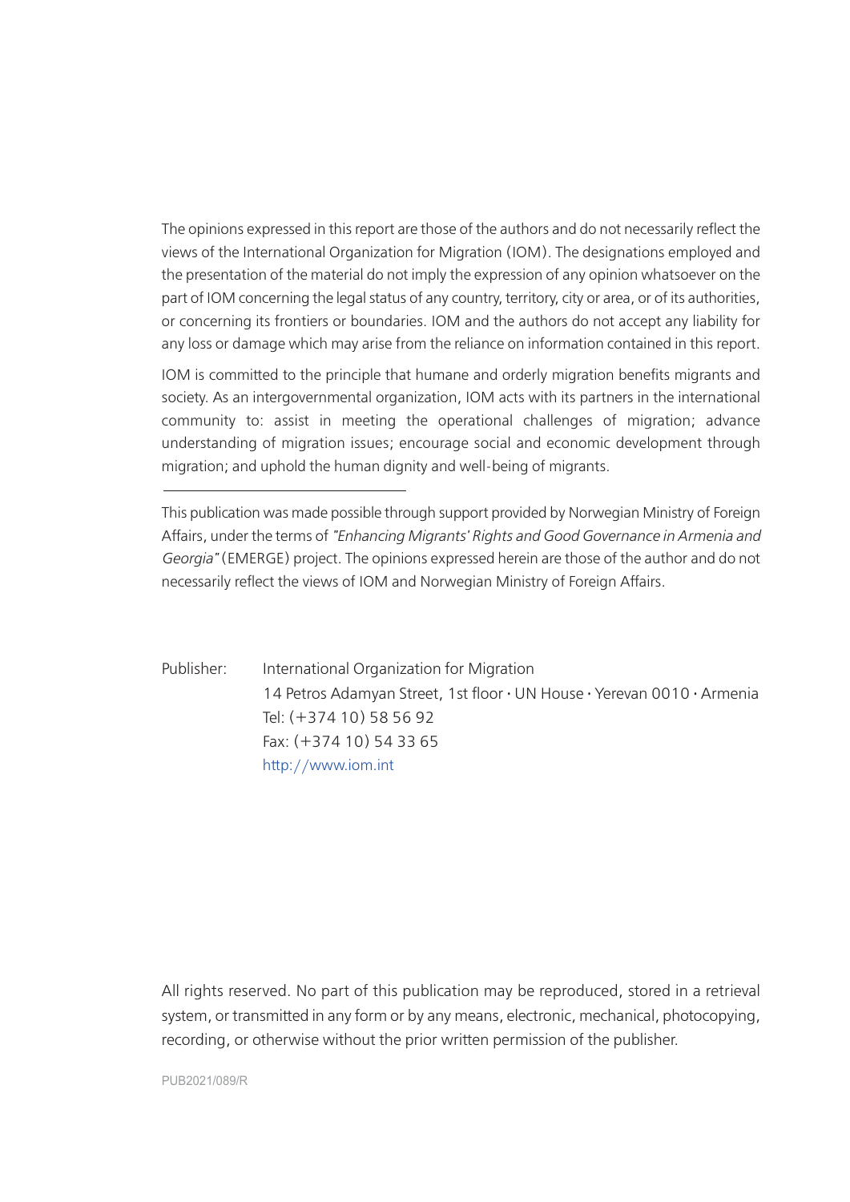The opinions expressed in this report are those of the authors and do not necessarily reflect the views of the International Organization for Migration (IOM). The designations employed and the presentation of the material do not imply the expression of any opinion whatsoever on the part of IOM concerning the legal status of any country, territory, city or area, or of its authorities, or concerning its frontiers or boundaries. IOM and the authors do not accept any liability for any loss or damage which may arise from the reliance on information contained in this report.

IOM is committed to the principle that humane and orderly migration benefits migrants and society. As an intergovernmental organization, IOM acts with its partners in the international community to: assist in meeting the operational challenges of migration; advance understanding of migration issues; encourage social and economic development through migration; and uphold the human dignity and well-being of migrants.

---

This publication was made possible through support provided by Norwegian Ministry of Foreign Affairs, under the terms of *"Enhancing Migrants' Rights and Good Governance in Armenia and Georgia"* (EMERGE) project. The opinions expressed herein are those of the author and do not necessarily reflect the views of IOM and Norwegian Ministry of Foreign Affairs.

Publisher: International Organization for Migration
14 Petros Adamyan Street, 1st floor • UN House • Yerevan 0010 • Armenia
Tel: (+374 10) 58 56 92
Fax: (+374 10) 54 33 65
http://www.iom.int

All rights reserved. No part of this publication may be reproduced, stored in a retrieval system, or transmitted in any form or by any means, electronic, mechanical, photocopying, recording, or otherwise without the prior written permission of the publisher.

PUB2021/089/R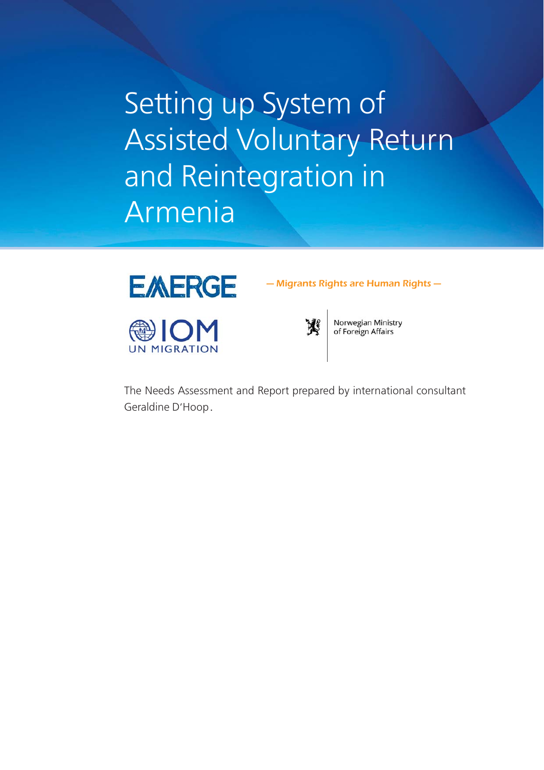# Setting up System of Assisted Voluntary Return and Reintegration in Armenia

EMERGE

*— Migrants Rights are Human Rights —*

IOM
UN MIGRATION

Norwegian Ministry of Foreign Affairs

The Needs Assessment and Report prepared by international consultant Geraldine D'Hoop.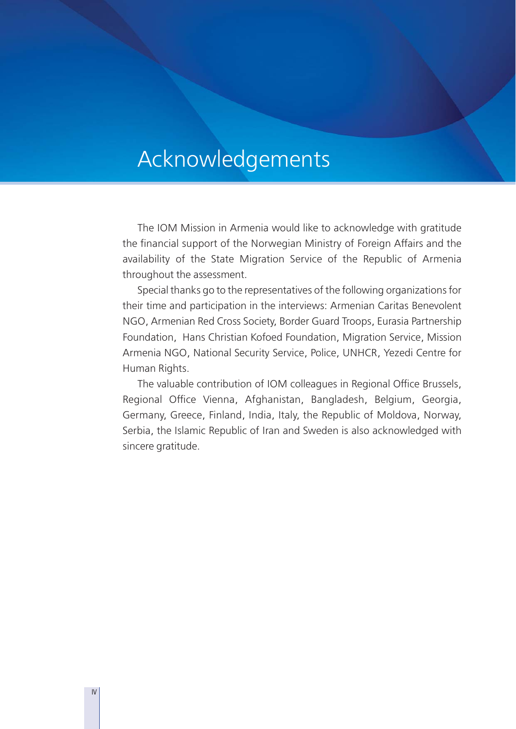# Acknowledgements

The IOM Mission in Armenia would like to acknowledge with gratitude the financial support of the Norwegian Ministry of Foreign Affairs and the availability of the State Migration Service of the Republic of Armenia throughout the assessment.

Special thanks go to the representatives of the following organizations for their time and participation in the interviews: Armenian Caritas Benevolent NGO, Armenian Red Cross Society, Border Guard Troops, Eurasia Partnership Foundation, Hans Christian Kofoed Foundation, Migration Service, Mission Armenia NGO, National Security Service, Police, UNHCR, Yezedi Centre for Human Rights.

The valuable contribution of IOM colleagues in Regional Office Brussels, Regional Office Vienna, Afghanistan, Bangladesh, Belgium, Georgia, Germany, Greece, Finland, India, Italy, the Republic of Moldova, Norway, Serbia, the Islamic Republic of Iran and Sweden is also acknowledged with sincere gratitude.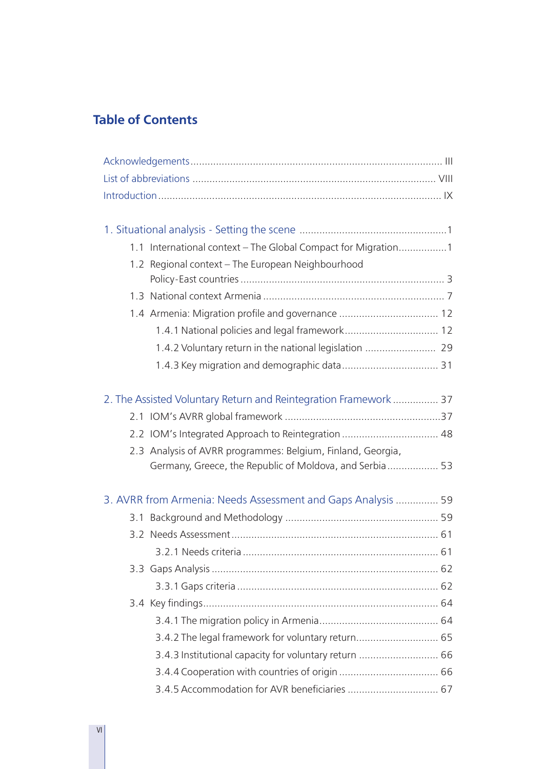## Table of Contents

Acknowledgements ........................................................................................ III
List of abbreviations ..................................................................................... VIII
Introduction ................................................................................................... IX

1. Situational analysis - Setting the scene ....................................................1
   - 1.1 International context – The Global Compact for Migration.................1
   - 1.2 Regional context – The European Neighbourhood Policy-East countries ....................................................................... 3
   - 1.3 National context Armenia ................................................................ 7
   - 1.4 Armenia: Migration profile and governance ................................... 12
     - 1.4.1 National policies and legal framework................................. 12
     - 1.4.2 Voluntary return in the national legislation ......................... 29
     - 1.4.3 Key migration and demographic data................................. 31

2. The Assisted Voluntary Return and Reintegration Framework ................ 37
   - 2.1 IOM's AVRR global framework .......................................................37
   - 2.2 IOM's Integrated Approach to Reintegration ................................. 48
   - 2.3 Analysis of AVRR programmes: Belgium, Finland, Georgia, Germany, Greece, the Republic of Moldova, and Serbia .................. 53

3. AVRR from Armenia: Needs Assessment and Gaps Analysis ............... 59
   - 3.1 Background and Methodology ...................................................... 59
   - 3.2 Needs Assessment ........................................................................ 61
     - 3.2.1 Needs criteria .................................................................... 61
   - 3.3 Gaps Analysis ................................................................................ 62
     - 3.3.1 Gaps criteria ...................................................................... 62
   - 3.4 Key findings................................................................................... 64
     - 3.4.1 The migration policy in Armenia.......................................... 64
     - 3.4.2 The legal framework for voluntary return............................ 65
     - 3.4.3 Institutional capacity for voluntary return ............................ 66
     - 3.4.4 Cooperation with countries of origin ................................... 66
     - 3.4.5 Accommodation for AVR beneficiaries ................................ 67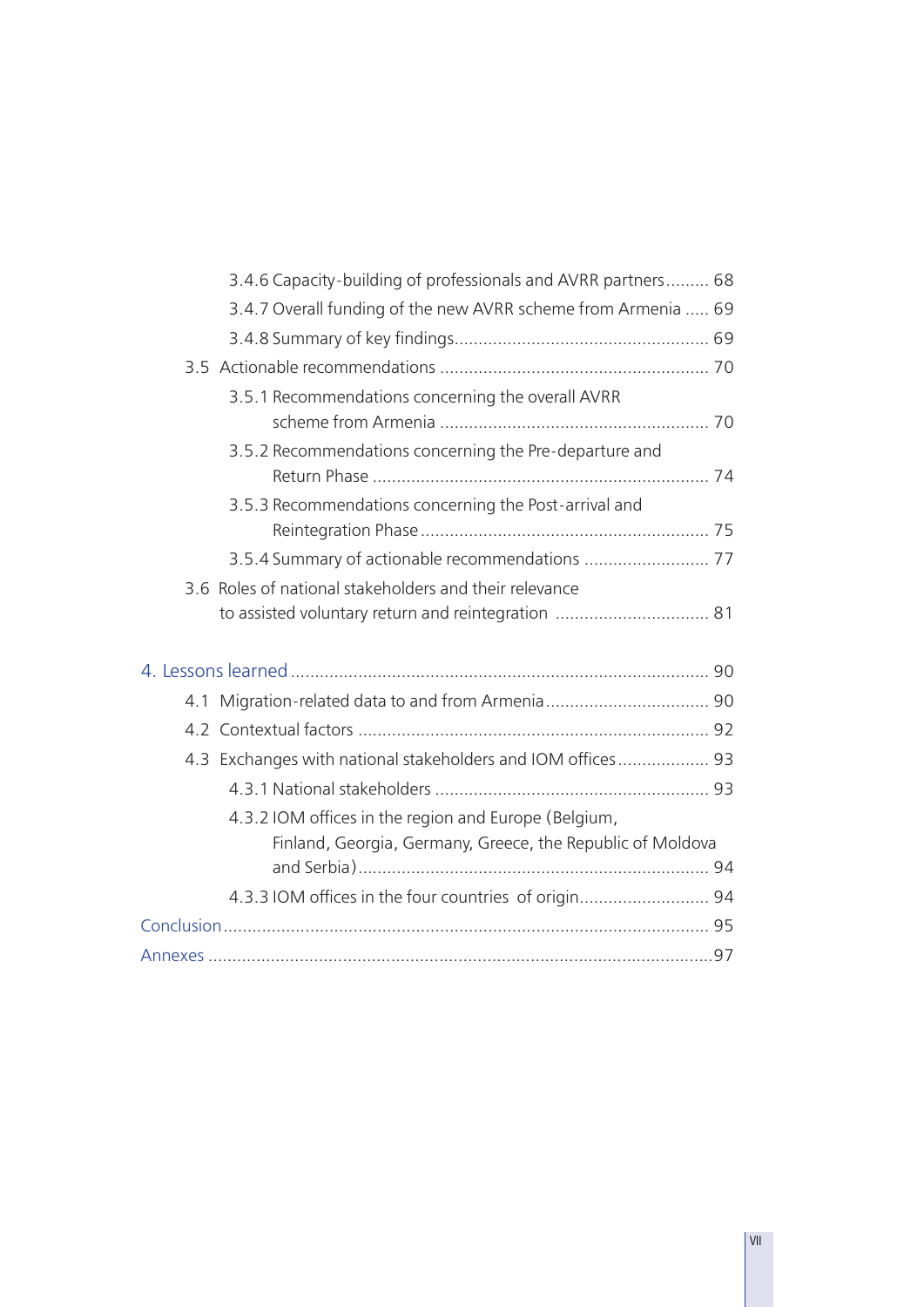- 3.4.6 Capacity-building of professionals and AVRR partners ......... 68
- 3.4.7 Overall funding of the new AVRR scheme from Armenia ..... 69
- 3.4.8 Summary of key findings .................................................... 69

3.5 Actionable recommendations ........................................................ 70

- 3.5.1 Recommendations concerning the overall AVRR scheme from Armenia ....................................................... 70
- 3.5.2 Recommendations concerning the Pre-departure and Return Phase ..................................................................... 74
- 3.5.3 Recommendations concerning the Post-arrival and Reintegration Phase ........................................................... 75
- 3.5.4 Summary of actionable recommendations .......................... 77

3.6 Roles of national stakeholders and their relevance to assisted voluntary return and reintegration ................................ 81

4. Lessons learned ...................................................................................... 90

4.1 Migration-related data to and from Armenia .................................. 90

4.2 Contextual factors ......................................................................... 92

4.3 Exchanges with national stakeholders and IOM offices ................... 93

- 4.3.1 National stakeholders ......................................................... 93
- 4.3.2 IOM offices in the region and Europe (Belgium, Finland, Georgia, Germany, Greece, the Republic of Moldova and Serbia) ......................................................................... 94
- 4.3.3 IOM offices in the four countries of origin........................... 94

Conclusion ..................................................................................................... 95

Annexes .........................................................................................................97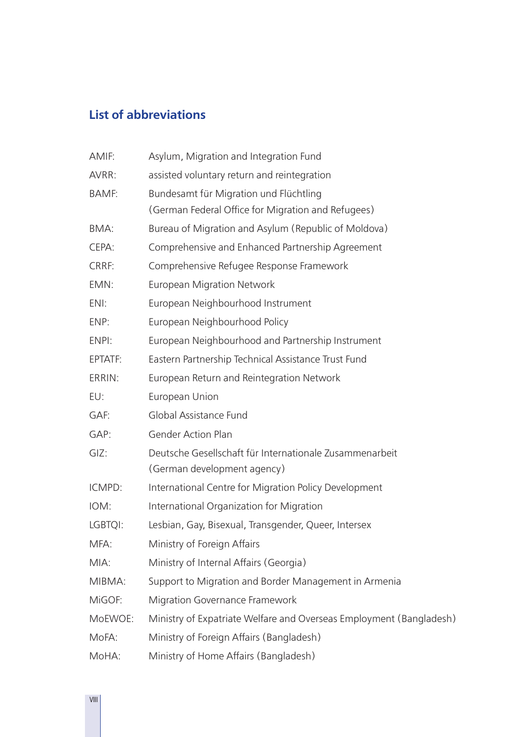## List of abbreviations

| | |
|---|---|
| AMIF: | Asylum, Migration and Integration Fund |
| AVRR: | assisted voluntary return and reintegration |
| BAMF: | Bundesamt für Migration und Flüchtling (German Federal Office for Migration and Refugees) |
| BMA: | Bureau of Migration and Asylum (Republic of Moldova) |
| CEPA: | Comprehensive and Enhanced Partnership Agreement |
| CRRF: | Comprehensive Refugee Response Framework |
| EMN: | European Migration Network |
| ENI: | European Neighbourhood Instrument |
| ENP: | European Neighbourhood Policy |
| ENPI: | European Neighbourhood and Partnership Instrument |
| EPTATF: | Eastern Partnership Technical Assistance Trust Fund |
| ERRIN: | European Return and Reintegration Network |
| EU: | European Union |
| GAF: | Global Assistance Fund |
| GAP: | Gender Action Plan |
| GIZ: | Deutsche Gesellschaft für Internationale Zusammenarbeit (German development agency) |
| ICMPD: | International Centre for Migration Policy Development |
| IOM: | International Organization for Migration |
| LGBTQI: | Lesbian, Gay, Bisexual, Transgender, Queer, Intersex |
| MFA: | Ministry of Foreign Affairs |
| MIA: | Ministry of Internal Affairs (Georgia) |
| MIBMA: | Support to Migration and Border Management in Armenia |
| MiGOF: | Migration Governance Framework |
| MoEWOE: | Ministry of Expatriate Welfare and Overseas Employment (Bangladesh) |
| MoFA: | Ministry of Foreign Affairs (Bangladesh) |
| MoHA: | Ministry of Home Affairs (Bangladesh) |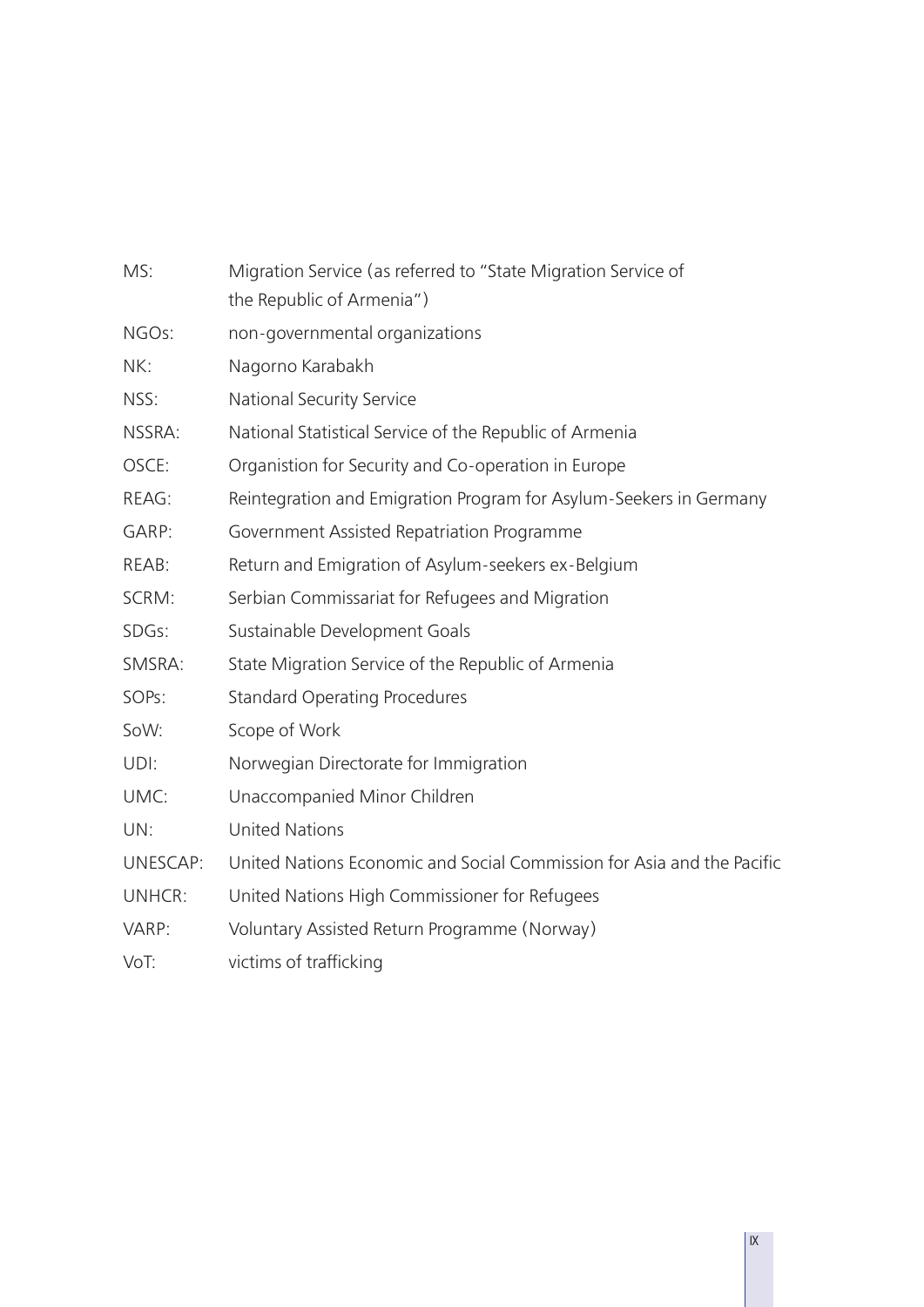| | |
|---|---|
| MS: | Migration Service (as referred to "State Migration Service of the Republic of Armenia") |
| NGOs: | non-governmental organizations |
| NK: | Nagorno Karabakh |
| NSS: | National Security Service |
| NSSRA: | National Statistical Service of the Republic of Armenia |
| OSCE: | Organistion for Security and Co-operation in Europe |
| REAG: | Reintegration and Emigration Program for Asylum-Seekers in Germany |
| GARP: | Government Assisted Repatriation Programme |
| REAB: | Return and Emigration of Asylum-seekers ex-Belgium |
| SCRM: | Serbian Commissariat for Refugees and Migration |
| SDGs: | Sustainable Development Goals |
| SMSRA: | State Migration Service of the Republic of Armenia |
| SOPs: | Standard Operating Procedures |
| SoW: | Scope of Work |
| UDI: | Norwegian Directorate for Immigration |
| UMC: | Unaccompanied Minor Children |
| UN: | United Nations |
| UNESCAP: | United Nations Economic and Social Commission for Asia and the Pacific |
| UNHCR: | United Nations High Commissioner for Refugees |
| VARP: | Voluntary Assisted Return Programme (Norway) |
| VoT: | victims of trafficking |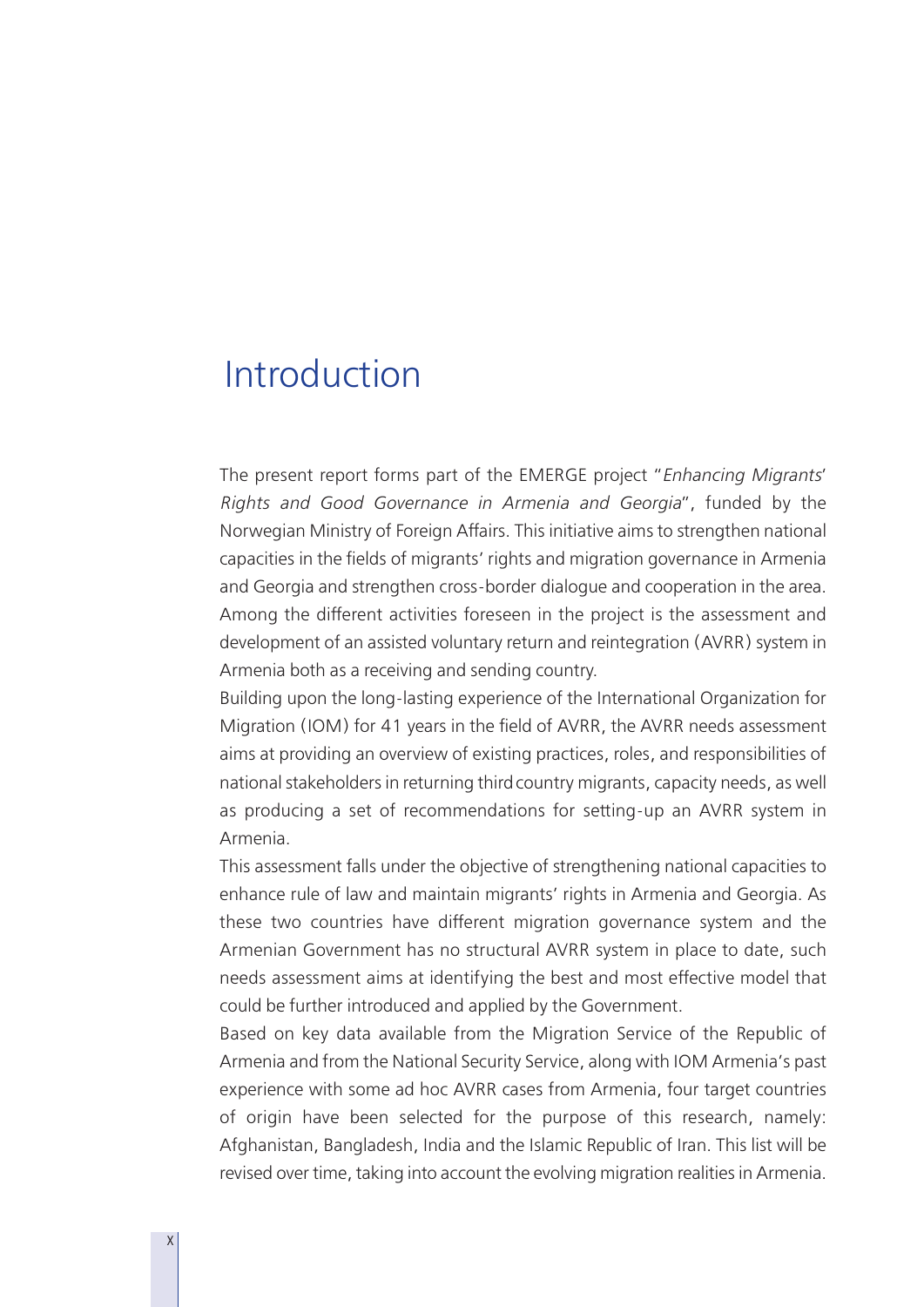# Introduction

The present report forms part of the EMERGE project "*Enhancing Migrants' Rights and Good Governance in Armenia and Georgia*", funded by the Norwegian Ministry of Foreign Affairs. This initiative aims to strengthen national capacities in the fields of migrants' rights and migration governance in Armenia and Georgia and strengthen cross-border dialogue and cooperation in the area. Among the different activities foreseen in the project is the assessment and development of an assisted voluntary return and reintegration (AVRR) system in Armenia both as a receiving and sending country.

Building upon the long-lasting experience of the International Organization for Migration (IOM) for 41 years in the field of AVRR, the AVRR needs assessment aims at providing an overview of existing practices, roles, and responsibilities of national stakeholders in returning third country migrants, capacity needs, as well as producing a set of recommendations for setting-up an AVRR system in Armenia.

This assessment falls under the objective of strengthening national capacities to enhance rule of law and maintain migrants' rights in Armenia and Georgia. As these two countries have different migration governance system and the Armenian Government has no structural AVRR system in place to date, such needs assessment aims at identifying the best and most effective model that could be further introduced and applied by the Government.

Based on key data available from the Migration Service of the Republic of Armenia and from the National Security Service, along with IOM Armenia's past experience with some ad hoc AVRR cases from Armenia, four target countries of origin have been selected for the purpose of this research, namely: Afghanistan, Bangladesh, India and the Islamic Republic of Iran. This list will be revised over time, taking into account the evolving migration realities in Armenia.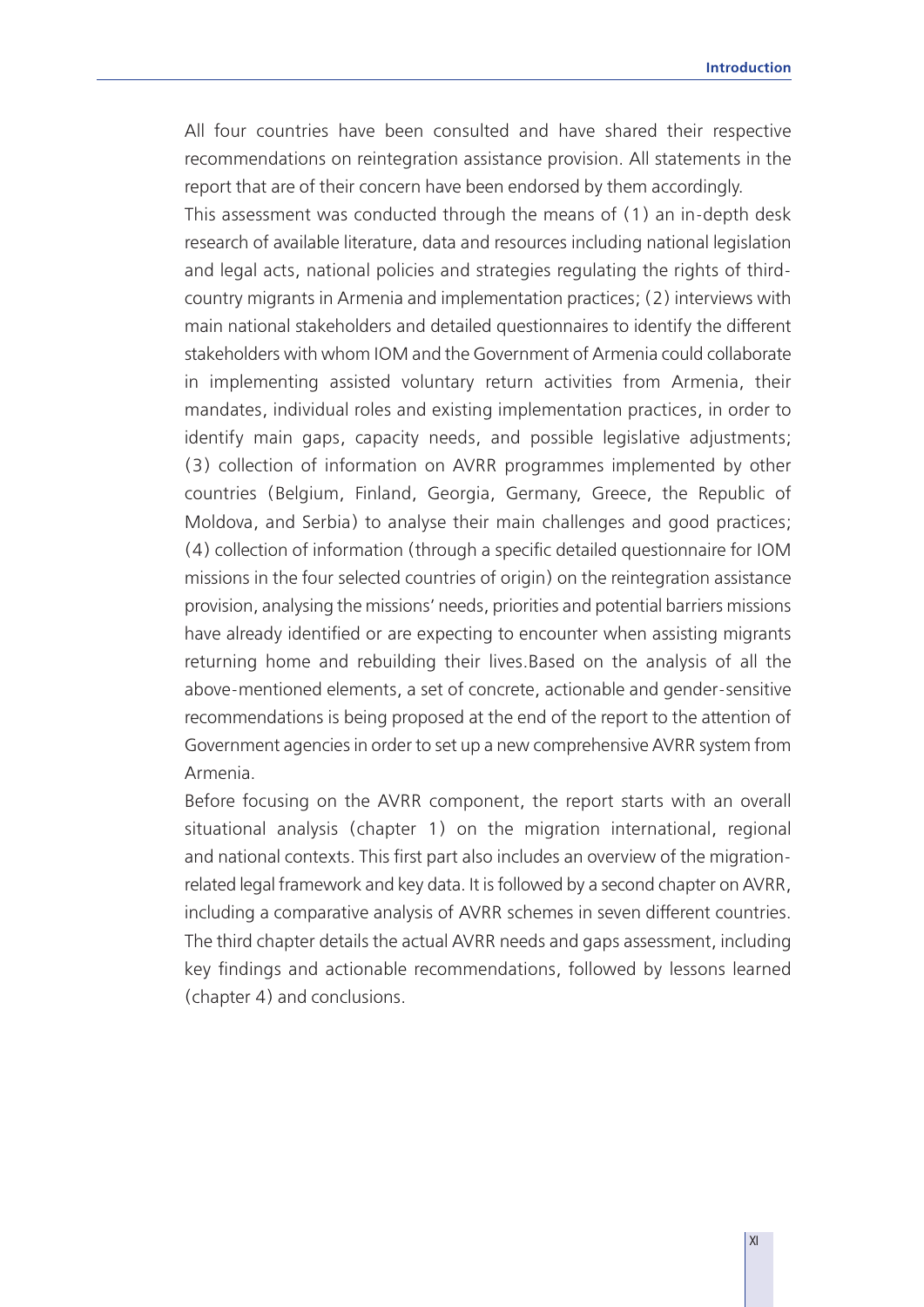All four countries have been consulted and have shared their respective recommendations on reintegration assistance provision. All statements in the report that are of their concern have been endorsed by them accordingly.

This assessment was conducted through the means of (1) an in-depth desk research of available literature, data and resources including national legislation and legal acts, national policies and strategies regulating the rights of third-country migrants in Armenia and implementation practices; (2) interviews with main national stakeholders and detailed questionnaires to identify the different stakeholders with whom IOM and the Government of Armenia could collaborate in implementing assisted voluntary return activities from Armenia, their mandates, individual roles and existing implementation practices, in order to identify main gaps, capacity needs, and possible legislative adjustments; (3) collection of information on AVRR programmes implemented by other countries (Belgium, Finland, Georgia, Germany, Greece, the Republic of Moldova, and Serbia) to analyse their main challenges and good practices; (4) collection of information (through a specific detailed questionnaire for IOM missions in the four selected countries of origin) on the reintegration assistance provision, analysing the missions' needs, priorities and potential barriers missions have already identified or are expecting to encounter when assisting migrants returning home and rebuilding their lives.Based on the analysis of all the above-mentioned elements, a set of concrete, actionable and gender-sensitive recommendations is being proposed at the end of the report to the attention of Government agencies in order to set up a new comprehensive AVRR system from Armenia.

Before focusing on the AVRR component, the report starts with an overall situational analysis (chapter 1) on the migration international, regional and national contexts. This first part also includes an overview of the migration-related legal framework and key data. It is followed by a second chapter on AVRR, including a comparative analysis of AVRR schemes in seven different countries. The third chapter details the actual AVRR needs and gaps assessment, including key findings and actionable recommendations, followed by lessons learned (chapter 4) and conclusions.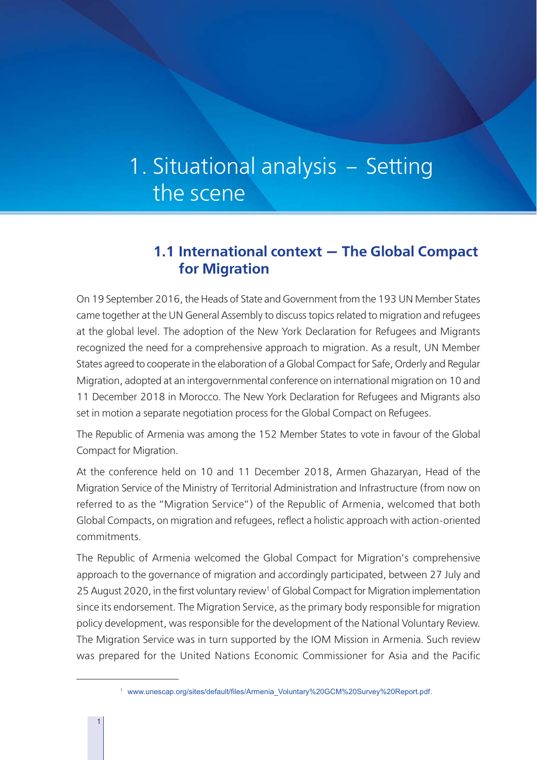# 1. Situational analysis – Setting the scene

## 1.1 International context — The Global Compact for Migration

On 19 September 2016, the Heads of State and Government from the 193 UN Member States came together at the UN General Assembly to discuss topics related to migration and refugees at the global level. The adoption of the New York Declaration for Refugees and Migrants recognized the need for a comprehensive approach to migration. As a result, UN Member States agreed to cooperate in the elaboration of a Global Compact for Safe, Orderly and Regular Migration, adopted at an intergovernmental conference on international migration on 10 and 11 December 2018 in Morocco. The New York Declaration for Refugees and Migrants also set in motion a separate negotiation process for the Global Compact on Refugees.

The Republic of Armenia was among the 152 Member States to vote in favour of the Global Compact for Migration.

At the conference held on 10 and 11 December 2018, Armen Ghazaryan, Head of the Migration Service of the Ministry of Territorial Administration and Infrastructure (from now on referred to as the "Migration Service") of the Republic of Armenia, welcomed that both Global Compacts, on migration and refugees, reflect a holistic approach with action-oriented commitments.

The Republic of Armenia welcomed the Global Compact for Migration's comprehensive approach to the governance of migration and accordingly participated, between 27 July and 25 August 2020, in the first voluntary review[1] of Global Compact for Migration implementation since its endorsement. The Migration Service, as the primary body responsible for migration policy development, was responsible for the development of the National Voluntary Review. The Migration Service was in turn supported by the IOM Mission in Armenia. Such review was prepared for the United Nations Economic Commissioner for Asia and the Pacific

[1] www.unescap.org/sites/default/files/Armenia_Voluntary%20GCM%20Survey%20Report.pdf.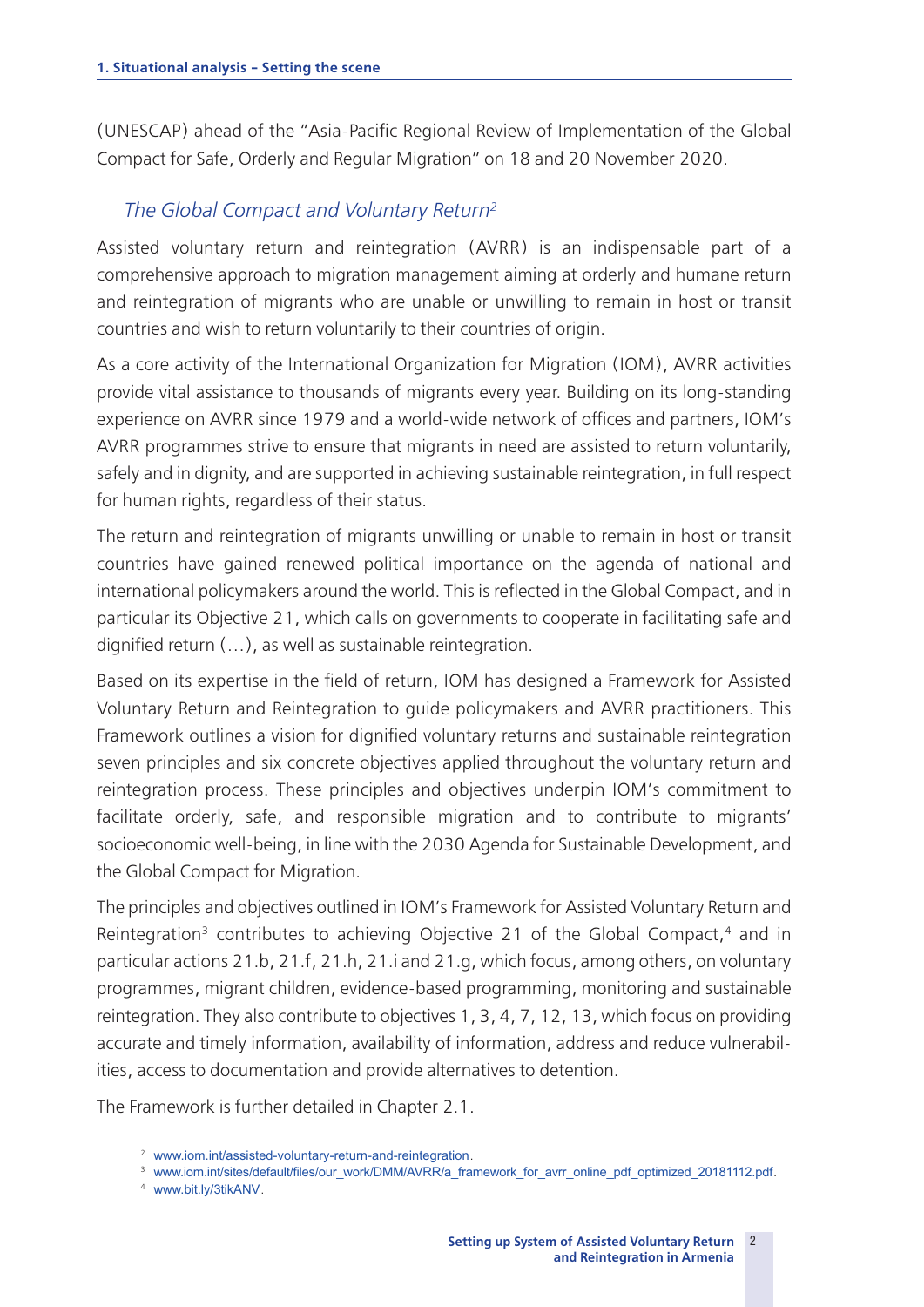(UNESCAP) ahead of the "Asia-Pacific Regional Review of Implementation of the Global Compact for Safe, Orderly and Regular Migration" on 18 and 20 November 2020.

### *The Global Compact and Voluntary Return*[2]

Assisted voluntary return and reintegration (AVRR) is an indispensable part of a comprehensive approach to migration management aiming at orderly and humane return and reintegration of migrants who are unable or unwilling to remain in host or transit countries and wish to return voluntarily to their countries of origin.

As a core activity of the International Organization for Migration (IOM), AVRR activities provide vital assistance to thousands of migrants every year. Building on its long-standing experience on AVRR since 1979 and a world-wide network of offices and partners, IOM's AVRR programmes strive to ensure that migrants in need are assisted to return voluntarily, safely and in dignity, and are supported in achieving sustainable reintegration, in full respect for human rights, regardless of their status.

The return and reintegration of migrants unwilling or unable to remain in host or transit countries have gained renewed political importance on the agenda of national and international policymakers around the world. This is reflected in the Global Compact, and in particular its Objective 21, which calls on governments to cooperate in facilitating safe and dignified return (…), as well as sustainable reintegration.

Based on its expertise in the field of return, IOM has designed a Framework for Assisted Voluntary Return and Reintegration to guide policymakers and AVRR practitioners. This Framework outlines a vision for dignified voluntary returns and sustainable reintegration seven principles and six concrete objectives applied throughout the voluntary return and reintegration process. These principles and objectives underpin IOM's commitment to facilitate orderly, safe, and responsible migration and to contribute to migrants' socioeconomic well-being, in line with the 2030 Agenda for Sustainable Development, and the Global Compact for Migration.

The principles and objectives outlined in IOM's Framework for Assisted Voluntary Return and Reintegration[3] contributes to achieving Objective 21 of the Global Compact,[4] and in particular actions 21.b, 21.f, 21.h, 21.i and 21.g, which focus, among others, on voluntary programmes, migrant children, evidence-based programming, monitoring and sustainable reintegration. They also contribute to objectives 1, 3, 4, 7, 12, 13, which focus on providing accurate and timely information, availability of information, address and reduce vulnerabilities, access to documentation and provide alternatives to detention.

The Framework is further detailed in Chapter 2.1.

---

[2] www.iom.int/assisted-voluntary-return-and-reintegration.

[3] www.iom.int/sites/default/files/our_work/DMM/AVRR/a_framework_for_avrr_online_pdf_optimized_20181112.pdf.

[4] www.bit.ly/3tikANV.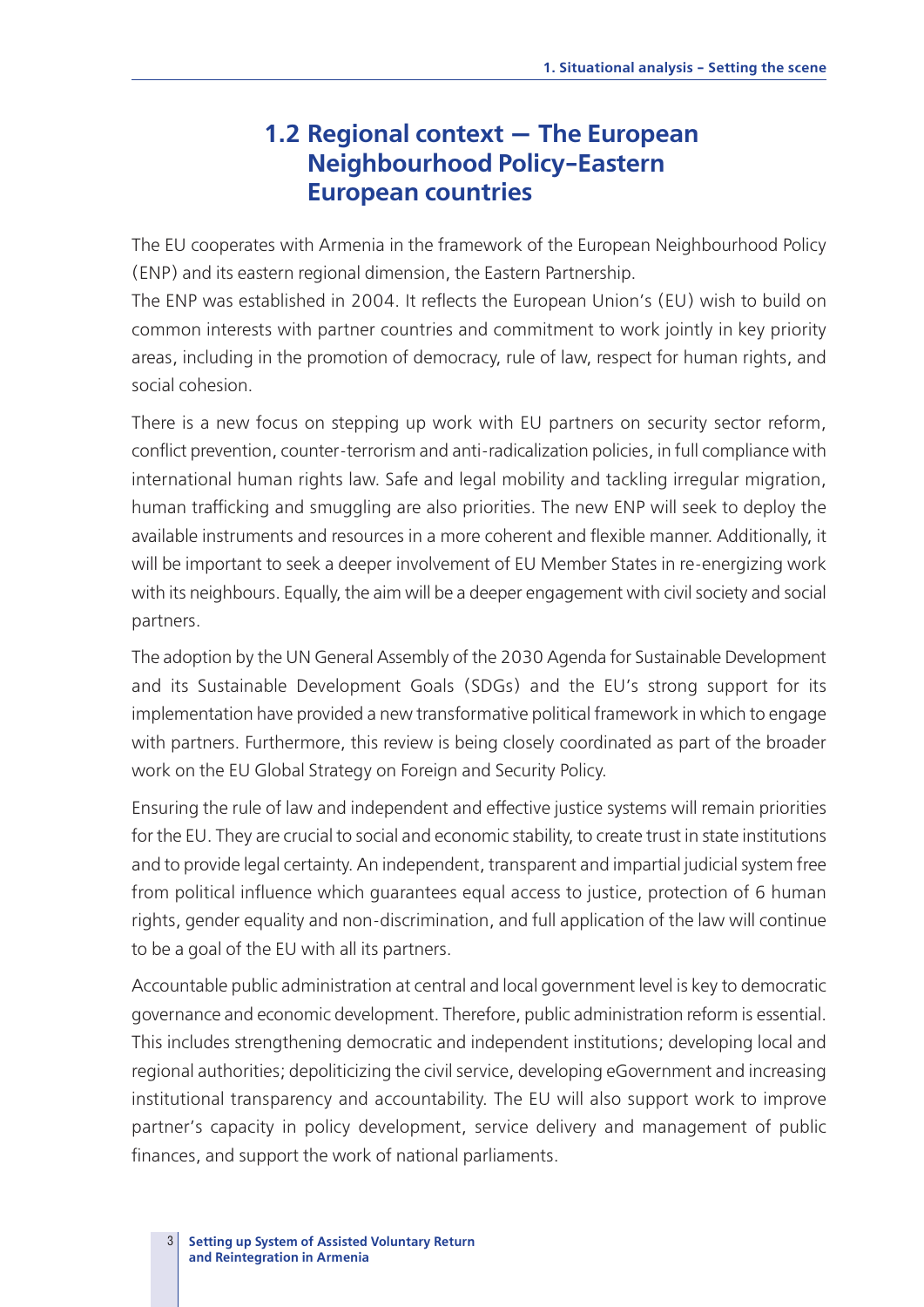## 1.2 Regional context — The European Neighbourhood Policy–Eastern European countries

The EU cooperates with Armenia in the framework of the European Neighbourhood Policy (ENP) and its eastern regional dimension, the Eastern Partnership.

The ENP was established in 2004. It reflects the European Union's (EU) wish to build on common interests with partner countries and commitment to work jointly in key priority areas, including in the promotion of democracy, rule of law, respect for human rights, and social cohesion.

There is a new focus on stepping up work with EU partners on security sector reform, conflict prevention, counter-terrorism and anti-radicalization policies, in full compliance with international human rights law. Safe and legal mobility and tackling irregular migration, human trafficking and smuggling are also priorities. The new ENP will seek to deploy the available instruments and resources in a more coherent and flexible manner. Additionally, it will be important to seek a deeper involvement of EU Member States in re-energizing work with its neighbours. Equally, the aim will be a deeper engagement with civil society and social partners.

The adoption by the UN General Assembly of the 2030 Agenda for Sustainable Development and its Sustainable Development Goals (SDGs) and the EU's strong support for its implementation have provided a new transformative political framework in which to engage with partners. Furthermore, this review is being closely coordinated as part of the broader work on the EU Global Strategy on Foreign and Security Policy.

Ensuring the rule of law and independent and effective justice systems will remain priorities for the EU. They are crucial to social and economic stability, to create trust in state institutions and to provide legal certainty. An independent, transparent and impartial judicial system free from political influence which guarantees equal access to justice, protection of 6 human rights, gender equality and non-discrimination, and full application of the law will continue to be a goal of the EU with all its partners.

Accountable public administration at central and local government level is key to democratic governance and economic development. Therefore, public administration reform is essential. This includes strengthening democratic and independent institutions; developing local and regional authorities; depoliticizing the civil service, developing eGovernment and increasing institutional transparency and accountability. The EU will also support work to improve partner's capacity in policy development, service delivery and management of public finances, and support the work of national parliaments.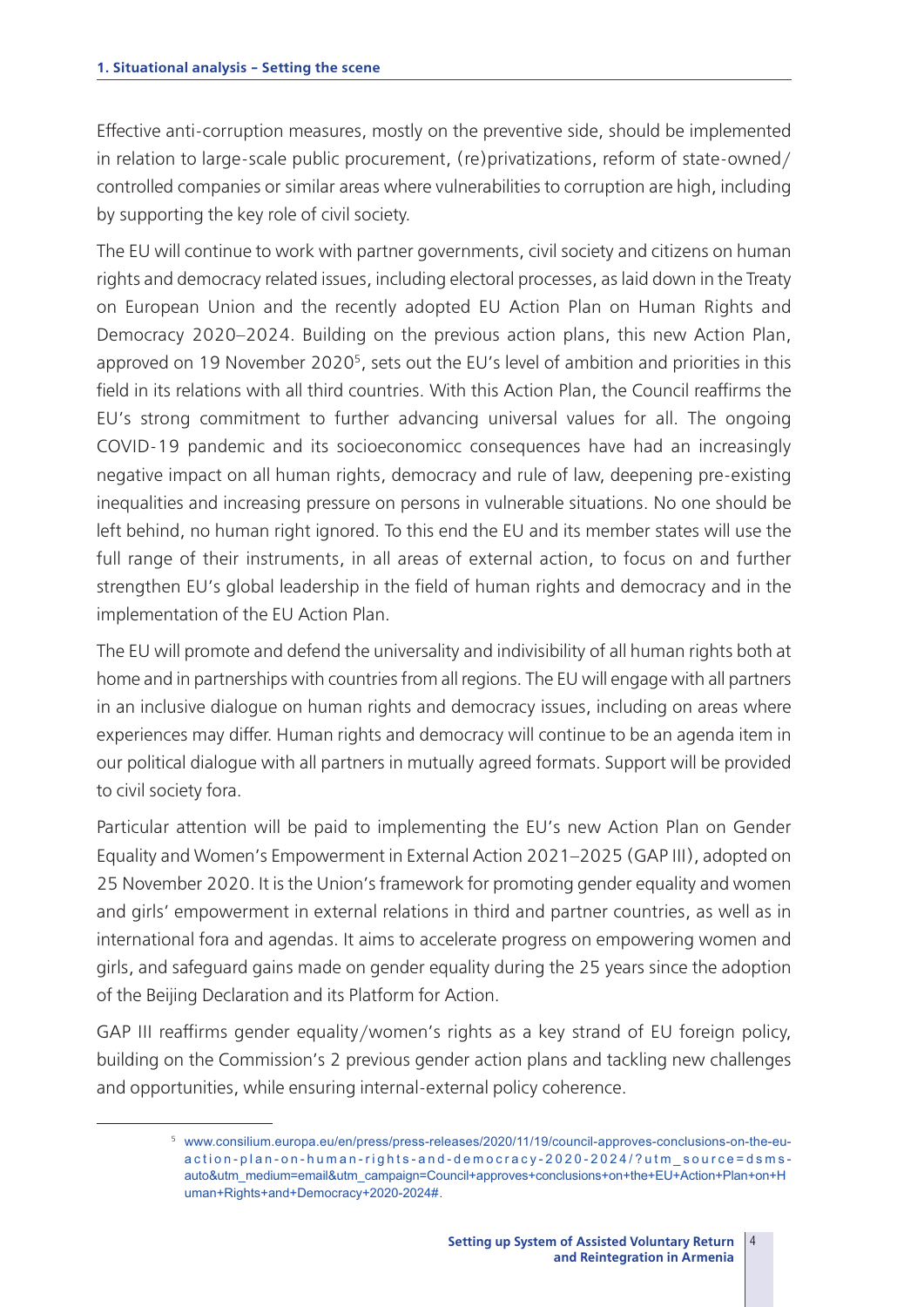Effective anti-corruption measures, mostly on the preventive side, should be implemented in relation to large-scale public procurement, (re)privatizations, reform of state-owned/controlled companies or similar areas where vulnerabilities to corruption are high, including by supporting the key role of civil society.

The EU will continue to work with partner governments, civil society and citizens on human rights and democracy related issues, including electoral processes, as laid down in the Treaty on European Union and the recently adopted EU Action Plan on Human Rights and Democracy 2020–2024. Building on the previous action plans, this new Action Plan, approved on 19 November 2020[5], sets out the EU's level of ambition and priorities in this field in its relations with all third countries. With this Action Plan, the Council reaffirms the EU's strong commitment to further advancing universal values for all. The ongoing COVID-19 pandemic and its socioeconomicc consequences have had an increasingly negative impact on all human rights, democracy and rule of law, deepening pre-existing inequalities and increasing pressure on persons in vulnerable situations. No one should be left behind, no human right ignored. To this end the EU and its member states will use the full range of their instruments, in all areas of external action, to focus on and further strengthen EU's global leadership in the field of human rights and democracy and in the implementation of the EU Action Plan.

The EU will promote and defend the universality and indivisibility of all human rights both at home and in partnerships with countries from all regions. The EU will engage with all partners in an inclusive dialogue on human rights and democracy issues, including on areas where experiences may differ. Human rights and democracy will continue to be an agenda item in our political dialogue with all partners in mutually agreed formats. Support will be provided to civil society fora.

Particular attention will be paid to implementing the EU's new Action Plan on Gender Equality and Women's Empowerment in External Action 2021–2025 (GAP III), adopted on 25 November 2020. It is the Union's framework for promoting gender equality and women and girls' empowerment in external relations in third and partner countries, as well as in international fora and agendas. It aims to accelerate progress on empowering women and girls, and safeguard gains made on gender equality during the 25 years since the adoption of the Beijing Declaration and its Platform for Action.

GAP III reaffirms gender equality/women's rights as a key strand of EU foreign policy, building on the Commission's 2 previous gender action plans and tackling new challenges and opportunities, while ensuring internal-external policy coherence.

---

[5] www.consilium.europa.eu/en/press/press-releases/2020/11/19/council-approves-conclusions-on-the-eu-action-plan-on-human-rights-and-democracy-2020-2024/?utm_source=dsms-auto&utm_medium=email&utm_campaign=Council+approves+conclusions+on+the+EU+Action+Plan+on+Human+Rights+and+Democracy+2020-2024#.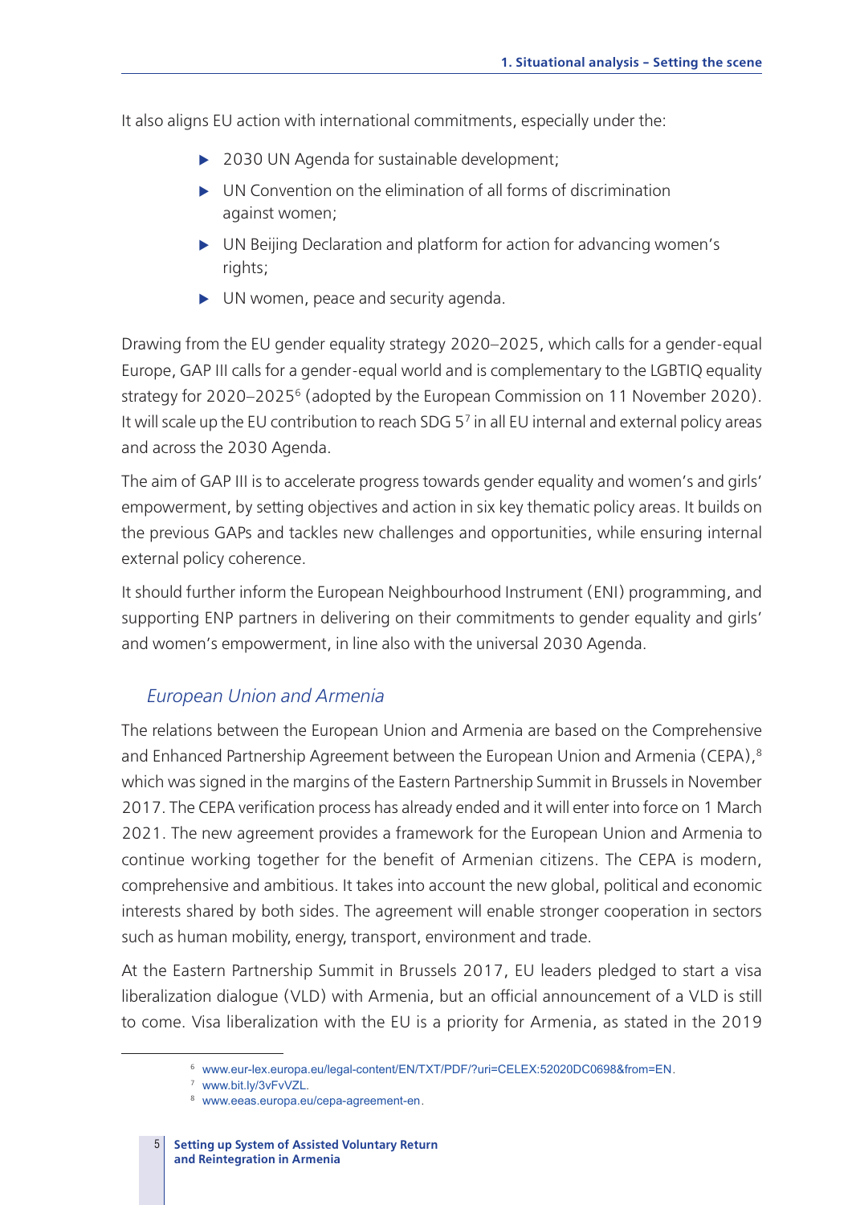It also aligns EU action with international commitments, especially under the:

- 2030 UN Agenda for sustainable development;
- UN Convention on the elimination of all forms of discrimination against women;
- UN Beijing Declaration and platform for action for advancing women's rights;
- UN women, peace and security agenda.

Drawing from the EU gender equality strategy 2020–2025, which calls for a gender-equal Europe, GAP III calls for a gender-equal world and is complementary to the LGBTIQ equality strategy for 2020–2025[6] (adopted by the European Commission on 11 November 2020). It will scale up the EU contribution to reach SDG 5[7] in all EU internal and external policy areas and across the 2030 Agenda.

The aim of GAP III is to accelerate progress towards gender equality and women's and girls' empowerment, by setting objectives and action in six key thematic policy areas. It builds on the previous GAPs and tackles new challenges and opportunities, while ensuring internal external policy coherence.

It should further inform the European Neighbourhood Instrument (ENI) programming, and supporting ENP partners in delivering on their commitments to gender equality and girls' and women's empowerment, in line also with the universal 2030 Agenda.

### *European Union and Armenia*

The relations between the European Union and Armenia are based on the Comprehensive and Enhanced Partnership Agreement between the European Union and Armenia (CEPA),[8] which was signed in the margins of the Eastern Partnership Summit in Brussels in November 2017. The CEPA verification process has already ended and it will enter into force on 1 March 2021. The new agreement provides a framework for the European Union and Armenia to continue working together for the benefit of Armenian citizens. The CEPA is modern, comprehensive and ambitious. It takes into account the new global, political and economic interests shared by both sides. The agreement will enable stronger cooperation in sectors such as human mobility, energy, transport, environment and trade.

At the Eastern Partnership Summit in Brussels 2017, EU leaders pledged to start a visa liberalization dialogue (VLD) with Armenia, but an official announcement of a VLD is still to come. Visa liberalization with the EU is a priority for Armenia, as stated in the 2019

---

[6] www.eur-lex.europa.eu/legal-content/EN/TXT/PDF/?uri=CELEX:52020DC0698&from=EN.

[7] www.bit.ly/3vFvVZL.

[8] www.eeas.europa.eu/cepa-agreement-en.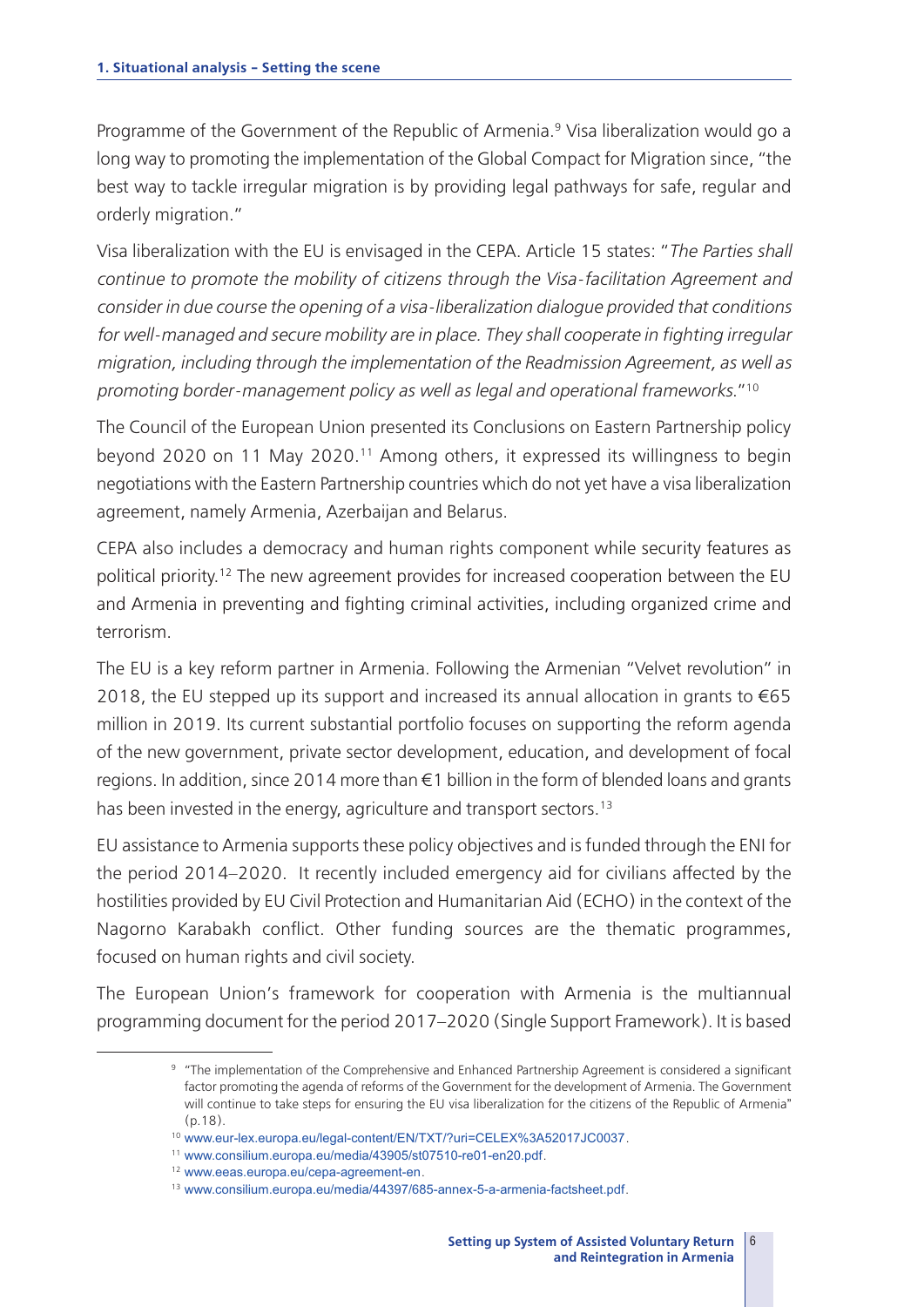Programme of the Government of the Republic of Armenia.[9] Visa liberalization would go a long way to promoting the implementation of the Global Compact for Migration since, "the best way to tackle irregular migration is by providing legal pathways for safe, regular and orderly migration."

Visa liberalization with the EU is envisaged in the CEPA. Article 15 states: "*The Parties shall continue to promote the mobility of citizens through the Visa-facilitation Agreement and consider in due course the opening of a visa-liberalization dialogue provided that conditions for well-managed and secure mobility are in place. They shall cooperate in fighting irregular migration, including through the implementation of the Readmission Agreement, as well as promoting border-management policy as well as legal and operational frameworks.*"[10]

The Council of the European Union presented its Conclusions on Eastern Partnership policy beyond 2020 on 11 May 2020.[11] Among others, it expressed its willingness to begin negotiations with the Eastern Partnership countries which do not yet have a visa liberalization agreement, namely Armenia, Azerbaijan and Belarus.

CEPA also includes a democracy and human rights component while security features as political priority.[12] The new agreement provides for increased cooperation between the EU and Armenia in preventing and fighting criminal activities, including organized crime and terrorism.

The EU is a key reform partner in Armenia. Following the Armenian "Velvet revolution" in 2018, the EU stepped up its support and increased its annual allocation in grants to €65 million in 2019. Its current substantial portfolio focuses on supporting the reform agenda of the new government, private sector development, education, and development of focal regions. In addition, since 2014 more than €1 billion in the form of blended loans and grants has been invested in the energy, agriculture and transport sectors.[13]

EU assistance to Armenia supports these policy objectives and is funded through the ENI for the period 2014–2020. It recently included emergency aid for civilians affected by the hostilities provided by EU Civil Protection and Humanitarian Aid (ECHO) in the context of the Nagorno Karabakh conflict. Other funding sources are the thematic programmes, focused on human rights and civil society.

The European Union's framework for cooperation with Armenia is the multiannual programming document for the period 2017–2020 (Single Support Framework). It is based

---

[9] "The implementation of the Comprehensive and Enhanced Partnership Agreement is considered a significant factor promoting the agenda of reforms of the Government for the development of Armenia. The Government will continue to take steps for ensuring the EU visa liberalization for the citizens of the Republic of Armenia" (p.18).

[10] www.eur-lex.europa.eu/legal-content/EN/TXT/?uri=CELEX%3A52017JC0037.

[11] www.consilium.europa.eu/media/43905/st07510-re01-en20.pdf.

[12] www.eeas.europa.eu/cepa-agreement-en.

[13] www.consilium.europa.eu/media/44397/685-annex-5-a-armenia-factsheet.pdf.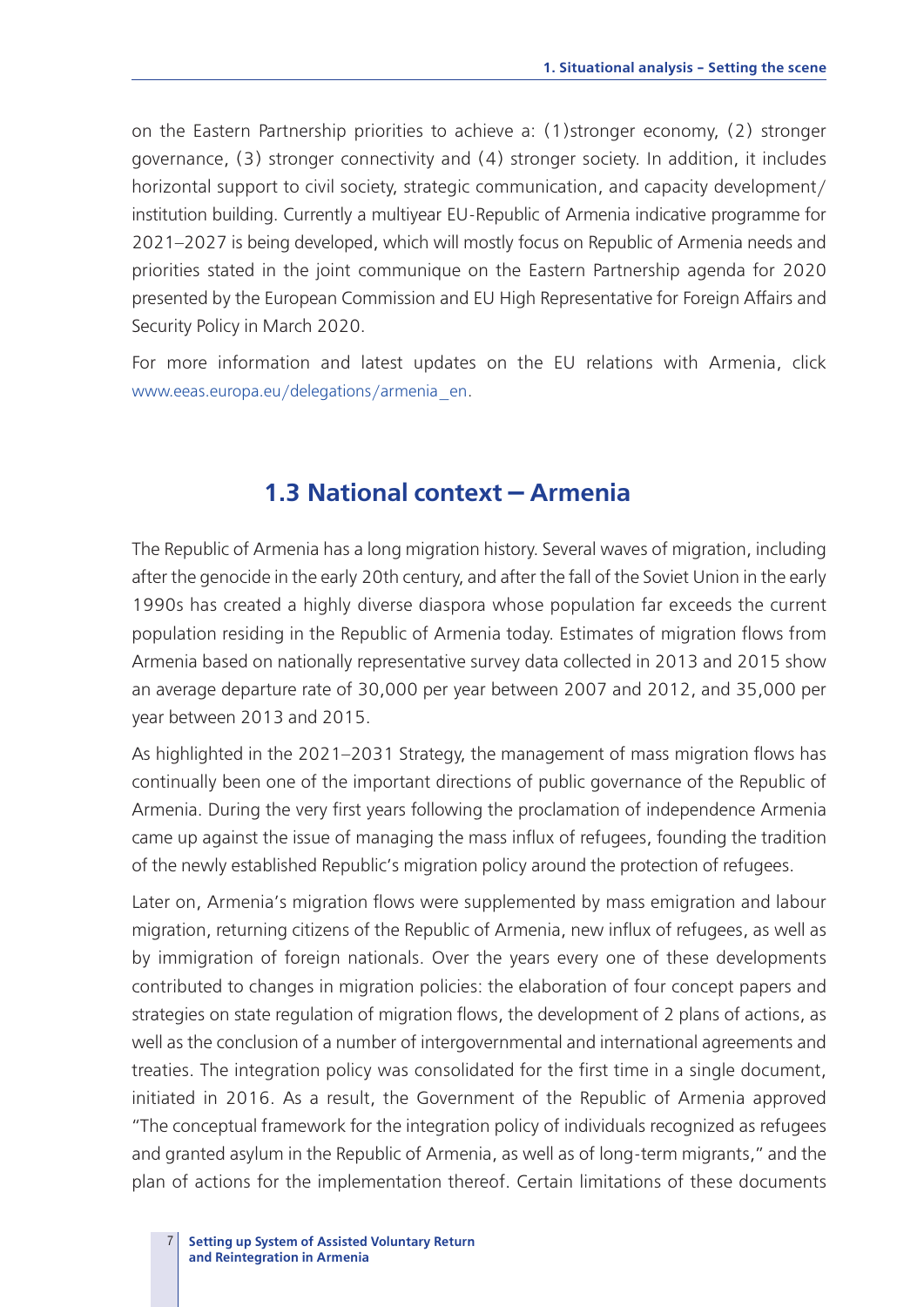on the Eastern Partnership priorities to achieve a: (1)stronger economy, (2) stronger governance, (3) stronger connectivity and (4) stronger society. In addition, it includes horizontal support to civil society, strategic communication, and capacity development/ institution building. Currently a multiyear EU-Republic of Armenia indicative programme for 2021–2027 is being developed, which will mostly focus on Republic of Armenia needs and priorities stated in the joint communique on the Eastern Partnership agenda for 2020 presented by the European Commission and EU High Representative for Foreign Affairs and Security Policy in March 2020.

For more information and latest updates on the EU relations with Armenia, click www.eeas.europa.eu/delegations/armenia_en.

## 1.3 National context – Armenia

The Republic of Armenia has a long migration history. Several waves of migration, including after the genocide in the early 20th century, and after the fall of the Soviet Union in the early 1990s has created a highly diverse diaspora whose population far exceeds the current population residing in the Republic of Armenia today. Estimates of migration flows from Armenia based on nationally representative survey data collected in 2013 and 2015 show an average departure rate of 30,000 per year between 2007 and 2012, and 35,000 per year between 2013 and 2015.

As highlighted in the 2021–2031 Strategy, the management of mass migration flows has continually been one of the important directions of public governance of the Republic of Armenia. During the very first years following the proclamation of independence Armenia came up against the issue of managing the mass influx of refugees, founding the tradition of the newly established Republic's migration policy around the protection of refugees.

Later on, Armenia's migration flows were supplemented by mass emigration and labour migration, returning citizens of the Republic of Armenia, new influx of refugees, as well as by immigration of foreign nationals. Over the years every one of these developments contributed to changes in migration policies: the elaboration of four concept papers and strategies on state regulation of migration flows, the development of 2 plans of actions, as well as the conclusion of a number of intergovernmental and international agreements and treaties. The integration policy was consolidated for the first time in a single document, initiated in 2016. As a result, the Government of the Republic of Armenia approved "The conceptual framework for the integration policy of individuals recognized as refugees and granted asylum in the Republic of Armenia, as well as of long-term migrants," and the plan of actions for the implementation thereof. Certain limitations of these documents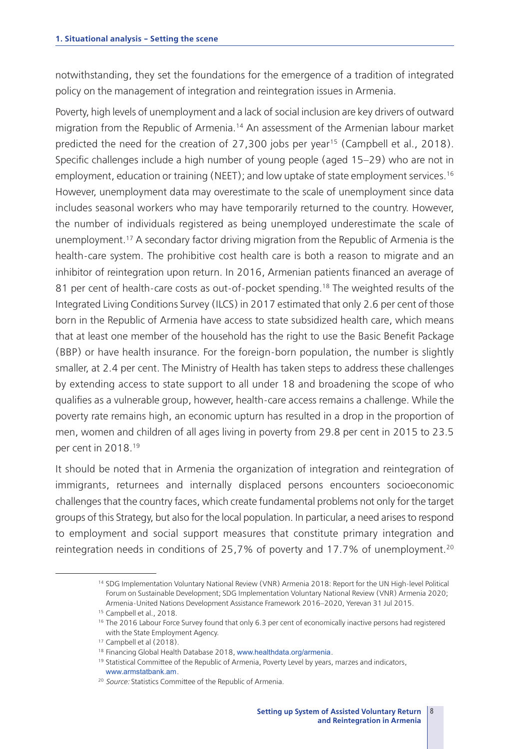notwithstanding, they set the foundations for the emergence of a tradition of integrated policy on the management of integration and reintegration issues in Armenia.

Poverty, high levels of unemployment and a lack of social inclusion are key drivers of outward migration from the Republic of Armenia.[14] An assessment of the Armenian labour market predicted the need for the creation of 27,300 jobs per year[15] (Campbell et al., 2018). Specific challenges include a high number of young people (aged 15–29) who are not in employment, education or training (NEET); and low uptake of state employment services.[16] However, unemployment data may overestimate to the scale of unemployment since data includes seasonal workers who may have temporarily returned to the country. However, the number of individuals registered as being unemployed underestimate the scale of unemployment.[17] A secondary factor driving migration from the Republic of Armenia is the health-care system. The prohibitive cost health care is both a reason to migrate and an inhibitor of reintegration upon return. In 2016, Armenian patients financed an average of 81 per cent of health-care costs as out-of-pocket spending.[18] The weighted results of the Integrated Living Conditions Survey (ILCS) in 2017 estimated that only 2.6 per cent of those born in the Republic of Armenia have access to state subsidized health care, which means that at least one member of the household has the right to use the Basic Benefit Package (BBP) or have health insurance. For the foreign-born population, the number is slightly smaller, at 2.4 per cent. The Ministry of Health has taken steps to address these challenges by extending access to state support to all under 18 and broadening the scope of who qualifies as a vulnerable group, however, health-care access remains a challenge. While the poverty rate remains high, an economic upturn has resulted in a drop in the proportion of men, women and children of all ages living in poverty from 29.8 per cent in 2015 to 23.5 per cent in 2018.[19]

It should be noted that in Armenia the organization of integration and reintegration of immigrants, returnees and internally displaced persons encounters socioeconomic challenges that the country faces, which create fundamental problems not only for the target groups of this Strategy, but also for the local population. In particular, a need arises to respond to employment and social support measures that constitute primary integration and reintegration needs in conditions of 25,7% of poverty and 17.7% of unemployment.[20]

---

[14] SDG Implementation Voluntary National Review (VNR) Armenia 2018: Report for the UN High-level Political Forum on Sustainable Development; SDG Implementation Voluntary National Review (VNR) Armenia 2020; Armenia-United Nations Development Assistance Framework 2016–2020, Yerevan 31 Jul 2015.

[15] Campbell et al., 2018.

[16] The 2016 Labour Force Survey found that only 6.3 per cent of economically inactive persons had registered with the State Employment Agency.

[17] Campbell et al (2018).

[18] Financing Global Health Database 2018, www.healthdata.org/armenia.

[19] Statistical Committee of the Republic of Armenia, Poverty Level by years, marzes and indicators, www.armstatbank.am.

[20] *Source:* Statistics Committee of the Republic of Armenia.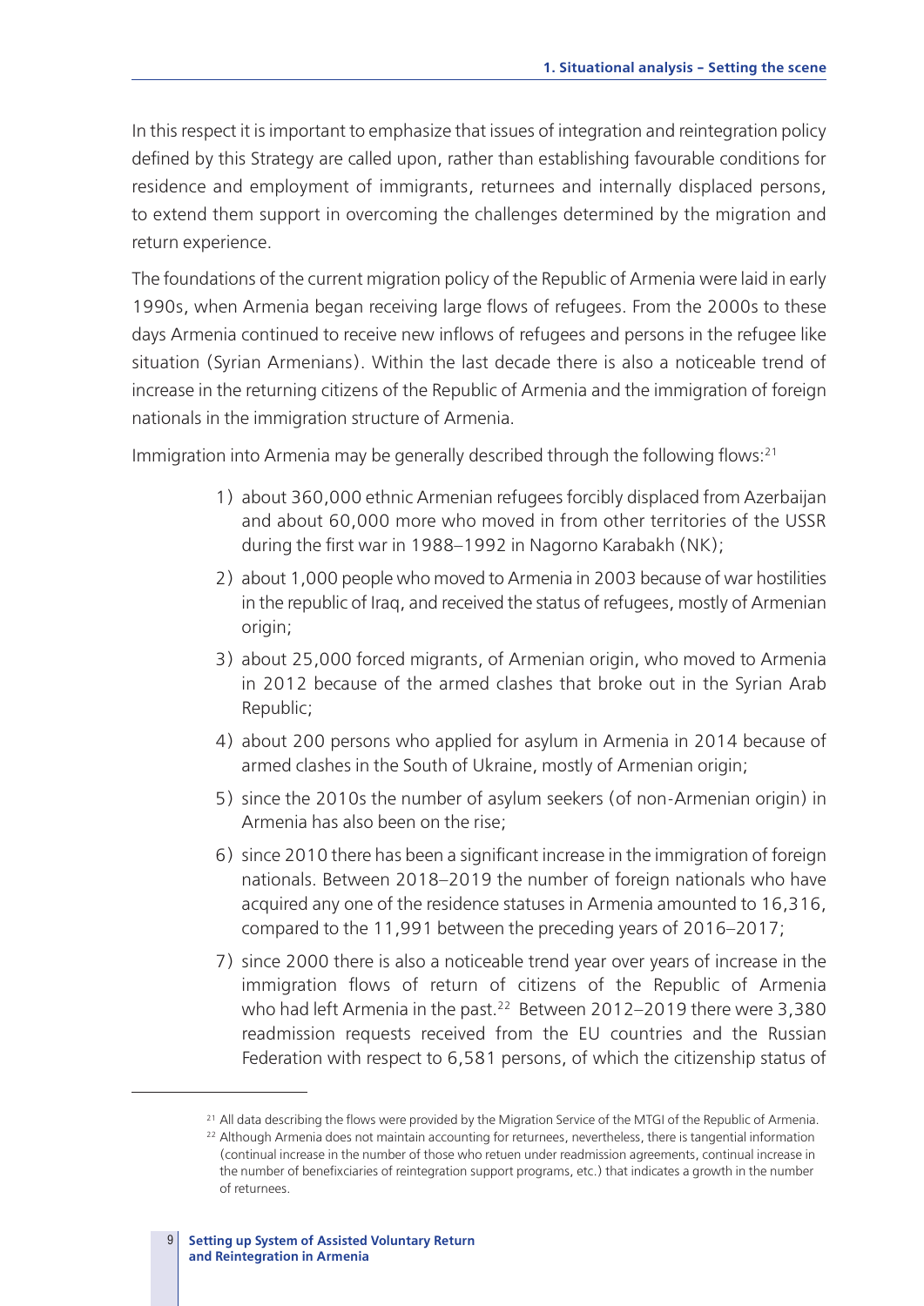In this respect it is important to emphasize that issues of integration and reintegration policy defined by this Strategy are called upon, rather than establishing favourable conditions for residence and employment of immigrants, returnees and internally displaced persons, to extend them support in overcoming the challenges determined by the migration and return experience.

The foundations of the current migration policy of the Republic of Armenia were laid in early 1990s, when Armenia began receiving large flows of refugees. From the 2000s to these days Armenia continued to receive new inflows of refugees and persons in the refugee like situation (Syrian Armenians). Within the last decade there is also a noticeable trend of increase in the returning citizens of the Republic of Armenia and the immigration of foreign nationals in the immigration structure of Armenia.

Immigration into Armenia may be generally described through the following flows:[21]

1) about 360,000 ethnic Armenian refugees forcibly displaced from Azerbaijan and about 60,000 more who moved in from other territories of the USSR during the first war in 1988–1992 in Nagorno Karabakh (NK);
2) about 1,000 people who moved to Armenia in 2003 because of war hostilities in the republic of Iraq, and received the status of refugees, mostly of Armenian origin;
3) about 25,000 forced migrants, of Armenian origin, who moved to Armenia in 2012 because of the armed clashes that broke out in the Syrian Arab Republic;
4) about 200 persons who applied for asylum in Armenia in 2014 because of armed clashes in the South of Ukraine, mostly of Armenian origin;
5) since the 2010s the number of asylum seekers (of non-Armenian origin) in Armenia has also been on the rise;
6) since 2010 there has been a significant increase in the immigration of foreign nationals. Between 2018–2019 the number of foreign nationals who have acquired any one of the residence statuses in Armenia amounted to 16,316, compared to the 11,991 between the preceding years of 2016–2017;
7) since 2000 there is also a noticeable trend year over years of increase in the immigration flows of return of citizens of the Republic of Armenia who had left Armenia in the past.[22] Between 2012–2019 there were 3,380 readmission requests received from the EU countries and the Russian Federation with respect to 6,581 persons, of which the citizenship status of

---

[21] All data describing the flows were provided by the Migration Service of the MTGI of the Republic of Armenia.

[22] Although Armenia does not maintain accounting for returnees, nevertheless, there is tangential information (continual increase in the number of those who retuen under readmission agreements, continual increase in the number of benefixciaries of reintegration support programs, etc.) that indicates a growth in the number of returnees.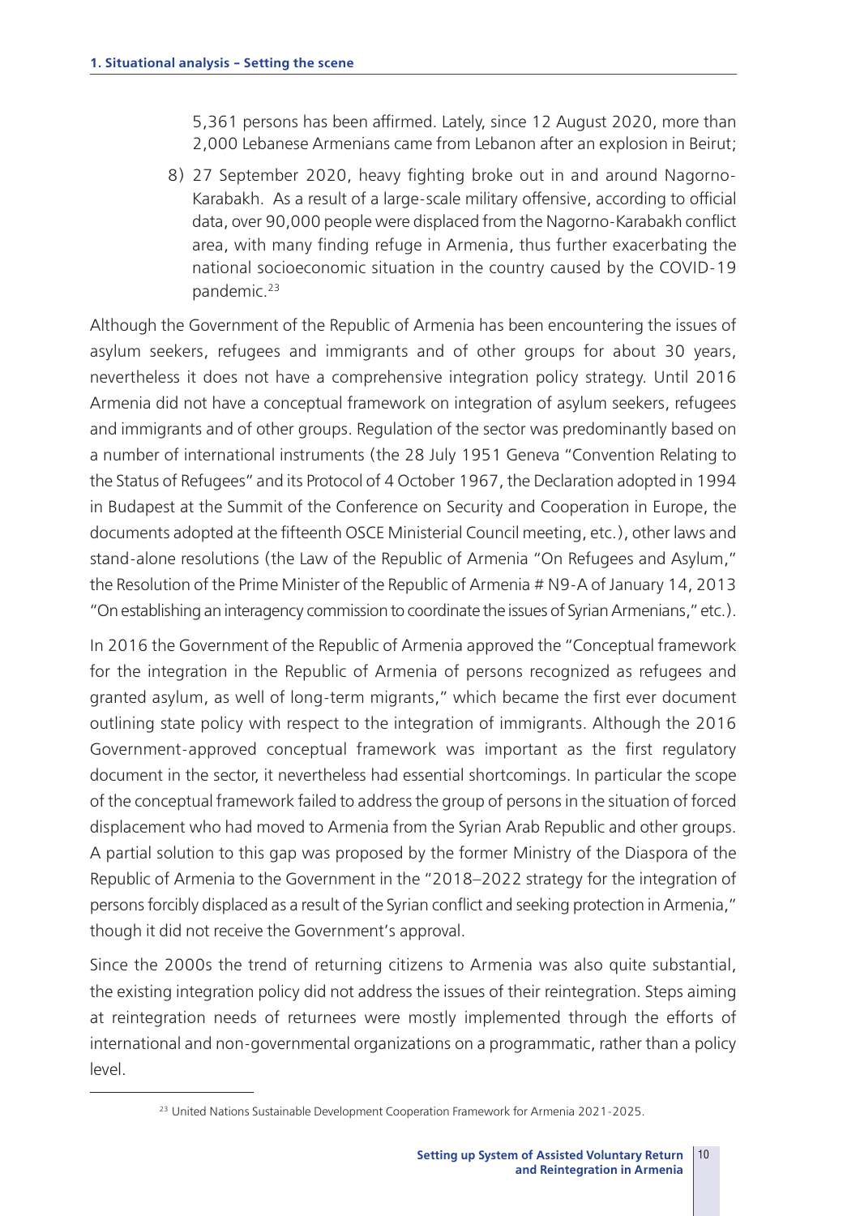5,361 persons has been affirmed. Lately, since 12 August 2020, more than 2,000 Lebanese Armenians came from Lebanon after an explosion in Beirut;

8) 27 September 2020, heavy fighting broke out in and around Nagorno-Karabakh. As a result of a large-scale military offensive, according to official data, over 90,000 people were displaced from the Nagorno-Karabakh conflict area, with many finding refuge in Armenia, thus further exacerbating the national socioeconomic situation in the country caused by the COVID-19 pandemic.[23]

Although the Government of the Republic of Armenia has been encountering the issues of asylum seekers, refugees and immigrants and of other groups for about 30 years, nevertheless it does not have a comprehensive integration policy strategy. Until 2016 Armenia did not have a conceptual framework on integration of asylum seekers, refugees and immigrants and of other groups. Regulation of the sector was predominantly based on a number of international instruments (the 28 July 1951 Geneva "Convention Relating to the Status of Refugees" and its Protocol of 4 October 1967, the Declaration adopted in 1994 in Budapest at the Summit of the Conference on Security and Cooperation in Europe, the documents adopted at the fifteenth OSCE Ministerial Council meeting, etc.), other laws and stand-alone resolutions (the Law of the Republic of Armenia "On Refugees and Asylum," the Resolution of the Prime Minister of the Republic of Armenia # N9-A of January 14, 2013 "On establishing an interagency commission to coordinate the issues of Syrian Armenians," etc.).

In 2016 the Government of the Republic of Armenia approved the "Conceptual framework for the integration in the Republic of Armenia of persons recognized as refugees and granted asylum, as well of long-term migrants," which became the first ever document outlining state policy with respect to the integration of immigrants. Although the 2016 Government-approved conceptual framework was important as the first regulatory document in the sector, it nevertheless had essential shortcomings. In particular the scope of the conceptual framework failed to address the group of persons in the situation of forced displacement who had moved to Armenia from the Syrian Arab Republic and other groups. A partial solution to this gap was proposed by the former Ministry of the Diaspora of the Republic of Armenia to the Government in the "2018–2022 strategy for the integration of persons forcibly displaced as a result of the Syrian conflict and seeking protection in Armenia," though it did not receive the Government's approval.

Since the 2000s the trend of returning citizens to Armenia was also quite substantial, the existing integration policy did not address the issues of their reintegration. Steps aiming at reintegration needs of returnees were mostly implemented through the efforts of international and non-governmental organizations on a programmatic, rather than a policy level.

[23] United Nations Sustainable Development Cooperation Framework for Armenia 2021-2025.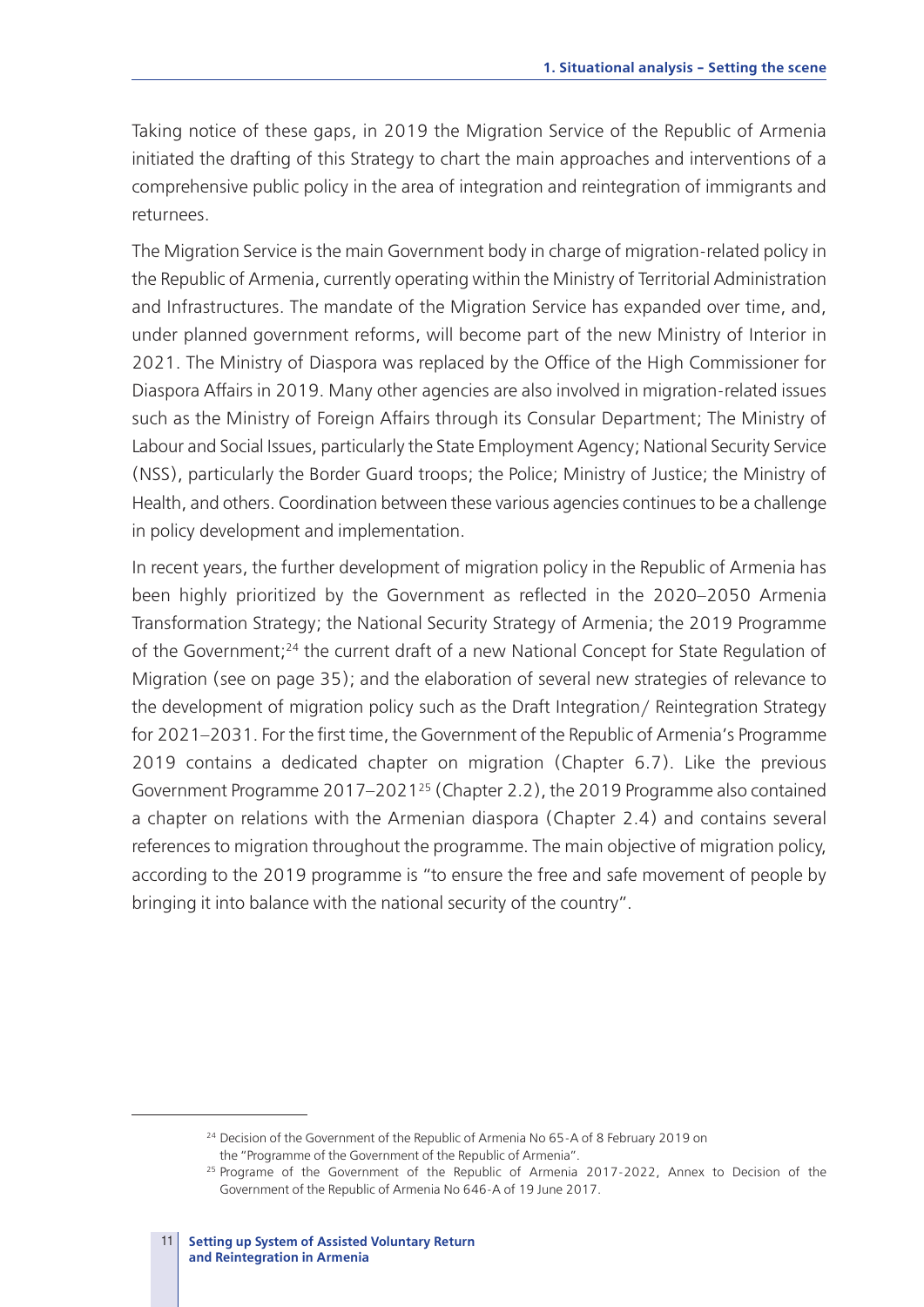Taking notice of these gaps, in 2019 the Migration Service of the Republic of Armenia initiated the drafting of this Strategy to chart the main approaches and interventions of a comprehensive public policy in the area of integration and reintegration of immigrants and returnees.

The Migration Service is the main Government body in charge of migration-related policy in the Republic of Armenia, currently operating within the Ministry of Territorial Administration and Infrastructures. The mandate of the Migration Service has expanded over time, and, under planned government reforms, will become part of the new Ministry of Interior in 2021. The Ministry of Diaspora was replaced by the Office of the High Commissioner for Diaspora Affairs in 2019. Many other agencies are also involved in migration-related issues such as the Ministry of Foreign Affairs through its Consular Department; The Ministry of Labour and Social Issues, particularly the State Employment Agency; National Security Service (NSS), particularly the Border Guard troops; the Police; Ministry of Justice; the Ministry of Health, and others. Coordination between these various agencies continues to be a challenge in policy development and implementation.

In recent years, the further development of migration policy in the Republic of Armenia has been highly prioritized by the Government as reflected in the 2020–2050 Armenia Transformation Strategy; the National Security Strategy of Armenia; the 2019 Programme of the Government;[24] the current draft of a new National Concept for State Regulation of Migration (see on page 35); and the elaboration of several new strategies of relevance to the development of migration policy such as the Draft Integration/ Reintegration Strategy for 2021–2031. For the first time, the Government of the Republic of Armenia's Programme 2019 contains a dedicated chapter on migration (Chapter 6.7). Like the previous Government Programme 2017–2021[25] (Chapter 2.2), the 2019 Programme also contained a chapter on relations with the Armenian diaspora (Chapter 2.4) and contains several references to migration throughout the programme. The main objective of migration policy, according to the 2019 programme is "to ensure the free and safe movement of people by bringing it into balance with the national security of the country".

---

[24] Decision of the Government of the Republic of Armenia No 65-A of 8 February 2019 on the "Programme of the Government of the Republic of Armenia".

[25] Programe of the Government of the Republic of Armenia 2017-2022, Annex to Decision of the Government of the Republic of Armenia No 646-A of 19 June 2017.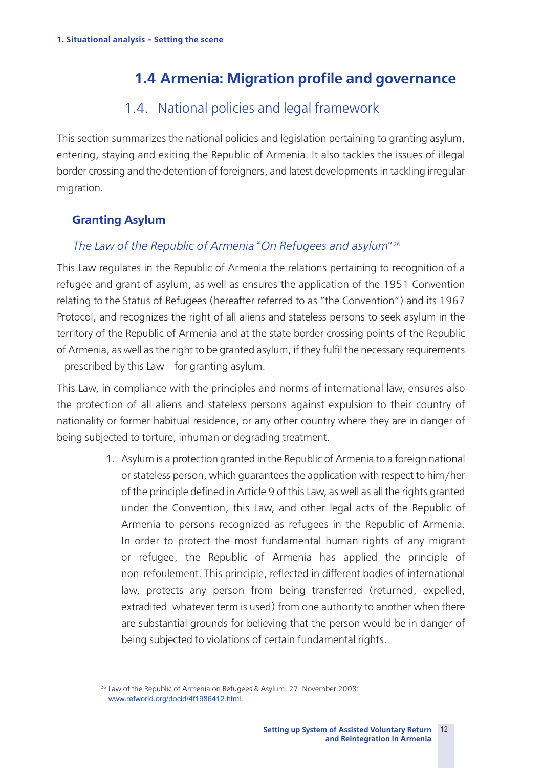# 1.4 Armenia: Migration profile and governance

## 1.4. National policies and legal framework

This section summarizes the national policies and legislation pertaining to granting asylum, entering, staying and exiting the Republic of Armenia. It also tackles the issues of illegal border crossing and the detention of foreigners, and latest developments in tackling irregular migration.

### Granting Asylum

#### *The Law of the Republic of Armenia* "*On Refugees and asylum*"[26]

This Law regulates in the Republic of Armenia the relations pertaining to recognition of a refugee and grant of asylum, as well as ensures the application of the 1951 Convention relating to the Status of Refugees (hereafter referred to as "the Convention") and its 1967 Protocol, and recognizes the right of all aliens and stateless persons to seek asylum in the territory of the Republic of Armenia and at the state border crossing points of the Republic of Armenia, as well as the right to be granted asylum, if they fulfil the necessary requirements – prescribed by this Law – for granting asylum.

This Law, in compliance with the principles and norms of international law, ensures also the protection of all aliens and stateless persons against expulsion to their country of nationality or former habitual residence, or any other country where they are in danger of being subjected to torture, inhuman or degrading treatment.

1. Asylum is a protection granted in the Republic of Armenia to a foreign national or stateless person, which guarantees the application with respect to him/her of the principle defined in Article 9 of this Law, as well as all the rights granted under the Convention, this Law, and other legal acts of the Republic of Armenia to persons recognized as refugees in the Republic of Armenia. In order to protect the most fundamental human rights of any migrant or refugee, the Republic of Armenia has applied the principle of non-refoulement. This principle, reflected in different bodies of international law, protects any person from being transferred (returned, expelled, extradited whatever term is used) from one authority to another when there are substantial grounds for believing that the person would be in danger of being subjected to violations of certain fundamental rights.

---

[26] Law of the Republic of Armenia on Refugees & Asylum, 27. November 2008: www.refworld.org/docid/4f1986412.html.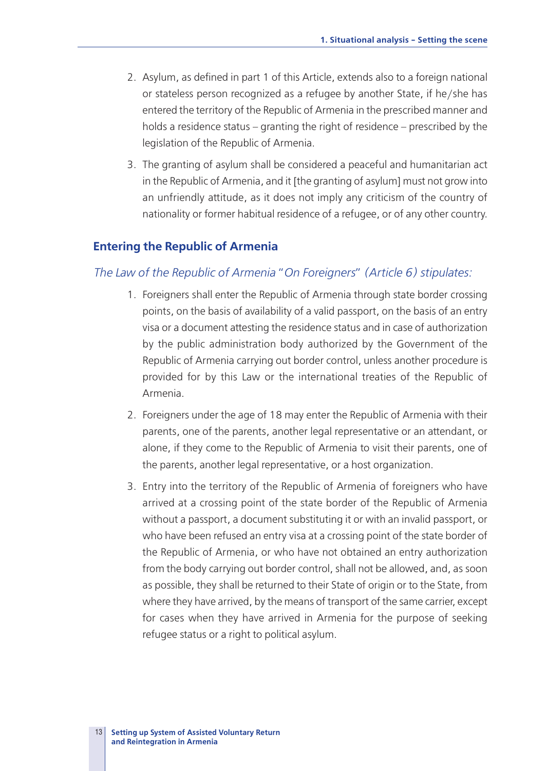2. Asylum, as defined in part 1 of this Article, extends also to a foreign national or stateless person recognized as a refugee by another State, if he/she has entered the territory of the Republic of Armenia in the prescribed manner and holds a residence status – granting the right of residence – prescribed by the legislation of the Republic of Armenia.
3. The granting of asylum shall be considered a peaceful and humanitarian act in the Republic of Armenia, and it [the granting of asylum] must not grow into an unfriendly attitude, as it does not imply any criticism of the country of nationality or former habitual residence of a refugee, or of any other country.

## Entering the Republic of Armenia

*The Law of the Republic of Armenia "On Foreigners" (Article 6) stipulates:*

1. Foreigners shall enter the Republic of Armenia through state border crossing points, on the basis of availability of a valid passport, on the basis of an entry visa or a document attesting the residence status and in case of authorization by the public administration body authorized by the Government of the Republic of Armenia carrying out border control, unless another procedure is provided for by this Law or the international treaties of the Republic of Armenia.
2. Foreigners under the age of 18 may enter the Republic of Armenia with their parents, one of the parents, another legal representative or an attendant, or alone, if they come to the Republic of Armenia to visit their parents, one of the parents, another legal representative, or a host organization.
3. Entry into the territory of the Republic of Armenia of foreigners who have arrived at a crossing point of the state border of the Republic of Armenia without a passport, a document substituting it or with an invalid passport, or who have been refused an entry visa at a crossing point of the state border of the Republic of Armenia, or who have not obtained an entry authorization from the body carrying out border control, shall not be allowed, and, as soon as possible, they shall be returned to their State of origin or to the State, from where they have arrived, by the means of transport of the same carrier, except for cases when they have arrived in Armenia for the purpose of seeking refugee status or a right to political asylum.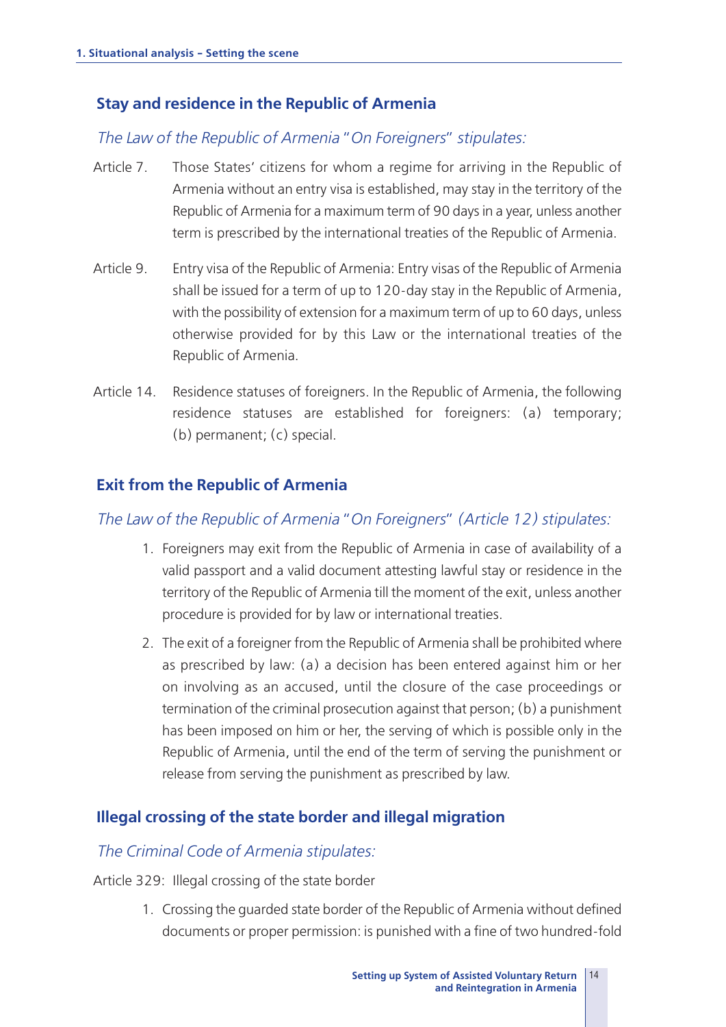## Stay and residence in the Republic of Armenia

*The Law of the Republic of Armenia "On Foreigners" stipulates:*

Article 7. Those States' citizens for whom a regime for arriving in the Republic of Armenia without an entry visa is established, may stay in the territory of the Republic of Armenia for a maximum term of 90 days in a year, unless another term is prescribed by the international treaties of the Republic of Armenia.

Article 9. Entry visa of the Republic of Armenia: Entry visas of the Republic of Armenia shall be issued for a term of up to 120-day stay in the Republic of Armenia, with the possibility of extension for a maximum term of up to 60 days, unless otherwise provided for by this Law or the international treaties of the Republic of Armenia.

Article 14. Residence statuses of foreigners. In the Republic of Armenia, the following residence statuses are established for foreigners: (a) temporary; (b) permanent; (c) special.

## Exit from the Republic of Armenia

*The Law of the Republic of Armenia "On Foreigners" (Article 12) stipulates:*

1. Foreigners may exit from the Republic of Armenia in case of availability of a valid passport and a valid document attesting lawful stay or residence in the territory of the Republic of Armenia till the moment of the exit, unless another procedure is provided for by law or international treaties.
2. The exit of a foreigner from the Republic of Armenia shall be prohibited where as prescribed by law: (a) a decision has been entered against him or her on involving as an accused, until the closure of the case proceedings or termination of the criminal prosecution against that person; (b) a punishment has been imposed on him or her, the serving of which is possible only in the Republic of Armenia, until the end of the term of serving the punishment or release from serving the punishment as prescribed by law.

## Illegal crossing of the state border and illegal migration

*The Criminal Code of Armenia stipulates:*

Article 329: Illegal crossing of the state border

1. Crossing the guarded state border of the Republic of Armenia without defined documents or proper permission: is punished with a fine of two hundred-fold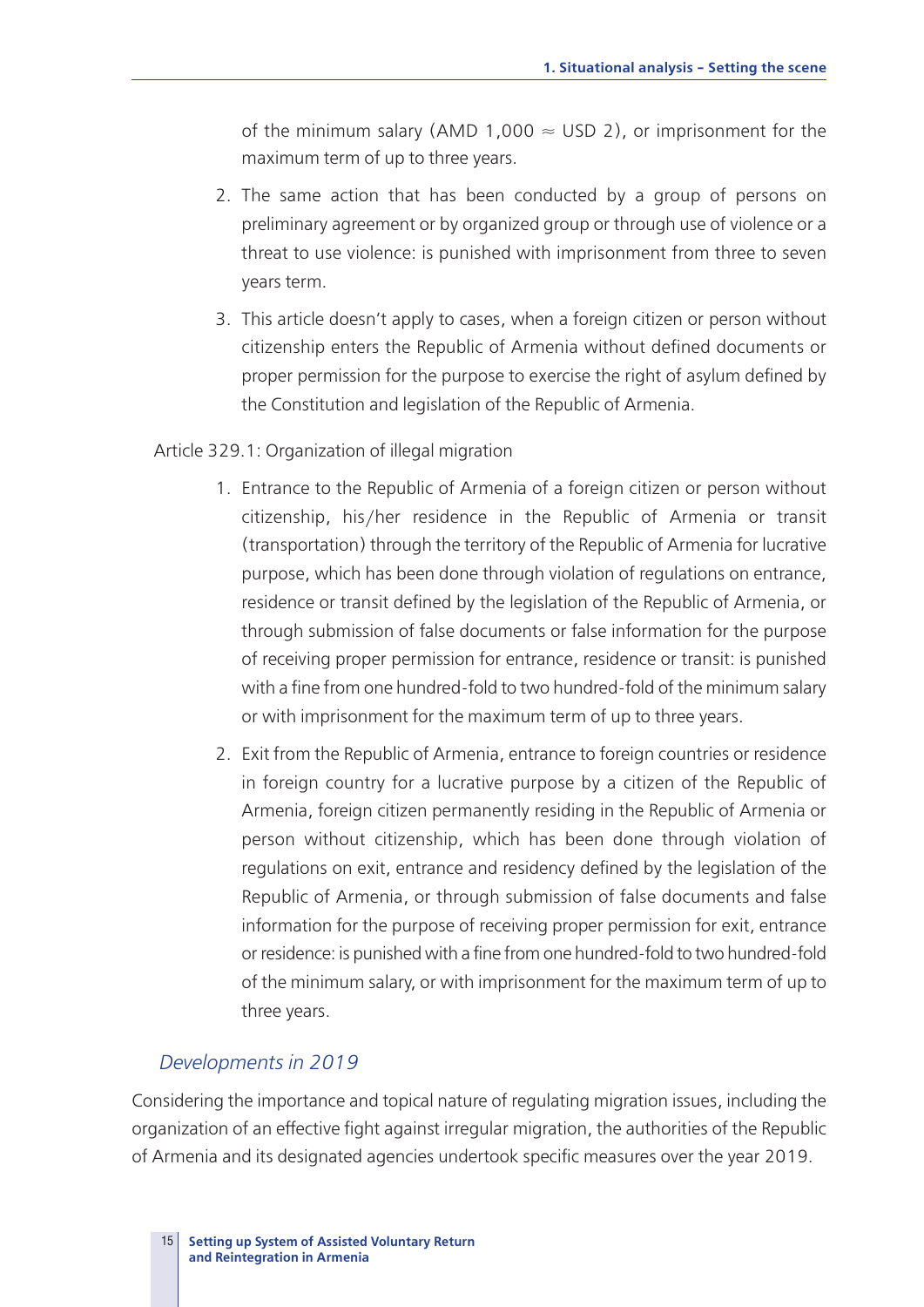of the minimum salary (AMD 1,000 ≈ USD 2), or imprisonment for the maximum term of up to three years.

2. The same action that has been conducted by a group of persons on preliminary agreement or by organized group or through use of violence or a threat to use violence: is punished with imprisonment from three to seven years term.
3. This article doesn't apply to cases, when a foreign citizen or person without citizenship enters the Republic of Armenia without defined documents or proper permission for the purpose to exercise the right of asylum defined by the Constitution and legislation of the Republic of Armenia.

Article 329.1: Organization of illegal migration

1. Entrance to the Republic of Armenia of a foreign citizen or person without citizenship, his/her residence in the Republic of Armenia or transit (transportation) through the territory of the Republic of Armenia for lucrative purpose, which has been done through violation of regulations on entrance, residence or transit defined by the legislation of the Republic of Armenia, or through submission of false documents or false information for the purpose of receiving proper permission for entrance, residence or transit: is punished with a fine from one hundred-fold to two hundred-fold of the minimum salary or with imprisonment for the maximum term of up to three years.
2. Exit from the Republic of Armenia, entrance to foreign countries or residence in foreign country for a lucrative purpose by a citizen of the Republic of Armenia, foreign citizen permanently residing in the Republic of Armenia or person without citizenship, which has been done through violation of regulations on exit, entrance and residency defined by the legislation of the Republic of Armenia, or through submission of false documents and false information for the purpose of receiving proper permission for exit, entrance or residence: is punished with a fine from one hundred-fold to two hundred-fold of the minimum salary, or with imprisonment for the maximum term of up to three years.

### *Developments in 2019*

Considering the importance and topical nature of regulating migration issues, including the organization of an effective fight against irregular migration, the authorities of the Republic of Armenia and its designated agencies undertook specific measures over the year 2019.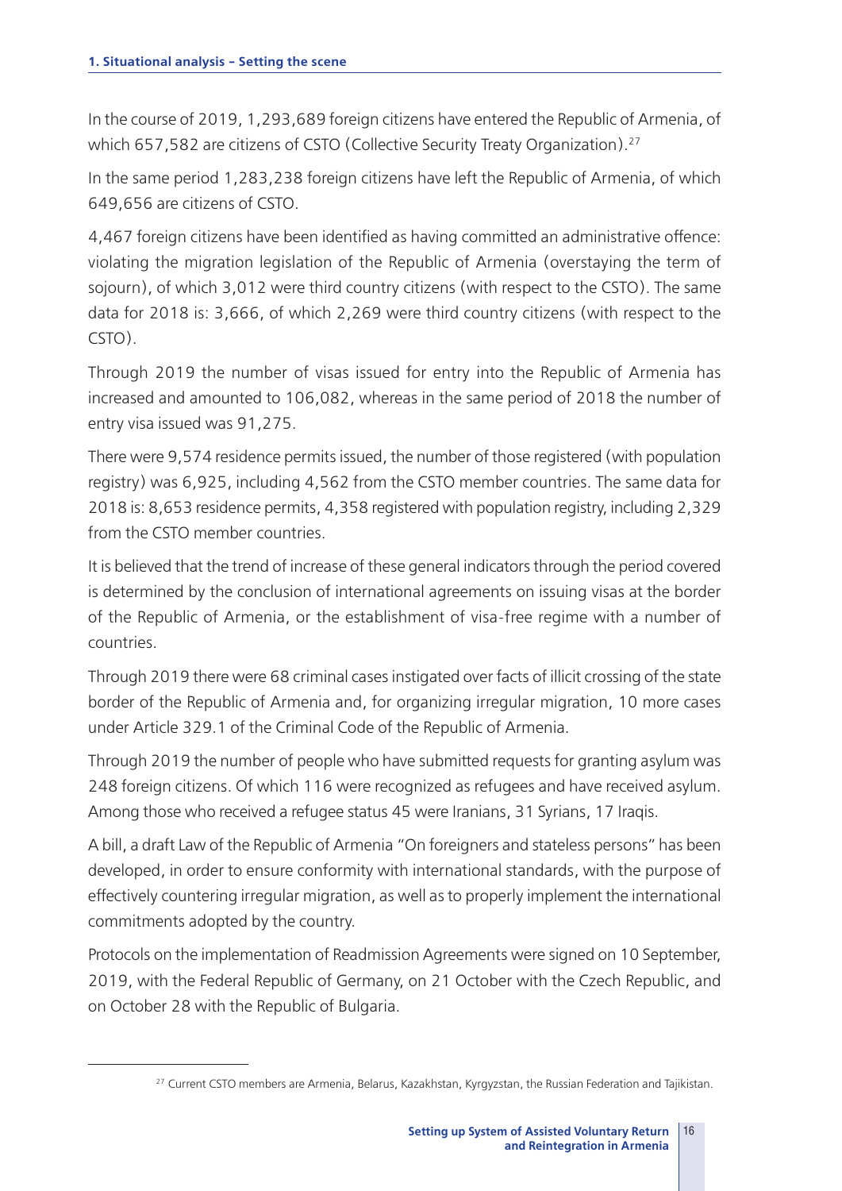In the course of 2019, 1,293,689 foreign citizens have entered the Republic of Armenia, of which 657,582 are citizens of CSTO (Collective Security Treaty Organization).[27]

In the same period 1,283,238 foreign citizens have left the Republic of Armenia, of which 649,656 are citizens of CSTO.

4,467 foreign citizens have been identified as having committed an administrative offence: violating the migration legislation of the Republic of Armenia (overstaying the term of sojourn), of which 3,012 were third country citizens (with respect to the CSTO). The same data for 2018 is: 3,666, of which 2,269 were third country citizens (with respect to the CSTO).

Through 2019 the number of visas issued for entry into the Republic of Armenia has increased and amounted to 106,082, whereas in the same period of 2018 the number of entry visa issued was 91,275.

There were 9,574 residence permits issued, the number of those registered (with population registry) was 6,925, including 4,562 from the CSTO member countries. The same data for 2018 is: 8,653 residence permits, 4,358 registered with population registry, including 2,329 from the CSTO member countries.

It is believed that the trend of increase of these general indicators through the period covered is determined by the conclusion of international agreements on issuing visas at the border of the Republic of Armenia, or the establishment of visa-free regime with a number of countries.

Through 2019 there were 68 criminal cases instigated over facts of illicit crossing of the state border of the Republic of Armenia and, for organizing irregular migration, 10 more cases under Article 329.1 of the Criminal Code of the Republic of Armenia.

Through 2019 the number of people who have submitted requests for granting asylum was 248 foreign citizens. Of which 116 were recognized as refugees and have received asylum. Among those who received a refugee status 45 were Iranians, 31 Syrians, 17 Iraqis.

A bill, a draft Law of the Republic of Armenia "On foreigners and stateless persons" has been developed, in order to ensure conformity with international standards, with the purpose of effectively countering irregular migration, as well as to properly implement the international commitments adopted by the country.

Protocols on the implementation of Readmission Agreements were signed on 10 September, 2019, with the Federal Republic of Germany, on 21 October with the Czech Republic, and on October 28 with the Republic of Bulgaria.

[27] Current CSTO members are Armenia, Belarus, Kazakhstan, Kyrgyzstan, the Russian Federation and Tajikistan.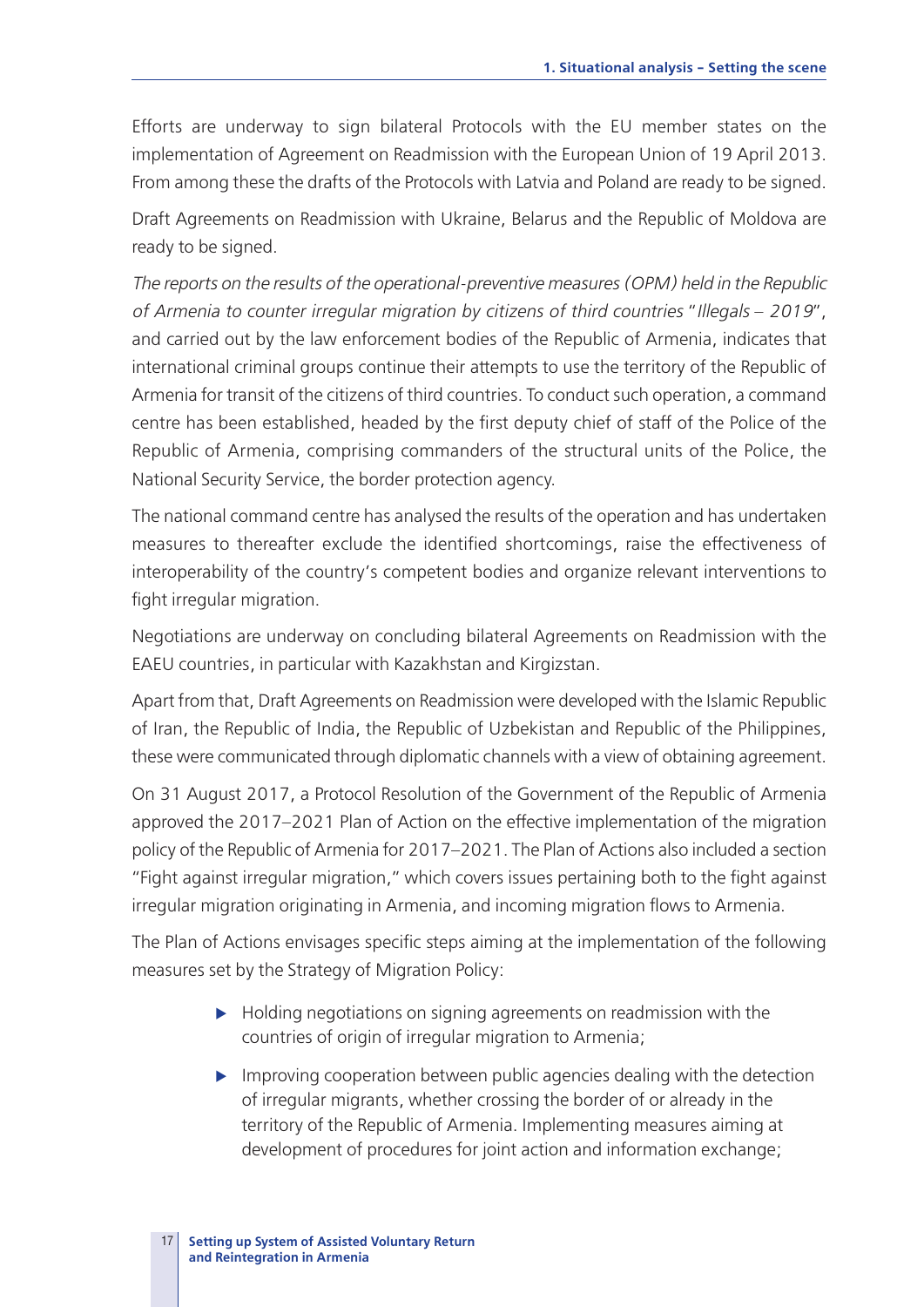Efforts are underway to sign bilateral Protocols with the EU member states on the implementation of Agreement on Readmission with the European Union of 19 April 2013. From among these the drafts of the Protocols with Latvia and Poland are ready to be signed.

Draft Agreements on Readmission with Ukraine, Belarus and the Republic of Moldova are ready to be signed.

*The reports on the results of the operational-preventive measures (OPM) held in the Republic of Armenia to counter irregular migration by citizens of third countries* "*Illegals – 2019*", and carried out by the law enforcement bodies of the Republic of Armenia, indicates that international criminal groups continue their attempts to use the territory of the Republic of Armenia for transit of the citizens of third countries. To conduct such operation, a command centre has been established, headed by the first deputy chief of staff of the Police of the Republic of Armenia, comprising commanders of the structural units of the Police, the National Security Service, the border protection agency.

The national command centre has analysed the results of the operation and has undertaken measures to thereafter exclude the identified shortcomings, raise the effectiveness of interoperability of the country's competent bodies and organize relevant interventions to fight irregular migration.

Negotiations are underway on concluding bilateral Agreements on Readmission with the EAEU countries, in particular with Kazakhstan and Kirgizstan.

Apart from that, Draft Agreements on Readmission were developed with the Islamic Republic of Iran, the Republic of India, the Republic of Uzbekistan and Republic of the Philippines, these were communicated through diplomatic channels with a view of obtaining agreement.

On 31 August 2017, a Protocol Resolution of the Government of the Republic of Armenia approved the 2017–2021 Plan of Action on the effective implementation of the migration policy of the Republic of Armenia for 2017–2021. The Plan of Actions also included a section "Fight against irregular migration," which covers issues pertaining both to the fight against irregular migration originating in Armenia, and incoming migration flows to Armenia.

The Plan of Actions envisages specific steps aiming at the implementation of the following measures set by the Strategy of Migration Policy:

- Holding negotiations on signing agreements on readmission with the countries of origin of irregular migration to Armenia;
- Improving cooperation between public agencies dealing with the detection of irregular migrants, whether crossing the border of or already in the territory of the Republic of Armenia. Implementing measures aiming at development of procedures for joint action and information exchange;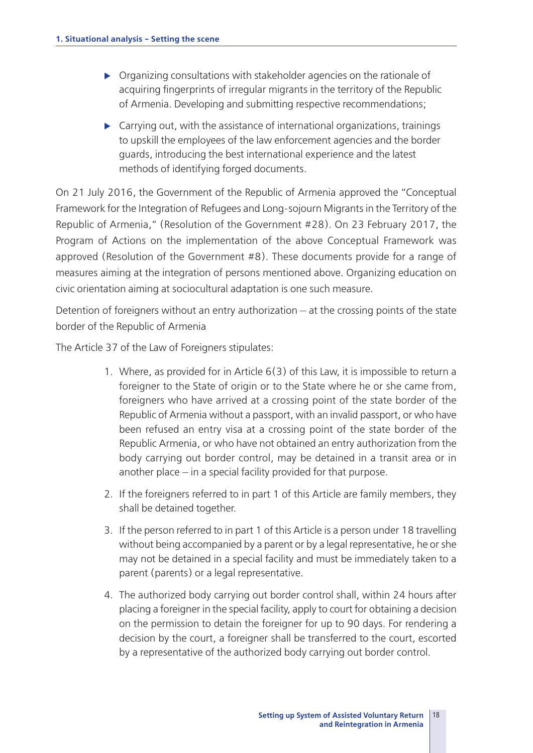- Organizing consultations with stakeholder agencies on the rationale of acquiring fingerprints of irregular migrants in the territory of the Republic of Armenia. Developing and submitting respective recommendations;
- Carrying out, with the assistance of international organizations, trainings to upskill the employees of the law enforcement agencies and the border guards, introducing the best international experience and the latest methods of identifying forged documents.

On 21 July 2016, the Government of the Republic of Armenia approved the "Conceptual Framework for the Integration of Refugees and Long-sojourn Migrants in the Territory of the Republic of Armenia," (Resolution of the Government #28). On 23 February 2017, the Program of Actions on the implementation of the above Conceptual Framework was approved (Resolution of the Government #8). These documents provide for a range of measures aiming at the integration of persons mentioned above. Organizing education on civic orientation aiming at sociocultural adaptation is one such measure.

Detention of foreigners without an entry authorization – at the crossing points of the state border of the Republic of Armenia

The Article 37 of the Law of Foreigners stipulates:

1. Where, as provided for in Article 6(3) of this Law, it is impossible to return a foreigner to the State of origin or to the State where he or she came from, foreigners who have arrived at a crossing point of the state border of the Republic of Armenia without a passport, with an invalid passport, or who have been refused an entry visa at a crossing point of the state border of the Republic Armenia, or who have not obtained an entry authorization from the body carrying out border control, may be detained in a transit area or in another place – in a special facility provided for that purpose.
2. If the foreigners referred to in part 1 of this Article are family members, they shall be detained together.
3. If the person referred to in part 1 of this Article is a person under 18 travelling without being accompanied by a parent or by a legal representative, he or she may not be detained in a special facility and must be immediately taken to a parent (parents) or a legal representative.
4. The authorized body carrying out border control shall, within 24 hours after placing a foreigner in the special facility, apply to court for obtaining a decision on the permission to detain the foreigner for up to 90 days. For rendering a decision by the court, a foreigner shall be transferred to the court, escorted by a representative of the authorized body carrying out border control.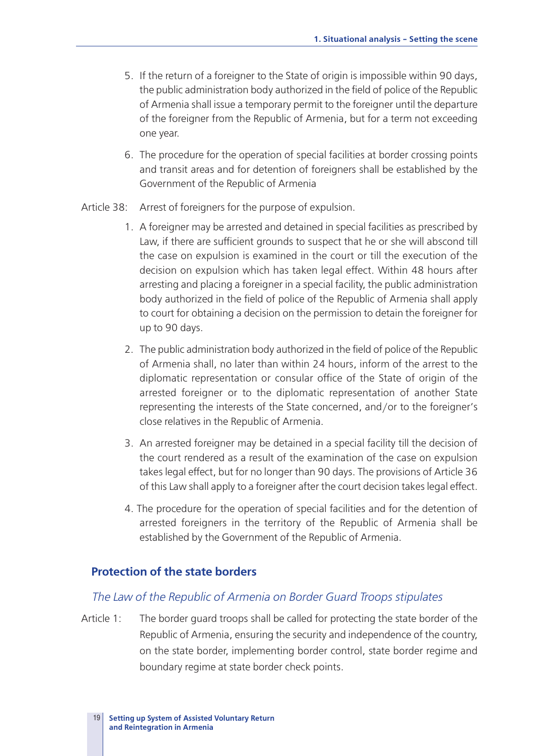5. If the return of a foreigner to the State of origin is impossible within 90 days, the public administration body authorized in the field of police of the Republic of Armenia shall issue a temporary permit to the foreigner until the departure of the foreigner from the Republic of Armenia, but for a term not exceeding one year.

6. The procedure for the operation of special facilities at border crossing points and transit areas and for detention of foreigners shall be established by the Government of the Republic of Armenia

Article 38: Arrest of foreigners for the purpose of expulsion.

1. A foreigner may be arrested and detained in special facilities as prescribed by Law, if there are sufficient grounds to suspect that he or she will abscond till the case on expulsion is examined in the court or till the execution of the decision on expulsion which has taken legal effect. Within 48 hours after arresting and placing a foreigner in a special facility, the public administration body authorized in the field of police of the Republic of Armenia shall apply to court for obtaining a decision on the permission to detain the foreigner for up to 90 days.

2. The public administration body authorized in the field of police of the Republic of Armenia shall, no later than within 24 hours, inform of the arrest to the diplomatic representation or consular office of the State of origin of the arrested foreigner or to the diplomatic representation of another State representing the interests of the State concerned, and/or to the foreigner's close relatives in the Republic of Armenia.

3. An arrested foreigner may be detained in a special facility till the decision of the court rendered as a result of the examination of the case on expulsion takes legal effect, but for no longer than 90 days. The provisions of Article 36 of this Law shall apply to a foreigner after the court decision takes legal effect.

4. The procedure for the operation of special facilities and for the detention of arrested foreigners in the territory of the Republic of Armenia shall be established by the Government of the Republic of Armenia.

## Protection of the state borders

### *The Law of the Republic of Armenia on Border Guard Troops stipulates*

Article 1: The border guard troops shall be called for protecting the state border of the Republic of Armenia, ensuring the security and independence of the country, on the state border, implementing border control, state border regime and boundary regime at state border check points.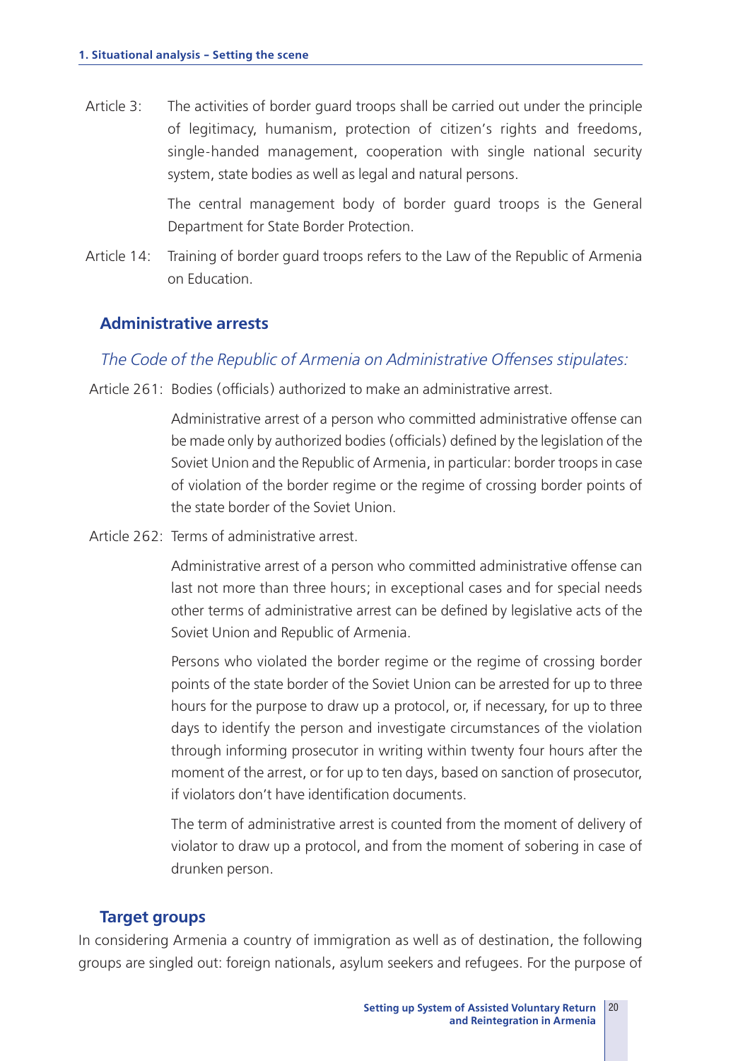Article 3: The activities of border guard troops shall be carried out under the principle of legitimacy, humanism, protection of citizen's rights and freedoms, single-handed management, cooperation with single national security system, state bodies as well as legal and natural persons.

The central management body of border guard troops is the General Department for State Border Protection.

Article 14: Training of border guard troops refers to the Law of the Republic of Armenia on Education.

### Administrative arrests

*The Code of the Republic of Armenia on Administrative Offenses stipulates:*

Article 261: Bodies (officials) authorized to make an administrative arrest.

Administrative arrest of a person who committed administrative offense can be made only by authorized bodies (officials) defined by the legislation of the Soviet Union and the Republic of Armenia, in particular: border troops in case of violation of the border regime or the regime of crossing border points of the state border of the Soviet Union.

Article 262: Terms of administrative arrest.

Administrative arrest of a person who committed administrative offense can last not more than three hours; in exceptional cases and for special needs other terms of administrative arrest can be defined by legislative acts of the Soviet Union and Republic of Armenia.

Persons who violated the border regime or the regime of crossing border points of the state border of the Soviet Union can be arrested for up to three hours for the purpose to draw up a protocol, or, if necessary, for up to three days to identify the person and investigate circumstances of the violation through informing prosecutor in writing within twenty four hours after the moment of the arrest, or for up to ten days, based on sanction of prosecutor, if violators don't have identification documents.

The term of administrative arrest is counted from the moment of delivery of violator to draw up a protocol, and from the moment of sobering in case of drunken person.

### Target groups

In considering Armenia a country of immigration as well as of destination, the following groups are singled out: foreign nationals, asylum seekers and refugees. For the purpose of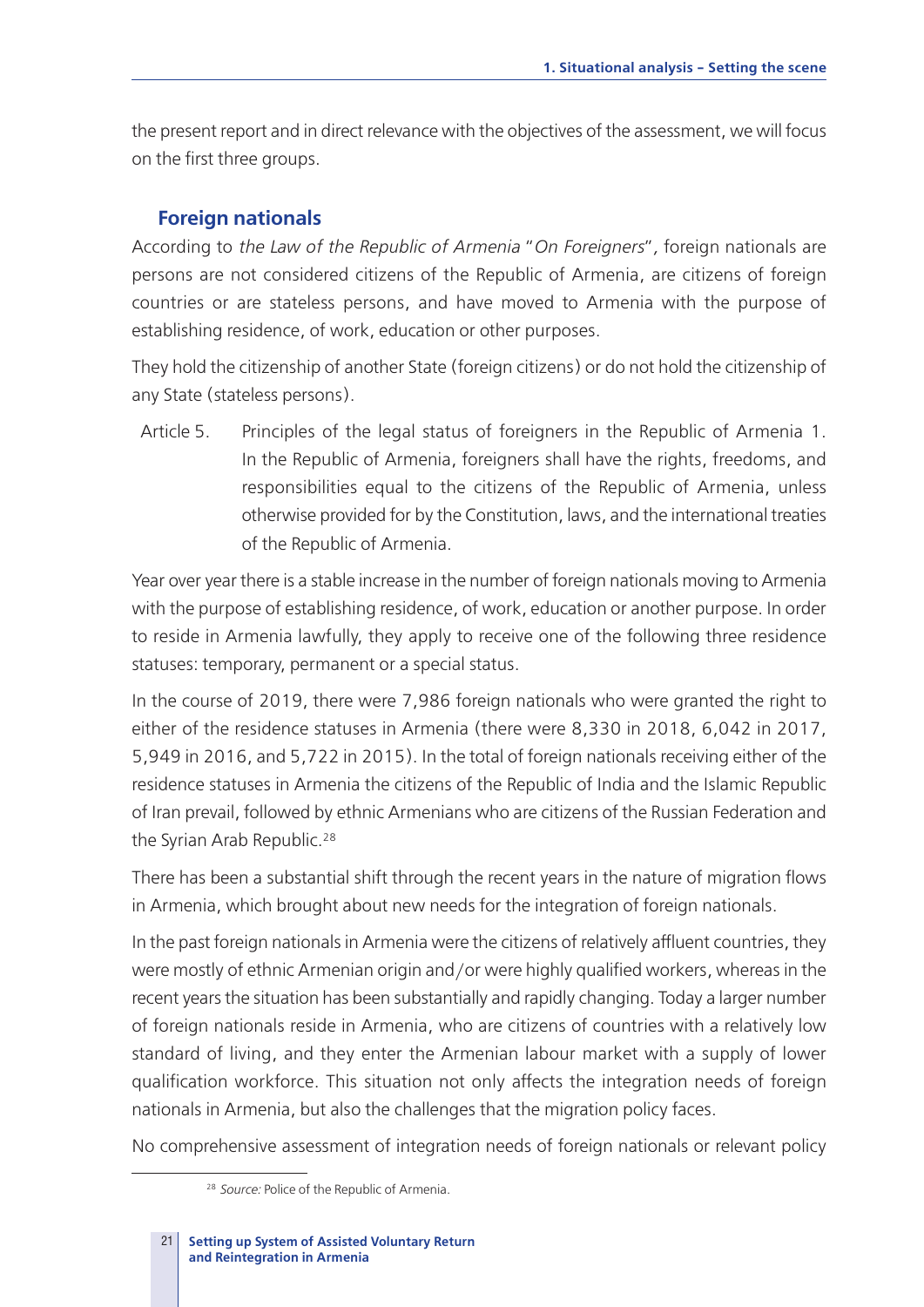the present report and in direct relevance with the objectives of the assessment, we will focus on the first three groups.

### Foreign nationals

According to *the Law of the Republic of Armenia "On Foreigners"*, foreign nationals are persons are not considered citizens of the Republic of Armenia, are citizens of foreign countries or are stateless persons, and have moved to Armenia with the purpose of establishing residence, of work, education or other purposes.

They hold the citizenship of another State (foreign citizens) or do not hold the citizenship of any State (stateless persons).

> Article 5. Principles of the legal status of foreigners in the Republic of Armenia 1. In the Republic of Armenia, foreigners shall have the rights, freedoms, and responsibilities equal to the citizens of the Republic of Armenia, unless otherwise provided for by the Constitution, laws, and the international treaties of the Republic of Armenia.

Year over year there is a stable increase in the number of foreign nationals moving to Armenia with the purpose of establishing residence, of work, education or another purpose. In order to reside in Armenia lawfully, they apply to receive one of the following three residence statuses: temporary, permanent or a special status.

In the course of 2019, there were 7,986 foreign nationals who were granted the right to either of the residence statuses in Armenia (there were 8,330 in 2018, 6,042 in 2017, 5,949 in 2016, and 5,722 in 2015). In the total of foreign nationals receiving either of the residence statuses in Armenia the citizens of the Republic of India and the Islamic Republic of Iran prevail, followed by ethnic Armenians who are citizens of the Russian Federation and the Syrian Arab Republic.[28]

There has been a substantial shift through the recent years in the nature of migration flows in Armenia, which brought about new needs for the integration of foreign nationals.

In the past foreign nationals in Armenia were the citizens of relatively affluent countries, they were mostly of ethnic Armenian origin and/or were highly qualified workers, whereas in the recent years the situation has been substantially and rapidly changing. Today a larger number of foreign nationals reside in Armenia, who are citizens of countries with a relatively low standard of living, and they enter the Armenian labour market with a supply of lower qualification workforce. This situation not only affects the integration needs of foreign nationals in Armenia, but also the challenges that the migration policy faces.

No comprehensive assessment of integration needs of foreign nationals or relevant policy

[28] *Source:* Police of the Republic of Armenia.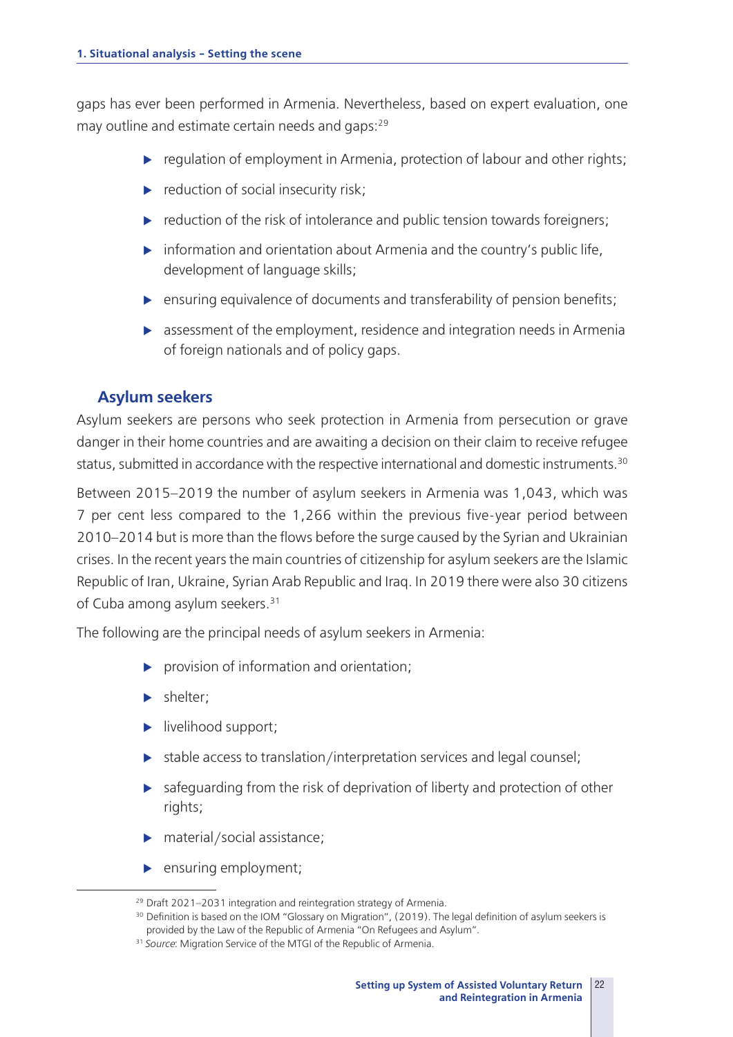gaps has ever been performed in Armenia. Nevertheless, based on expert evaluation, one may outline and estimate certain needs and gaps:[29]

- regulation of employment in Armenia, protection of labour and other rights;
- reduction of social insecurity risk;
- reduction of the risk of intolerance and public tension towards foreigners;
- information and orientation about Armenia and the country's public life, development of language skills;
- ensuring equivalence of documents and transferability of pension benefits;
- assessment of the employment, residence and integration needs in Armenia of foreign nationals and of policy gaps.

## Asylum seekers

Asylum seekers are persons who seek protection in Armenia from persecution or grave danger in their home countries and are awaiting a decision on their claim to receive refugee status, submitted in accordance with the respective international and domestic instruments.[30]

Between 2015–2019 the number of asylum seekers in Armenia was 1,043, which was 7 per cent less compared to the 1,266 within the previous five-year period between 2010–2014 but is more than the flows before the surge caused by the Syrian and Ukrainian crises. In the recent years the main countries of citizenship for asylum seekers are the Islamic Republic of Iran, Ukraine, Syrian Arab Republic and Iraq. In 2019 there were also 30 citizens of Cuba among asylum seekers.[31]

The following are the principal needs of asylum seekers in Armenia:

- provision of information and orientation;
- shelter;
- livelihood support;
- stable access to translation/interpretation services and legal counsel;
- safeguarding from the risk of deprivation of liberty and protection of other rights;
- material/social assistance;
- ensuring employment;

[29] Draft 2021–2031 integration and reintegration strategy of Armenia.

[30] Definition is based on the IOM "Glossary on Migration", (2019). The legal definition of asylum seekers is provided by the Law of the Republic of Armenia "On Refugees and Asylum".

[31] *Source*: Migration Service of the MTGI of the Republic of Armenia.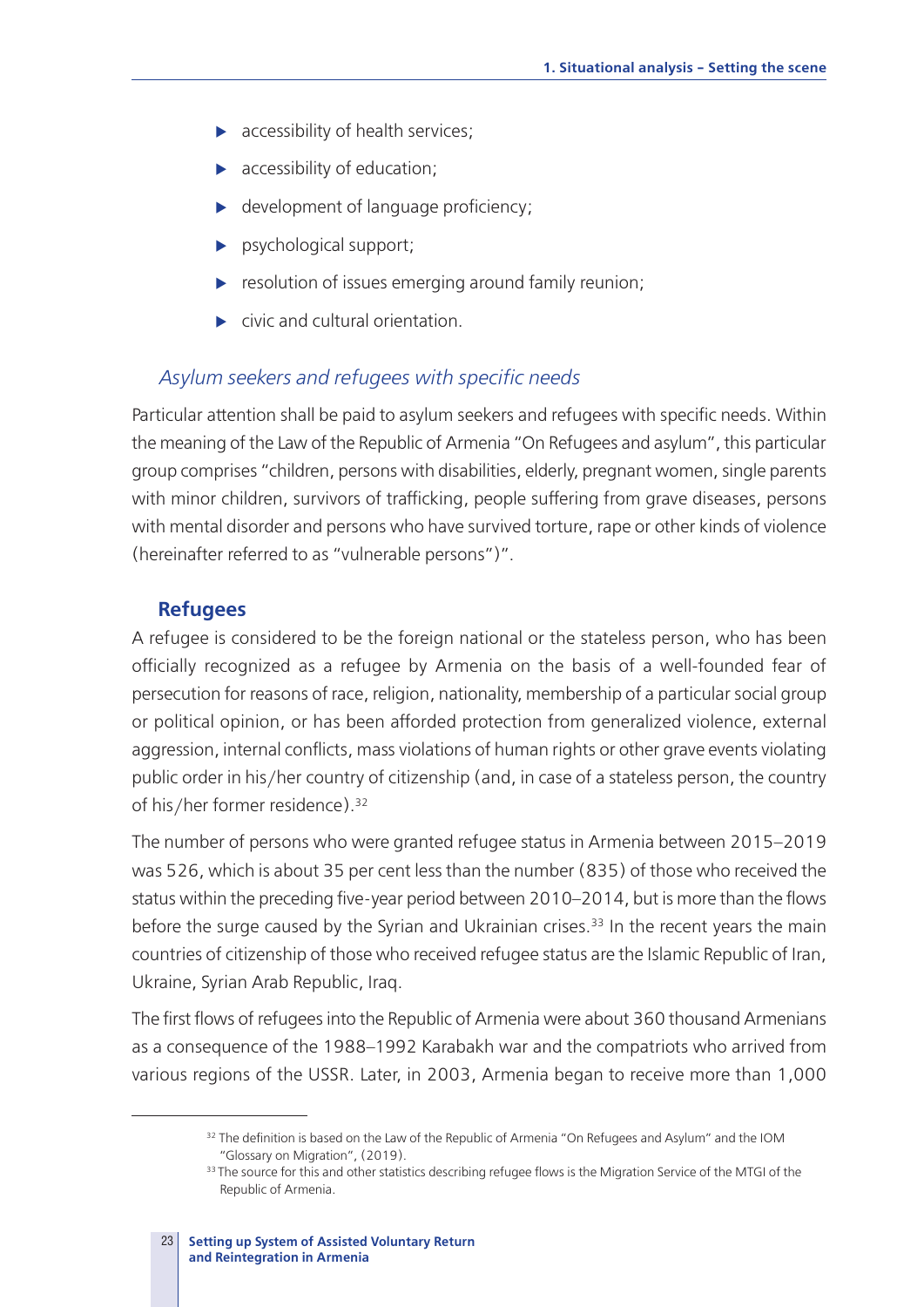- accessibility of health services;
- accessibility of education;
- development of language proficiency;
- psychological support;
- resolution of issues emerging around family reunion;
- civic and cultural orientation.

*Asylum seekers and refugees with specific needs*

Particular attention shall be paid to asylum seekers and refugees with specific needs. Within the meaning of the Law of the Republic of Armenia "On Refugees and asylum", this particular group comprises "children, persons with disabilities, elderly, pregnant women, single parents with minor children, survivors of trafficking, people suffering from grave diseases, persons with mental disorder and persons who have survived torture, rape or other kinds of violence (hereinafter referred to as "vulnerable persons")".

### Refugees

A refugee is considered to be the foreign national or the stateless person, who has been officially recognized as a refugee by Armenia on the basis of a well-founded fear of persecution for reasons of race, religion, nationality, membership of a particular social group or political opinion, or has been afforded protection from generalized violence, external aggression, internal conflicts, mass violations of human rights or other grave events violating public order in his/her country of citizenship (and, in case of a stateless person, the country of his/her former residence).[32]

The number of persons who were granted refugee status in Armenia between 2015–2019 was 526, which is about 35 per cent less than the number (835) of those who received the status within the preceding five-year period between 2010–2014, but is more than the flows before the surge caused by the Syrian and Ukrainian crises.[33] In the recent years the main countries of citizenship of those who received refugee status are the Islamic Republic of Iran, Ukraine, Syrian Arab Republic, Iraq.

The first flows of refugees into the Republic of Armenia were about 360 thousand Armenians as a consequence of the 1988–1992 Karabakh war and the compatriots who arrived from various regions of the USSR. Later, in 2003, Armenia began to receive more than 1,000

---

[32] The definition is based on the Law of the Republic of Armenia "On Refugees and Asylum" and the IOM "Glossary on Migration", (2019).

[33] The source for this and other statistics describing refugee flows is the Migration Service of the MTGI of the Republic of Armenia.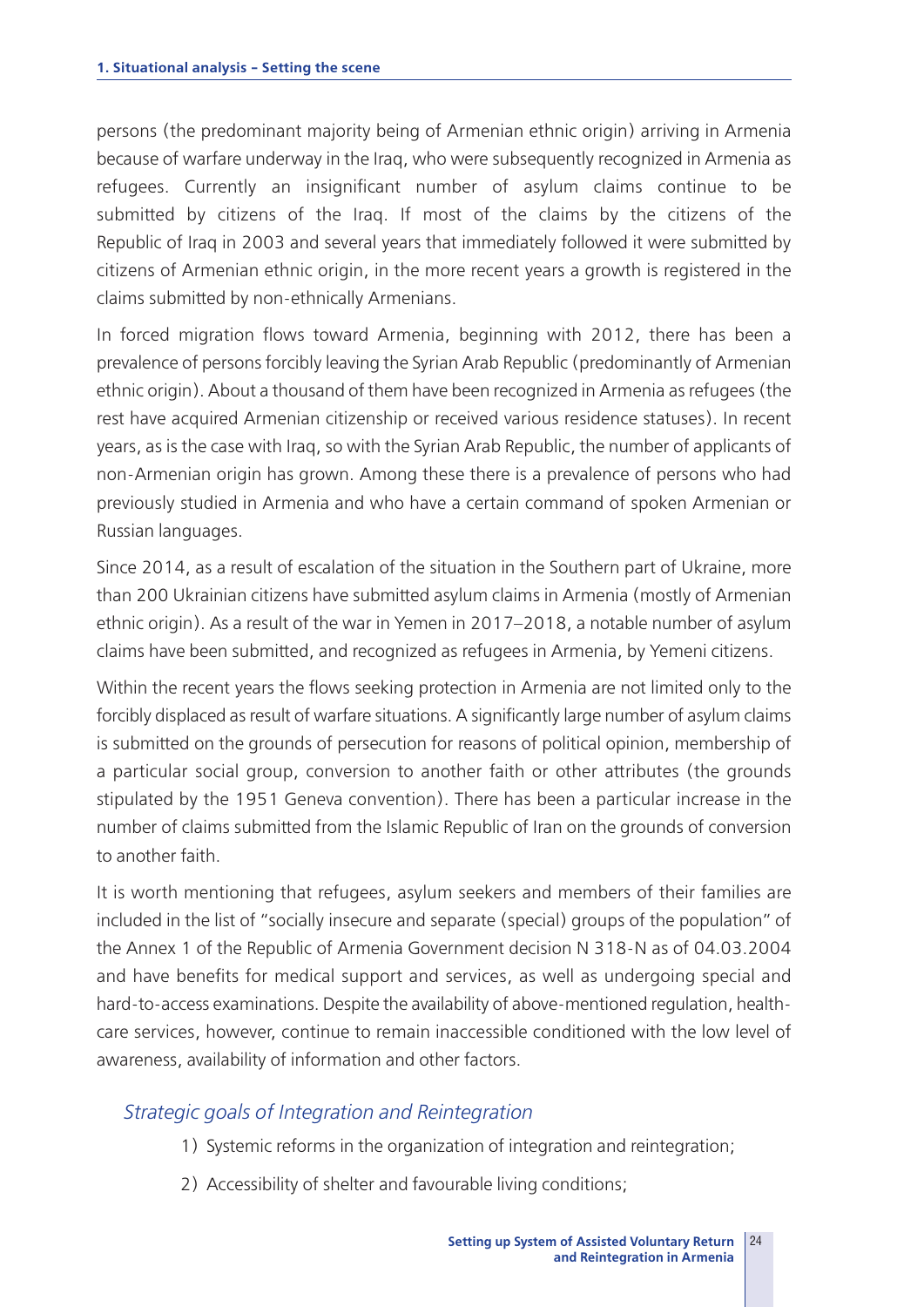persons (the predominant majority being of Armenian ethnic origin) arriving in Armenia because of warfare underway in the Iraq, who were subsequently recognized in Armenia as refugees. Currently an insignificant number of asylum claims continue to be submitted by citizens of the Iraq. If most of the claims by the citizens of the Republic of Iraq in 2003 and several years that immediately followed it were submitted by citizens of Armenian ethnic origin, in the more recent years a growth is registered in the claims submitted by non-ethnically Armenians.

In forced migration flows toward Armenia, beginning with 2012, there has been a prevalence of persons forcibly leaving the Syrian Arab Republic (predominantly of Armenian ethnic origin). About a thousand of them have been recognized in Armenia as refugees (the rest have acquired Armenian citizenship or received various residence statuses). In recent years, as is the case with Iraq, so with the Syrian Arab Republic, the number of applicants of non-Armenian origin has grown. Among these there is a prevalence of persons who had previously studied in Armenia and who have a certain command of spoken Armenian or Russian languages.

Since 2014, as a result of escalation of the situation in the Southern part of Ukraine, more than 200 Ukrainian citizens have submitted asylum claims in Armenia (mostly of Armenian ethnic origin). As a result of the war in Yemen in 2017–2018, a notable number of asylum claims have been submitted, and recognized as refugees in Armenia, by Yemeni citizens.

Within the recent years the flows seeking protection in Armenia are not limited only to the forcibly displaced as result of warfare situations. A significantly large number of asylum claims is submitted on the grounds of persecution for reasons of political opinion, membership of a particular social group, conversion to another faith or other attributes (the grounds stipulated by the 1951 Geneva convention). There has been a particular increase in the number of claims submitted from the Islamic Republic of Iran on the grounds of conversion to another faith.

It is worth mentioning that refugees, asylum seekers and members of their families are included in the list of "socially insecure and separate (special) groups of the population" of the Annex 1 of the Republic of Armenia Government decision N 318-N as of 04.03.2004 and have benefits for medical support and services, as well as undergoing special and hard-to-access examinations. Despite the availability of above-mentioned regulation, health-care services, however, continue to remain inaccessible conditioned with the low level of awareness, availability of information and other factors.

### *Strategic goals of Integration and Reintegration*

1) Systemic reforms in the organization of integration and reintegration;

2) Accessibility of shelter and favourable living conditions;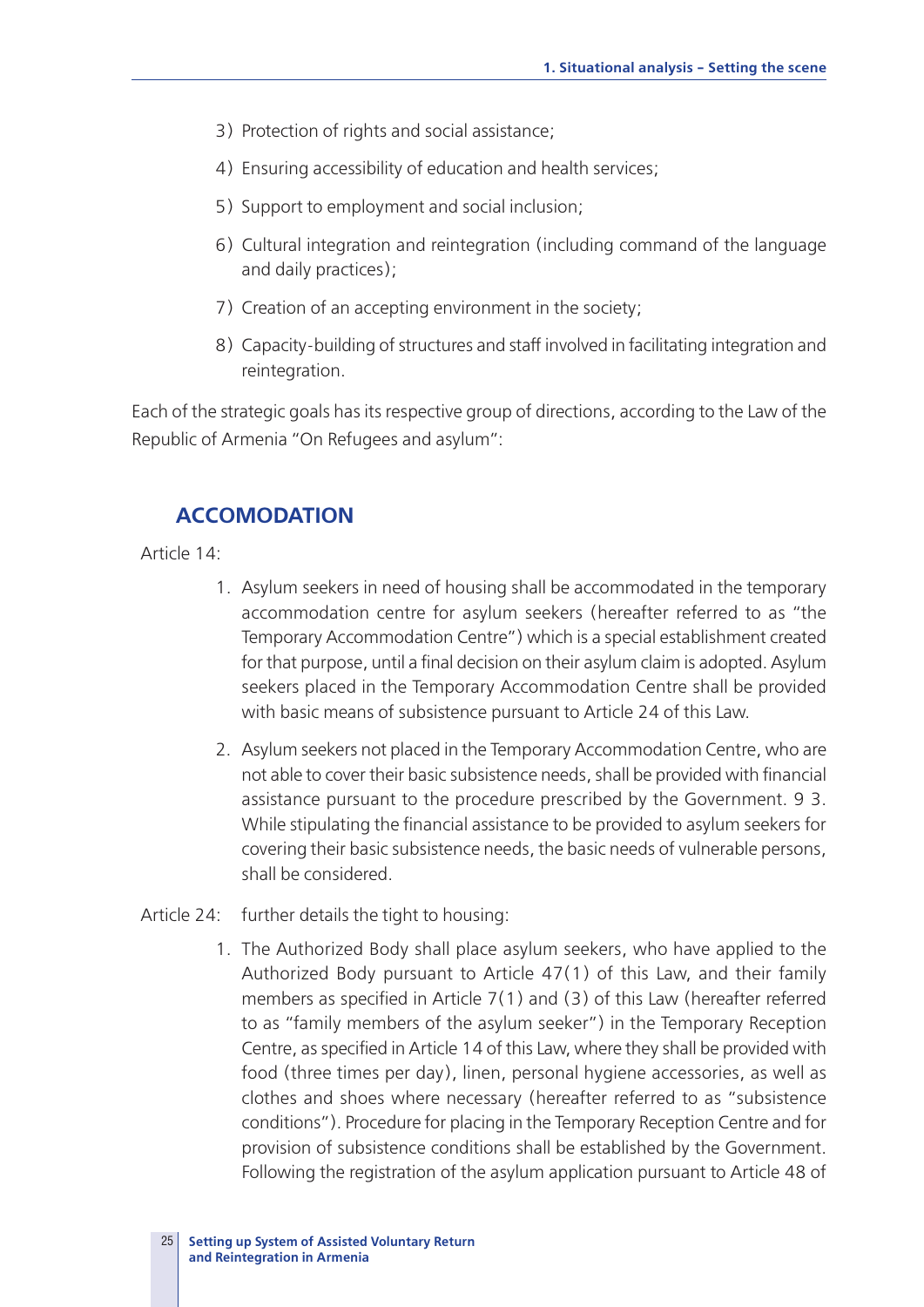3) Protection of rights and social assistance;

4) Ensuring accessibility of education and health services;

5) Support to employment and social inclusion;

6) Cultural integration and reintegration (including command of the language and daily practices);

7) Creation of an accepting environment in the society;

8) Capacity-building of structures and staff involved in facilitating integration and reintegration.

Each of the strategic goals has its respective group of directions, according to the Law of the Republic of Armenia "On Refugees and asylum":

## ACCOMODATION

Article 14:

1. Asylum seekers in need of housing shall be accommodated in the temporary accommodation centre for asylum seekers (hereafter referred to as "the Temporary Accommodation Centre") which is a special establishment created for that purpose, until a final decision on their asylum claim is adopted. Asylum seekers placed in the Temporary Accommodation Centre shall be provided with basic means of subsistence pursuant to Article 24 of this Law.

2. Asylum seekers not placed in the Temporary Accommodation Centre, who are not able to cover their basic subsistence needs, shall be provided with financial assistance pursuant to the procedure prescribed by the Government. 9 3. While stipulating the financial assistance to be provided to asylum seekers for covering their basic subsistence needs, the basic needs of vulnerable persons, shall be considered.

Article 24: further details the tight to housing:

1. The Authorized Body shall place asylum seekers, who have applied to the Authorized Body pursuant to Article 47(1) of this Law, and their family members as specified in Article 7(1) and (3) of this Law (hereafter referred to as "family members of the asylum seeker") in the Temporary Reception Centre, as specified in Article 14 of this Law, where they shall be provided with food (three times per day), linen, personal hygiene accessories, as well as clothes and shoes where necessary (hereafter referred to as "subsistence conditions"). Procedure for placing in the Temporary Reception Centre and for provision of subsistence conditions shall be established by the Government. Following the registration of the asylum application pursuant to Article 48 of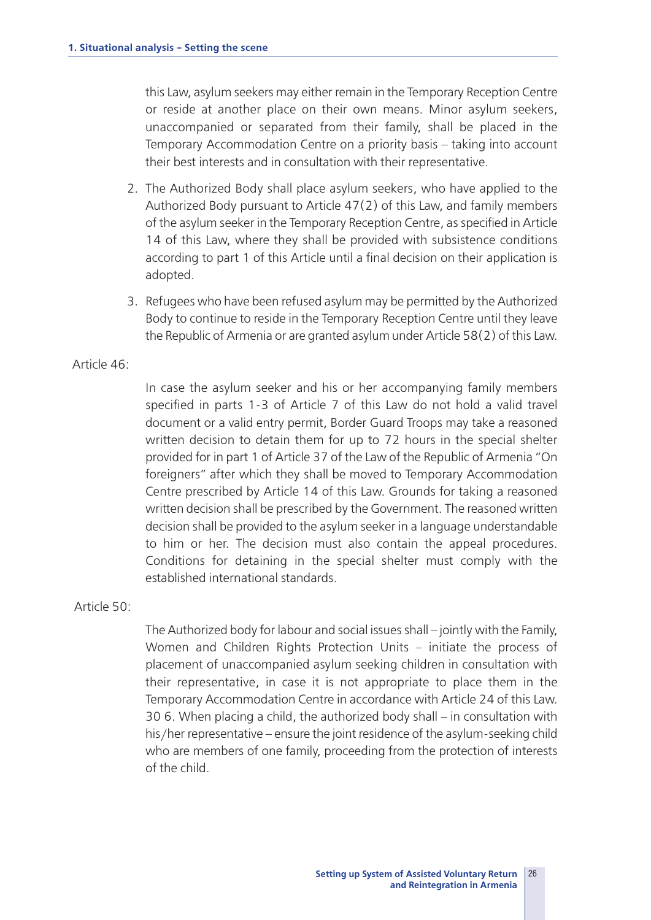this Law, asylum seekers may either remain in the Temporary Reception Centre or reside at another place on their own means. Minor asylum seekers, unaccompanied or separated from their family, shall be placed in the Temporary Accommodation Centre on a priority basis – taking into account their best interests and in consultation with their representative.

2. The Authorized Body shall place asylum seekers, who have applied to the Authorized Body pursuant to Article 47(2) of this Law, and family members of the asylum seeker in the Temporary Reception Centre, as specified in Article 14 of this Law, where they shall be provided with subsistence conditions according to part 1 of this Article until a final decision on their application is adopted.

3. Refugees who have been refused asylum may be permitted by the Authorized Body to continue to reside in the Temporary Reception Centre until they leave the Republic of Armenia or are granted asylum under Article 58(2) of this Law.

Article 46:

In case the asylum seeker and his or her accompanying family members specified in parts 1-3 of Article 7 of this Law do not hold a valid travel document or a valid entry permit, Border Guard Troops may take a reasoned written decision to detain them for up to 72 hours in the special shelter provided for in part 1 of Article 37 of the Law of the Republic of Armenia "On foreigners" after which they shall be moved to Temporary Accommodation Centre prescribed by Article 14 of this Law. Grounds for taking a reasoned written decision shall be prescribed by the Government. The reasoned written decision shall be provided to the asylum seeker in a language understandable to him or her. The decision must also contain the appeal procedures. Conditions for detaining in the special shelter must comply with the established international standards.

Article 50:

The Authorized body for labour and social issues shall – jointly with the Family, Women and Children Rights Protection Units – initiate the process of placement of unaccompanied asylum seeking children in consultation with their representative, in case it is not appropriate to place them in the Temporary Accommodation Centre in accordance with Article 24 of this Law. 30 6. When placing a child, the authorized body shall – in consultation with his/her representative – ensure the joint residence of the asylum-seeking child who are members of one family, proceeding from the protection of interests of the child.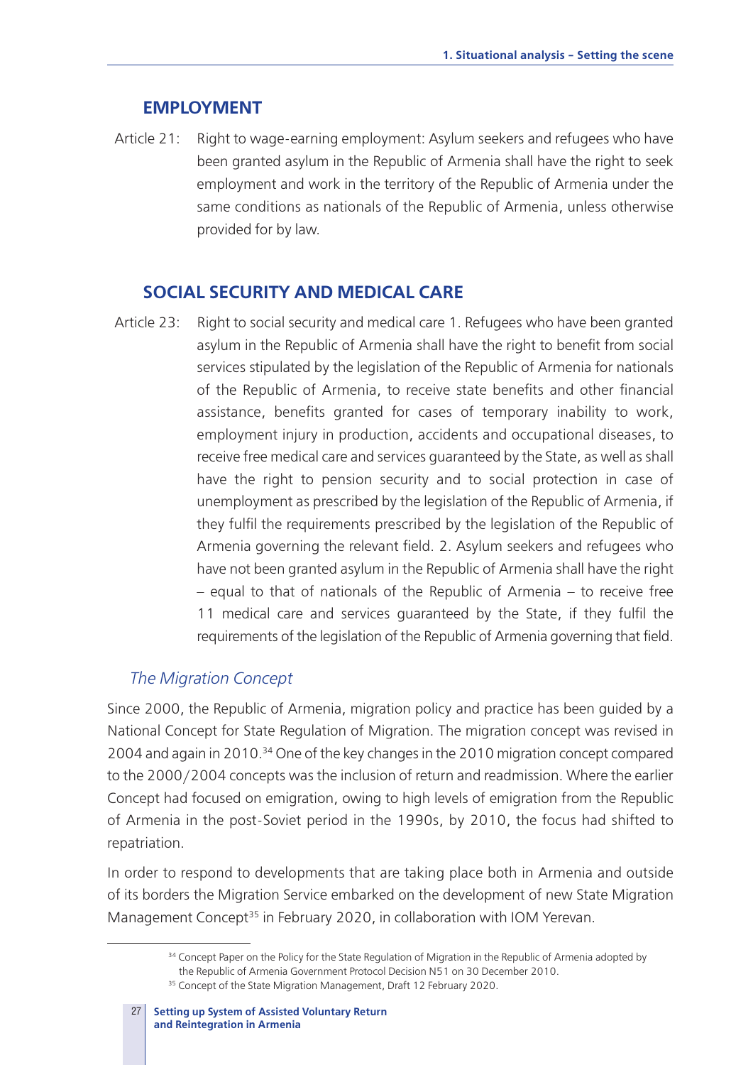## EMPLOYMENT

Article 21: Right to wage-earning employment: Asylum seekers and refugees who have been granted asylum in the Republic of Armenia shall have the right to seek employment and work in the territory of the Republic of Armenia under the same conditions as nationals of the Republic of Armenia, unless otherwise provided for by law.

## SOCIAL SECURITY AND MEDICAL CARE

Article 23: Right to social security and medical care 1. Refugees who have been granted asylum in the Republic of Armenia shall have the right to benefit from social services stipulated by the legislation of the Republic of Armenia for nationals of the Republic of Armenia, to receive state benefits and other financial assistance, benefits granted for cases of temporary inability to work, employment injury in production, accidents and occupational diseases, to receive free medical care and services guaranteed by the State, as well as shall have the right to pension security and to social protection in case of unemployment as prescribed by the legislation of the Republic of Armenia, if they fulfil the requirements prescribed by the legislation of the Republic of Armenia governing the relevant field. 2. Asylum seekers and refugees who have not been granted asylum in the Republic of Armenia shall have the right – equal to that of nationals of the Republic of Armenia – to receive free 11 medical care and services guaranteed by the State, if they fulfil the requirements of the legislation of the Republic of Armenia governing that field.

### *The Migration Concept*

Since 2000, the Republic of Armenia, migration policy and practice has been guided by a National Concept for State Regulation of Migration. The migration concept was revised in 2004 and again in 2010.[34] One of the key changes in the 2010 migration concept compared to the 2000/2004 concepts was the inclusion of return and readmission. Where the earlier Concept had focused on emigration, owing to high levels of emigration from the Republic of Armenia in the post-Soviet period in the 1990s, by 2010, the focus had shifted to repatriation.

In order to respond to developments that are taking place both in Armenia and outside of its borders the Migration Service embarked on the development of new State Migration Management Concept[35] in February 2020, in collaboration with IOM Yerevan.

[34] Concept Paper on the Policy for the State Regulation of Migration in the Republic of Armenia adopted by the Republic of Armenia Government Protocol Decision N51 on 30 December 2010.

[35] Concept of the State Migration Management, Draft 12 February 2020.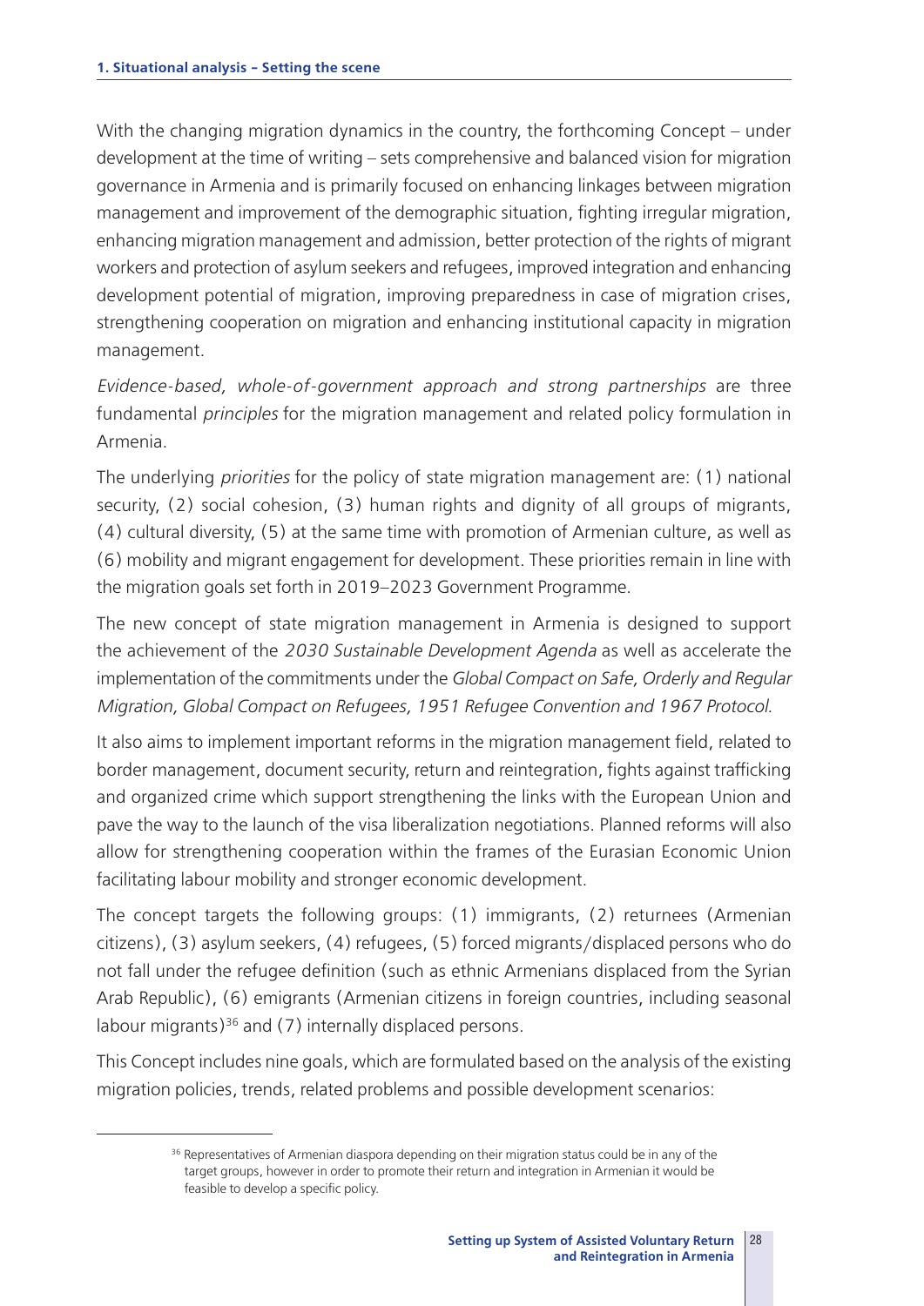With the changing migration dynamics in the country, the forthcoming Concept – under development at the time of writing – sets comprehensive and balanced vision for migration governance in Armenia and is primarily focused on enhancing linkages between migration management and improvement of the demographic situation, fighting irregular migration, enhancing migration management and admission, better protection of the rights of migrant workers and protection of asylum seekers and refugees, improved integration and enhancing development potential of migration, improving preparedness in case of migration crises, strengthening cooperation on migration and enhancing institutional capacity in migration management.

*Evidence-based, whole-of-government approach and strong partnerships* are three fundamental *principles* for the migration management and related policy formulation in Armenia.

The underlying *priorities* for the policy of state migration management are: (1) national security, (2) social cohesion, (3) human rights and dignity of all groups of migrants, (4) cultural diversity, (5) at the same time with promotion of Armenian culture, as well as (6) mobility and migrant engagement for development. These priorities remain in line with the migration goals set forth in 2019–2023 Government Programme.

The new concept of state migration management in Armenia is designed to support the achievement of the *2030 Sustainable Development Agenda* as well as accelerate the implementation of the commitments under the *Global Compact on Safe, Orderly and Regular Migration, Global Compact on Refugees, 1951 Refugee Convention and 1967 Protocol.*

It also aims to implement important reforms in the migration management field, related to border management, document security, return and reintegration, fights against trafficking and organized crime which support strengthening the links with the European Union and pave the way to the launch of the visa liberalization negotiations. Planned reforms will also allow for strengthening cooperation within the frames of the Eurasian Economic Union facilitating labour mobility and stronger economic development.

The concept targets the following groups: (1) immigrants, (2) returnees (Armenian citizens), (3) asylum seekers, (4) refugees, (5) forced migrants/displaced persons who do not fall under the refugee definition (such as ethnic Armenians displaced from the Syrian Arab Republic), (6) emigrants (Armenian citizens in foreign countries, including seasonal labour migrants)[36] and (7) internally displaced persons.

This Concept includes nine goals, which are formulated based on the analysis of the existing migration policies, trends, related problems and possible development scenarios:

---

[36] Representatives of Armenian diaspora depending on their migration status could be in any of the target groups, however in order to promote their return and integration in Armenian it would be feasible to develop a specific policy.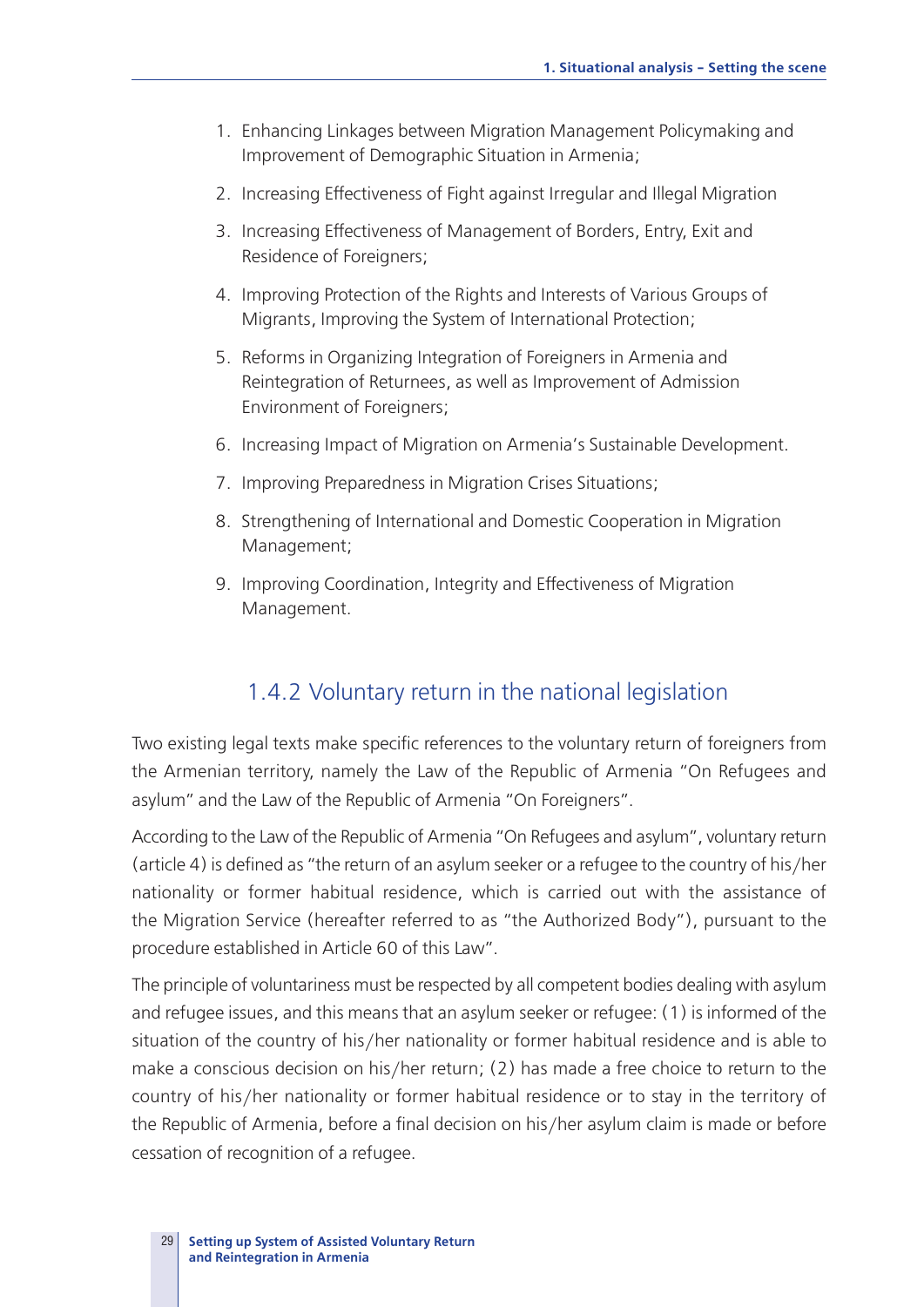1. Enhancing Linkages between Migration Management Policymaking and Improvement of Demographic Situation in Armenia;
2. Increasing Effectiveness of Fight against Irregular and Illegal Migration
3. Increasing Effectiveness of Management of Borders, Entry, Exit and Residence of Foreigners;
4. Improving Protection of the Rights and Interests of Various Groups of Migrants, Improving the System of International Protection;
5. Reforms in Organizing Integration of Foreigners in Armenia and Reintegration of Returnees, as well as Improvement of Admission Environment of Foreigners;
6. Increasing Impact of Migration on Armenia's Sustainable Development.
7. Improving Preparedness in Migration Crises Situations;
8. Strengthening of International and Domestic Cooperation in Migration Management;
9. Improving Coordination, Integrity and Effectiveness of Migration Management.

### 1.4.2 Voluntary return in the national legislation

Two existing legal texts make specific references to the voluntary return of foreigners from the Armenian territory, namely the Law of the Republic of Armenia "On Refugees and asylum" and the Law of the Republic of Armenia "On Foreigners".

According to the Law of the Republic of Armenia "On Refugees and asylum", voluntary return (article 4) is defined as "the return of an asylum seeker or a refugee to the country of his/her nationality or former habitual residence, which is carried out with the assistance of the Migration Service (hereafter referred to as "the Authorized Body"), pursuant to the procedure established in Article 60 of this Law".

The principle of voluntariness must be respected by all competent bodies dealing with asylum and refugee issues, and this means that an asylum seeker or refugee: (1) is informed of the situation of the country of his/her nationality or former habitual residence and is able to make a conscious decision on his/her return; (2) has made a free choice to return to the country of his/her nationality or former habitual residence or to stay in the territory of the Republic of Armenia, before a final decision on his/her asylum claim is made or before cessation of recognition of a refugee.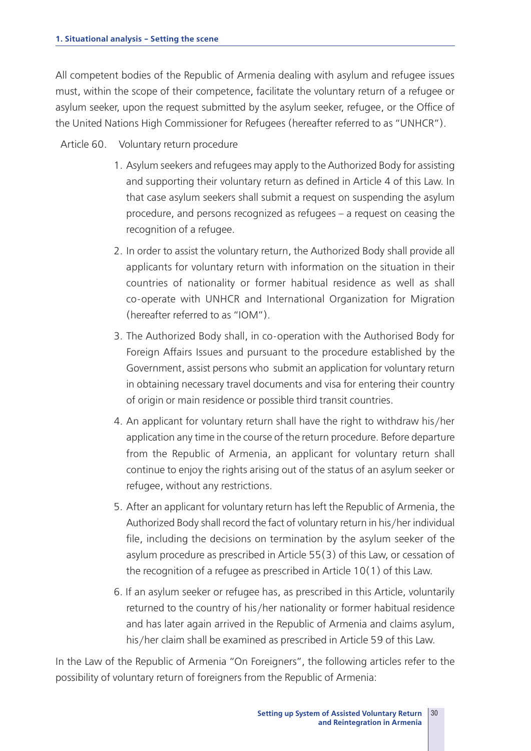All competent bodies of the Republic of Armenia dealing with asylum and refugee issues must, within the scope of their competence, facilitate the voluntary return of a refugee or asylum seeker, upon the request submitted by the asylum seeker, refugee, or the Office of the United Nations High Commissioner for Refugees (hereafter referred to as "UNHCR").

Article 60. Voluntary return procedure

1. Asylum seekers and refugees may apply to the Authorized Body for assisting and supporting their voluntary return as defined in Article 4 of this Law. In that case asylum seekers shall submit a request on suspending the asylum procedure, and persons recognized as refugees – a request on ceasing the recognition of a refugee.
2. In order to assist the voluntary return, the Authorized Body shall provide all applicants for voluntary return with information on the situation in their countries of nationality or former habitual residence as well as shall co-operate with UNHCR and International Organization for Migration (hereafter referred to as "IOM").
3. The Authorized Body shall, in co-operation with the Authorised Body for Foreign Affairs Issues and pursuant to the procedure established by the Government, assist persons who submit an application for voluntary return in obtaining necessary travel documents and visa for entering their country of origin or main residence or possible third transit countries.
4. An applicant for voluntary return shall have the right to withdraw his/her application any time in the course of the return procedure. Before departure from the Republic of Armenia, an applicant for voluntary return shall continue to enjoy the rights arising out of the status of an asylum seeker or refugee, without any restrictions.
5. After an applicant for voluntary return has left the Republic of Armenia, the Authorized Body shall record the fact of voluntary return in his/her individual file, including the decisions on termination by the asylum seeker of the asylum procedure as prescribed in Article 55(3) of this Law, or cessation of the recognition of a refugee as prescribed in Article 10(1) of this Law.
6. If an asylum seeker or refugee has, as prescribed in this Article, voluntarily returned to the country of his/her nationality or former habitual residence and has later again arrived in the Republic of Armenia and claims asylum, his/her claim shall be examined as prescribed in Article 59 of this Law.

In the Law of the Republic of Armenia "On Foreigners", the following articles refer to the possibility of voluntary return of foreigners from the Republic of Armenia: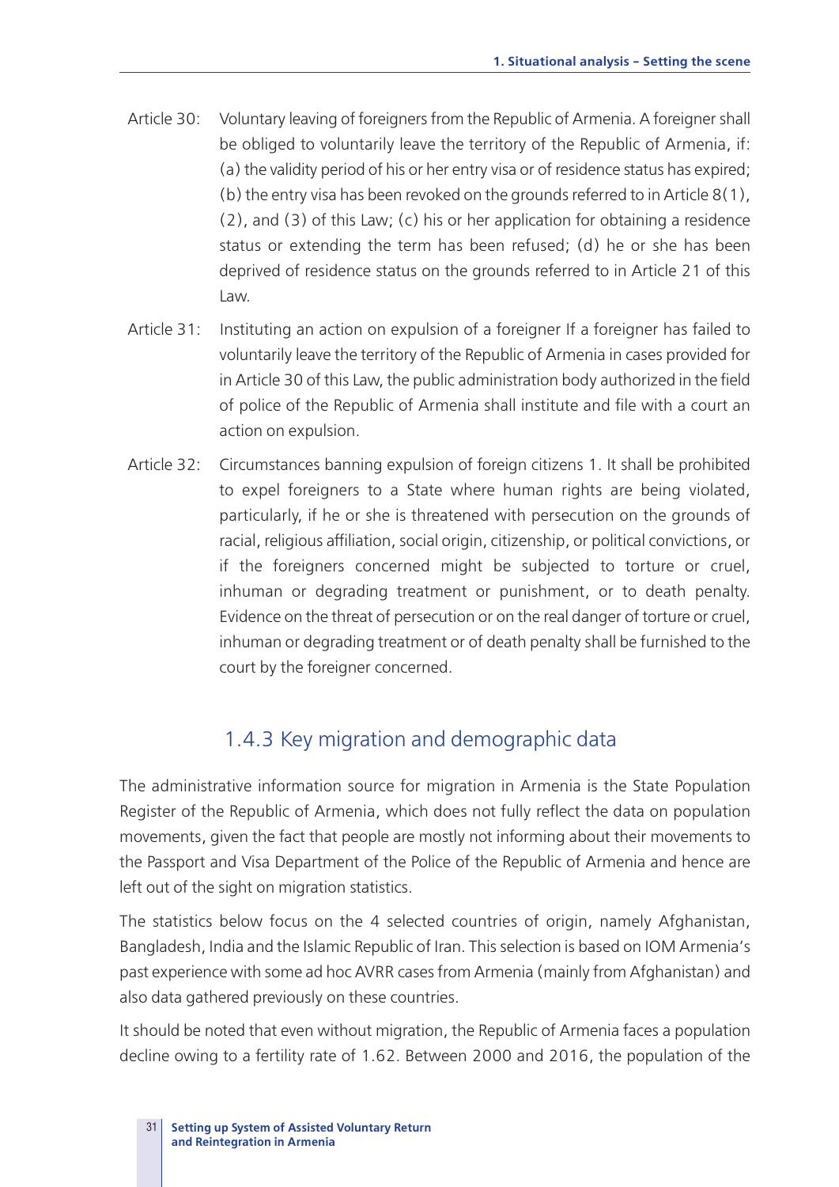Article 30: Voluntary leaving of foreigners from the Republic of Armenia. A foreigner shall be obliged to voluntarily leave the territory of the Republic of Armenia, if: (a) the validity period of his or her entry visa or of residence status has expired; (b) the entry visa has been revoked on the grounds referred to in Article 8(1), (2), and (3) of this Law; (c) his or her application for obtaining a residence status or extending the term has been refused; (d) he or she has been deprived of residence status on the grounds referred to in Article 21 of this Law.

Article 31: Instituting an action on expulsion of a foreigner If a foreigner has failed to voluntarily leave the territory of the Republic of Armenia in cases provided for in Article 30 of this Law, the public administration body authorized in the field of police of the Republic of Armenia shall institute and file with a court an action on expulsion.

Article 32: Circumstances banning expulsion of foreign citizens 1. It shall be prohibited to expel foreigners to a State where human rights are being violated, particularly, if he or she is threatened with persecution on the grounds of racial, religious affiliation, social origin, citizenship, or political convictions, or if the foreigners concerned might be subjected to torture or cruel, inhuman or degrading treatment or punishment, or to death penalty. Evidence on the threat of persecution or on the real danger of torture or cruel, inhuman or degrading treatment or of death penalty shall be furnished to the court by the foreigner concerned.

### 1.4.3 Key migration and demographic data

The administrative information source for migration in Armenia is the State Population Register of the Republic of Armenia, which does not fully reflect the data on population movements, given the fact that people are mostly not informing about their movements to the Passport and Visa Department of the Police of the Republic of Armenia and hence are left out of the sight on migration statistics.

The statistics below focus on the 4 selected countries of origin, namely Afghanistan, Bangladesh, India and the Islamic Republic of Iran. This selection is based on IOM Armenia's past experience with some ad hoc AVRR cases from Armenia (mainly from Afghanistan) and also data gathered previously on these countries.

It should be noted that even without migration, the Republic of Armenia faces a population decline owing to a fertility rate of 1.62. Between 2000 and 2016, the population of the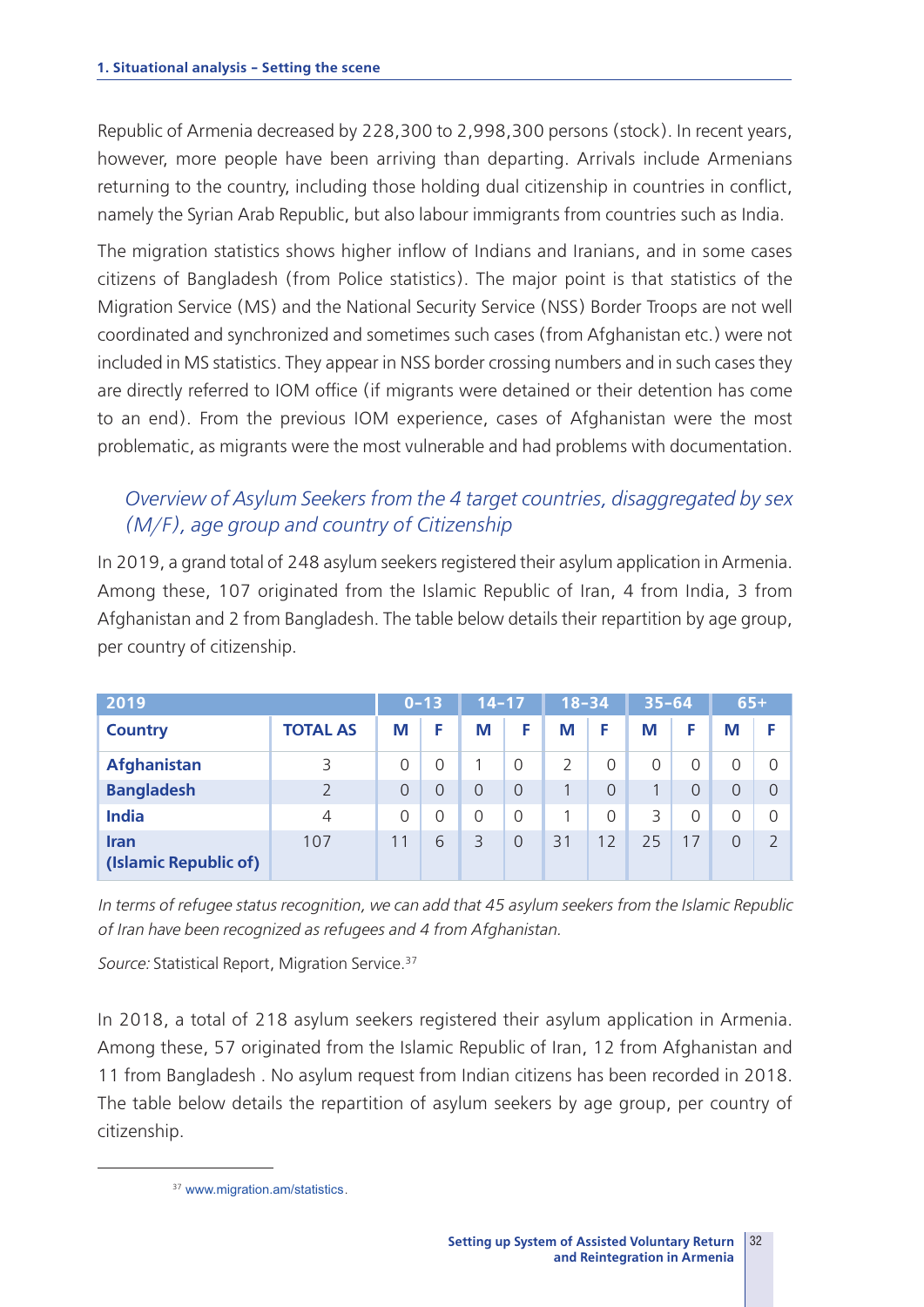Republic of Armenia decreased by 228,300 to 2,998,300 persons (stock). In recent years, however, more people have been arriving than departing. Arrivals include Armenians returning to the country, including those holding dual citizenship in countries in conflict, namely the Syrian Arab Republic, but also labour immigrants from countries such as India.

The migration statistics shows higher inflow of Indians and Iranians, and in some cases citizens of Bangladesh (from Police statistics). The major point is that statistics of the Migration Service (MS) and the National Security Service (NSS) Border Troops are not well coordinated and synchronized and sometimes such cases (from Afghanistan etc.) were not included in MS statistics. They appear in NSS border crossing numbers and in such cases they are directly referred to IOM office (if migrants were detained or their detention has come to an end). From the previous IOM experience, cases of Afghanistan were the most problematic, as migrants were the most vulnerable and had problems with documentation.

### *Overview of Asylum Seekers from the 4 target countries, disaggregated by sex (M/F), age group and country of Citizenship*

In 2019, a grand total of 248 asylum seekers registered their asylum application in Armenia. Among these, 107 originated from the Islamic Republic of Iran, 4 from India, 3 from Afghanistan and 2 from Bangladesh. The table below details their repartition by age group, per country of citizenship.

| 2019 | | 0–13 | | 14–17 | | 18–34 | | 35–64 | | 65+ | |
|---|---|---|---|---|---|---|---|---|---|---|---|
| **Country** | **TOTAL AS** | **M** | **F** | **M** | **F** | **M** | **F** | **M** | **F** | **M** | **F** |
| **Afghanistan** | 3 | 0 | 0 | 1 | 0 | 2 | 0 | 0 | 0 | 0 | 0 |
| **Bangladesh** | 2 | 0 | 0 | 0 | 0 | 1 | 0 | 1 | 0 | 0 | 0 |
| **India** | 4 | 0 | 0 | 0 | 0 | 1 | 0 | 3 | 0 | 0 | 0 |
| **Iran (Islamic Republic of)** | 107 | 11 | 6 | 3 | 0 | 31 | 12 | 25 | 17 | 0 | 2 |

*In terms of refugee status recognition, we can add that 45 asylum seekers from the Islamic Republic of Iran have been recognized as refugees and 4 from Afghanistan.*

*Source:* Statistical Report, Migration Service.[37]

In 2018, a total of 218 asylum seekers registered their asylum application in Armenia. Among these, 57 originated from the Islamic Republic of Iran, 12 from Afghanistan and 11 from Bangladesh . No asylum request from Indian citizens has been recorded in 2018. The table below details the repartition of asylum seekers by age group, per country of citizenship.

[37] www.migration.am/statistics.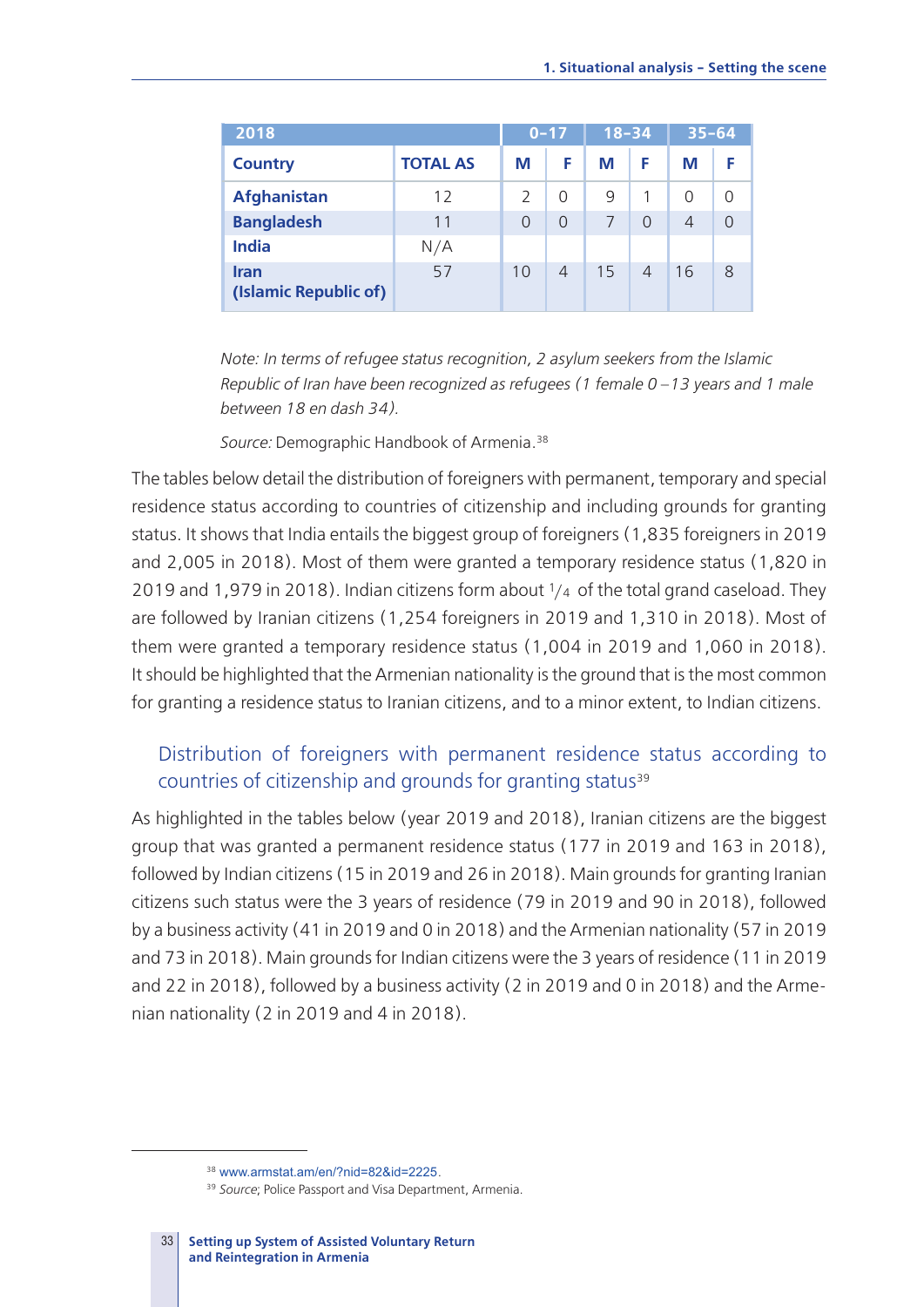| 2018 | | 0–17 | | 18–34 | | 35–64 | |
|---|---|---|---|---|---|---|---|
| **Country** | **TOTAL AS** | **M** | **F** | **M** | **F** | **M** | **F** |
| **Afghanistan** | 12 | 2 | 0 | 9 | 1 | 0 | 0 |
| **Bangladesh** | 11 | 0 | 0 | 7 | 0 | 4 | 0 |
| **India** | N/A | | | | | | |
| **Iran (Islamic Republic of)** | 57 | 10 | 4 | 15 | 4 | 16 | 8 |

*Note: In terms of refugee status recognition, 2 asylum seekers from the Islamic Republic of Iran have been recognized as refugees (1 female 0 – 13 years and 1 male between 18 en dash 34).*

*Source:* Demographic Handbook of Armenia.[38]

The tables below detail the distribution of foreigners with permanent, temporary and special residence status according to countries of citizenship and including grounds for granting status. It shows that India entails the biggest group of foreigners (1,835 foreigners in 2019 and 2,005 in 2018). Most of them were granted a temporary residence status (1,820 in 2019 and 1,979 in 2018). Indian citizens form about $^1/_4$ of the total grand caseload. They are followed by Iranian citizens (1,254 foreigners in 2019 and 1,310 in 2018). Most of them were granted a temporary residence status (1,004 in 2019 and 1,060 in 2018). It should be highlighted that the Armenian nationality is the ground that is the most common for granting a residence status to Iranian citizens, and to a minor extent, to Indian citizens.

### Distribution of foreigners with permanent residence status according to countries of citizenship and grounds for granting status[39]

As highlighted in the tables below (year 2019 and 2018), Iranian citizens are the biggest group that was granted a permanent residence status (177 in 2019 and 163 in 2018), followed by Indian citizens (15 in 2019 and 26 in 2018). Main grounds for granting Iranian citizens such status were the 3 years of residence (79 in 2019 and 90 in 2018), followed by a business activity (41 in 2019 and 0 in 2018) and the Armenian nationality (57 in 2019 and 73 in 2018). Main grounds for Indian citizens were the 3 years of residence (11 in 2019 and 22 in 2018), followed by a business activity (2 in 2019 and 0 in 2018) and the Armenian nationality (2 in 2019 and 4 in 2018).

[38] www.armstat.am/en/?nid=82&id=2225.

[39] *Source*; Police Passport and Visa Department, Armenia.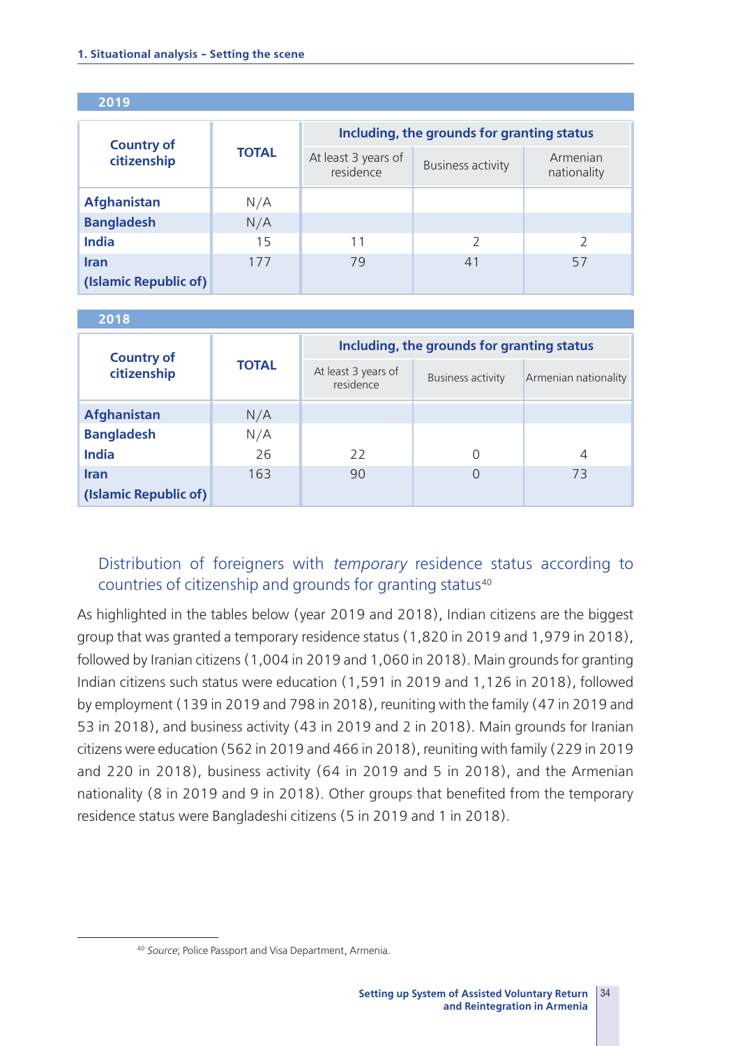**2019**

| Country of citizenship | TOTAL | Including, the grounds for granting status | | |
|---|---|---|---|---|
| | | At least 3 years of residence | Business activity | Armenian nationality |
| **Afghanistan** | N/A | | | |
| **Bangladesh** | N/A | | | |
| **India** | 15 | 11 | 2 | 2 |
| **Iran (Islamic Republic of)** | 177 | 79 | 41 | 57 |

**2018**

| Country of citizenship | TOTAL | Including, the grounds for granting status | | |
|---|---|---|---|---|
| | | At least 3 years of residence | Business activity | Armenian nationality |
| **Afghanistan** | N/A | | | |
| **Bangladesh** | N/A | | | |
| **India** | 26 | 22 | 0 | 4 |
| **Iran (Islamic Republic of)** | 163 | 90 | 0 | 73 |

### Distribution of foreigners with *temporary* residence status according to countries of citizenship and grounds for granting status[40]

As highlighted in the tables below (year 2019 and 2018), Indian citizens are the biggest group that was granted a temporary residence status (1,820 in 2019 and 1,979 in 2018), followed by Iranian citizens (1,004 in 2019 and 1,060 in 2018). Main grounds for granting Indian citizens such status were education (1,591 in 2019 and 1,126 in 2018), followed by employment (139 in 2019 and 798 in 2018), reuniting with the family (47 in 2019 and 53 in 2018), and business activity (43 in 2019 and 2 in 2018). Main grounds for Iranian citizens were education (562 in 2019 and 466 in 2018), reuniting with family (229 in 2019 and 220 in 2018), business activity (64 in 2019 and 5 in 2018), and the Armenian nationality (8 in 2019 and 9 in 2018). Other groups that benefited from the temporary residence status were Bangladeshi citizens (5 in 2019 and 1 in 2018).

[40] *Source*; Police Passport and Visa Department, Armenia.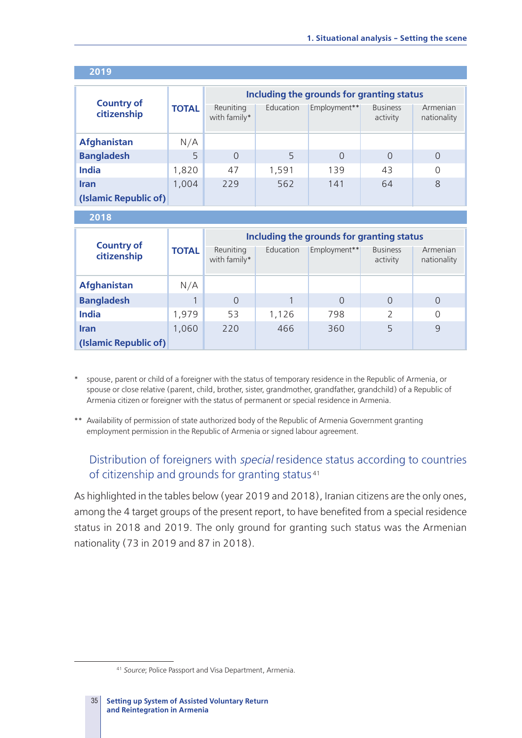**2019**

| Country of citizenship | TOTAL | Including the grounds for granting status | | | | |
|---|---|---|---|---|---|---|
| | | Reuniting with family* | Education | Employment** | Business activity | Armenian nationality |
| **Afghanistan** | N/A | | | | | |
| **Bangladesh** | 5 | 0 | 5 | 0 | 0 | 0 |
| **India** | 1,820 | 47 | 1,591 | 139 | 43 | 0 |
| **Iran (Islamic Republic of)** | 1,004 | 229 | 562 | 141 | 64 | 8 |

**2018**

| Country of citizenship | TOTAL | Including the grounds for granting status | | | | |
|---|---|---|---|---|---|---|
| | | Reuniting with family* | Education | Employment** | Business activity | Armenian nationality |
| **Afghanistan** | N/A | | | | | |
| **Bangladesh** | 1 | 0 | 1 | 0 | 0 | 0 |
| **India** | 1,979 | 53 | 1,126 | 798 | 2 | 0 |
| **Iran (Islamic Republic of)** | 1,060 | 220 | 466 | 360 | 5 | 9 |

\* spouse, parent or child of a foreigner with the status of temporary residence in the Republic of Armenia, or spouse or close relative (parent, child, brother, sister, grandmother, grandfather, grandchild) of a Republic of Armenia citizen or foreigner with the status of permanent or special residence in Armenia.

\*\* Availability of permission of state authorized body of the Republic of Armenia Government granting employment permission in the Republic of Armenia or signed labour agreement.

### Distribution of foreigners with *special* residence status according to countries of citizenship and grounds for granting status[41]

As highlighted in the tables below (year 2019 and 2018), Iranian citizens are the only ones, among the 4 target groups of the present report, to have benefited from a special residence status in 2018 and 2019. The only ground for granting such status was the Armenian nationality (73 in 2019 and 87 in 2018).

[41] *Source*; Police Passport and Visa Department, Armenia.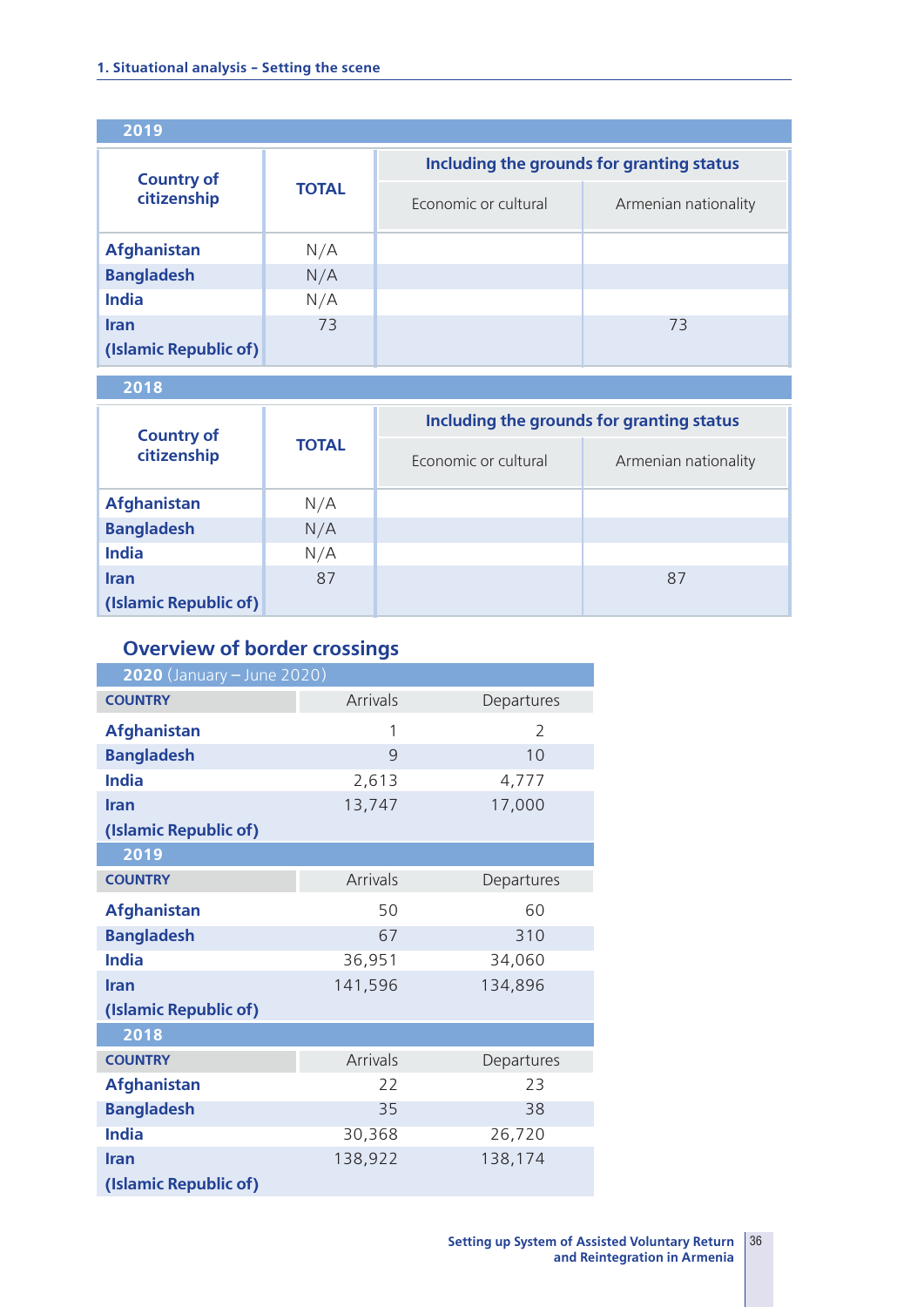**2019**

| Country of citizenship | TOTAL | Including the grounds for granting status | |
|---|---|---|---|
| | | Economic or cultural | Armenian nationality |
| **Afghanistan** | N/A | | |
| **Bangladesh** | N/A | | |
| **India** | N/A | | |
| **Iran (Islamic Republic of)** | 73 | | 73 |

**2018**

| Country of citizenship | TOTAL | Including the grounds for granting status | |
|---|---|---|---|
| | | Economic or cultural | Armenian nationality |
| **Afghanistan** | N/A | | |
| **Bangladesh** | N/A | | |
| **India** | N/A | | |
| **Iran (Islamic Republic of)** | 87 | | 87 |

## Overview of border crossings

**2020** (January – June 2020)

| COUNTRY | Arrivals | Departures |
|---|---|---|
| **Afghanistan** | 1 | 2 |
| **Bangladesh** | 9 | 10 |
| **India** | 2,613 | 4,777 |
| **Iran (Islamic Republic of)** | 13,747 | 17,000 |

**2019**

| COUNTRY | Arrivals | Departures |
|---|---|---|
| **Afghanistan** | 50 | 60 |
| **Bangladesh** | 67 | 310 |
| **India** | 36,951 | 34,060 |
| **Iran (Islamic Republic of)** | 141,596 | 134,896 |

**2018**

| COUNTRY | Arrivals | Departures |
|---|---|---|
| **Afghanistan** | 22 | 23 |
| **Bangladesh** | 35 | 38 |
| **India** | 30,368 | 26,720 |
| **Iran (Islamic Republic of)** | 138,922 | 138,174 |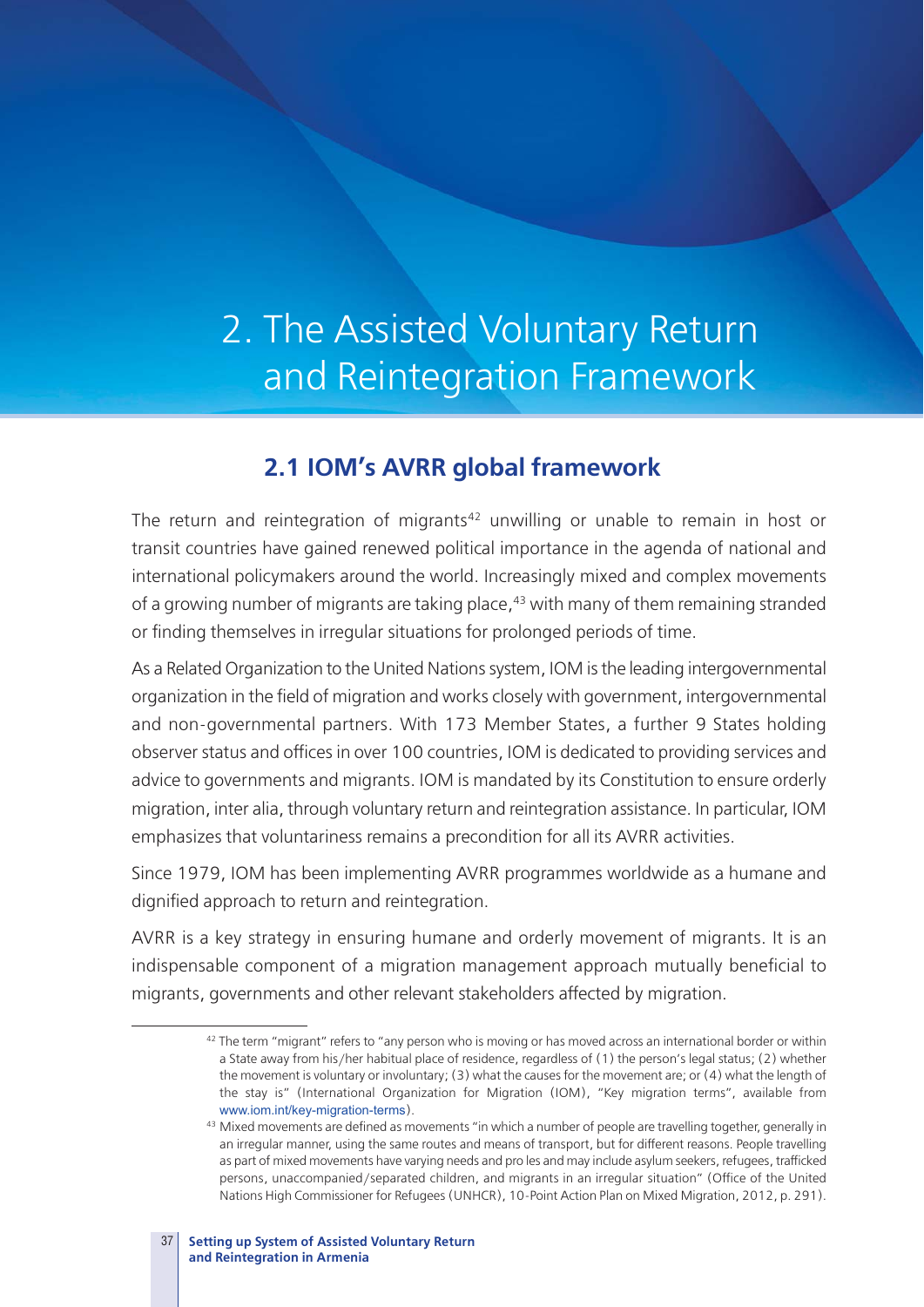# 2. The Assisted Voluntary Return and Reintegration Framework

## 2.1 IOM's AVRR global framework

The return and reintegration of migrants[42] unwilling or unable to remain in host or transit countries have gained renewed political importance in the agenda of national and international policymakers around the world. Increasingly mixed and complex movements of a growing number of migrants are taking place,[43] with many of them remaining stranded or finding themselves in irregular situations for prolonged periods of time.

As a Related Organization to the United Nations system, IOM is the leading intergovernmental organization in the field of migration and works closely with government, intergovernmental and non-governmental partners. With 173 Member States, a further 9 States holding observer status and offices in over 100 countries, IOM is dedicated to providing services and advice to governments and migrants. IOM is mandated by its Constitution to ensure orderly migration, inter alia, through voluntary return and reintegration assistance. In particular, IOM emphasizes that voluntariness remains a precondition for all its AVRR activities.

Since 1979, IOM has been implementing AVRR programmes worldwide as a humane and dignified approach to return and reintegration.

AVRR is a key strategy in ensuring humane and orderly movement of migrants. It is an indispensable component of a migration management approach mutually beneficial to migrants, governments and other relevant stakeholders affected by migration.

---

[42] The term "migrant" refers to "any person who is moving or has moved across an international border or within a State away from his/her habitual place of residence, regardless of (1) the person's legal status; (2) whether the movement is voluntary or involuntary; (3) what the causes for the movement are; or (4) what the length of the stay is" (International Organization for Migration (IOM), "Key migration terms", available from www.iom.int/key-migration-terms).

[43] Mixed movements are defined as movements "in which a number of people are travelling together, generally in an irregular manner, using the same routes and means of transport, but for different reasons. People travelling as part of mixed movements have varying needs and pro les and may include asylum seekers, refugees, trafficked persons, unaccompanied/separated children, and migrants in an irregular situation" (Office of the United Nations High Commissioner for Refugees (UNHCR), 10-Point Action Plan on Mixed Migration, 2012, p. 291).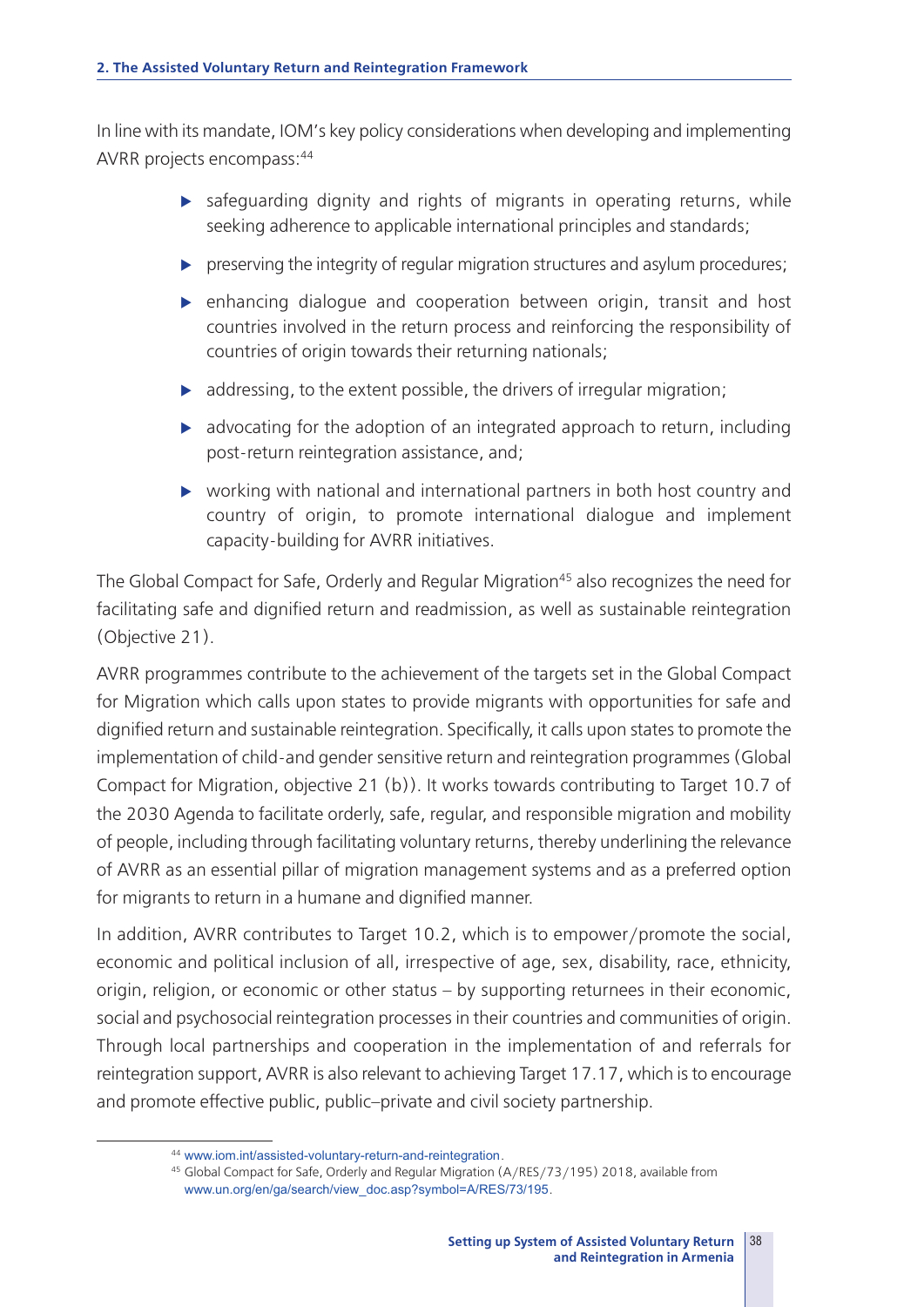In line with its mandate, IOM's key policy considerations when developing and implementing AVRR projects encompass:[44]

- safeguarding dignity and rights of migrants in operating returns, while seeking adherence to applicable international principles and standards;
- preserving the integrity of regular migration structures and asylum procedures;
- enhancing dialogue and cooperation between origin, transit and host countries involved in the return process and reinforcing the responsibility of countries of origin towards their returning nationals;
- addressing, to the extent possible, the drivers of irregular migration;
- advocating for the adoption of an integrated approach to return, including post-return reintegration assistance, and;
- working with national and international partners in both host country and country of origin, to promote international dialogue and implement capacity-building for AVRR initiatives.

The Global Compact for Safe, Orderly and Regular Migration[45] also recognizes the need for facilitating safe and dignified return and readmission, as well as sustainable reintegration (Objective 21).

AVRR programmes contribute to the achievement of the targets set in the Global Compact for Migration which calls upon states to provide migrants with opportunities for safe and dignified return and sustainable reintegration. Specifically, it calls upon states to promote the implementation of child-and gender sensitive return and reintegration programmes (Global Compact for Migration, objective 21 (b)). It works towards contributing to Target 10.7 of the 2030 Agenda to facilitate orderly, safe, regular, and responsible migration and mobility of people, including through facilitating voluntary returns, thereby underlining the relevance of AVRR as an essential pillar of migration management systems and as a preferred option for migrants to return in a humane and dignified manner.

In addition, AVRR contributes to Target 10.2, which is to empower/promote the social, economic and political inclusion of all, irrespective of age, sex, disability, race, ethnicity, origin, religion, or economic or other status – by supporting returnees in their economic, social and psychosocial reintegration processes in their countries and communities of origin. Through local partnerships and cooperation in the implementation of and referrals for reintegration support, AVRR is also relevant to achieving Target 17.17, which is to encourage and promote effective public, public–private and civil society partnership.

---

[44] www.iom.int/assisted-voluntary-return-and-reintegration.

[45] Global Compact for Safe, Orderly and Regular Migration (A/RES/73/195) 2018, available from www.un.org/en/ga/search/view_doc.asp?symbol=A/RES/73/195.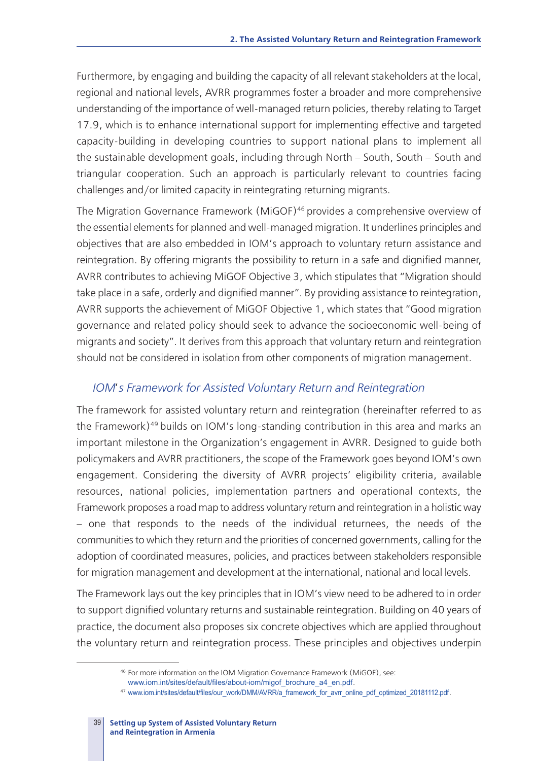Furthermore, by engaging and building the capacity of all relevant stakeholders at the local, regional and national levels, AVRR programmes foster a broader and more comprehensive understanding of the importance of well-managed return policies, thereby relating to Target 17.9, which is to enhance international support for implementing effective and targeted capacity-building in developing countries to support national plans to implement all the sustainable development goals, including through North – South, South – South and triangular cooperation. Such an approach is particularly relevant to countries facing challenges and/or limited capacity in reintegrating returning migrants.

The Migration Governance Framework (MiGOF)[46] provides a comprehensive overview of the essential elements for planned and well-managed migration. It underlines principles and objectives that are also embedded in IOM's approach to voluntary return assistance and reintegration. By offering migrants the possibility to return in a safe and dignified manner, AVRR contributes to achieving MiGOF Objective 3, which stipulates that "Migration should take place in a safe, orderly and dignified manner". By providing assistance to reintegration, AVRR supports the achievement of MiGOF Objective 1, which states that "Good migration governance and related policy should seek to advance the socioeconomic well-being of migrants and society". It derives from this approach that voluntary return and reintegration should not be considered in isolation from other components of migration management.

### *IOM's Framework for Assisted Voluntary Return and Reintegration*

The framework for assisted voluntary return and reintegration (hereinafter referred to as the Framework)[49] builds on IOM's long-standing contribution in this area and marks an important milestone in the Organization's engagement in AVRR. Designed to guide both policymakers and AVRR practitioners, the scope of the Framework goes beyond IOM's own engagement. Considering the diversity of AVRR projects' eligibility criteria, available resources, national policies, implementation partners and operational contexts, the Framework proposes a road map to address voluntary return and reintegration in a holistic way – one that responds to the needs of the individual returnees, the needs of the communities to which they return and the priorities of concerned governments, calling for the adoption of coordinated measures, policies, and practices between stakeholders responsible for migration management and development at the international, national and local levels.

The Framework lays out the key principles that in IOM's view need to be adhered to in order to support dignified voluntary returns and sustainable reintegration. Building on 40 years of practice, the document also proposes six concrete objectives which are applied throughout the voluntary return and reintegration process. These principles and objectives underpin

---

[46] For more information on the IOM Migration Governance Framework (MiGOF), see: www.iom.int/sites/default/files/about-iom/migof_brochure_a4_en.pdf.

[47] www.iom.int/sites/default/files/our_work/DMM/AVRR/a_framework_for_avrr_online_pdf_optimized_20181112.pdf.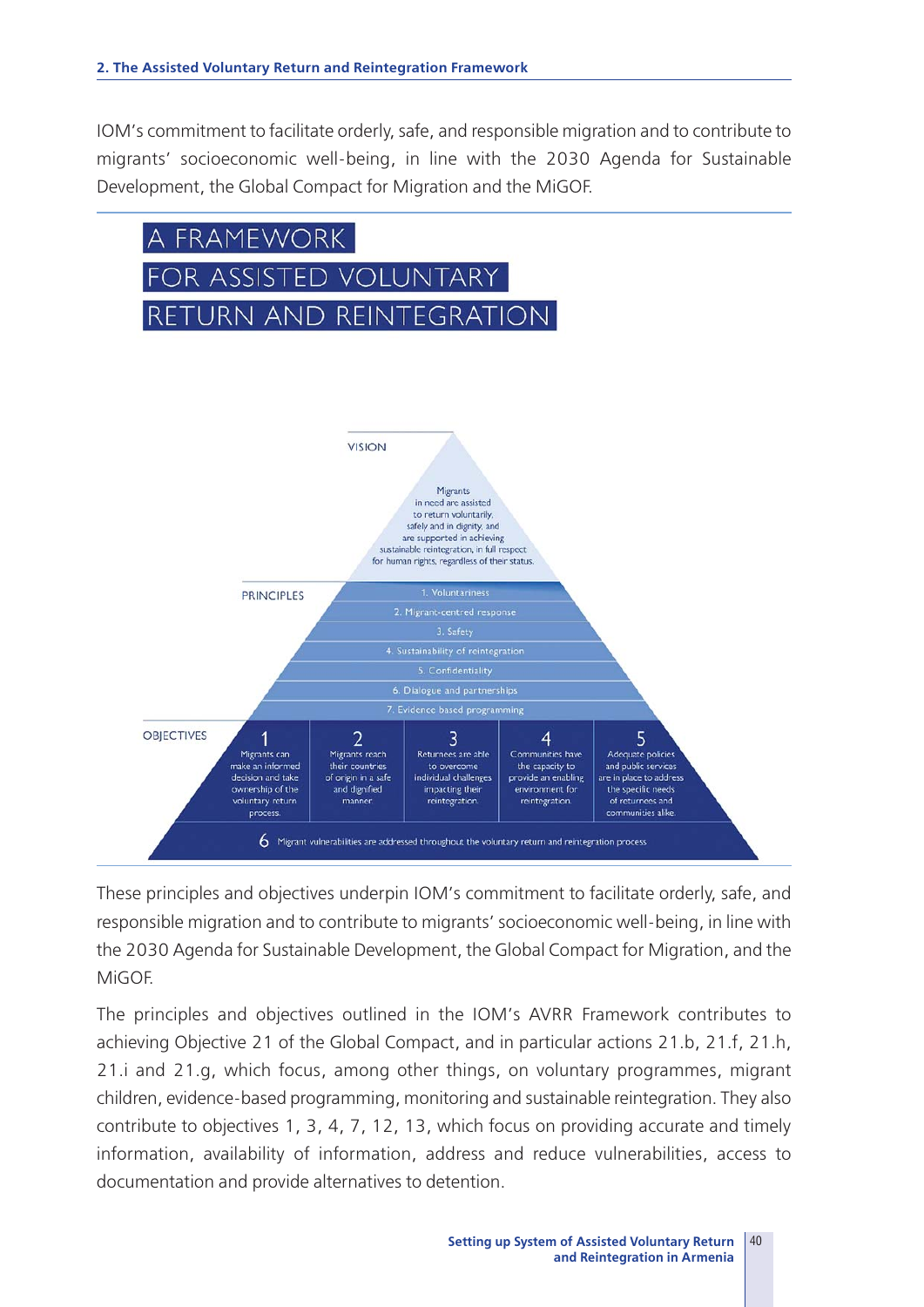IOM's commitment to facilitate orderly, safe, and responsible migration and to contribute to migrants' socioeconomic well-being, in line with the 2030 Agenda for Sustainable Development, the Global Compact for Migration and the MiGOF.

## A FRAMEWORK FOR ASSISTED VOLUNTARY RETURN AND REINTEGRATION

**VISION**

Migrants in need are assisted to return voluntarily, safely and in dignity, and are supported in achieving sustainable reintegration, in full respect for human rights, regardless of their status.

**PRINCIPLES**

1. Voluntariness
2. Migrant-centred response
3. Safety
4. Sustainability of reintegration
5. Confidentiality
6. Dialogue and partnerships
7. Evidence based programming

**OBJECTIVES**

1. Migrants can make an informed decision and take ownership of the voluntary return process.
2. Migrants reach their countries of origin in a safe and dignified manner.
3. Returnees are able to overcome individual challenges impacting their reintegration.
4. Communities have the capacity to provide an enabling environment for reintegration.
5. Adequate policies and public services are in place to address the specific needs of returnees and communities alike.
6. Migrant vulnerabilities are addressed throughout the voluntary return and reintegration process

These principles and objectives underpin IOM's commitment to facilitate orderly, safe, and responsible migration and to contribute to migrants' socioeconomic well-being, in line with the 2030 Agenda for Sustainable Development, the Global Compact for Migration, and the MiGOF.

The principles and objectives outlined in the IOM's AVRR Framework contributes to achieving Objective 21 of the Global Compact, and in particular actions 21.b, 21.f, 21.h, 21.i and 21.g, which focus, among other things, on voluntary programmes, migrant children, evidence-based programming, monitoring and sustainable reintegration. They also contribute to objectives 1, 3, 4, 7, 12, 13, which focus on providing accurate and timely information, availability of information, address and reduce vulnerabilities, access to documentation and provide alternatives to detention.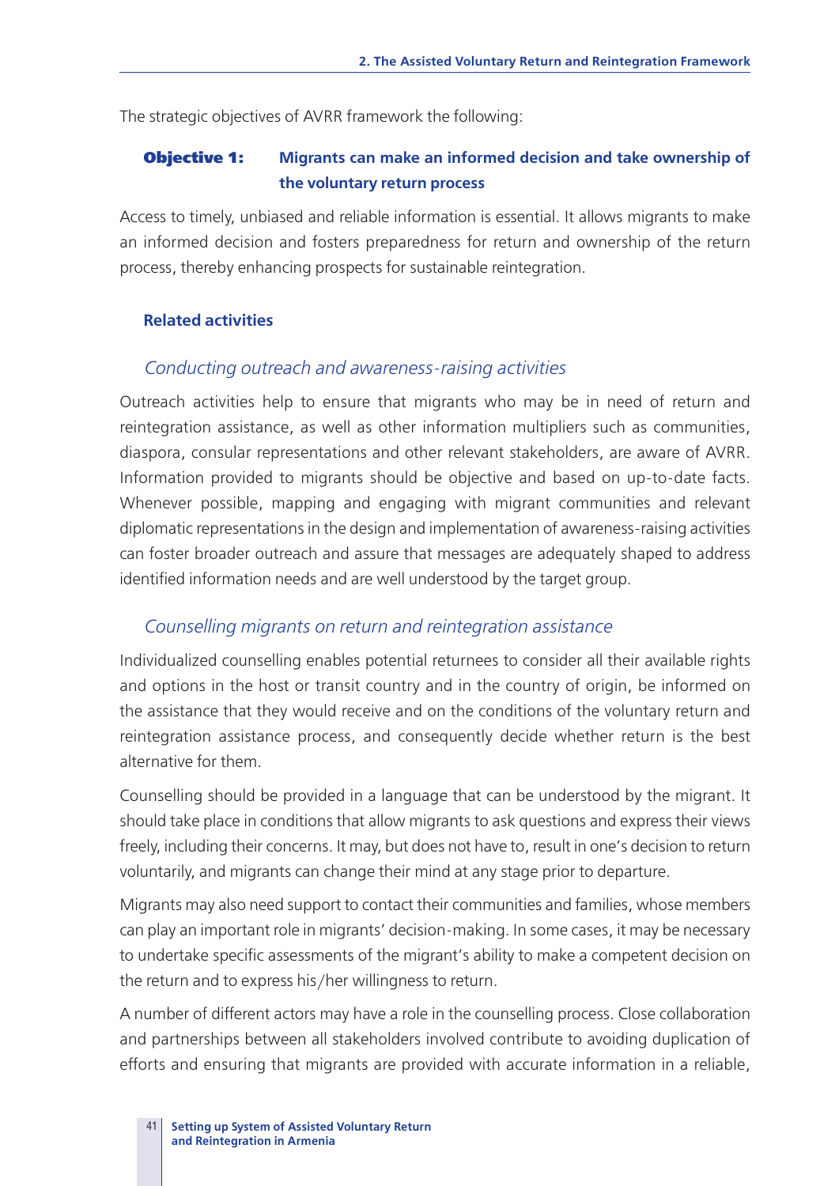The strategic objectives of AVRR framework the following:

### Objective 1: Migrants can make an informed decision and take ownership of the voluntary return process

Access to timely, unbiased and reliable information is essential. It allows migrants to make an informed decision and fosters preparedness for return and ownership of the return process, thereby enhancing prospects for sustainable reintegration.

#### Related activities

*Conducting outreach and awareness-raising activities*

Outreach activities help to ensure that migrants who may be in need of return and reintegration assistance, as well as other information multipliers such as communities, diaspora, consular representations and other relevant stakeholders, are aware of AVRR. Information provided to migrants should be objective and based on up-to-date facts. Whenever possible, mapping and engaging with migrant communities and relevant diplomatic representations in the design and implementation of awareness-raising activities can foster broader outreach and assure that messages are adequately shaped to address identified information needs and are well understood by the target group.

*Counselling migrants on return and reintegration assistance*

Individualized counselling enables potential returnees to consider all their available rights and options in the host or transit country and in the country of origin, be informed on the assistance that they would receive and on the conditions of the voluntary return and reintegration assistance process, and consequently decide whether return is the best alternative for them.

Counselling should be provided in a language that can be understood by the migrant. It should take place in conditions that allow migrants to ask questions and express their views freely, including their concerns. It may, but does not have to, result in one's decision to return voluntarily, and migrants can change their mind at any stage prior to departure.

Migrants may also need support to contact their communities and families, whose members can play an important role in migrants' decision-making. In some cases, it may be necessary to undertake specific assessments of the migrant's ability to make a competent decision on the return and to express his/her willingness to return.

A number of different actors may have a role in the counselling process. Close collaboration and partnerships between all stakeholders involved contribute to avoiding duplication of efforts and ensuring that migrants are provided with accurate information in a reliable,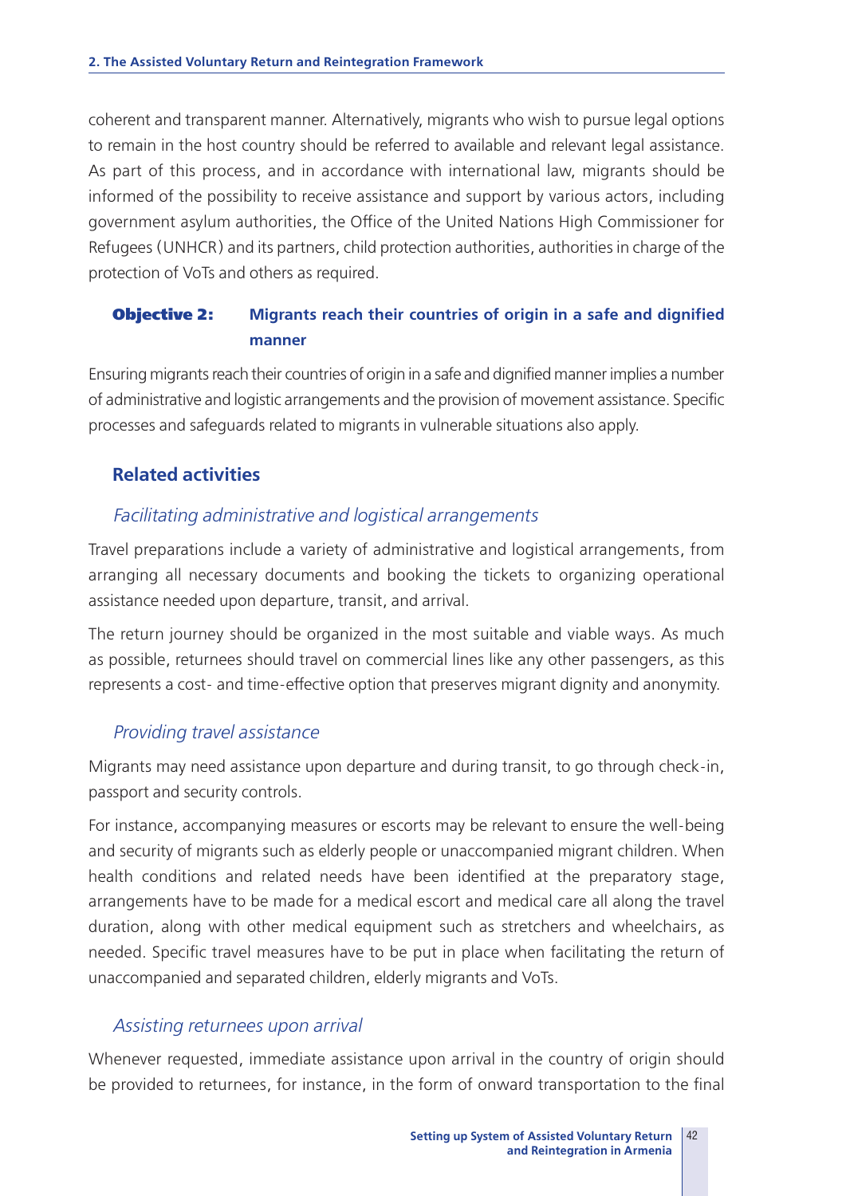coherent and transparent manner. Alternatively, migrants who wish to pursue legal options to remain in the host country should be referred to available and relevant legal assistance. As part of this process, and in accordance with international law, migrants should be informed of the possibility to receive assistance and support by various actors, including government asylum authorities, the Office of the United Nations High Commissioner for Refugees (UNHCR) and its partners, child protection authorities, authorities in charge of the protection of VoTs and others as required.

### Objective 2: Migrants reach their countries of origin in a safe and dignified manner

Ensuring migrants reach their countries of origin in a safe and dignified manner implies a number of administrative and logistic arrangements and the provision of movement assistance. Specific processes and safeguards related to migrants in vulnerable situations also apply.

#### Related activities

##### *Facilitating administrative and logistical arrangements*

Travel preparations include a variety of administrative and logistical arrangements, from arranging all necessary documents and booking the tickets to organizing operational assistance needed upon departure, transit, and arrival.

The return journey should be organized in the most suitable and viable ways. As much as possible, returnees should travel on commercial lines like any other passengers, as this represents a cost- and time-effective option that preserves migrant dignity and anonymity.

##### *Providing travel assistance*

Migrants may need assistance upon departure and during transit, to go through check-in, passport and security controls.

For instance, accompanying measures or escorts may be relevant to ensure the well-being and security of migrants such as elderly people or unaccompanied migrant children. When health conditions and related needs have been identified at the preparatory stage, arrangements have to be made for a medical escort and medical care all along the travel duration, along with other medical equipment such as stretchers and wheelchairs, as needed. Specific travel measures have to be put in place when facilitating the return of unaccompanied and separated children, elderly migrants and VoTs.

##### *Assisting returnees upon arrival*

Whenever requested, immediate assistance upon arrival in the country of origin should be provided to returnees, for instance, in the form of onward transportation to the final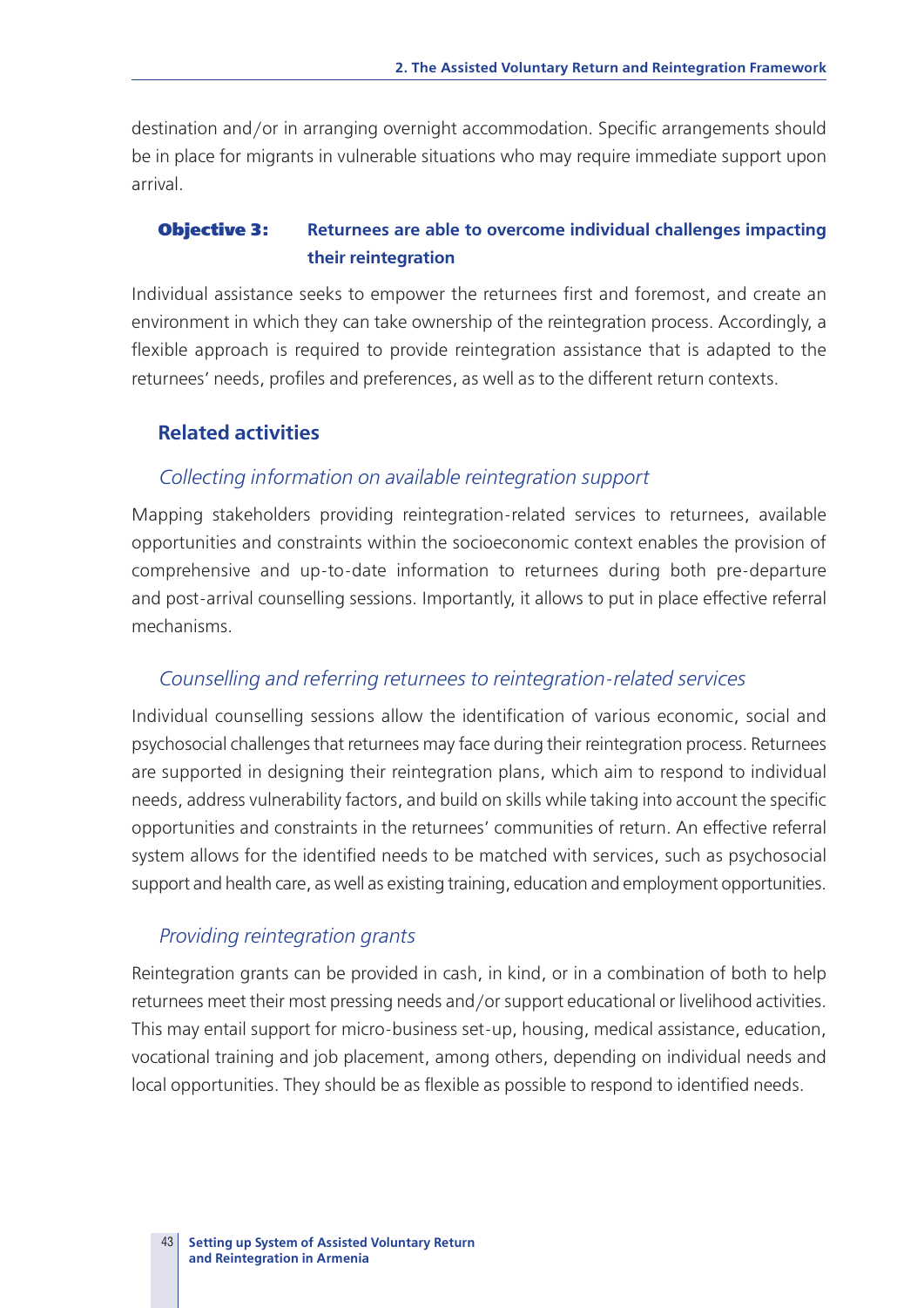destination and/or in arranging overnight accommodation. Specific arrangements should be in place for migrants in vulnerable situations who may require immediate support upon arrival.

### Objective 3: Returnees are able to overcome individual challenges impacting their reintegration

Individual assistance seeks to empower the returnees first and foremost, and create an environment in which they can take ownership of the reintegration process. Accordingly, a flexible approach is required to provide reintegration assistance that is adapted to the returnees' needs, profiles and preferences, as well as to the different return contexts.

#### Related activities

*Collecting information on available reintegration support*

Mapping stakeholders providing reintegration-related services to returnees, available opportunities and constraints within the socioeconomic context enables the provision of comprehensive and up-to-date information to returnees during both pre-departure and post-arrival counselling sessions. Importantly, it allows to put in place effective referral mechanisms.

*Counselling and referring returnees to reintegration-related services*

Individual counselling sessions allow the identification of various economic, social and psychosocial challenges that returnees may face during their reintegration process. Returnees are supported in designing their reintegration plans, which aim to respond to individual needs, address vulnerability factors, and build on skills while taking into account the specific opportunities and constraints in the returnees' communities of return. An effective referral system allows for the identified needs to be matched with services, such as psychosocial support and health care, as well as existing training, education and employment opportunities.

*Providing reintegration grants*

Reintegration grants can be provided in cash, in kind, or in a combination of both to help returnees meet their most pressing needs and/or support educational or livelihood activities. This may entail support for micro-business set-up, housing, medical assistance, education, vocational training and job placement, among others, depending on individual needs and local opportunities. They should be as flexible as possible to respond to identified needs.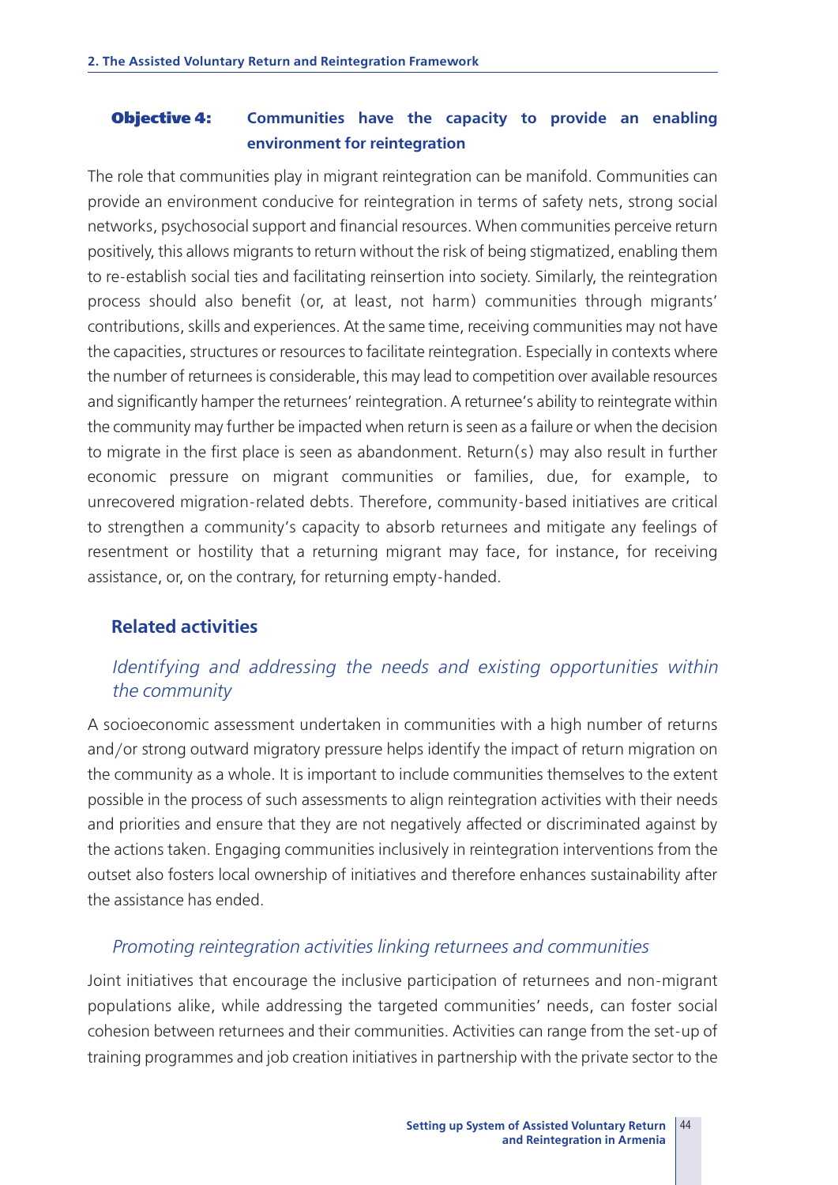### Objective 4: Communities have the capacity to provide an enabling environment for reintegration

The role that communities play in migrant reintegration can be manifold. Communities can provide an environment conducive for reintegration in terms of safety nets, strong social networks, psychosocial support and financial resources. When communities perceive return positively, this allows migrants to return without the risk of being stigmatized, enabling them to re-establish social ties and facilitating reinsertion into society. Similarly, the reintegration process should also benefit (or, at least, not harm) communities through migrants' contributions, skills and experiences. At the same time, receiving communities may not have the capacities, structures or resources to facilitate reintegration. Especially in contexts where the number of returnees is considerable, this may lead to competition over available resources and significantly hamper the returnees' reintegration. A returnee's ability to reintegrate within the community may further be impacted when return is seen as a failure or when the decision to migrate in the first place is seen as abandonment. Return(s) may also result in further economic pressure on migrant communities or families, due, for example, to unrecovered migration-related debts. Therefore, community-based initiatives are critical to strengthen a community's capacity to absorb returnees and mitigate any feelings of resentment or hostility that a returning migrant may face, for instance, for receiving assistance, or, on the contrary, for returning empty-handed.

#### Related activities

*Identifying and addressing the needs and existing opportunities within the community*

A socioeconomic assessment undertaken in communities with a high number of returns and/or strong outward migratory pressure helps identify the impact of return migration on the community as a whole. It is important to include communities themselves to the extent possible in the process of such assessments to align reintegration activities with their needs and priorities and ensure that they are not negatively affected or discriminated against by the actions taken. Engaging communities inclusively in reintegration interventions from the outset also fosters local ownership of initiatives and therefore enhances sustainability after the assistance has ended.

*Promoting reintegration activities linking returnees and communities*

Joint initiatives that encourage the inclusive participation of returnees and non-migrant populations alike, while addressing the targeted communities' needs, can foster social cohesion between returnees and their communities. Activities can range from the set-up of training programmes and job creation initiatives in partnership with the private sector to the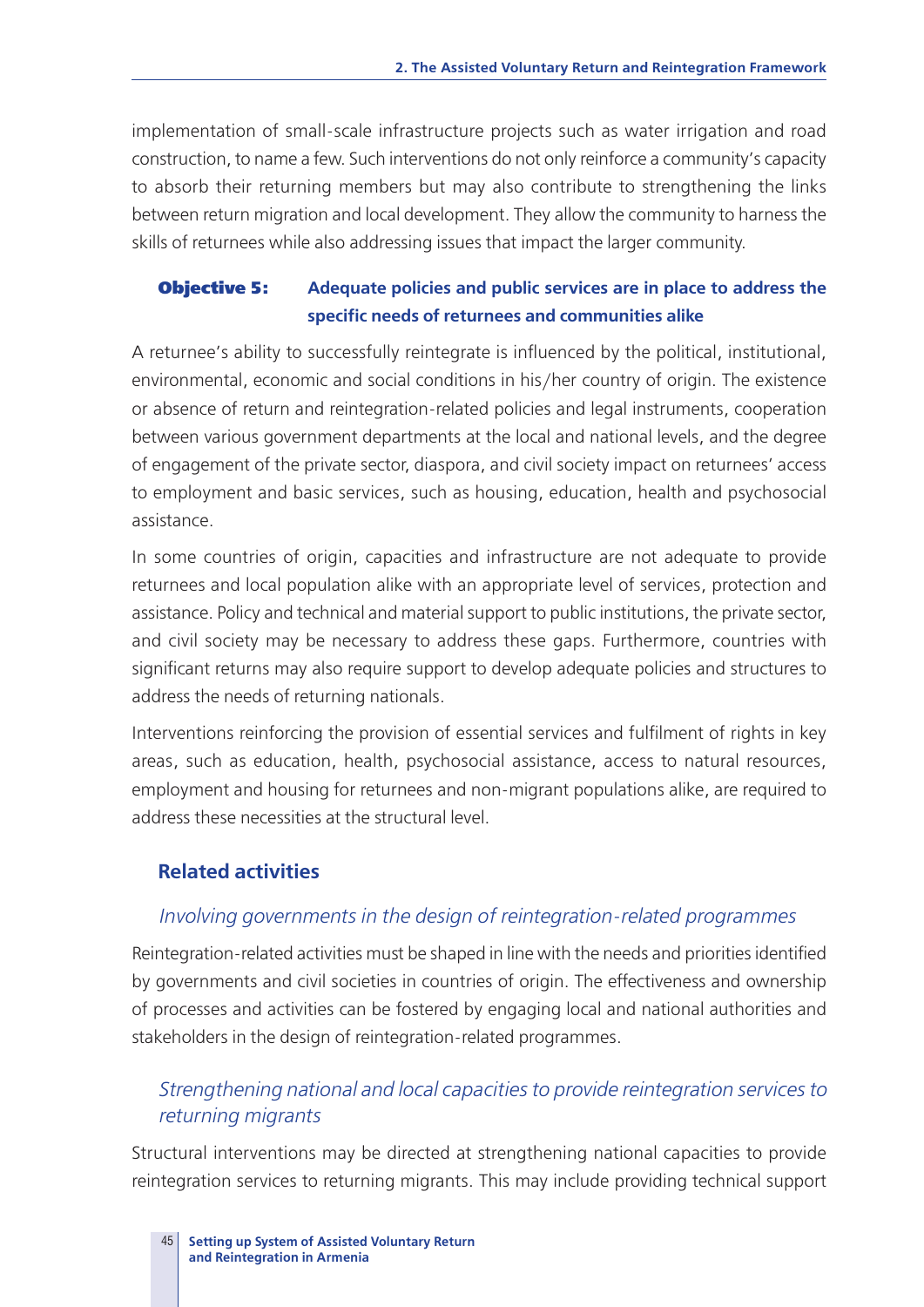implementation of small-scale infrastructure projects such as water irrigation and road construction, to name a few. Such interventions do not only reinforce a community's capacity to absorb their returning members but may also contribute to strengthening the links between return migration and local development. They allow the community to harness the skills of returnees while also addressing issues that impact the larger community.

### Objective 5: Adequate policies and public services are in place to address the specific needs of returnees and communities alike

A returnee's ability to successfully reintegrate is influenced by the political, institutional, environmental, economic and social conditions in his/her country of origin. The existence or absence of return and reintegration-related policies and legal instruments, cooperation between various government departments at the local and national levels, and the degree of engagement of the private sector, diaspora, and civil society impact on returnees' access to employment and basic services, such as housing, education, health and psychosocial assistance.

In some countries of origin, capacities and infrastructure are not adequate to provide returnees and local population alike with an appropriate level of services, protection and assistance. Policy and technical and material support to public institutions, the private sector, and civil society may be necessary to address these gaps. Furthermore, countries with significant returns may also require support to develop adequate policies and structures to address the needs of returning nationals.

Interventions reinforcing the provision of essential services and fulfilment of rights in key areas, such as education, health, psychosocial assistance, access to natural resources, employment and housing for returnees and non-migrant populations alike, are required to address these necessities at the structural level.

### Related activities

#### *Involving governments in the design of reintegration-related programmes*

Reintegration-related activities must be shaped in line with the needs and priorities identified by governments and civil societies in countries of origin. The effectiveness and ownership of processes and activities can be fostered by engaging local and national authorities and stakeholders in the design of reintegration-related programmes.

#### *Strengthening national and local capacities to provide reintegration services to returning migrants*

Structural interventions may be directed at strengthening national capacities to provide reintegration services to returning migrants. This may include providing technical support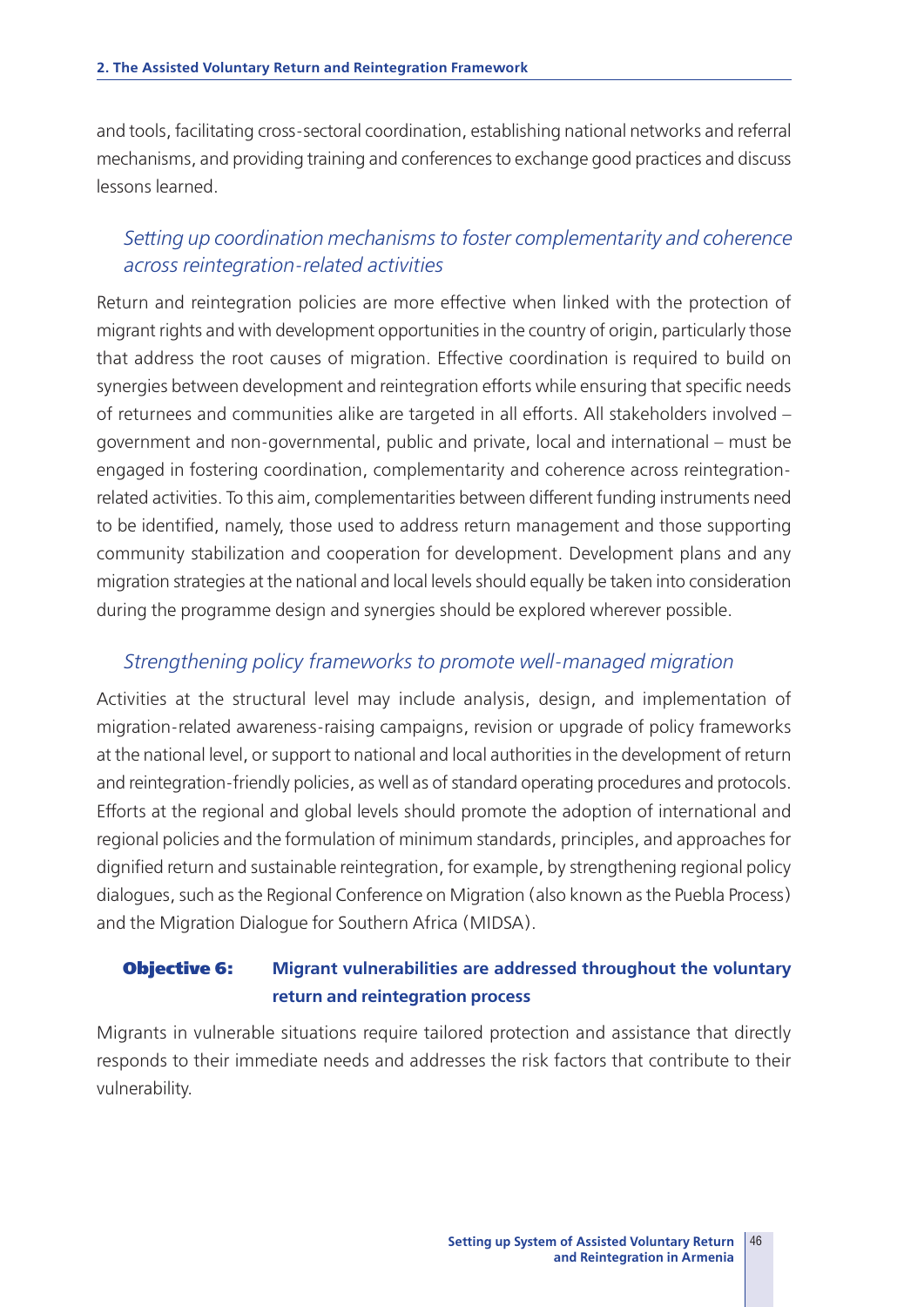and tools, facilitating cross-sectoral coordination, establishing national networks and referral mechanisms, and providing training and conferences to exchange good practices and discuss lessons learned.

### *Setting up coordination mechanisms to foster complementarity and coherence across reintegration-related activities*

Return and reintegration policies are more effective when linked with the protection of migrant rights and with development opportunities in the country of origin, particularly those that address the root causes of migration. Effective coordination is required to build on synergies between development and reintegration efforts while ensuring that specific needs of returnees and communities alike are targeted in all efforts. All stakeholders involved – government and non-governmental, public and private, local and international – must be engaged in fostering coordination, complementarity and coherence across reintegration-related activities. To this aim, complementarities between different funding instruments need to be identified, namely, those used to address return management and those supporting community stabilization and cooperation for development. Development plans and any migration strategies at the national and local levels should equally be taken into consideration during the programme design and synergies should be explored wherever possible.

### *Strengthening policy frameworks to promote well-managed migration*

Activities at the structural level may include analysis, design, and implementation of migration-related awareness-raising campaigns, revision or upgrade of policy frameworks at the national level, or support to national and local authorities in the development of return and reintegration-friendly policies, as well as of standard operating procedures and protocols. Efforts at the regional and global levels should promote the adoption of international and regional policies and the formulation of minimum standards, principles, and approaches for dignified return and sustainable reintegration, for example, by strengthening regional policy dialogues, such as the Regional Conference on Migration (also known as the Puebla Process) and the Migration Dialogue for Southern Africa (MIDSA).

### **Objective 6: Migrant vulnerabilities are addressed throughout the voluntary return and reintegration process**

Migrants in vulnerable situations require tailored protection and assistance that directly responds to their immediate needs and addresses the risk factors that contribute to their vulnerability.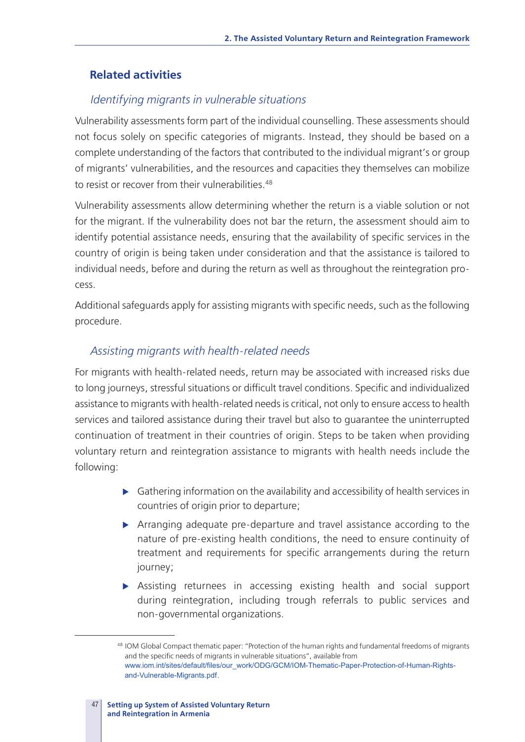### Related activities

#### *Identifying migrants in vulnerable situations*

Vulnerability assessments form part of the individual counselling. These assessments should not focus solely on specific categories of migrants. Instead, they should be based on a complete understanding of the factors that contributed to the individual migrant's or group of migrants' vulnerabilities, and the resources and capacities they themselves can mobilize to resist or recover from their vulnerabilities.[48]

Vulnerability assessments allow determining whether the return is a viable solution or not for the migrant. If the vulnerability does not bar the return, the assessment should aim to identify potential assistance needs, ensuring that the availability of specific services in the country of origin is being taken under consideration and that the assistance is tailored to individual needs, before and during the return as well as throughout the reintegration process.

Additional safeguards apply for assisting migrants with specific needs, such as the following procedure.

#### *Assisting migrants with health-related needs*

For migrants with health-related needs, return may be associated with increased risks due to long journeys, stressful situations or difficult travel conditions. Specific and individualized assistance to migrants with health-related needs is critical, not only to ensure access to health services and tailored assistance during their travel but also to guarantee the uninterrupted continuation of treatment in their countries of origin. Steps to be taken when providing voluntary return and reintegration assistance to migrants with health needs include the following:

- Gathering information on the availability and accessibility of health services in countries of origin prior to departure;
- Arranging adequate pre-departure and travel assistance according to the nature of pre-existing health conditions, the need to ensure continuity of treatment and requirements for specific arrangements during the return journey;
- Assisting returnees in accessing existing health and social support during reintegration, including trough referrals to public services and non-governmental organizations.

---

[48] IOM Global Compact thematic paper: "Protection of the human rights and fundamental freedoms of migrants and the specific needs of migrants in vulnerable situations", available from www.iom.int/sites/default/files/our_work/ODG/GCM/IOM-Thematic-Paper-Protection-of-Human-Rights-and-Vulnerable-Migrants.pdf.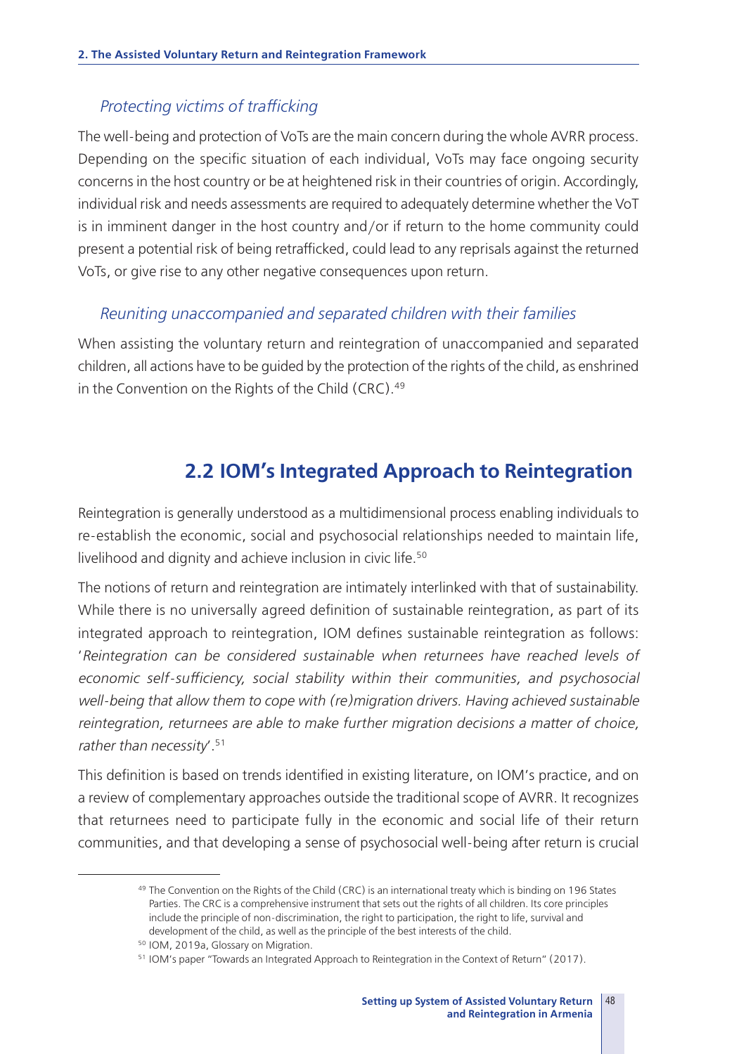### *Protecting victims of trafficking*

The well-being and protection of VoTs are the main concern during the whole AVRR process. Depending on the specific situation of each individual, VoTs may face ongoing security concerns in the host country or be at heightened risk in their countries of origin. Accordingly, individual risk and needs assessments are required to adequately determine whether the VoT is in imminent danger in the host country and/or if return to the home community could present a potential risk of being retrafficked, could lead to any reprisals against the returned VoTs, or give rise to any other negative consequences upon return.

### *Reuniting unaccompanied and separated children with their families*

When assisting the voluntary return and reintegration of unaccompanied and separated children, all actions have to be guided by the protection of the rights of the child, as enshrined in the Convention on the Rights of the Child (CRC).[49]

## 2.2 IOM's Integrated Approach to Reintegration

Reintegration is generally understood as a multidimensional process enabling individuals to re-establish the economic, social and psychosocial relationships needed to maintain life, livelihood and dignity and achieve inclusion in civic life.[50]

The notions of return and reintegration are intimately interlinked with that of sustainability. While there is no universally agreed definition of sustainable reintegration, as part of its integrated approach to reintegration, IOM defines sustainable reintegration as follows: '*Reintegration can be considered sustainable when returnees have reached levels of economic self-sufficiency, social stability within their communities, and psychosocial well-being that allow them to cope with (re)migration drivers. Having achieved sustainable reintegration, returnees are able to make further migration decisions a matter of choice, rather than necessity*'.[51]

This definition is based on trends identified in existing literature, on IOM's practice, and on a review of complementary approaches outside the traditional scope of AVRR. It recognizes that returnees need to participate fully in the economic and social life of their return communities, and that developing a sense of psychosocial well-being after return is crucial

---

[49] The Convention on the Rights of the Child (CRC) is an international treaty which is binding on 196 States Parties. The CRC is a comprehensive instrument that sets out the rights of all children. Its core principles include the principle of non-discrimination, the right to participation, the right to life, survival and development of the child, as well as the principle of the best interests of the child.

[50] IOM, 2019a, Glossary on Migration.

[51] IOM's paper "Towards an Integrated Approach to Reintegration in the Context of Return" (2017).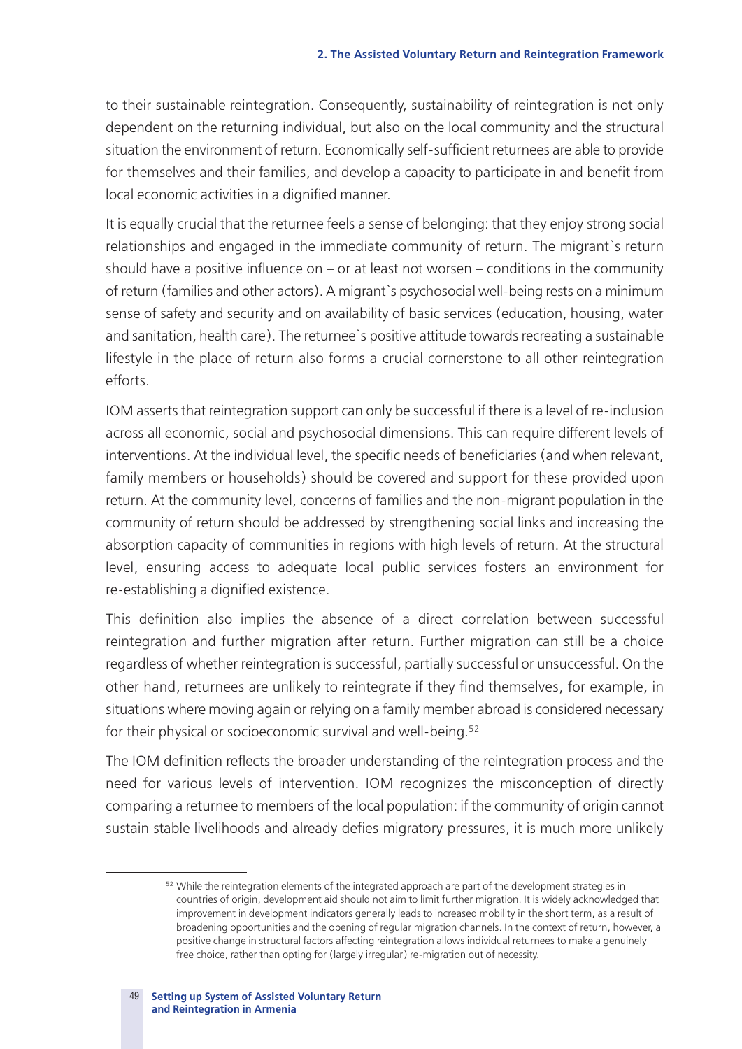to their sustainable reintegration. Consequently, sustainability of reintegration is not only dependent on the returning individual, but also on the local community and the structural situation the environment of return. Economically self-sufficient returnees are able to provide for themselves and their families, and develop a capacity to participate in and benefit from local economic activities in a dignified manner.

It is equally crucial that the returnee feels a sense of belonging: that they enjoy strong social relationships and engaged in the immediate community of return. The migrant`s return should have a positive influence on – or at least not worsen – conditions in the community of return (families and other actors). A migrant`s psychosocial well-being rests on a minimum sense of safety and security and on availability of basic services (education, housing, water and sanitation, health care). The returnee`s positive attitude towards recreating a sustainable lifestyle in the place of return also forms a crucial cornerstone to all other reintegration efforts.

IOM asserts that reintegration support can only be successful if there is a level of re-inclusion across all economic, social and psychosocial dimensions. This can require different levels of interventions. At the individual level, the specific needs of beneficiaries (and when relevant, family members or households) should be covered and support for these provided upon return. At the community level, concerns of families and the non-migrant population in the community of return should be addressed by strengthening social links and increasing the absorption capacity of communities in regions with high levels of return. At the structural level, ensuring access to adequate local public services fosters an environment for re-establishing a dignified existence.

This definition also implies the absence of a direct correlation between successful reintegration and further migration after return. Further migration can still be a choice regardless of whether reintegration is successful, partially successful or unsuccessful. On the other hand, returnees are unlikely to reintegrate if they find themselves, for example, in situations where moving again or relying on a family member abroad is considered necessary for their physical or socioeconomic survival and well-being.[52]

The IOM definition reflects the broader understanding of the reintegration process and the need for various levels of intervention. IOM recognizes the misconception of directly comparing a returnee to members of the local population: if the community of origin cannot sustain stable livelihoods and already defies migratory pressures, it is much more unlikely

[52] While the reintegration elements of the integrated approach are part of the development strategies in countries of origin, development aid should not aim to limit further migration. It is widely acknowledged that improvement in development indicators generally leads to increased mobility in the short term, as a result of broadening opportunities and the opening of regular migration channels. In the context of return, however, a positive change in structural factors affecting reintegration allows individual returnees to make a genuinely free choice, rather than opting for (largely irregular) re-migration out of necessity.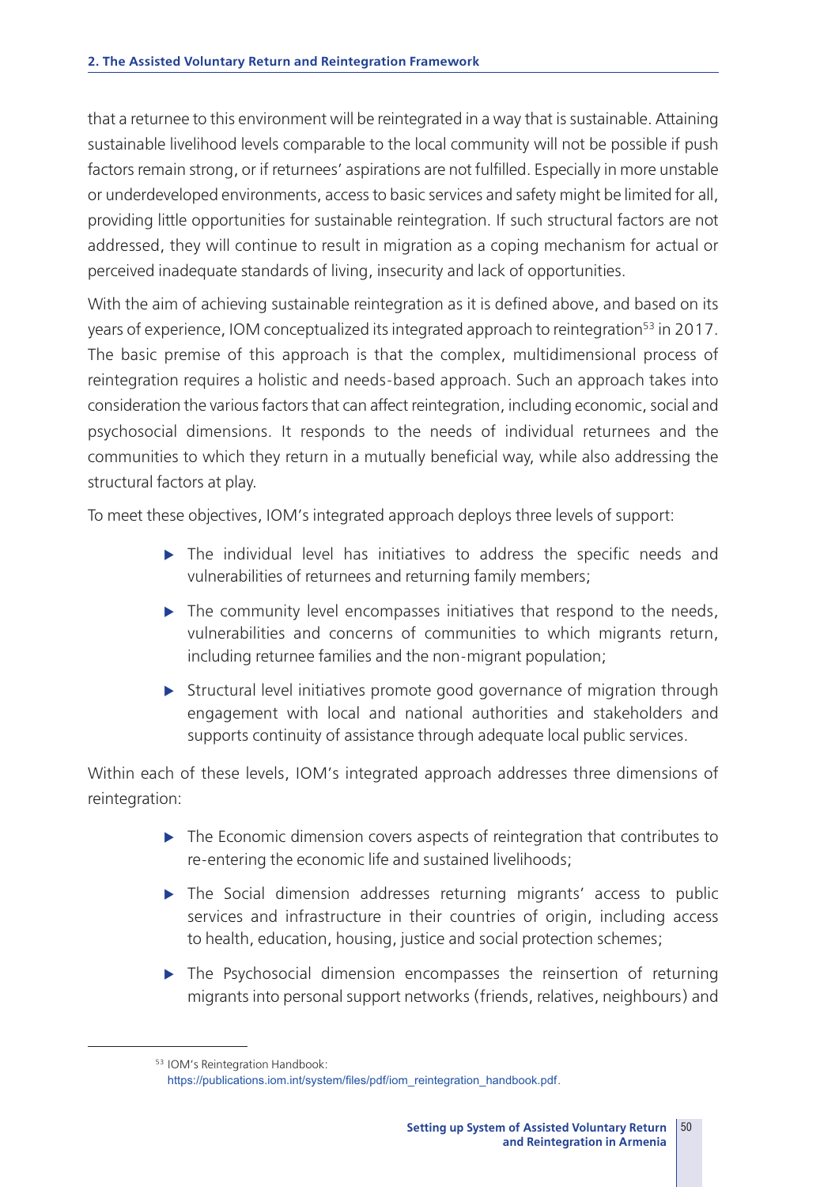that a returnee to this environment will be reintegrated in a way that is sustainable. Attaining sustainable livelihood levels comparable to the local community will not be possible if push factors remain strong, or if returnees' aspirations are not fulfilled. Especially in more unstable or underdeveloped environments, access to basic services and safety might be limited for all, providing little opportunities for sustainable reintegration. If such structural factors are not addressed, they will continue to result in migration as a coping mechanism for actual or perceived inadequate standards of living, insecurity and lack of opportunities.

With the aim of achieving sustainable reintegration as it is defined above, and based on its years of experience, IOM conceptualized its integrated approach to reintegration[53] in 2017. The basic premise of this approach is that the complex, multidimensional process of reintegration requires a holistic and needs-based approach. Such an approach takes into consideration the various factors that can affect reintegration, including economic, social and psychosocial dimensions. It responds to the needs of individual returnees and the communities to which they return in a mutually beneficial way, while also addressing the structural factors at play.

To meet these objectives, IOM's integrated approach deploys three levels of support:

- The individual level has initiatives to address the specific needs and vulnerabilities of returnees and returning family members;
- The community level encompasses initiatives that respond to the needs, vulnerabilities and concerns of communities to which migrants return, including returnee families and the non-migrant population;
- Structural level initiatives promote good governance of migration through engagement with local and national authorities and stakeholders and supports continuity of assistance through adequate local public services.

Within each of these levels, IOM's integrated approach addresses three dimensions of reintegration:

- The Economic dimension covers aspects of reintegration that contributes to re-entering the economic life and sustained livelihoods;
- The Social dimension addresses returning migrants' access to public services and infrastructure in their countries of origin, including access to health, education, housing, justice and social protection schemes;
- The Psychosocial dimension encompasses the reinsertion of returning migrants into personal support networks (friends, relatives, neighbours) and

[53] IOM's Reintegration Handbook: https://publications.iom.int/system/files/pdf/iom_reintegration_handbook.pdf.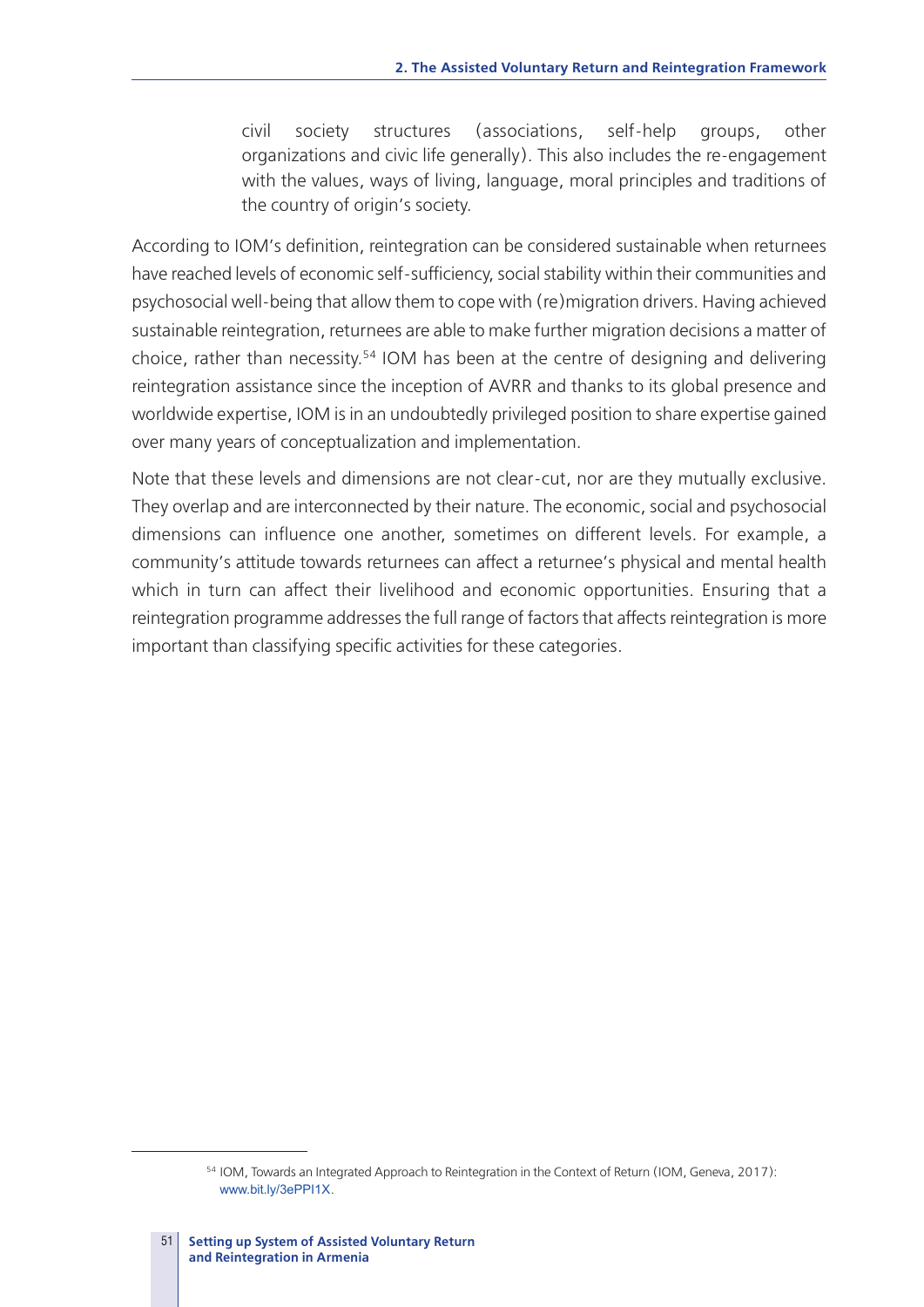civil society structures (associations, self-help groups, other organizations and civic life generally). This also includes the re-engagement with the values, ways of living, language, moral principles and traditions of the country of origin's society.

According to IOM's definition, reintegration can be considered sustainable when returnees have reached levels of economic self-sufficiency, social stability within their communities and psychosocial well-being that allow them to cope with (re)migration drivers. Having achieved sustainable reintegration, returnees are able to make further migration decisions a matter of choice, rather than necessity.[54] IOM has been at the centre of designing and delivering reintegration assistance since the inception of AVRR and thanks to its global presence and worldwide expertise, IOM is in an undoubtedly privileged position to share expertise gained over many years of conceptualization and implementation.

Note that these levels and dimensions are not clear-cut, nor are they mutually exclusive. They overlap and are interconnected by their nature. The economic, social and psychosocial dimensions can influence one another, sometimes on different levels. For example, a community's attitude towards returnees can affect a returnee's physical and mental health which in turn can affect their livelihood and economic opportunities. Ensuring that a reintegration programme addresses the full range of factors that affects reintegration is more important than classifying specific activities for these categories.

---

[54] IOM, Towards an Integrated Approach to Reintegration in the Context of Return (IOM, Geneva, 2017): www.bit.ly/3ePPI1X.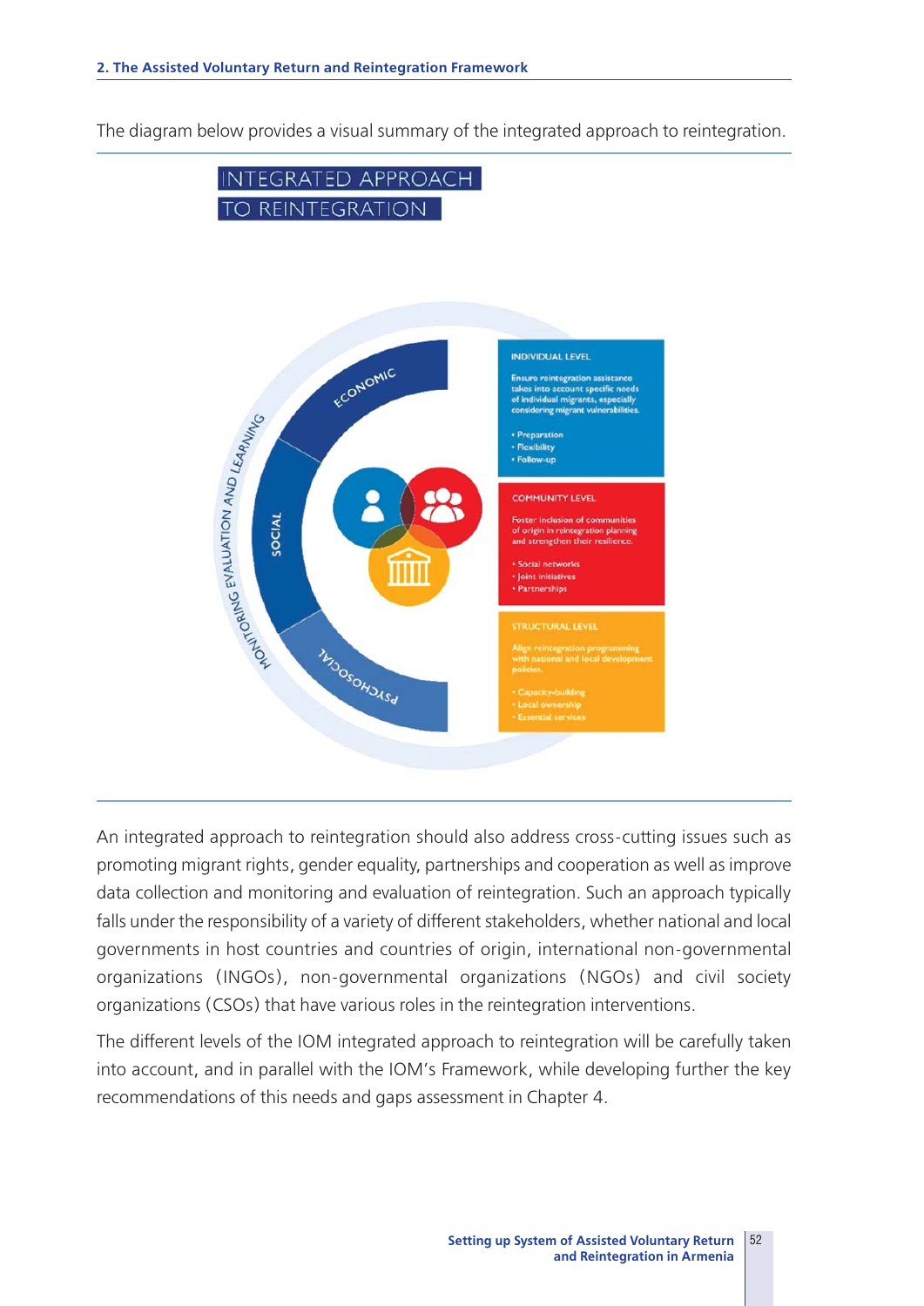The diagram below provides a visual summary of the integrated approach to reintegration.

INTEGRATED APPROACH TO REINTEGRATION

MONITORING EVALUATION AND LEARNING

ECONOMIC

SOCIAL

PSYCHOSOCIAL

**INDIVIDUAL LEVEL**

Ensure reintegration assistance takes into account specific needs of individual migrants, especially considering migrant vulnerabilities.

- Preparation
- Flexibility
- Follow-up

**COMMUNITY LEVEL**

Foster inclusion of communities of origin in reintegration planning and strengthen their resilience.

- Social networks
- Joint initiatives
- Partnerships

**STRUCTURAL LEVEL**

Align reintegration programming with national and local development policies.

- Capacity-building
- Local ownership
- Essential services

An integrated approach to reintegration should also address cross-cutting issues such as promoting migrant rights, gender equality, partnerships and cooperation as well as improve data collection and monitoring and evaluation of reintegration. Such an approach typically falls under the responsibility of a variety of different stakeholders, whether national and local governments in host countries and countries of origin, international non-governmental organizations (INGOs), non-governmental organizations (NGOs) and civil society organizations (CSOs) that have various roles in the reintegration interventions.

The different levels of the IOM integrated approach to reintegration will be carefully taken into account, and in parallel with the IOM's Framework, while developing further the key recommendations of this needs and gaps assessment in Chapter 4.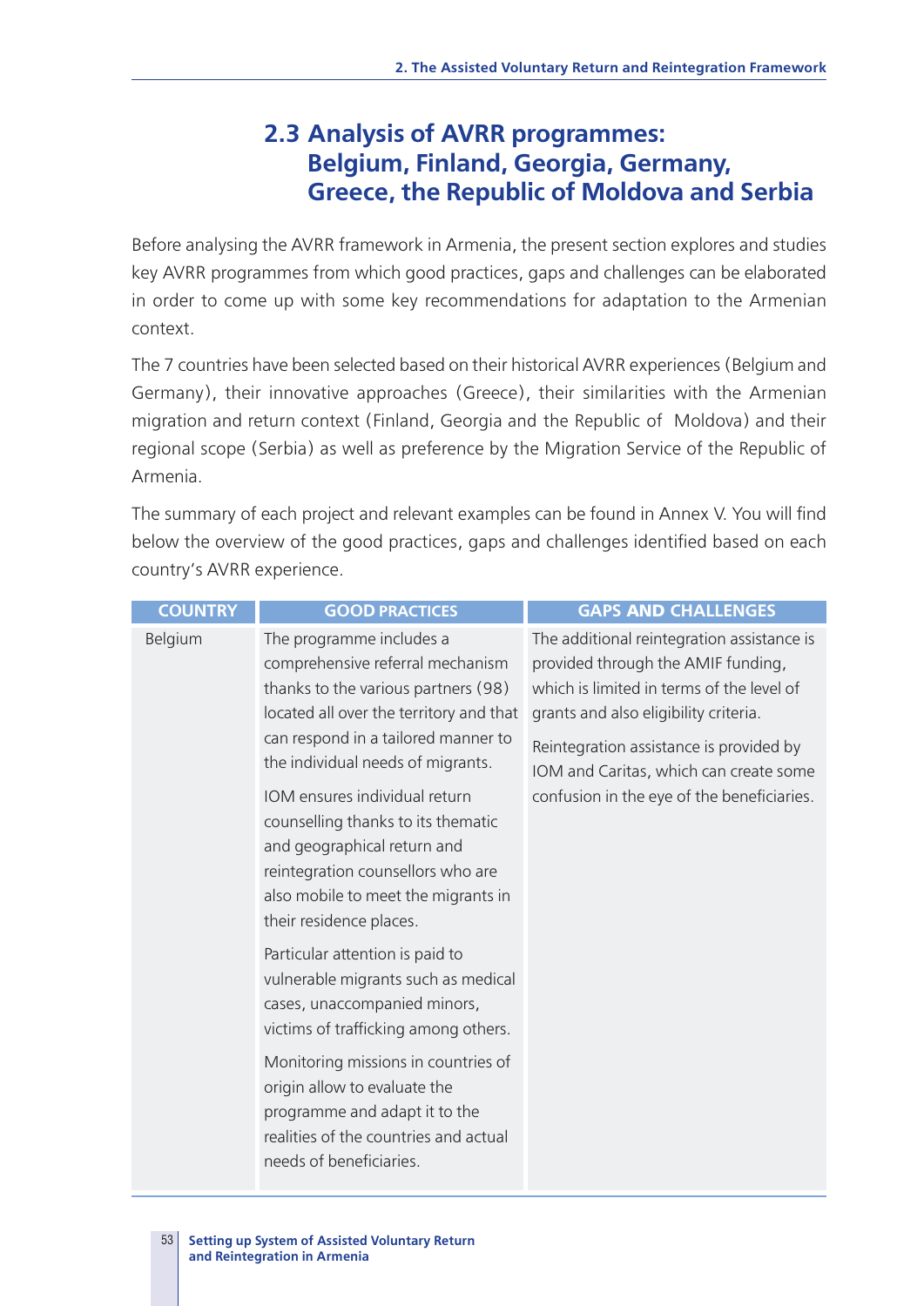## 2.3 Analysis of AVRR programmes: Belgium, Finland, Georgia, Germany, Greece, the Republic of Moldova and Serbia

Before analysing the AVRR framework in Armenia, the present section explores and studies key AVRR programmes from which good practices, gaps and challenges can be elaborated in order to come up with some key recommendations for adaptation to the Armenian context.

The 7 countries have been selected based on their historical AVRR experiences (Belgium and Germany), their innovative approaches (Greece), their similarities with the Armenian migration and return context (Finland, Georgia and the Republic of Moldova) and their regional scope (Serbia) as well as preference by the Migration Service of the Republic of Armenia.

The summary of each project and relevant examples can be found in Annex V. You will find below the overview of the good practices, gaps and challenges identified based on each country's AVRR experience.

| COUNTRY | GOOD PRACTICES | GAPS AND CHALLENGES |
|---|---|---|
| Belgium | The programme includes a comprehensive referral mechanism thanks to the various partners (98) located all over the territory and that can respond in a tailored manner to the individual needs of migrants.<br><br>IOM ensures individual return counselling thanks to its thematic and geographical return and reintegration counsellors who are also mobile to meet the migrants in their residence places.<br><br>Particular attention is paid to vulnerable migrants such as medical cases, unaccompanied minors, victims of trafficking among others.<br><br>Monitoring missions in countries of origin allow to evaluate the programme and adapt it to the realities of the countries and actual needs of beneficiaries. | The additional reintegration assistance is provided through the AMIF funding, which is limited in terms of the level of grants and also eligibility criteria.<br><br>Reintegration assistance is provided by IOM and Caritas, which can create some confusion in the eye of the beneficiaries. |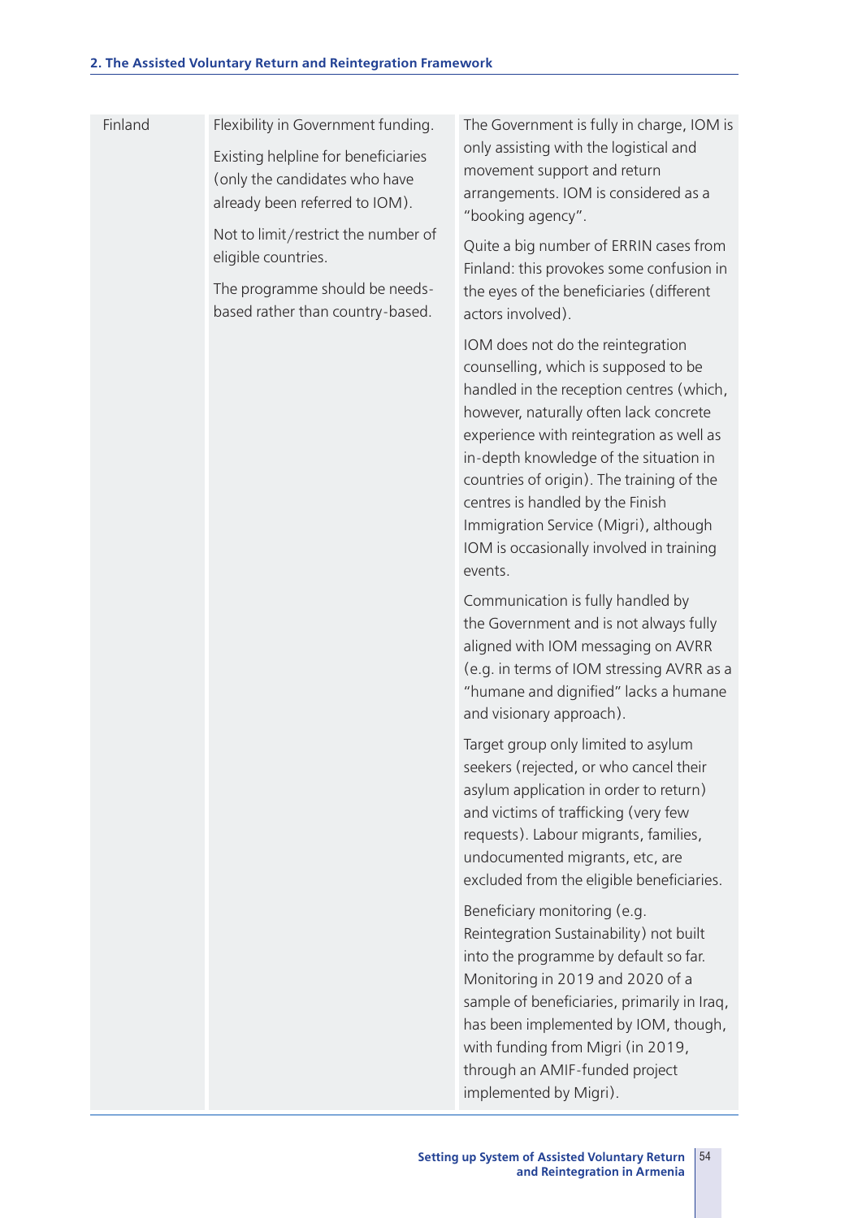| | | |
|---|---|---|
| Finland | Flexibility in Government funding.<br><br>Existing helpline for beneficiaries (only the candidates who have already been referred to IOM).<br><br>Not to limit/restrict the number of eligible countries.<br><br>The programme should be needs-based rather than country-based. | The Government is fully in charge, IOM is only assisting with the logistical and movement support and return arrangements. IOM is considered as a "booking agency".<br><br>Quite a big number of ERRIN cases from Finland: this provokes some confusion in the eyes of the beneficiaries (different actors involved).<br><br>IOM does not do the reintegration counselling, which is supposed to be handled in the reception centres (which, however, naturally often lack concrete experience with reintegration as well as in-depth knowledge of the situation in countries of origin). The training of the centres is handled by the Finish Immigration Service (Migri), although IOM is occasionally involved in training events.<br><br>Communication is fully handled by the Government and is not always fully aligned with IOM messaging on AVRR (e.g. in terms of IOM stressing AVRR as a "humane and dignified" lacks a humane and visionary approach).<br><br>Target group only limited to asylum seekers (rejected, or who cancel their asylum application in order to return) and victims of trafficking (very few requests). Labour migrants, families, undocumented migrants, etc, are excluded from the eligible beneficiaries.<br><br>Beneficiary monitoring (e.g. Reintegration Sustainability) not built into the programme by default so far. Monitoring in 2019 and 2020 of a sample of beneficiaries, primarily in Iraq, has been implemented by IOM, though, with funding from Migri (in 2019, through an AMIF-funded project implemented by Migri). |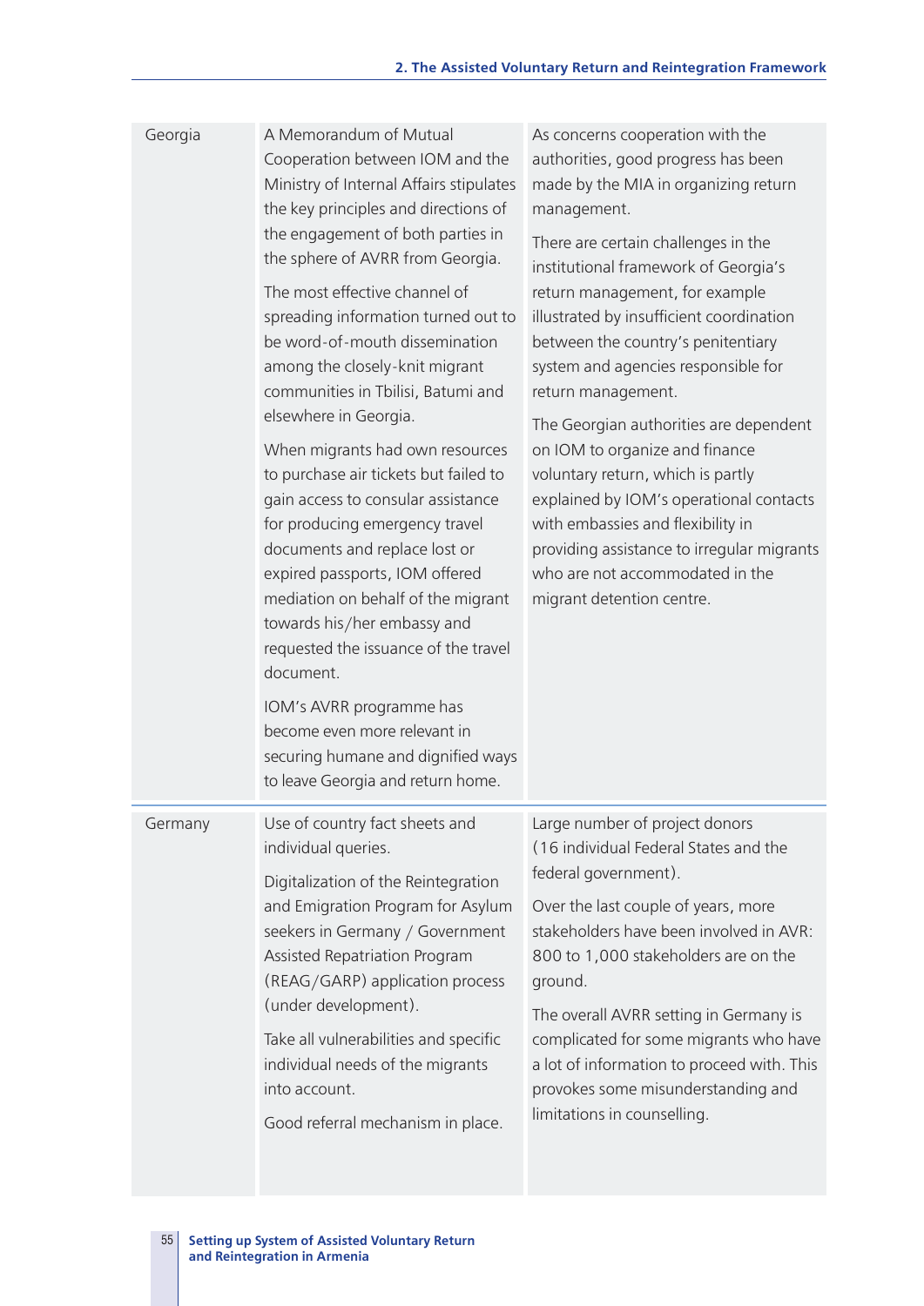| | | |
|---|---|---|
| Georgia | A Memorandum of Mutual Cooperation between IOM and the Ministry of Internal Affairs stipulates the key principles and directions of the engagement of both parties in the sphere of AVRR from Georgia.<br><br>The most effective channel of spreading information turned out to be word-of-mouth dissemination among the closely-knit migrant communities in Tbilisi, Batumi and elsewhere in Georgia.<br><br>When migrants had own resources to purchase air tickets but failed to gain access to consular assistance for producing emergency travel documents and replace lost or expired passports, IOM offered mediation on behalf of the migrant towards his/her embassy and requested the issuance of the travel document.<br><br>IOM's AVRR programme has become even more relevant in securing humane and dignified ways to leave Georgia and return home. | As concerns cooperation with the authorities, good progress has been made by the MIA in organizing return management.<br><br>There are certain challenges in the institutional framework of Georgia's return management, for example illustrated by insufficient coordination between the country's penitentiary system and agencies responsible for return management.<br><br>The Georgian authorities are dependent on IOM to organize and finance voluntary return, which is partly explained by IOM's operational contacts with embassies and flexibility in providing assistance to irregular migrants who are not accommodated in the migrant detention centre. |
| Germany | Use of country fact sheets and individual queries.<br><br>Digitalization of the Reintegration and Emigration Program for Asylum seekers in Germany / Government Assisted Repatriation Program (REAG/GARP) application process (under development).<br><br>Take all vulnerabilities and specific individual needs of the migrants into account.<br><br>Good referral mechanism in place. | Large number of project donors (16 individual Federal States and the federal government).<br><br>Over the last couple of years, more stakeholders have been involved in AVR: 800 to 1,000 stakeholders are on the ground.<br><br>The overall AVRR setting in Germany is complicated for some migrants who have a lot of information to proceed with. This provokes some misunderstanding and limitations in counselling. |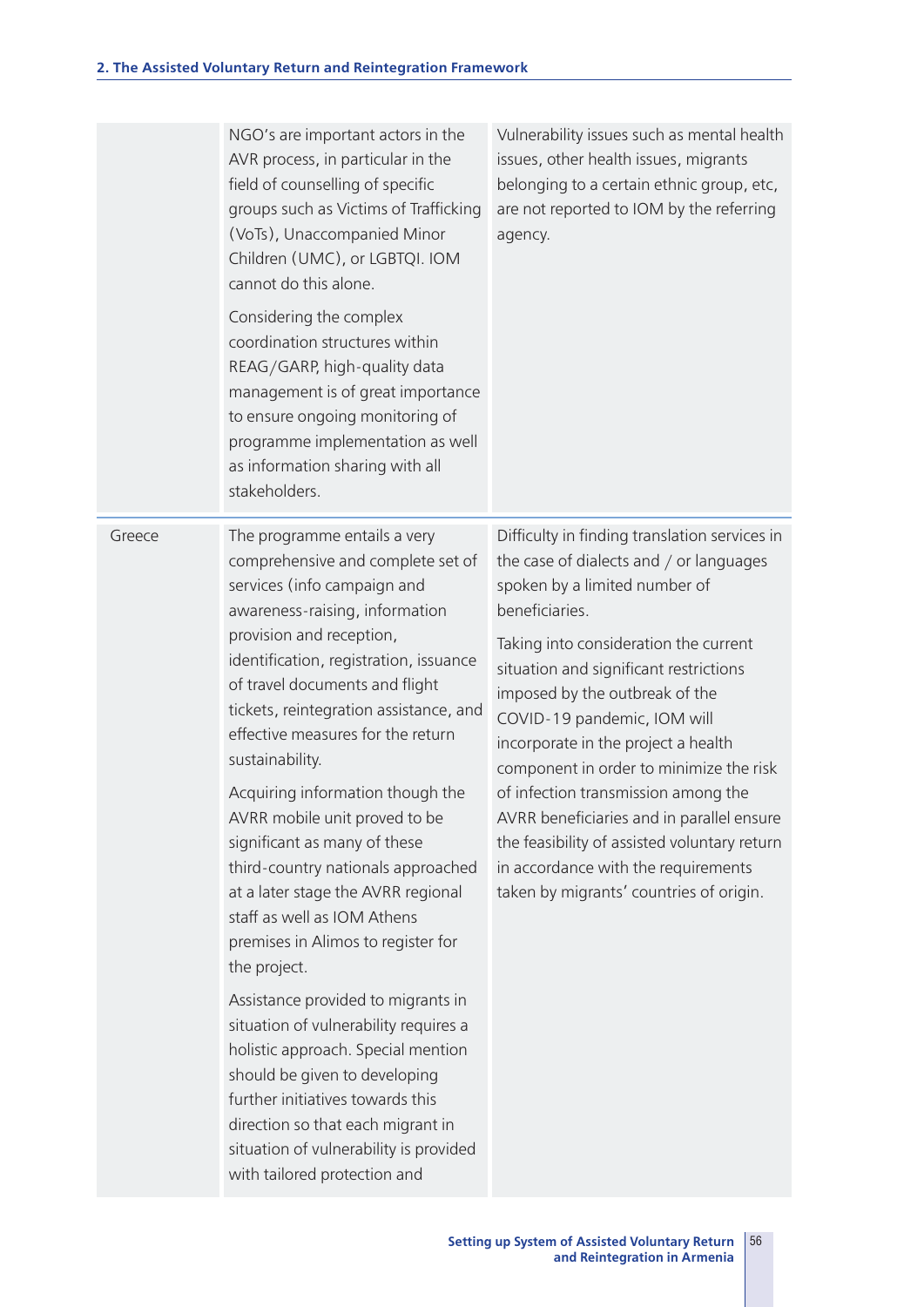| | | |
|---|---|---|
| | NGO's are important actors in the AVR process, in particular in the field of counselling of specific groups such as Victims of Trafficking (VoTs), Unaccompanied Minor Children (UMC), or LGBTQI. IOM cannot do this alone.<br><br>Considering the complex coordination structures within REAG/GARP, high-quality data management is of great importance to ensure ongoing monitoring of programme implementation as well as information sharing with all stakeholders. | Vulnerability issues such as mental health issues, other health issues, migrants belonging to a certain ethnic group, etc, are not reported to IOM by the referring agency. |
| Greece | The programme entails a very comprehensive and complete set of services (info campaign and awareness-raising, information provision and reception, identification, registration, issuance of travel documents and flight tickets, reintegration assistance, and effective measures for the return sustainability.<br><br>Acquiring information though the AVRR mobile unit proved to be significant as many of these third-country nationals approached at a later stage the AVRR regional staff as well as IOM Athens premises in Alimos to register for the project.<br><br>Assistance provided to migrants in situation of vulnerability requires a holistic approach. Special mention should be given to developing further initiatives towards this direction so that each migrant in situation of vulnerability is provided with tailored protection and | Difficulty in finding translation services in the case of dialects and / or languages spoken by a limited number of beneficiaries.<br><br>Taking into consideration the current situation and significant restrictions imposed by the outbreak of the COVID-19 pandemic, IOM will incorporate in the project a health component in order to minimize the risk of infection transmission among the AVRR beneficiaries and in parallel ensure the feasibility of assisted voluntary return in accordance with the requirements taken by migrants' countries of origin. |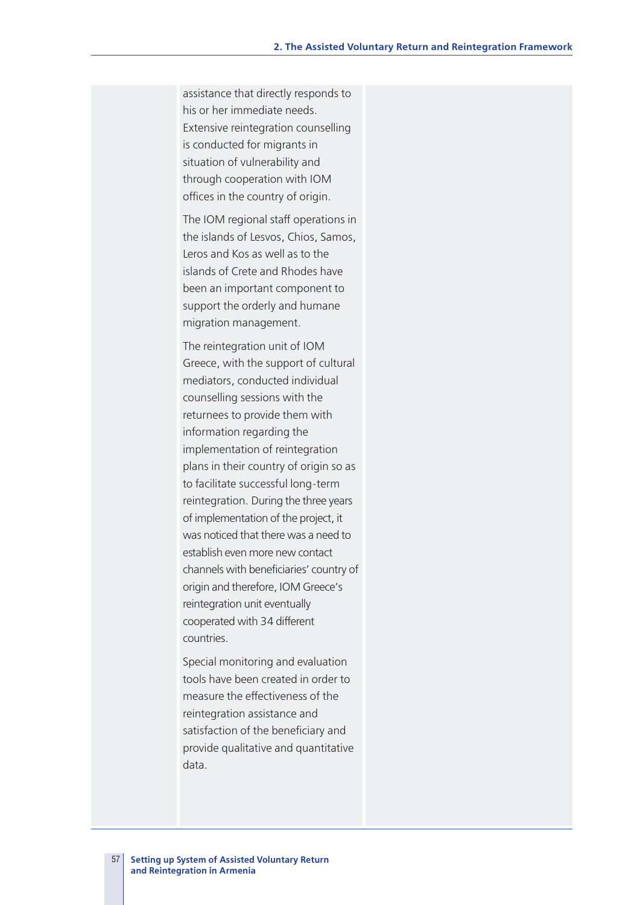assistance that directly responds to his or her immediate needs. Extensive reintegration counselling is conducted for migrants in situation of vulnerability and through cooperation with IOM offices in the country of origin.

The IOM regional staff operations in the islands of Lesvos, Chios, Samos, Leros and Kos as well as to the islands of Crete and Rhodes have been an important component to support the orderly and humane migration management.

The reintegration unit of IOM Greece, with the support of cultural mediators, conducted individual counselling sessions with the returnees to provide them with information regarding the implementation of reintegration plans in their country of origin so as to facilitate successful long-term reintegration. During the three years of implementation of the project, it was noticed that there was a need to establish even more new contact channels with beneficiaries' country of origin and therefore, IOM Greece's reintegration unit eventually cooperated with 34 different countries.

Special monitoring and evaluation tools have been created in order to measure the effectiveness of the reintegration assistance and satisfaction of the beneficiary and provide qualitative and quantitative data.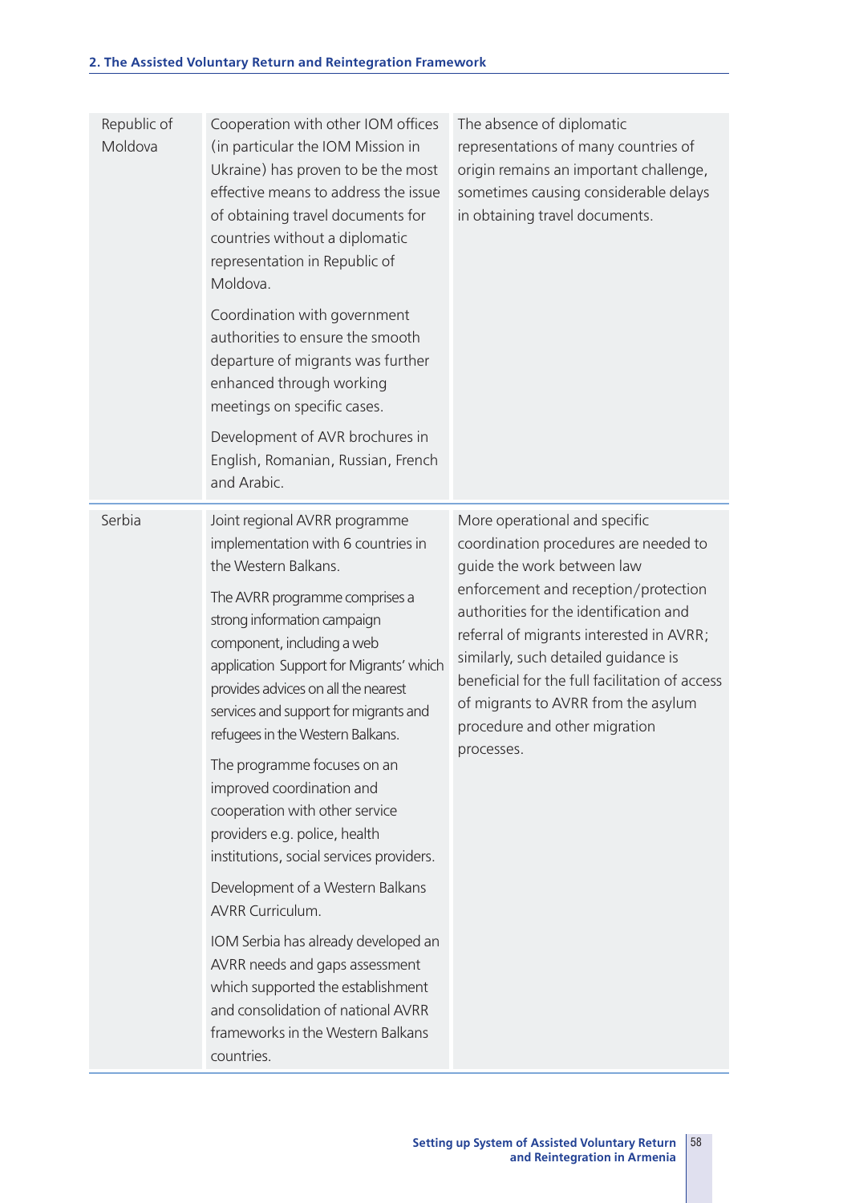| | | |
|---|---|---|
| Republic of Moldova | Cooperation with other IOM offices (in particular the IOM Mission in Ukraine) has proven to be the most effective means to address the issue of obtaining travel documents for countries without a diplomatic representation in Republic of Moldova.<br><br>Coordination with government authorities to ensure the smooth departure of migrants was further enhanced through working meetings on specific cases.<br><br>Development of AVR brochures in English, Romanian, Russian, French and Arabic. | The absence of diplomatic representations of many countries of origin remains an important challenge, sometimes causing considerable delays in obtaining travel documents. |
| Serbia | Joint regional AVRR programme implementation with 6 countries in the Western Balkans.<br><br>The AVRR programme comprises a strong information campaign component, including a web application Support for Migrants' which provides advices on all the nearest services and support for migrants and refugees in the Western Balkans.<br><br>The programme focuses on an improved coordination and cooperation with other service providers e.g. police, health institutions, social services providers.<br><br>Development of a Western Balkans AVRR Curriculum.<br><br>IOM Serbia has already developed an AVRR needs and gaps assessment which supported the establishment and consolidation of national AVRR frameworks in the Western Balkans countries. | More operational and specific coordination procedures are needed to guide the work between law enforcement and reception/protection authorities for the identification and referral of migrants interested in AVRR; similarly, such detailed guidance is beneficial for the full facilitation of access of migrants to AVRR from the asylum procedure and other migration processes. |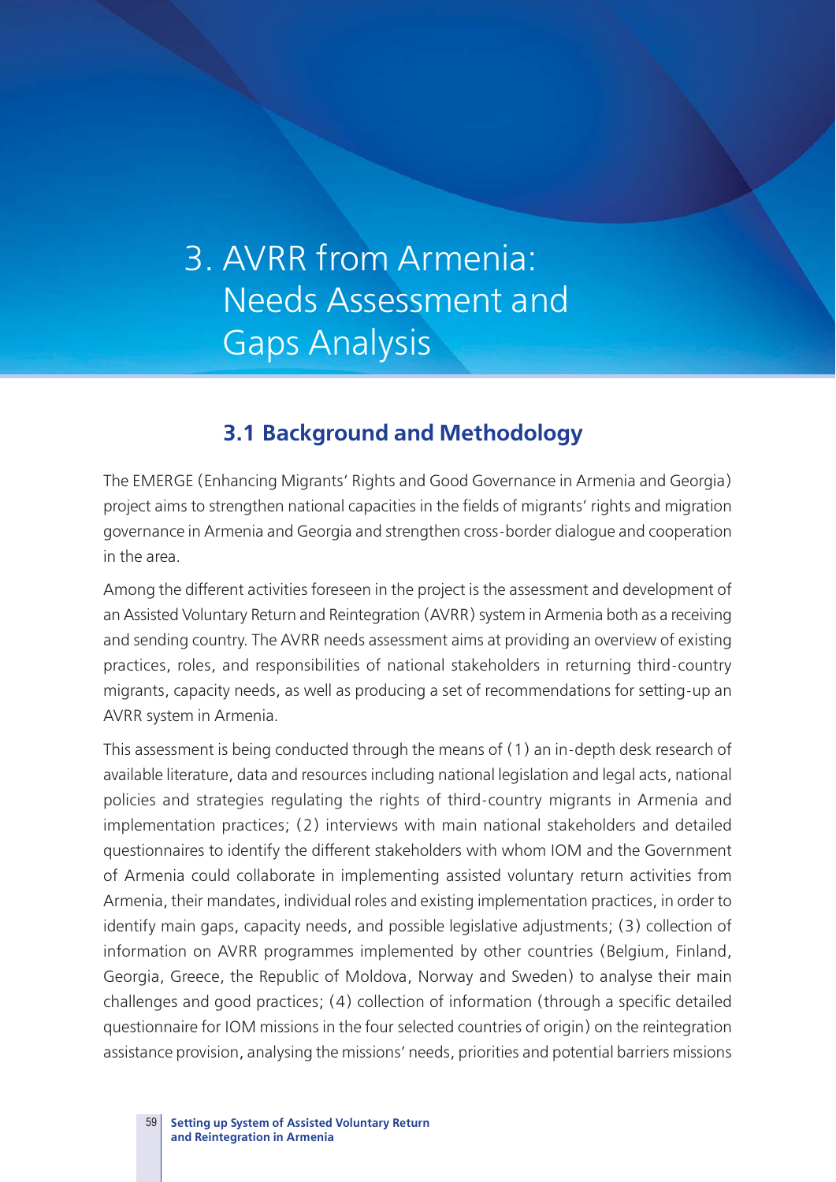# 3. AVRR from Armenia: Needs Assessment and Gaps Analysis

## 3.1 Background and Methodology

The EMERGE (Enhancing Migrants' Rights and Good Governance in Armenia and Georgia) project aims to strengthen national capacities in the fields of migrants' rights and migration governance in Armenia and Georgia and strengthen cross-border dialogue and cooperation in the area.

Among the different activities foreseen in the project is the assessment and development of an Assisted Voluntary Return and Reintegration (AVRR) system in Armenia both as a receiving and sending country. The AVRR needs assessment aims at providing an overview of existing practices, roles, and responsibilities of national stakeholders in returning third-country migrants, capacity needs, as well as producing a set of recommendations for setting-up an AVRR system in Armenia.

This assessment is being conducted through the means of (1) an in-depth desk research of available literature, data and resources including national legislation and legal acts, national policies and strategies regulating the rights of third-country migrants in Armenia and implementation practices; (2) interviews with main national stakeholders and detailed questionnaires to identify the different stakeholders with whom IOM and the Government of Armenia could collaborate in implementing assisted voluntary return activities from Armenia, their mandates, individual roles and existing implementation practices, in order to identify main gaps, capacity needs, and possible legislative adjustments; (3) collection of information on AVRR programmes implemented by other countries (Belgium, Finland, Georgia, Greece, the Republic of Moldova, Norway and Sweden) to analyse their main challenges and good practices; (4) collection of information (through a specific detailed questionnaire for IOM missions in the four selected countries of origin) on the reintegration assistance provision, analysing the missions' needs, priorities and potential barriers missions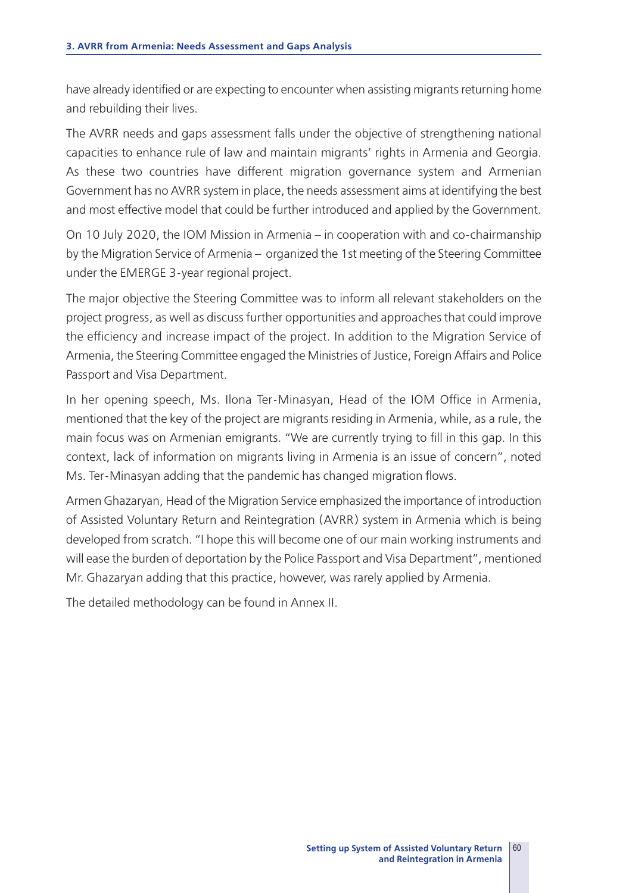have already identified or are expecting to encounter when assisting migrants returning home and rebuilding their lives.

The AVRR needs and gaps assessment falls under the objective of strengthening national capacities to enhance rule of law and maintain migrants' rights in Armenia and Georgia. As these two countries have different migration governance system and Armenian Government has no AVRR system in place, the needs assessment aims at identifying the best and most effective model that could be further introduced and applied by the Government.

On 10 July 2020, the IOM Mission in Armenia – in cooperation with and co-chairmanship by the Migration Service of Armenia – organized the 1st meeting of the Steering Committee under the EMERGE 3-year regional project.

The major objective the Steering Committee was to inform all relevant stakeholders on the project progress, as well as discuss further opportunities and approaches that could improve the efficiency and increase impact of the project. In addition to the Migration Service of Armenia, the Steering Committee engaged the Ministries of Justice, Foreign Affairs and Police Passport and Visa Department.

In her opening speech, Ms. Ilona Ter-Minasyan, Head of the IOM Office in Armenia, mentioned that the key of the project are migrants residing in Armenia, while, as a rule, the main focus was on Armenian emigrants. "We are currently trying to fill in this gap. In this context, lack of information on migrants living in Armenia is an issue of concern", noted Ms. Ter-Minasyan adding that the pandemic has changed migration flows.

Armen Ghazaryan, Head of the Migration Service emphasized the importance of introduction of Assisted Voluntary Return and Reintegration (AVRR) system in Armenia which is being developed from scratch. "I hope this will become one of our main working instruments and will ease the burden of deportation by the Police Passport and Visa Department", mentioned Mr. Ghazaryan adding that this practice, however, was rarely applied by Armenia.

The detailed methodology can be found in Annex II.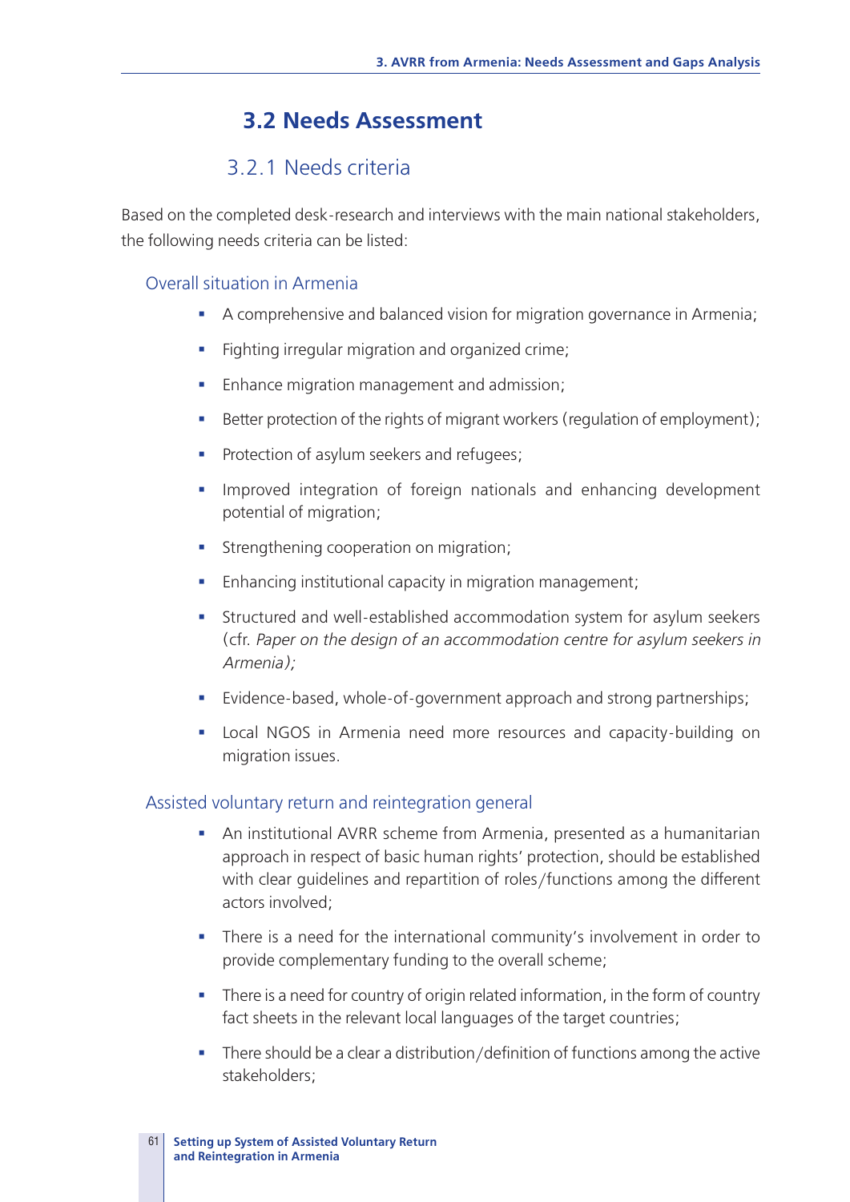## 3.2 Needs Assessment

### 3.2.1 Needs criteria

Based on the completed desk-research and interviews with the main national stakeholders, the following needs criteria can be listed:

#### Overall situation in Armenia

- A comprehensive and balanced vision for migration governance in Armenia;
- Fighting irregular migration and organized crime;
- Enhance migration management and admission;
- Better protection of the rights of migrant workers (regulation of employment);
- Protection of asylum seekers and refugees;
- Improved integration of foreign nationals and enhancing development potential of migration;
- Strengthening cooperation on migration;
- Enhancing institutional capacity in migration management;
- Structured and well-established accommodation system for asylum seekers (cfr. *Paper on the design of an accommodation centre for asylum seekers in Armenia);*
- Evidence-based, whole-of-government approach and strong partnerships;
- Local NGOS in Armenia need more resources and capacity-building on migration issues.

#### Assisted voluntary return and reintegration general

- An institutional AVRR scheme from Armenia, presented as a humanitarian approach in respect of basic human rights' protection, should be established with clear guidelines and repartition of roles/functions among the different actors involved;
- There is a need for the international community's involvement in order to provide complementary funding to the overall scheme;
- There is a need for country of origin related information, in the form of country fact sheets in the relevant local languages of the target countries;
- There should be a clear a distribution/definition of functions among the active stakeholders;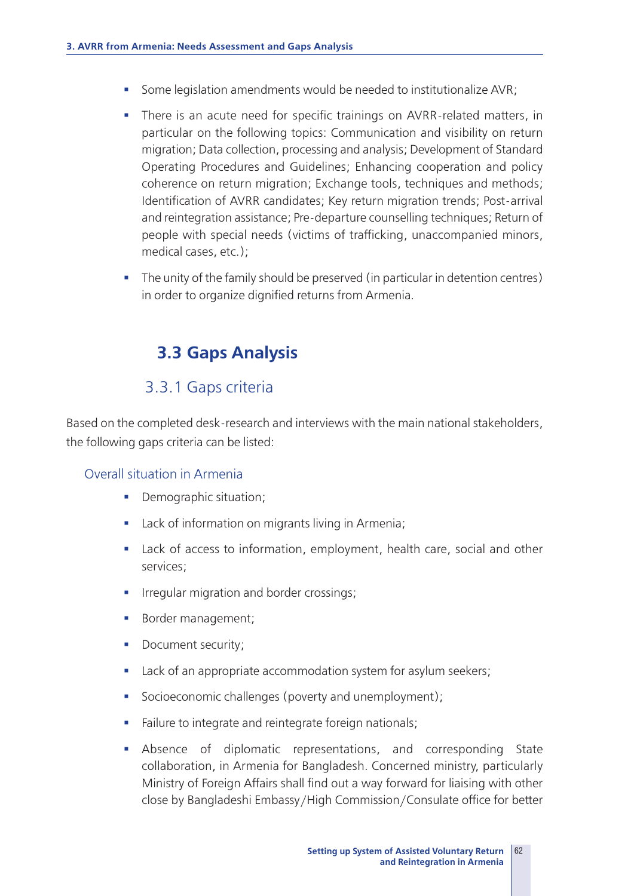- Some legislation amendments would be needed to institutionalize AVR;
- There is an acute need for specific trainings on AVRR-related matters, in particular on the following topics: Communication and visibility on return migration; Data collection, processing and analysis; Development of Standard Operating Procedures and Guidelines; Enhancing cooperation and policy coherence on return migration; Exchange tools, techniques and methods; Identification of AVRR candidates; Key return migration trends; Post-arrival and reintegration assistance; Pre-departure counselling techniques; Return of people with special needs (victims of trafficking, unaccompanied minors, medical cases, etc.);
- The unity of the family should be preserved (in particular in detention centres) in order to organize dignified returns from Armenia.

## 3.3 Gaps Analysis

### 3.3.1 Gaps criteria

Based on the completed desk-research and interviews with the main national stakeholders, the following gaps criteria can be listed:

#### Overall situation in Armenia

- Demographic situation;
- Lack of information on migrants living in Armenia;
- Lack of access to information, employment, health care, social and other services;
- Irregular migration and border crossings;
- Border management;
- Document security;
- Lack of an appropriate accommodation system for asylum seekers;
- Socioeconomic challenges (poverty and unemployment);
- Failure to integrate and reintegrate foreign nationals;
- Absence of diplomatic representations, and corresponding State collaboration, in Armenia for Bangladesh. Concerned ministry, particularly Ministry of Foreign Affairs shall find out a way forward for liaising with other close by Bangladeshi Embassy/High Commission/Consulate office for better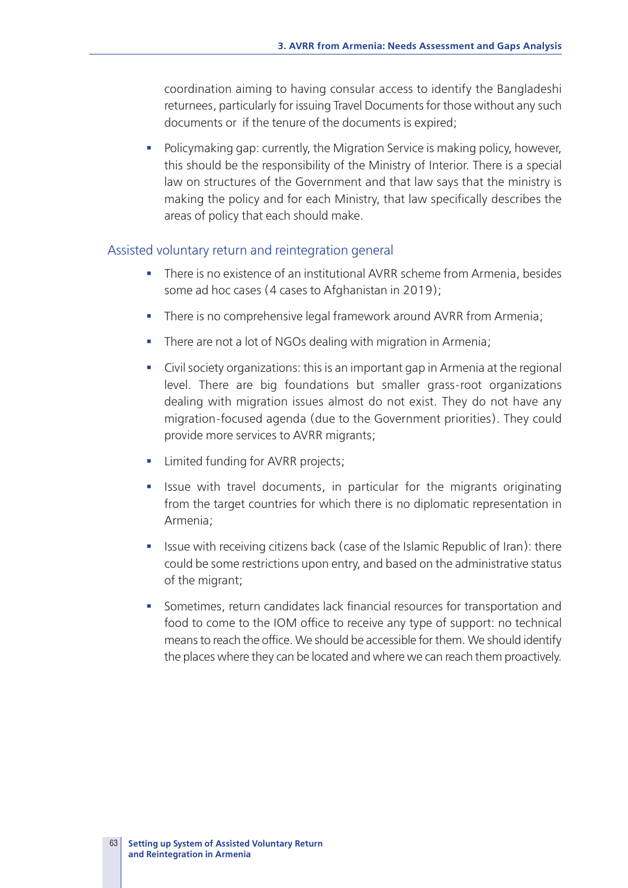coordination aiming to having consular access to identify the Bangladeshi returnees, particularly for issuing Travel Documents for those without any such documents or if the tenure of the documents is expired;

- Policymaking gap: currently, the Migration Service is making policy, however, this should be the responsibility of the Ministry of Interior. There is a special law on structures of the Government and that law says that the ministry is making the policy and for each Ministry, that law specifically describes the areas of policy that each should make.

### Assisted voluntary return and reintegration general

- There is no existence of an institutional AVRR scheme from Armenia, besides some ad hoc cases (4 cases to Afghanistan in 2019);
- There is no comprehensive legal framework around AVRR from Armenia;
- There are not a lot of NGOs dealing with migration in Armenia;
- Civil society organizations: this is an important gap in Armenia at the regional level. There are big foundations but smaller grass-root organizations dealing with migration issues almost do not exist. They do not have any migration-focused agenda (due to the Government priorities). They could provide more services to AVRR migrants;
- Limited funding for AVRR projects;
- Issue with travel documents, in particular for the migrants originating from the target countries for which there is no diplomatic representation in Armenia;
- Issue with receiving citizens back (case of the Islamic Republic of Iran): there could be some restrictions upon entry, and based on the administrative status of the migrant;
- Sometimes, return candidates lack financial resources for transportation and food to come to the IOM office to receive any type of support: no technical means to reach the office. We should be accessible for them. We should identify the places where they can be located and where we can reach them proactively.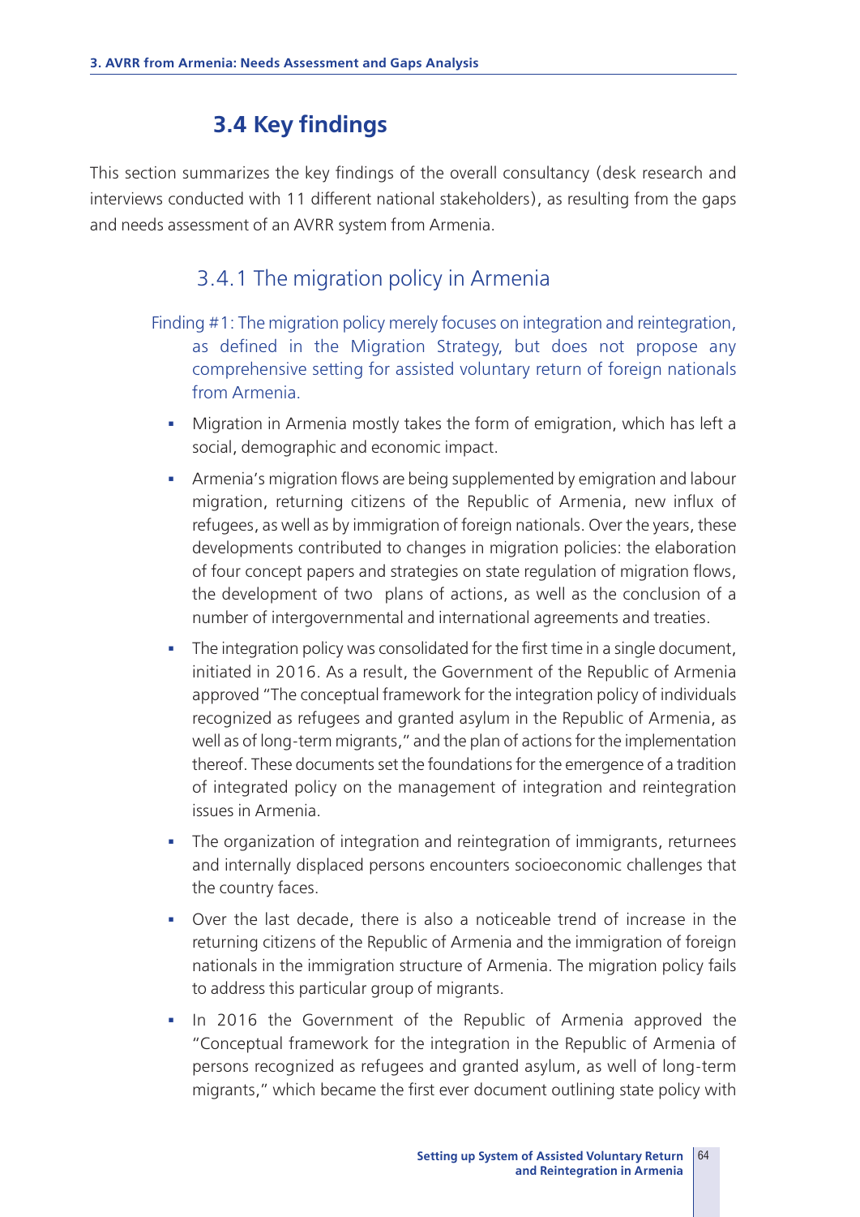## 3.4 Key findings

This section summarizes the key findings of the overall consultancy (desk research and interviews conducted with 11 different national stakeholders), as resulting from the gaps and needs assessment of an AVRR system from Armenia.

### 3.4.1 The migration policy in Armenia

Finding #1: The migration policy merely focuses on integration and reintegration, as defined in the Migration Strategy, but does not propose any comprehensive setting for assisted voluntary return of foreign nationals from Armenia.

- Migration in Armenia mostly takes the form of emigration, which has left a social, demographic and economic impact.
- Armenia's migration flows are being supplemented by emigration and labour migration, returning citizens of the Republic of Armenia, new influx of refugees, as well as by immigration of foreign nationals. Over the years, these developments contributed to changes in migration policies: the elaboration of four concept papers and strategies on state regulation of migration flows, the development of two plans of actions, as well as the conclusion of a number of intergovernmental and international agreements and treaties.
- The integration policy was consolidated for the first time in a single document, initiated in 2016. As a result, the Government of the Republic of Armenia approved "The conceptual framework for the integration policy of individuals recognized as refugees and granted asylum in the Republic of Armenia, as well as of long-term migrants," and the plan of actions for the implementation thereof. These documents set the foundations for the emergence of a tradition of integrated policy on the management of integration and reintegration issues in Armenia.
- The organization of integration and reintegration of immigrants, returnees and internally displaced persons encounters socioeconomic challenges that the country faces.
- Over the last decade, there is also a noticeable trend of increase in the returning citizens of the Republic of Armenia and the immigration of foreign nationals in the immigration structure of Armenia. The migration policy fails to address this particular group of migrants.
- In 2016 the Government of the Republic of Armenia approved the "Conceptual framework for the integration in the Republic of Armenia of persons recognized as refugees and granted asylum, as well of long-term migrants," which became the first ever document outlining state policy with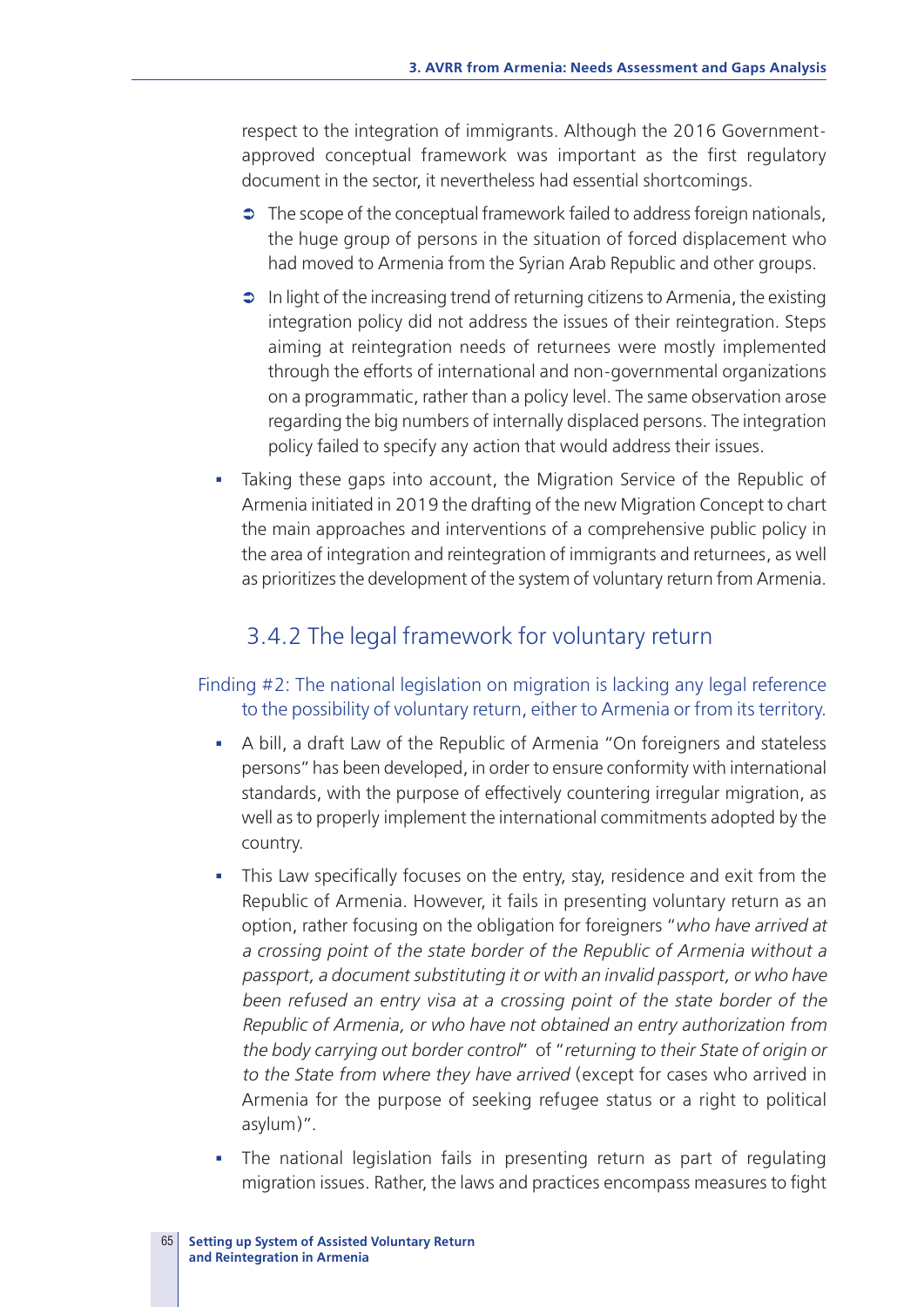respect to the integration of immigrants. Although the 2016 Government-approved conceptual framework was important as the first regulatory document in the sector, it nevertheless had essential shortcomings.

- The scope of the conceptual framework failed to address foreign nationals, the huge group of persons in the situation of forced displacement who had moved to Armenia from the Syrian Arab Republic and other groups.
- In light of the increasing trend of returning citizens to Armenia, the existing integration policy did not address the issues of their reintegration. Steps aiming at reintegration needs of returnees were mostly implemented through the efforts of international and non-governmental organizations on a programmatic, rather than a policy level. The same observation arose regarding the big numbers of internally displaced persons. The integration policy failed to specify any action that would address their issues.

- Taking these gaps into account, the Migration Service of the Republic of Armenia initiated in 2019 the drafting of the new Migration Concept to chart the main approaches and interventions of a comprehensive public policy in the area of integration and reintegration of immigrants and returnees, as well as prioritizes the development of the system of voluntary return from Armenia.

### 3.4.2 The legal framework for voluntary return

Finding #2: The national legislation on migration is lacking any legal reference to the possibility of voluntary return, either to Armenia or from its territory.

- A bill, a draft Law of the Republic of Armenia "On foreigners and stateless persons" has been developed, in order to ensure conformity with international standards, with the purpose of effectively countering irregular migration, as well as to properly implement the international commitments adopted by the country.
- This Law specifically focuses on the entry, stay, residence and exit from the Republic of Armenia. However, it fails in presenting voluntary return as an option, rather focusing on the obligation for foreigners "*who have arrived at a crossing point of the state border of the Republic of Armenia without a passport, a document substituting it or with an invalid passport, or who have been refused an entry visa at a crossing point of the state border of the Republic of Armenia, or who have not obtained an entry authorization from the body carrying out border control*" of "*returning to their State of origin or to the State from where they have arrived* (except for cases who arrived in Armenia for the purpose of seeking refugee status or a right to political asylum)".
- The national legislation fails in presenting return as part of regulating migration issues. Rather, the laws and practices encompass measures to fight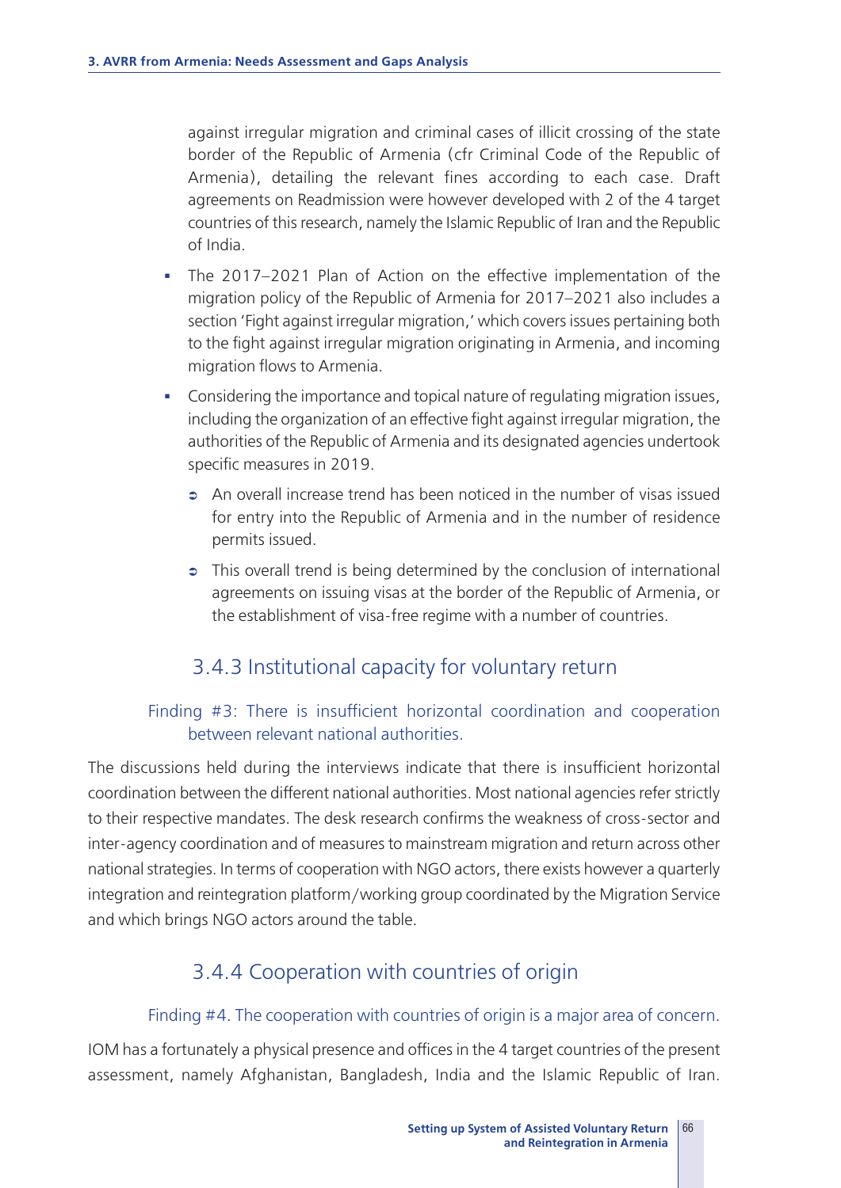against irregular migration and criminal cases of illicit crossing of the state border of the Republic of Armenia (cfr Criminal Code of the Republic of Armenia), detailing the relevant fines according to each case. Draft agreements on Readmission were however developed with 2 of the 4 target countries of this research, namely the Islamic Republic of Iran and the Republic of India.

- The 2017–2021 Plan of Action on the effective implementation of the migration policy of the Republic of Armenia for 2017–2021 also includes a section 'Fight against irregular migration,' which covers issues pertaining both to the fight against irregular migration originating in Armenia, and incoming migration flows to Armenia.
- Considering the importance and topical nature of regulating migration issues, including the organization of an effective fight against irregular migration, the authorities of the Republic of Armenia and its designated agencies undertook specific measures in 2019.
  - An overall increase trend has been noticed in the number of visas issued for entry into the Republic of Armenia and in the number of residence permits issued.
  - This overall trend is being determined by the conclusion of international agreements on issuing visas at the border of the Republic of Armenia, or the establishment of visa-free regime with a number of countries.

### 3.4.3 Institutional capacity for voluntary return

#### Finding #3: There is insufficient horizontal coordination and cooperation between relevant national authorities.

The discussions held during the interviews indicate that there is insufficient horizontal coordination between the different national authorities. Most national agencies refer strictly to their respective mandates. The desk research confirms the weakness of cross-sector and inter-agency coordination and of measures to mainstream migration and return across other national strategies. In terms of cooperation with NGO actors, there exists however a quarterly integration and reintegration platform/working group coordinated by the Migration Service and which brings NGO actors around the table.

### 3.4.4 Cooperation with countries of origin

#### Finding #4. The cooperation with countries of origin is a major area of concern.

IOM has a fortunately a physical presence and offices in the 4 target countries of the present assessment, namely Afghanistan, Bangladesh, India and the Islamic Republic of Iran.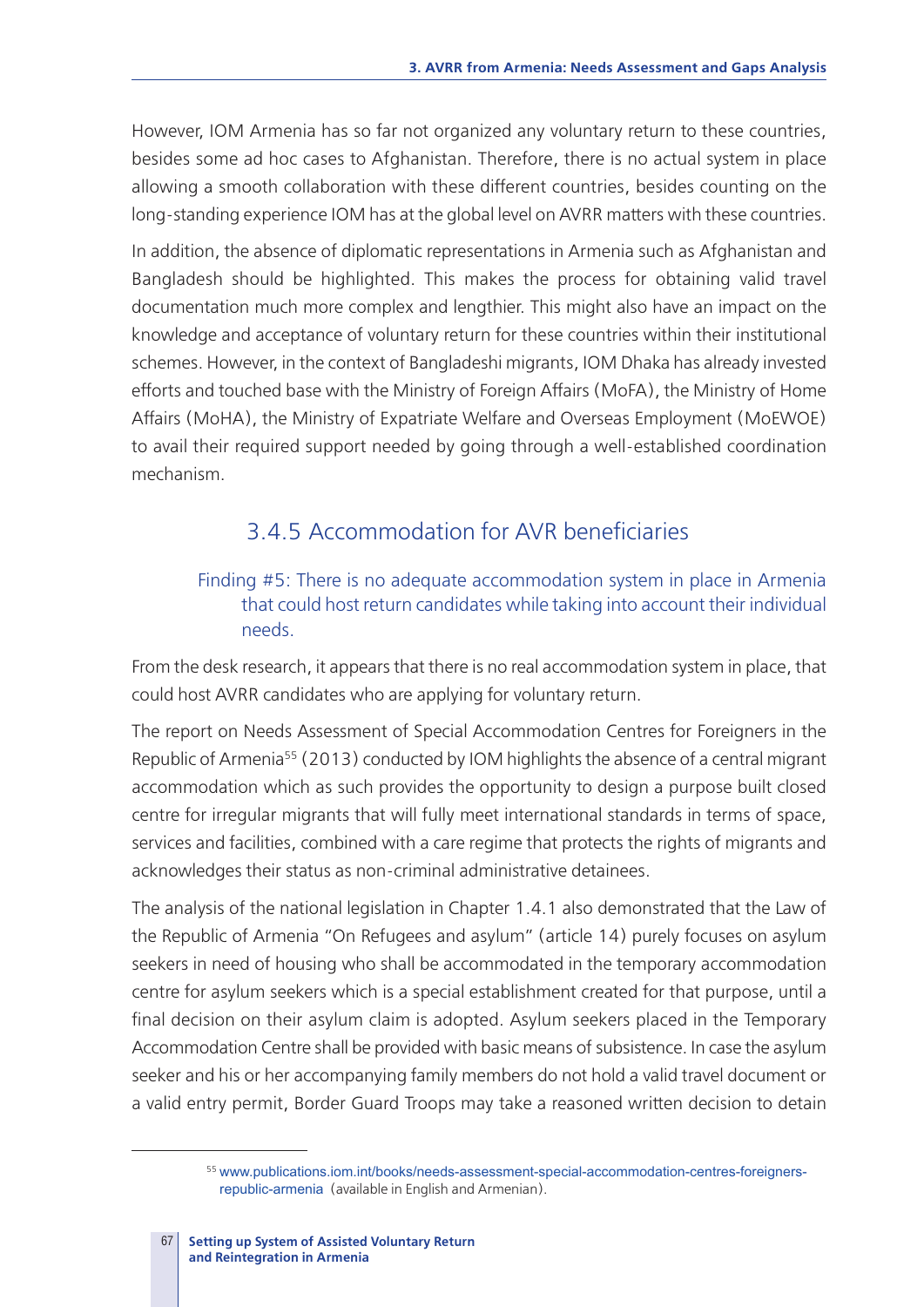However, IOM Armenia has so far not organized any voluntary return to these countries, besides some ad hoc cases to Afghanistan. Therefore, there is no actual system in place allowing a smooth collaboration with these different countries, besides counting on the long-standing experience IOM has at the global level on AVRR matters with these countries.

In addition, the absence of diplomatic representations in Armenia such as Afghanistan and Bangladesh should be highlighted. This makes the process for obtaining valid travel documentation much more complex and lengthier. This might also have an impact on the knowledge and acceptance of voluntary return for these countries within their institutional schemes. However, in the context of Bangladeshi migrants, IOM Dhaka has already invested efforts and touched base with the Ministry of Foreign Affairs (MoFA), the Ministry of Home Affairs (MoHA), the Ministry of Expatriate Welfare and Overseas Employment (MoEWOE) to avail their required support needed by going through a well-established coordination mechanism.

### 3.4.5 Accommodation for AVR beneficiaries

Finding #5: There is no adequate accommodation system in place in Armenia that could host return candidates while taking into account their individual needs.

From the desk research, it appears that there is no real accommodation system in place, that could host AVRR candidates who are applying for voluntary return.

The report on Needs Assessment of Special Accommodation Centres for Foreigners in the Republic of Armenia[55] (2013) conducted by IOM highlights the absence of a central migrant accommodation which as such provides the opportunity to design a purpose built closed centre for irregular migrants that will fully meet international standards in terms of space, services and facilities, combined with a care regime that protects the rights of migrants and acknowledges their status as non-criminal administrative detainees.

The analysis of the national legislation in Chapter 1.4.1 also demonstrated that the Law of the Republic of Armenia "On Refugees and asylum" (article 14) purely focuses on asylum seekers in need of housing who shall be accommodated in the temporary accommodation centre for asylum seekers which is a special establishment created for that purpose, until a final decision on their asylum claim is adopted. Asylum seekers placed in the Temporary Accommodation Centre shall be provided with basic means of subsistence. In case the asylum seeker and his or her accompanying family members do not hold a valid travel document or a valid entry permit, Border Guard Troops may take a reasoned written decision to detain

[55] www.publications.iom.int/books/needs-assessment-special-accommodation-centres-foreigners-republic-armenia (available in English and Armenian).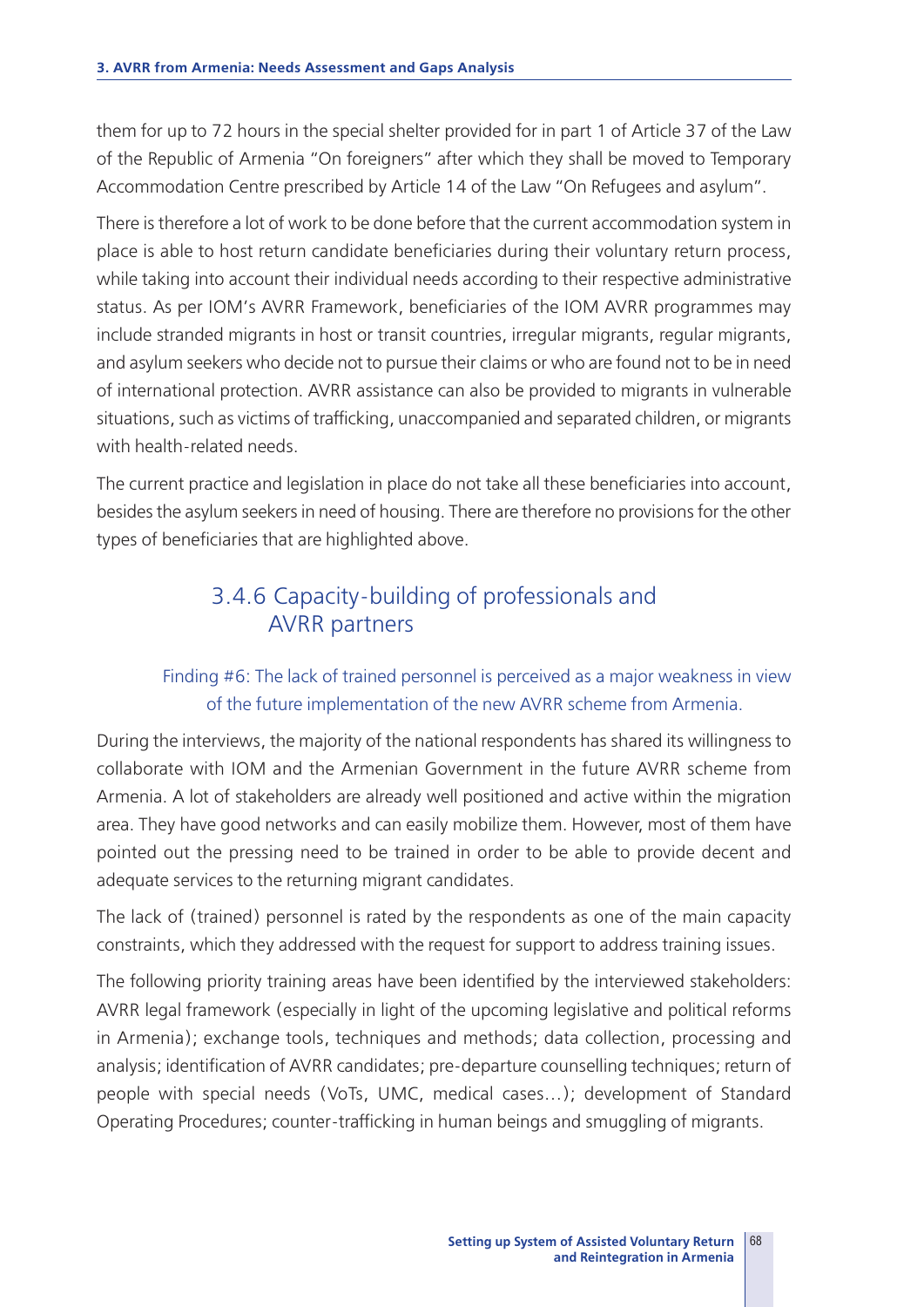them for up to 72 hours in the special shelter provided for in part 1 of Article 37 of the Law of the Republic of Armenia "On foreigners" after which they shall be moved to Temporary Accommodation Centre prescribed by Article 14 of the Law "On Refugees and asylum".

There is therefore a lot of work to be done before that the current accommodation system in place is able to host return candidate beneficiaries during their voluntary return process, while taking into account their individual needs according to their respective administrative status. As per IOM's AVRR Framework, beneficiaries of the IOM AVRR programmes may include stranded migrants in host or transit countries, irregular migrants, regular migrants, and asylum seekers who decide not to pursue their claims or who are found not to be in need of international protection. AVRR assistance can also be provided to migrants in vulnerable situations, such as victims of trafficking, unaccompanied and separated children, or migrants with health-related needs.

The current practice and legislation in place do not take all these beneficiaries into account, besides the asylum seekers in need of housing. There are therefore no provisions for the other types of beneficiaries that are highlighted above.

### 3.4.6 Capacity-building of professionals and AVRR partners

**Finding #6: The lack of trained personnel is perceived as a major weakness in view of the future implementation of the new AVRR scheme from Armenia.**

During the interviews, the majority of the national respondents has shared its willingness to collaborate with IOM and the Armenian Government in the future AVRR scheme from Armenia. A lot of stakeholders are already well positioned and active within the migration area. They have good networks and can easily mobilize them. However, most of them have pointed out the pressing need to be trained in order to be able to provide decent and adequate services to the returning migrant candidates.

The lack of (trained) personnel is rated by the respondents as one of the main capacity constraints, which they addressed with the request for support to address training issues.

The following priority training areas have been identified by the interviewed stakeholders: AVRR legal framework (especially in light of the upcoming legislative and political reforms in Armenia); exchange tools, techniques and methods; data collection, processing and analysis; identification of AVRR candidates; pre-departure counselling techniques; return of people with special needs (VoTs, UMC, medical cases…); development of Standard Operating Procedures; counter-trafficking in human beings and smuggling of migrants.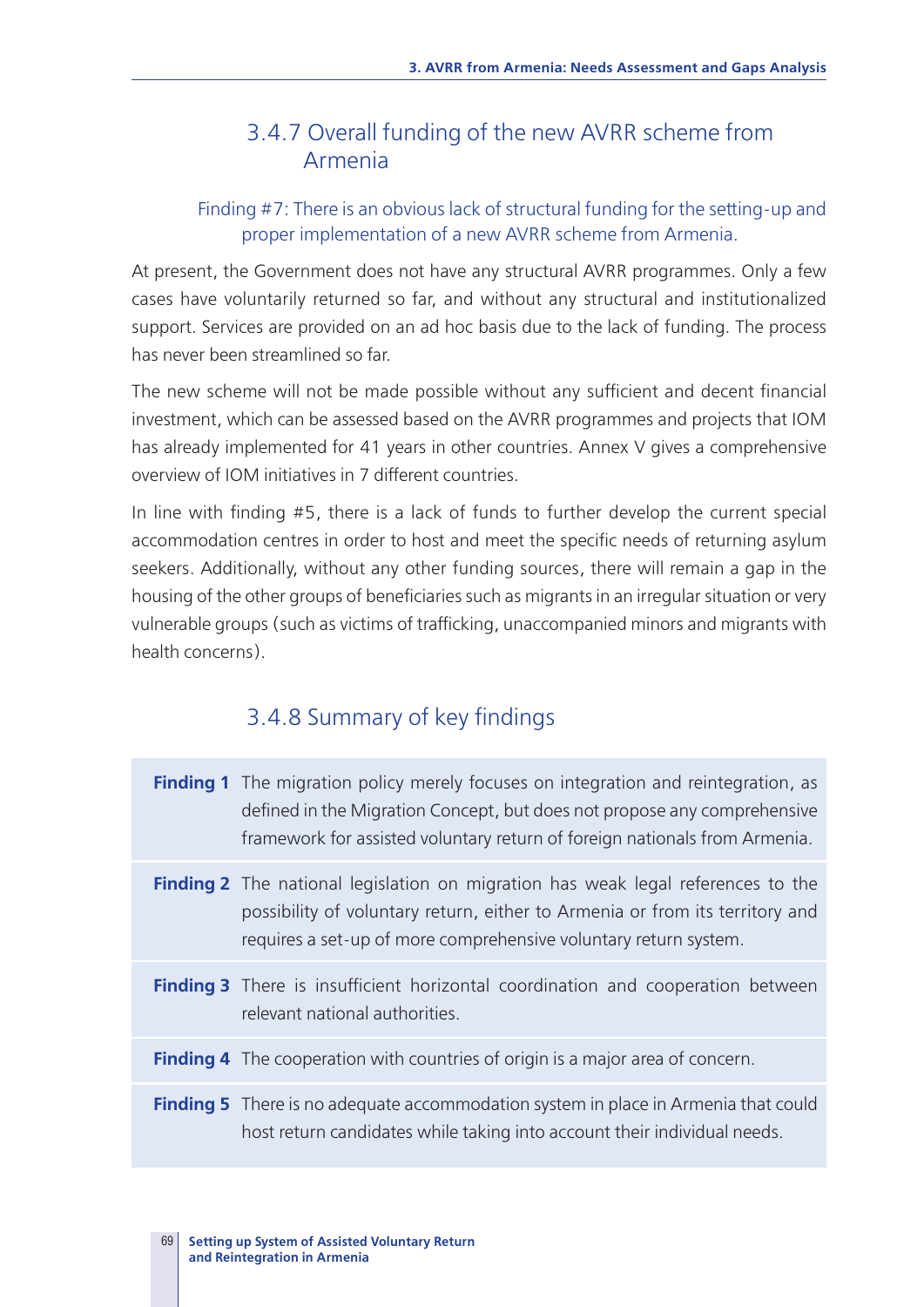### 3.4.7 Overall funding of the new AVRR scheme from Armenia

Finding #7: There is an obvious lack of structural funding for the setting-up and proper implementation of a new AVRR scheme from Armenia.

At present, the Government does not have any structural AVRR programmes. Only a few cases have voluntarily returned so far, and without any structural and institutionalized support. Services are provided on an ad hoc basis due to the lack of funding. The process has never been streamlined so far.

The new scheme will not be made possible without any sufficient and decent financial investment, which can be assessed based on the AVRR programmes and projects that IOM has already implemented for 41 years in other countries. Annex V gives a comprehensive overview of IOM initiatives in 7 different countries.

In line with finding #5, there is a lack of funds to further develop the current special accommodation centres in order to host and meet the specific needs of returning asylum seekers. Additionally, without any other funding sources, there will remain a gap in the housing of the other groups of beneficiaries such as migrants in an irregular situation or very vulnerable groups (such as victims of trafficking, unaccompanied minors and migrants with health concerns).

### 3.4.8 Summary of key findings

| | |
|---|---|
| **Finding 1** | The migration policy merely focuses on integration and reintegration, as defined in the Migration Concept, but does not propose any comprehensive framework for assisted voluntary return of foreign nationals from Armenia. |
| **Finding 2** | The national legislation on migration has weak legal references to the possibility of voluntary return, either to Armenia or from its territory and requires a set-up of more comprehensive voluntary return system. |
| **Finding 3** | There is insufficient horizontal coordination and cooperation between relevant national authorities. |
| **Finding 4** | The cooperation with countries of origin is a major area of concern. |
| **Finding 5** | There is no adequate accommodation system in place in Armenia that could host return candidates while taking into account their individual needs. |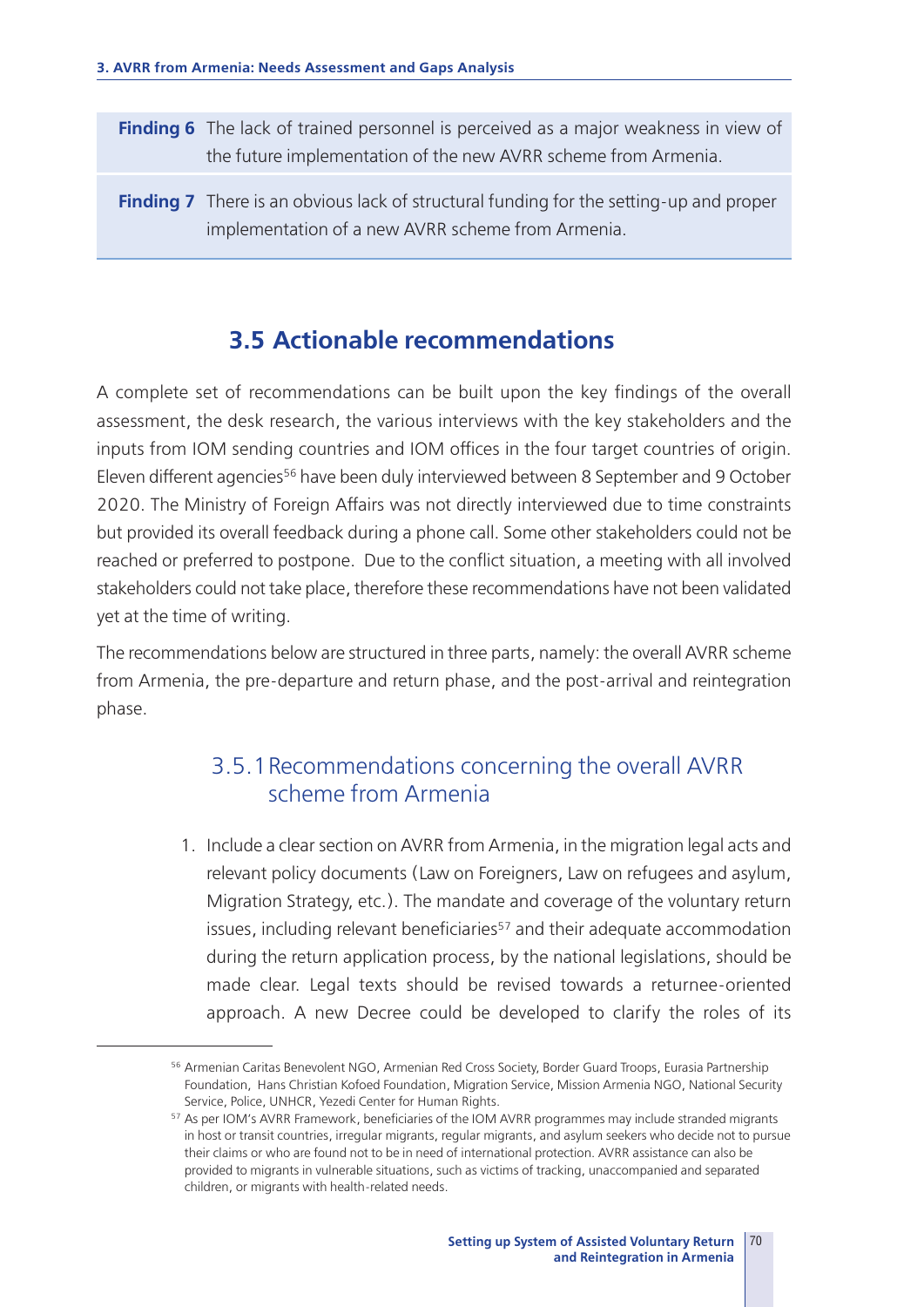| | |
|---|---|
| **Finding 6** | The lack of trained personnel is perceived as a major weakness in view of the future implementation of the new AVRR scheme from Armenia. |
| **Finding 7** | There is an obvious lack of structural funding for the setting-up and proper implementation of a new AVRR scheme from Armenia. |

## 3.5 Actionable recommendations

A complete set of recommendations can be built upon the key findings of the overall assessment, the desk research, the various interviews with the key stakeholders and the inputs from IOM sending countries and IOM offices in the four target countries of origin. Eleven different agencies[56] have been duly interviewed between 8 September and 9 October 2020. The Ministry of Foreign Affairs was not directly interviewed due to time constraints but provided its overall feedback during a phone call. Some other stakeholders could not be reached or preferred to postpone. Due to the conflict situation, a meeting with all involved stakeholders could not take place, therefore these recommendations have not been validated yet at the time of writing.

The recommendations below are structured in three parts, namely: the overall AVRR scheme from Armenia, the pre-departure and return phase, and the post-arrival and reintegration phase.

### 3.5.1 Recommendations concerning the overall AVRR scheme from Armenia

1. Include a clear section on AVRR from Armenia, in the migration legal acts and relevant policy documents (Law on Foreigners, Law on refugees and asylum, Migration Strategy, etc.). The mandate and coverage of the voluntary return issues, including relevant beneficiaries[57] and their adequate accommodation during the return application process, by the national legislations, should be made clear. Legal texts should be revised towards a returnee-oriented approach. A new Decree could be developed to clarify the roles of its

---

[56] Armenian Caritas Benevolent NGO, Armenian Red Cross Society, Border Guard Troops, Eurasia Partnership Foundation, Hans Christian Kofoed Foundation, Migration Service, Mission Armenia NGO, National Security Service, Police, UNHCR, Yezedi Center for Human Rights.

[57] As per IOM's AVRR Framework, beneficiaries of the IOM AVRR programmes may include stranded migrants in host or transit countries, irregular migrants, regular migrants, and asylum seekers who decide not to pursue their claims or who are found not to be in need of international protection. AVRR assistance can also be provided to migrants in vulnerable situations, such as victims of tracking, unaccompanied and separated children, or migrants with health-related needs.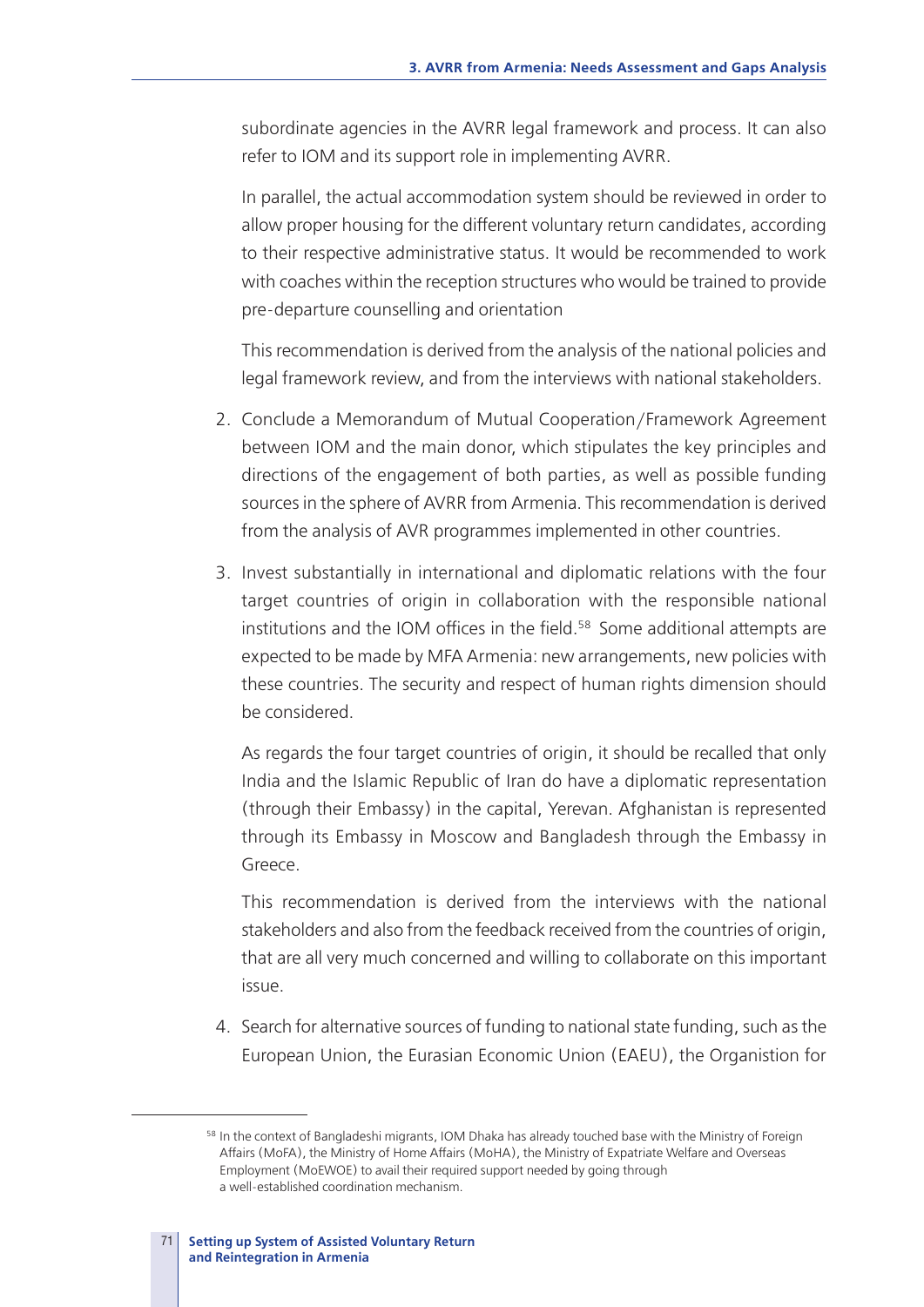subordinate agencies in the AVRR legal framework and process. It can also refer to IOM and its support role in implementing AVRR.

In parallel, the actual accommodation system should be reviewed in order to allow proper housing for the different voluntary return candidates, according to their respective administrative status. It would be recommended to work with coaches within the reception structures who would be trained to provide pre-departure counselling and orientation

This recommendation is derived from the analysis of the national policies and legal framework review, and from the interviews with national stakeholders.

2. Conclude a Memorandum of Mutual Cooperation/Framework Agreement between IOM and the main donor, which stipulates the key principles and directions of the engagement of both parties, as well as possible funding sources in the sphere of AVRR from Armenia. This recommendation is derived from the analysis of AVR programmes implemented in other countries.

3. Invest substantially in international and diplomatic relations with the four target countries of origin in collaboration with the responsible national institutions and the IOM offices in the field.[58] Some additional attempts are expected to be made by MFA Armenia: new arrangements, new policies with these countries. The security and respect of human rights dimension should be considered.

   As regards the four target countries of origin, it should be recalled that only India and the Islamic Republic of Iran do have a diplomatic representation (through their Embassy) in the capital, Yerevan. Afghanistan is represented through its Embassy in Moscow and Bangladesh through the Embassy in Greece.

   This recommendation is derived from the interviews with the national stakeholders and also from the feedback received from the countries of origin, that are all very much concerned and willing to collaborate on this important issue.

4. Search for alternative sources of funding to national state funding, such as the European Union, the Eurasian Economic Union (EAEU), the Organistion for

---

[58] In the context of Bangladeshi migrants, IOM Dhaka has already touched base with the Ministry of Foreign Affairs (MoFA), the Ministry of Home Affairs (MoHA), the Ministry of Expatriate Welfare and Overseas Employment (MoEWOE) to avail their required support needed by going through a well-established coordination mechanism.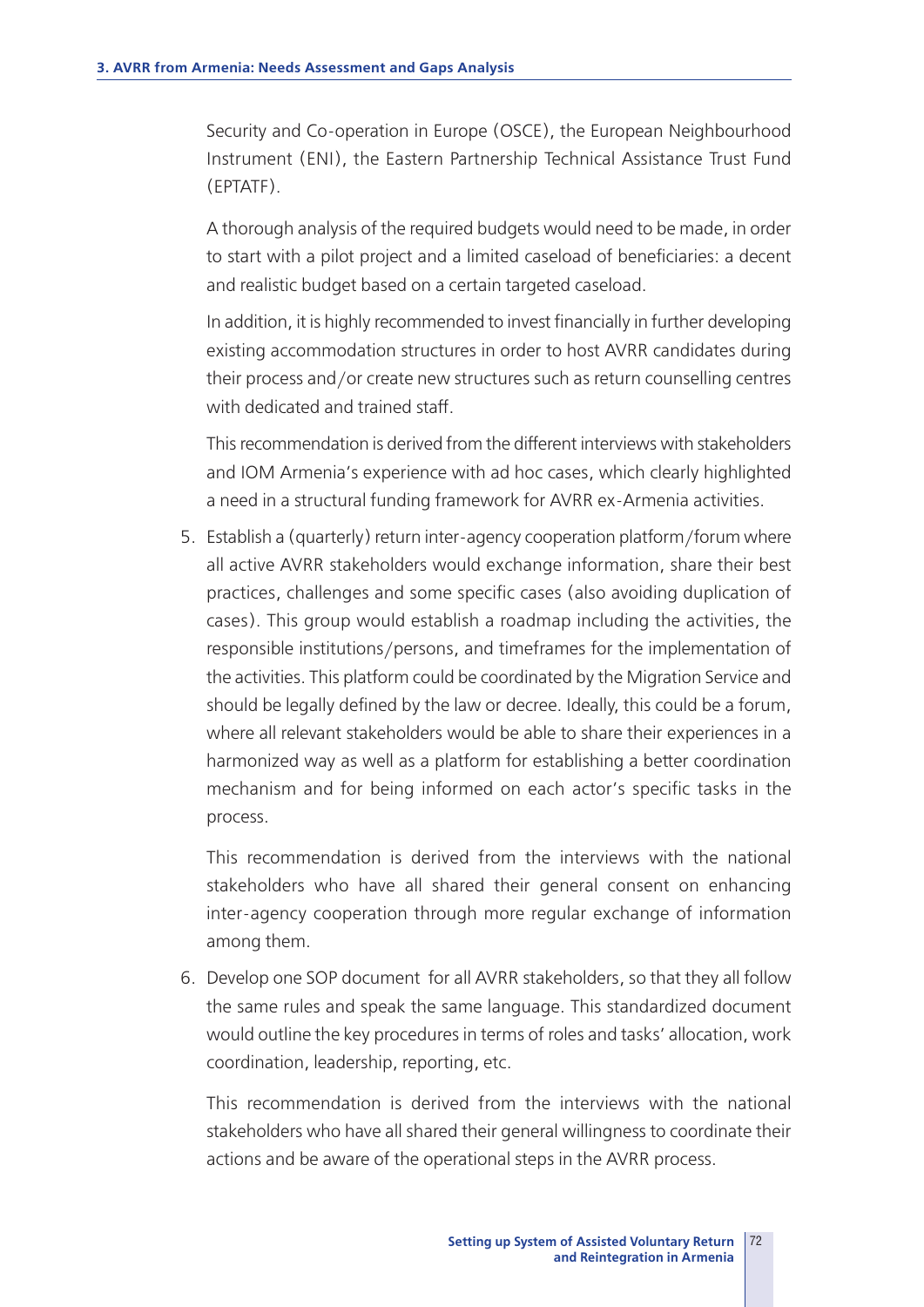Security and Co-operation in Europe (OSCE), the European Neighbourhood Instrument (ENI), the Eastern Partnership Technical Assistance Trust Fund (EPTATF).

A thorough analysis of the required budgets would need to be made, in order to start with a pilot project and a limited caseload of beneficiaries: a decent and realistic budget based on a certain targeted caseload.

In addition, it is highly recommended to invest financially in further developing existing accommodation structures in order to host AVRR candidates during their process and/or create new structures such as return counselling centres with dedicated and trained staff.

This recommendation is derived from the different interviews with stakeholders and IOM Armenia's experience with ad hoc cases, which clearly highlighted a need in a structural funding framework for AVRR ex-Armenia activities.

5. Establish a (quarterly) return inter-agency cooperation platform/forum where all active AVRR stakeholders would exchange information, share their best practices, challenges and some specific cases (also avoiding duplication of cases). This group would establish a roadmap including the activities, the responsible institutions/persons, and timeframes for the implementation of the activities. This platform could be coordinated by the Migration Service and should be legally defined by the law or decree. Ideally, this could be a forum, where all relevant stakeholders would be able to share their experiences in a harmonized way as well as a platform for establishing a better coordination mechanism and for being informed on each actor's specific tasks in the process.

   This recommendation is derived from the interviews with the national stakeholders who have all shared their general consent on enhancing inter-agency cooperation through more regular exchange of information among them.

6. Develop one SOP document for all AVRR stakeholders, so that they all follow the same rules and speak the same language. This standardized document would outline the key procedures in terms of roles and tasks' allocation, work coordination, leadership, reporting, etc.

   This recommendation is derived from the interviews with the national stakeholders who have all shared their general willingness to coordinate their actions and be aware of the operational steps in the AVRR process.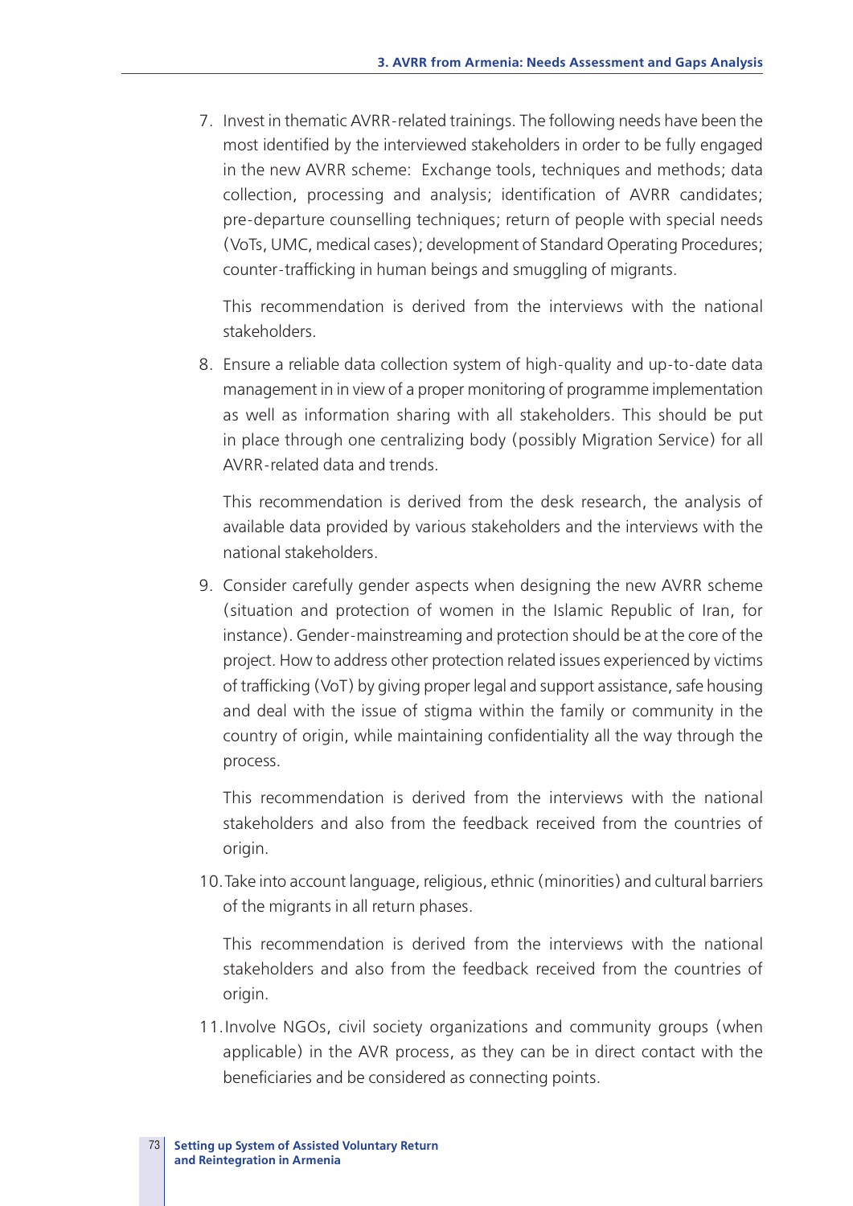7. Invest in thematic AVRR-related trainings. The following needs have been the most identified by the interviewed stakeholders in order to be fully engaged in the new AVRR scheme:  Exchange tools, techniques and methods; data collection, processing and analysis; identification of AVRR candidates; pre-departure counselling techniques; return of people with special needs (VoTs, UMC, medical cases); development of Standard Operating Procedures; counter-trafficking in human beings and smuggling of migrants.

   This recommendation is derived from the interviews with the national stakeholders.

8. Ensure a reliable data collection system of high-quality and up-to-date data management in in view of a proper monitoring of programme implementation as well as information sharing with all stakeholders. This should be put in place through one centralizing body (possibly Migration Service) for all AVRR-related data and trends.

   This recommendation is derived from the desk research, the analysis of available data provided by various stakeholders and the interviews with the national stakeholders.

9. Consider carefully gender aspects when designing the new AVRR scheme (situation and protection of women in the Islamic Republic of Iran, for instance). Gender-mainstreaming and protection should be at the core of the project. How to address other protection related issues experienced by victims of trafficking (VoT) by giving proper legal and support assistance, safe housing and deal with the issue of stigma within the family or community in the country of origin, while maintaining confidentiality all the way through the process.

   This recommendation is derived from the interviews with the national stakeholders and also from the feedback received from the countries of origin.

10. Take into account language, religious, ethnic (minorities) and cultural barriers of the migrants in all return phases.

    This recommendation is derived from the interviews with the national stakeholders and also from the feedback received from the countries of origin.

11. Involve NGOs, civil society organizations and community groups (when applicable) in the AVR process, as they can be in direct contact with the beneficiaries and be considered as connecting points.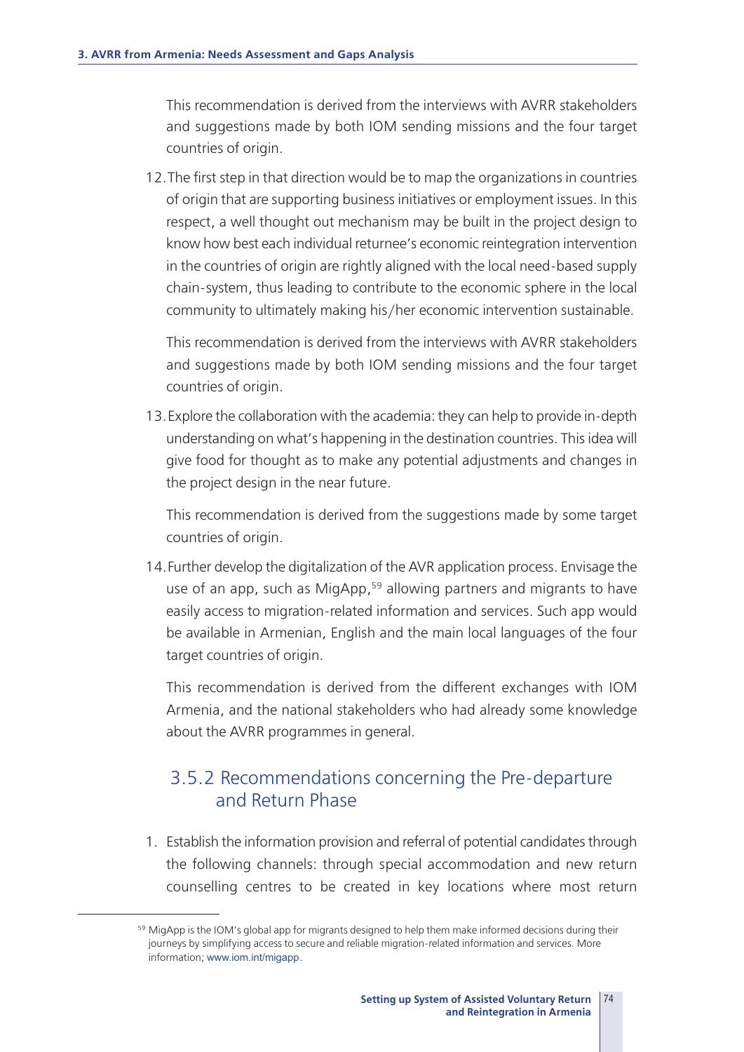This recommendation is derived from the interviews with AVRR stakeholders and suggestions made by both IOM sending missions and the four target countries of origin.

12. The first step in that direction would be to map the organizations in countries of origin that are supporting business initiatives or employment issues. In this respect, a well thought out mechanism may be built in the project design to know how best each individual returnee's economic reintegration intervention in the countries of origin are rightly aligned with the local need-based supply chain-system, thus leading to contribute to the economic sphere in the local community to ultimately making his/her economic intervention sustainable.

    This recommendation is derived from the interviews with AVRR stakeholders and suggestions made by both IOM sending missions and the four target countries of origin.

13. Explore the collaboration with the academia: they can help to provide in-depth understanding on what's happening in the destination countries. This idea will give food for thought as to make any potential adjustments and changes in the project design in the near future.

    This recommendation is derived from the suggestions made by some target countries of origin.

14. Further develop the digitalization of the AVR application process. Envisage the use of an app, such as MigApp,[59] allowing partners and migrants to have easily access to migration-related information and services. Such app would be available in Armenian, English and the main local languages of the four target countries of origin.

    This recommendation is derived from the different exchanges with IOM Armenia, and the national stakeholders who had already some knowledge about the AVRR programmes in general.

### 3.5.2 Recommendations concerning the Pre-departure and Return Phase

1. Establish the information provision and referral of potential candidates through the following channels: through special accommodation and new return counselling centres to be created in key locations where most return

[59] MigApp is the IOM's global app for migrants designed to help them make informed decisions during their journeys by simplifying access to secure and reliable migration-related information and services. More information; www.iom.int/migapp.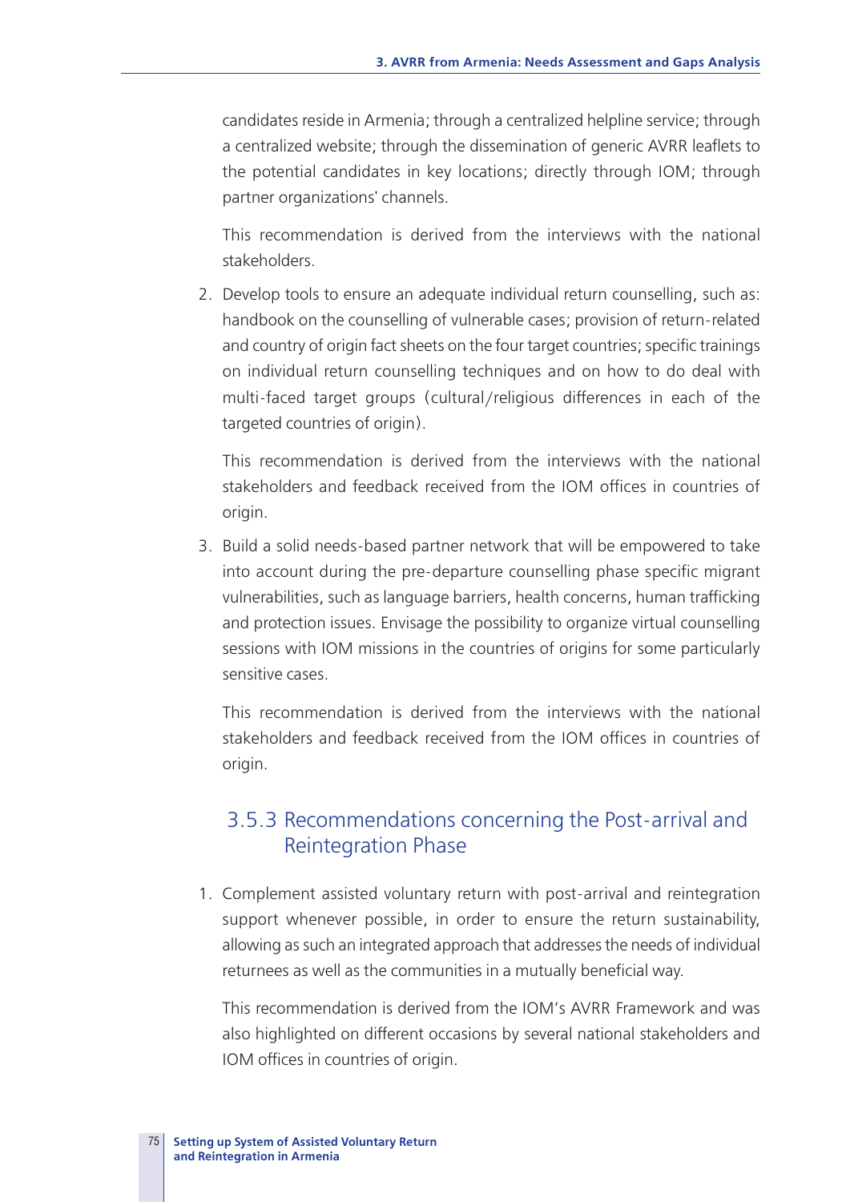candidates reside in Armenia; through a centralized helpline service; through a centralized website; through the dissemination of generic AVRR leaflets to the potential candidates in key locations; directly through IOM; through partner organizations' channels.

This recommendation is derived from the interviews with the national stakeholders.

2. Develop tools to ensure an adequate individual return counselling, such as: handbook on the counselling of vulnerable cases; provision of return-related and country of origin fact sheets on the four target countries; specific trainings on individual return counselling techniques and on how to do deal with multi-faced target groups (cultural/religious differences in each of the targeted countries of origin).

   This recommendation is derived from the interviews with the national stakeholders and feedback received from the IOM offices in countries of origin.

3. Build a solid needs-based partner network that will be empowered to take into account during the pre-departure counselling phase specific migrant vulnerabilities, such as language barriers, health concerns, human trafficking and protection issues. Envisage the possibility to organize virtual counselling sessions with IOM missions in the countries of origins for some particularly sensitive cases.

   This recommendation is derived from the interviews with the national stakeholders and feedback received from the IOM offices in countries of origin.

### 3.5.3 Recommendations concerning the Post-arrival and Reintegration Phase

1. Complement assisted voluntary return with post-arrival and reintegration support whenever possible, in order to ensure the return sustainability, allowing as such an integrated approach that addresses the needs of individual returnees as well as the communities in a mutually beneficial way.

   This recommendation is derived from the IOM's AVRR Framework and was also highlighted on different occasions by several national stakeholders and IOM offices in countries of origin.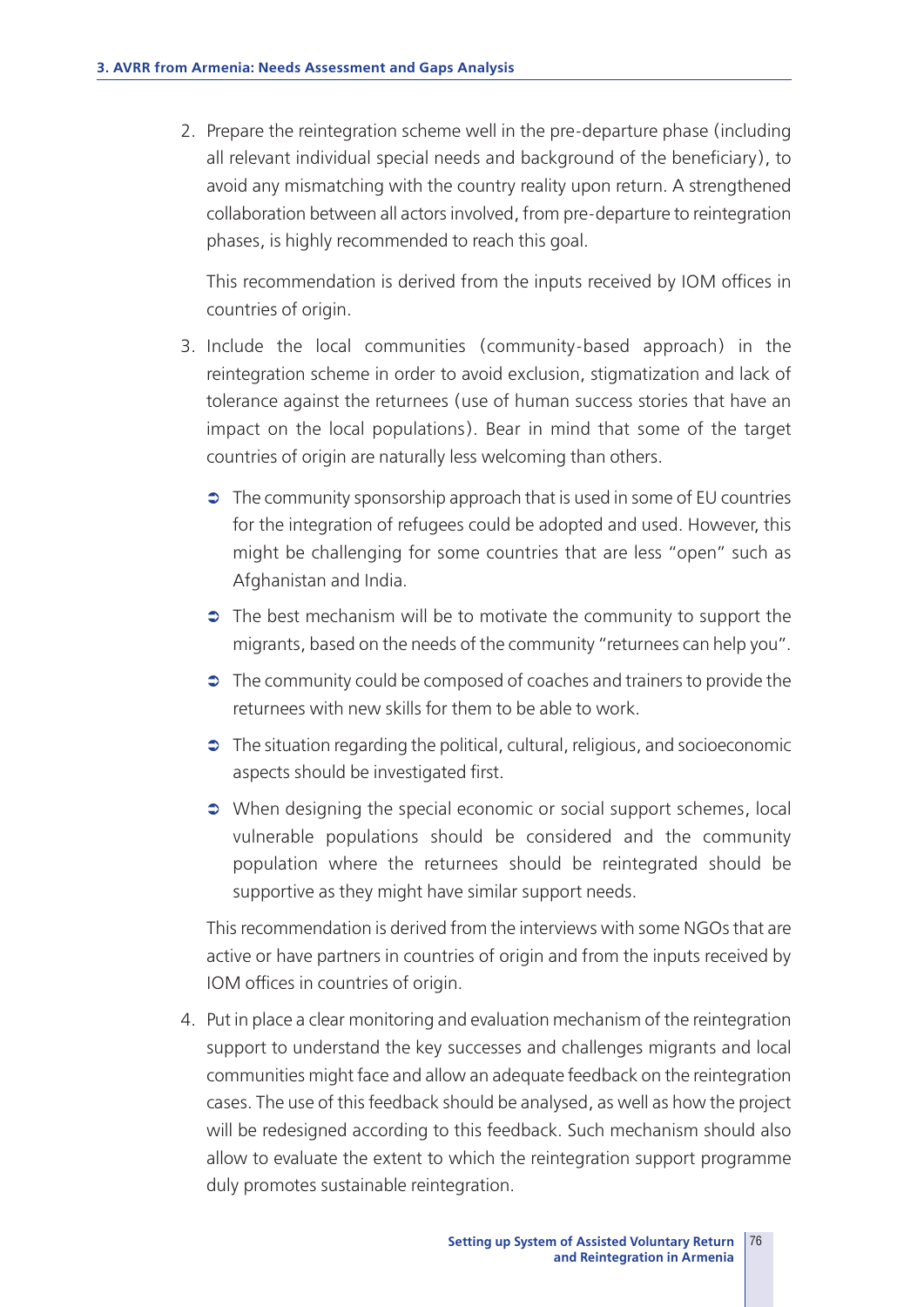2. Prepare the reintegration scheme well in the pre-departure phase (including all relevant individual special needs and background of the beneficiary), to avoid any mismatching with the country reality upon return. A strengthened collaboration between all actors involved, from pre-departure to reintegration phases, is highly recommended to reach this goal.

   This recommendation is derived from the inputs received by IOM offices in countries of origin.

3. Include the local communities (community-based approach) in the reintegration scheme in order to avoid exclusion, stigmatization and lack of tolerance against the returnees (use of human success stories that have an impact on the local populations). Bear in mind that some of the target countries of origin are naturally less welcoming than others.

   - The community sponsorship approach that is used in some of EU countries for the integration of refugees could be adopted and used. However, this might be challenging for some countries that are less "open" such as Afghanistan and India.
   - The best mechanism will be to motivate the community to support the migrants, based on the needs of the community "returnees can help you".
   - The community could be composed of coaches and trainers to provide the returnees with new skills for them to be able to work.
   - The situation regarding the political, cultural, religious, and socioeconomic aspects should be investigated first.
   - When designing the special economic or social support schemes, local vulnerable populations should be considered and the community population where the returnees should be reintegrated should be supportive as they might have similar support needs.

   This recommendation is derived from the interviews with some NGOs that are active or have partners in countries of origin and from the inputs received by IOM offices in countries of origin.

4. Put in place a clear monitoring and evaluation mechanism of the reintegration support to understand the key successes and challenges migrants and local communities might face and allow an adequate feedback on the reintegration cases. The use of this feedback should be analysed, as well as how the project will be redesigned according to this feedback. Such mechanism should also allow to evaluate the extent to which the reintegration support programme duly promotes sustainable reintegration.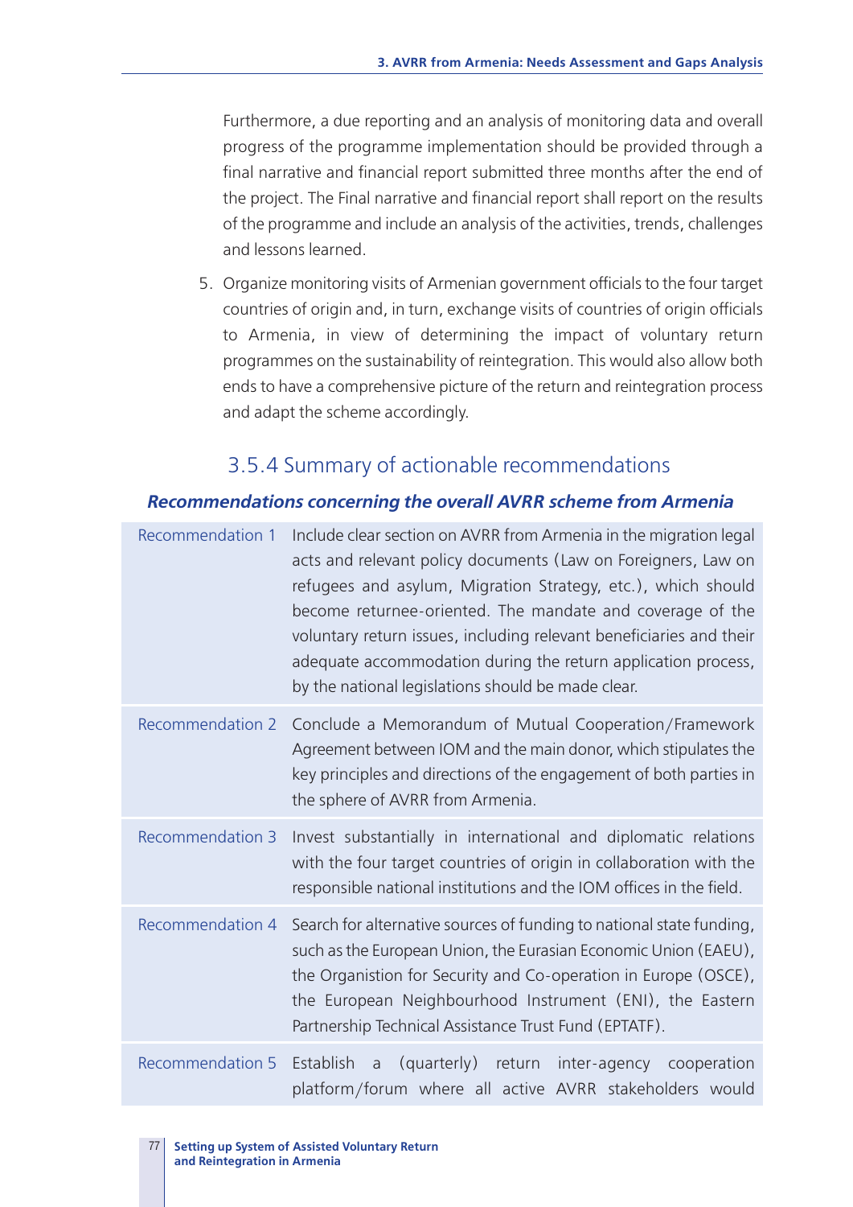Furthermore, a due reporting and an analysis of monitoring data and overall progress of the programme implementation should be provided through a final narrative and financial report submitted three months after the end of the project. The Final narrative and financial report shall report on the results of the programme and include an analysis of the activities, trends, challenges and lessons learned.

5. Organize monitoring visits of Armenian government officials to the four target countries of origin and, in turn, exchange visits of countries of origin officials to Armenia, in view of determining the impact of voluntary return programmes on the sustainability of reintegration. This would also allow both ends to have a comprehensive picture of the return and reintegration process and adapt the scheme accordingly.

### 3.5.4 Summary of actionable recommendations

***Recommendations concerning the overall AVRR scheme from Armenia***

| | |
|---|---|
| Recommendation 1 | Include clear section on AVRR from Armenia in the migration legal acts and relevant policy documents (Law on Foreigners, Law on refugees and asylum, Migration Strategy, etc.), which should become returnee-oriented. The mandate and coverage of the voluntary return issues, including relevant beneficiaries and their adequate accommodation during the return application process, by the national legislations should be made clear. |
| Recommendation 2 | Conclude a Memorandum of Mutual Cooperation/Framework Agreement between IOM and the main donor, which stipulates the key principles and directions of the engagement of both parties in the sphere of AVRR from Armenia. |
| Recommendation 3 | Invest substantially in international and diplomatic relations with the four target countries of origin in collaboration with the responsible national institutions and the IOM offices in the field. |
| Recommendation 4 | Search for alternative sources of funding to national state funding, such as the European Union, the Eurasian Economic Union (EAEU), the Organistion for Security and Co-operation in Europe (OSCE), the European Neighbourhood Instrument (ENI), the Eastern Partnership Technical Assistance Trust Fund (EPTATF). |
| Recommendation 5 | Establish a (quarterly) return inter-agency cooperation platform/forum where all active AVRR stakeholders would |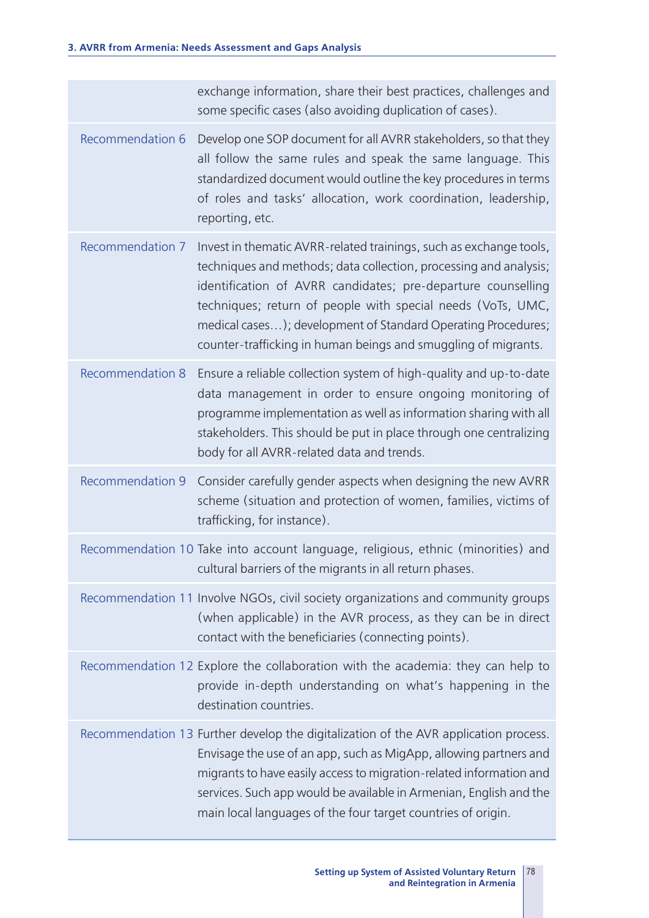| | |
|---|---|
| | exchange information, share their best practices, challenges and some specific cases (also avoiding duplication of cases). |
| Recommendation 6 | Develop one SOP document for all AVRR stakeholders, so that they all follow the same rules and speak the same language. This standardized document would outline the key procedures in terms of roles and tasks' allocation, work coordination, leadership, reporting, etc. |
| Recommendation 7 | Invest in thematic AVRR-related trainings, such as exchange tools, techniques and methods; data collection, processing and analysis; identification of AVRR candidates; pre-departure counselling techniques; return of people with special needs (VoTs, UMC, medical cases…); development of Standard Operating Procedures; counter-trafficking in human beings and smuggling of migrants. |
| Recommendation 8 | Ensure a reliable collection system of high-quality and up-to-date data management in order to ensure ongoing monitoring of programme implementation as well as information sharing with all stakeholders. This should be put in place through one centralizing body for all AVRR-related data and trends. |
| Recommendation 9 | Consider carefully gender aspects when designing the new AVRR scheme (situation and protection of women, families, victims of trafficking, for instance). |
| Recommendation 10 | Take into account language, religious, ethnic (minorities) and cultural barriers of the migrants in all return phases. |
| Recommendation 11 | Involve NGOs, civil society organizations and community groups (when applicable) in the AVR process, as they can be in direct contact with the beneficiaries (connecting points). |
| Recommendation 12 | Explore the collaboration with the academia: they can help to provide in-depth understanding on what's happening in the destination countries. |
| Recommendation 13 | Further develop the digitalization of the AVR application process. Envisage the use of an app, such as MigApp, allowing partners and migrants to have easily access to migration-related information and services. Such app would be available in Armenian, English and the main local languages of the four target countries of origin. |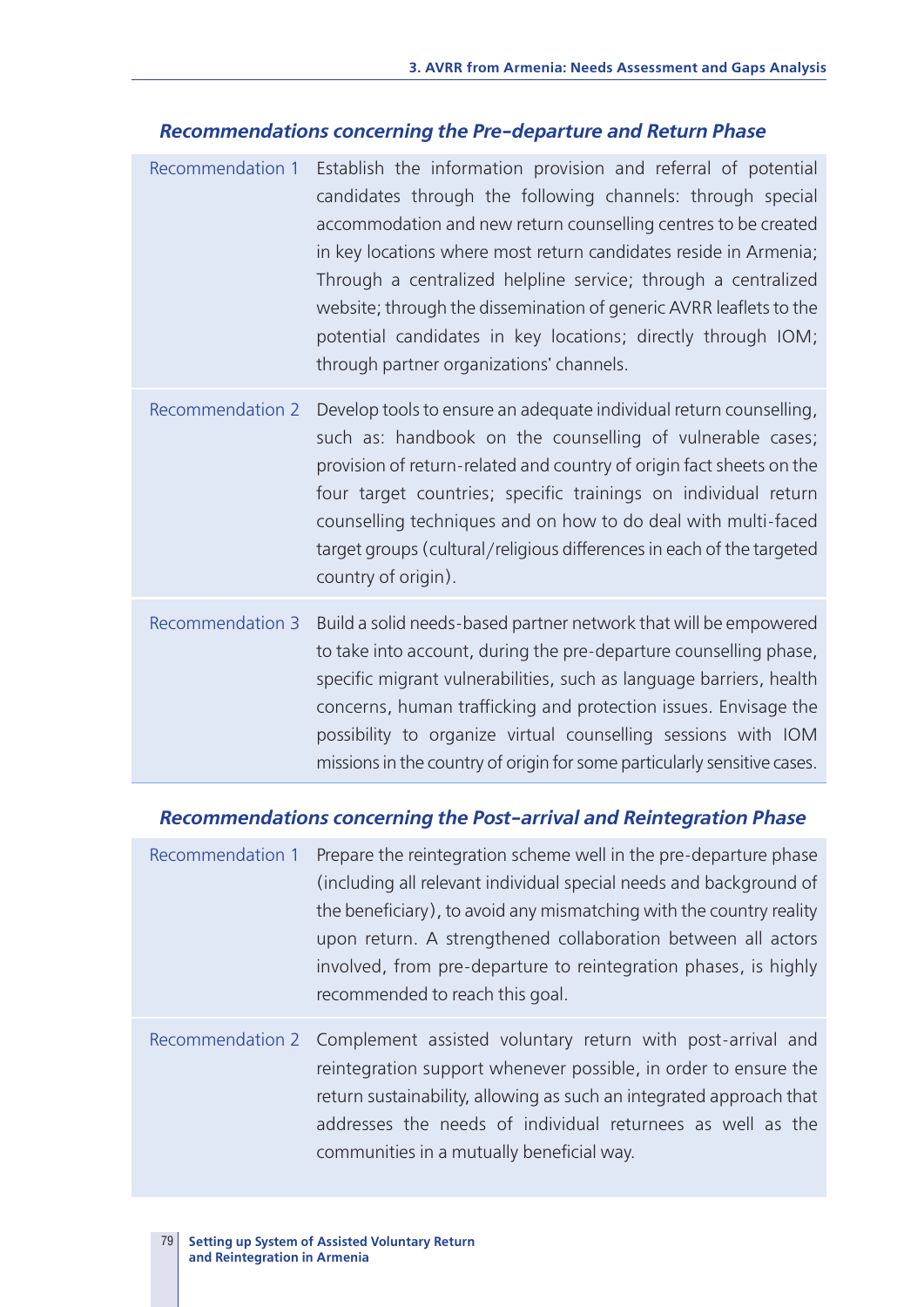### *Recommendations concerning the Pre-departure and Return Phase*

| | |
|---|---|
| Recommendation 1 | Establish the information provision and referral of potential candidates through the following channels: through special accommodation and new return counselling centres to be created in key locations where most return candidates reside in Armenia; Through a centralized helpline service; through a centralized website; through the dissemination of generic AVRR leaflets to the potential candidates in key locations; directly through IOM; through partner organizations' channels. |
| Recommendation 2 | Develop tools to ensure an adequate individual return counselling, such as: handbook on the counselling of vulnerable cases; provision of return-related and country of origin fact sheets on the four target countries; specific trainings on individual return counselling techniques and on how to do deal with multi-faced target groups (cultural/religious differences in each of the targeted country of origin). |
| Recommendation 3 | Build a solid needs-based partner network that will be empowered to take into account, during the pre-departure counselling phase, specific migrant vulnerabilities, such as language barriers, health concerns, human trafficking and protection issues. Envisage the possibility to organize virtual counselling sessions with IOM missions in the country of origin for some particularly sensitive cases. |

### *Recommendations concerning the Post-arrival and Reintegration Phase*

| | |
|---|---|
| Recommendation 1 | Prepare the reintegration scheme well in the pre-departure phase (including all relevant individual special needs and background of the beneficiary), to avoid any mismatching with the country reality upon return. A strengthened collaboration between all actors involved, from pre-departure to reintegration phases, is highly recommended to reach this goal. |
| Recommendation 2 | Complement assisted voluntary return with post-arrival and reintegration support whenever possible, in order to ensure the return sustainability, allowing as such an integrated approach that addresses the needs of individual returnees as well as the communities in a mutually beneficial way. |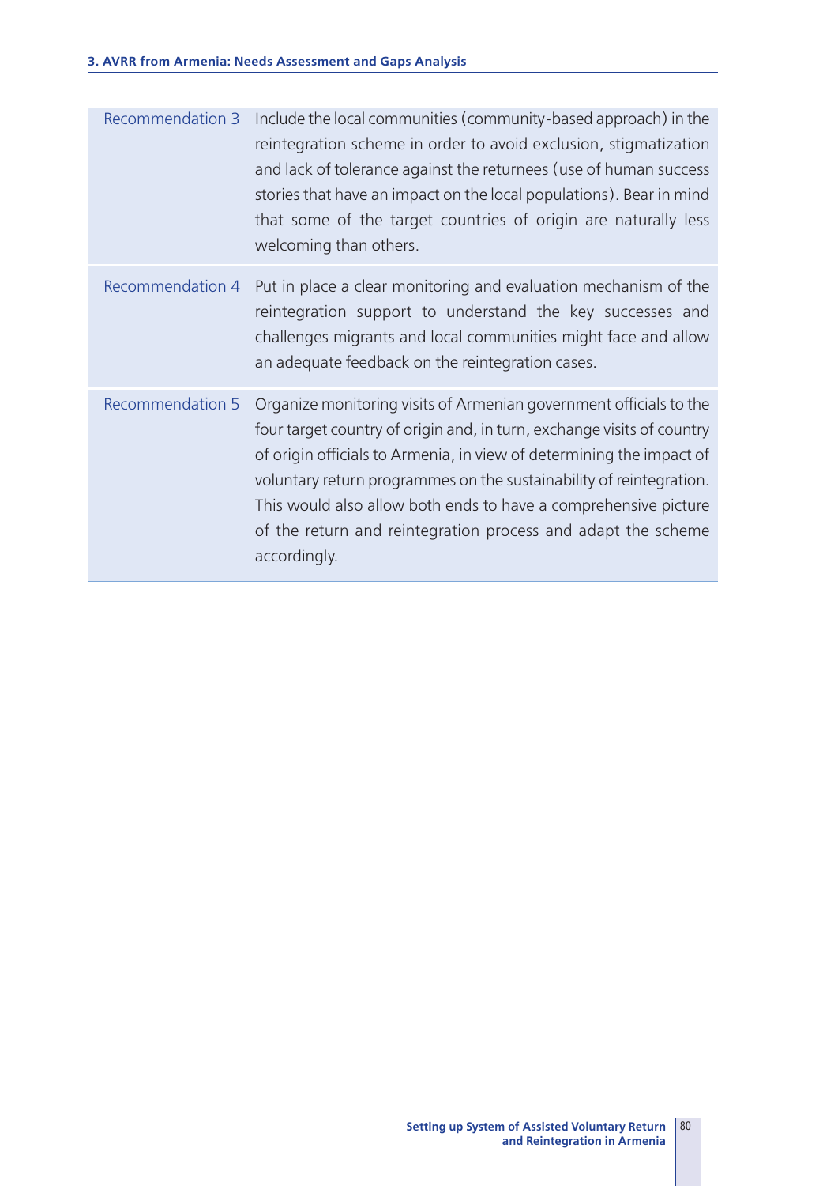| | |
|---|---|
| Recommendation 3 | Include the local communities (community-based approach) in the reintegration scheme in order to avoid exclusion, stigmatization and lack of tolerance against the returnees (use of human success stories that have an impact on the local populations). Bear in mind that some of the target countries of origin are naturally less welcoming than others. |
| Recommendation 4 | Put in place a clear monitoring and evaluation mechanism of the reintegration support to understand the key successes and challenges migrants and local communities might face and allow an adequate feedback on the reintegration cases. |
| Recommendation 5 | Organize monitoring visits of Armenian government officials to the four target country of origin and, in turn, exchange visits of country of origin officials to Armenia, in view of determining the impact of voluntary return programmes on the sustainability of reintegration. This would also allow both ends to have a comprehensive picture of the return and reintegration process and adapt the scheme accordingly. |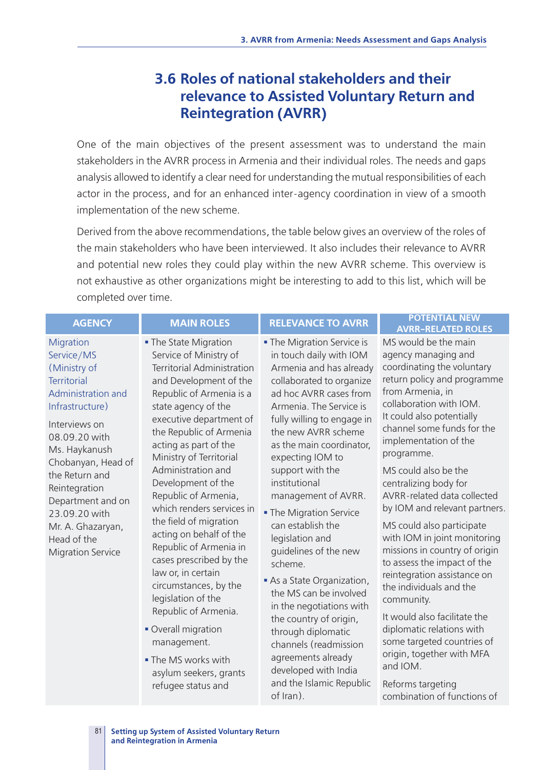## 3.6 Roles of national stakeholders and their relevance to Assisted Voluntary Return and Reintegration (AVRR)

One of the main objectives of the present assessment was to understand the main stakeholders in the AVRR process in Armenia and their individual roles. The needs and gaps analysis allowed to identify a clear need for understanding the mutual responsibilities of each actor in the process, and for an enhanced inter-agency coordination in view of a smooth implementation of the new scheme.

Derived from the above recommendations, the table below gives an overview of the roles of the main stakeholders who have been interviewed. It also includes their relevance to AVRR and potential new roles they could play within the new AVRR scheme. This overview is not exhaustive as other organizations might be interesting to add to this list, which will be completed over time.

| AGENCY | MAIN ROLES | RELEVANCE TO AVRR | POTENTIAL NEW AVRR-RELATED ROLES |
|---|---|---|---|
| Migration Service/MS (Ministry of Territorial Administration and Infrastructure)<br><br>Interviews on 08.09.20 with Ms. Haykanush Chobanyan, Head of the Return and Reintegration Department and on 23.09.20 with Mr. A. Ghazaryan, Head of the Migration Service | ▪ The State Migration Service of Ministry of Territorial Administration and Development of the Republic of Armenia is a state agency of the executive department of the Republic of Armenia acting as part of the Ministry of Territorial Administration and Development of the Republic of Armenia, which renders services in the field of migration acting on behalf of the Republic of Armenia in cases prescribed by the law or, in certain circumstances, by the legislation of the Republic of Armenia.<br><br>▪ Overall migration management.<br><br>▪ The MS works with asylum seekers, grants refugee status and | ▪ The Migration Service is in touch daily with IOM Armenia and has already collaborated to organize ad hoc AVRR cases from Armenia. The Service is fully willing to engage in the new AVRR scheme as the main coordinator, expecting IOM to support with the institutional management of AVRR.<br><br>▪ The Migration Service can establish the legislation and guidelines of the new scheme.<br><br>▪ As a State Organization, the MS can be involved in the negotiations with the country of origin, through diplomatic channels (readmission agreements already developed with India and the Islamic Republic of Iran). | MS would be the main agency managing and coordinating the voluntary return policy and programme from Armenia, in collaboration with IOM. It could also potentially channel some funds for the implementation of the programme.<br><br>MS could also be the centralizing body for AVRR-related data collected by IOM and relevant partners.<br><br>MS could also participate with IOM in joint monitoring missions in country of origin to assess the impact of the reintegration assistance on the individuals and the community.<br><br>It would also facilitate the diplomatic relations with some targeted countries of origin, together with MFA and IOM.<br><br>Reforms targeting combination of functions of |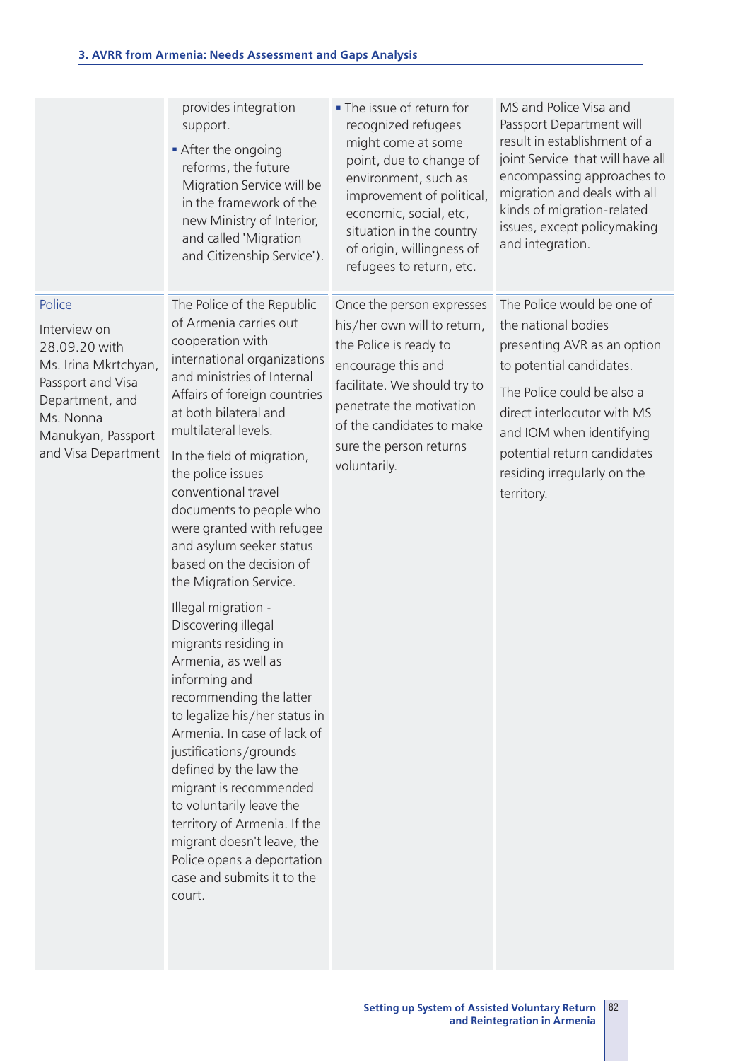| | | | |
|---|---|---|---|
| | provides integration support.<br>▪ After the ongoing reforms, the future Migration Service will be in the framework of the new Ministry of Interior, and called 'Migration and Citizenship Service'). | ▪ The issue of return for recognized refugees might come at some point, due to change of environment, such as improvement of political, economic, social, etc, situation in the country of origin, willingness of refugees to return, etc. | MS and Police Visa and Passport Department will result in establishment of a joint Service that will have all encompassing approaches to migration and deals with all kinds of migration-related issues, except policymaking and integration. |
| Police<br><br>Interview on 28.09.20 with Ms. Irina Mkrtchyan, Passport and Visa Department, and Ms. Nonna Manukyan, Passport and Visa Department | The Police of the Republic of Armenia carries out cooperation with international organizations and ministries of Internal Affairs of foreign countries at both bilateral and multilateral levels.<br><br>In the field of migration, the police issues conventional travel documents to people who were granted with refugee and asylum seeker status based on the decision of the Migration Service.<br><br>Illegal migration - Discovering illegal migrants residing in Armenia, as well as informing and recommending the latter to legalize his/her status in Armenia. In case of lack of justifications/grounds defined by the law the migrant is recommended to voluntarily leave the territory of Armenia. If the migrant doesn't leave, the Police opens a deportation case and submits it to the court. | Once the person expresses his/her own will to return, the Police is ready to encourage this and facilitate. We should try to penetrate the motivation of the candidates to make sure the person returns voluntarily. | The Police would be one of the national bodies presenting AVR as an option to potential candidates.<br><br>The Police could be also a direct interlocutor with MS and IOM when identifying potential return candidates residing irregularly on the territory. |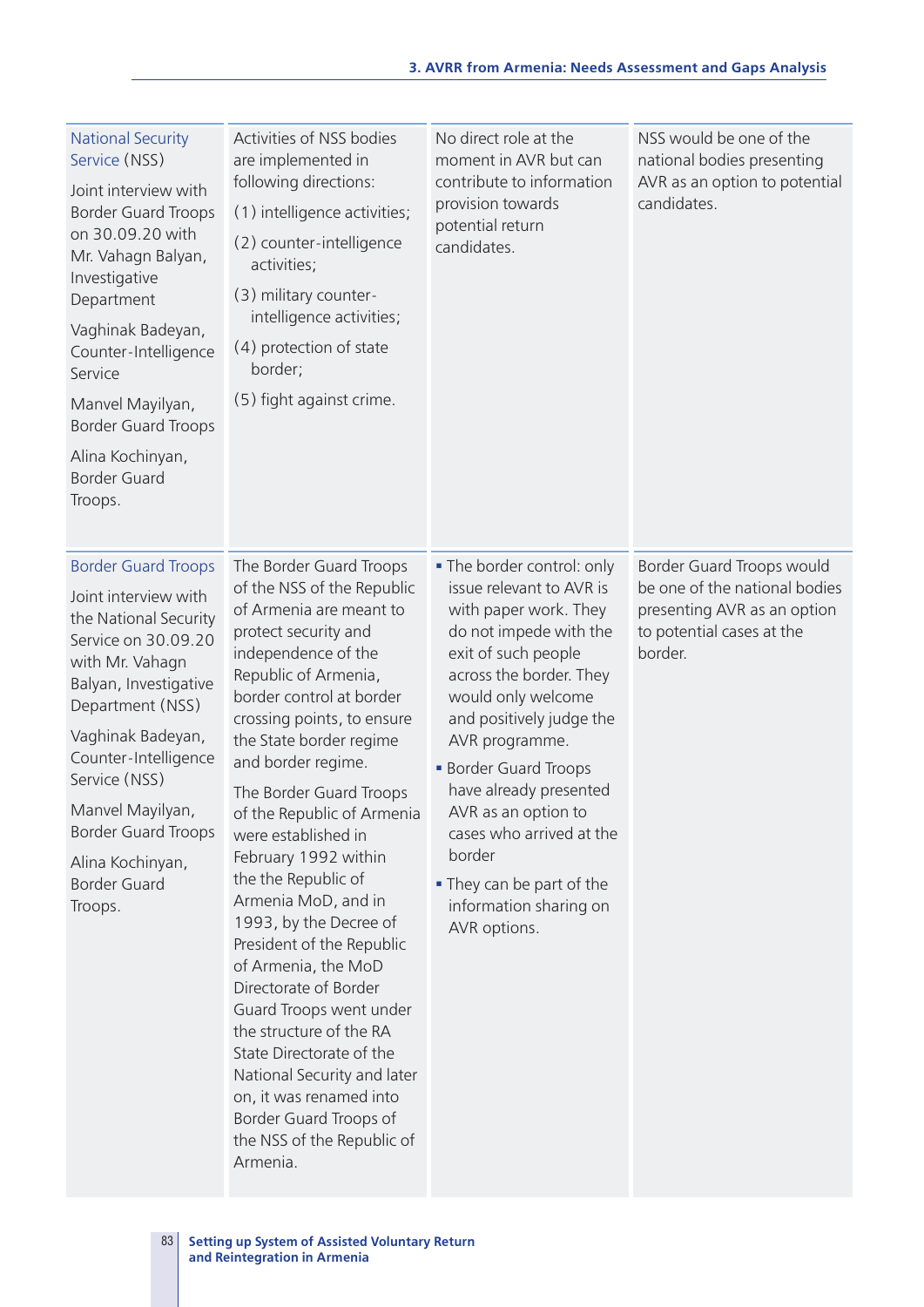| | | | |
|---|---|---|---|
| National Security Service (NSS)<br><br>Joint interview with Border Guard Troops on 30.09.20 with Mr. Vahagn Balyan, Investigative Department<br><br>Vaghinak Badeyan, Counter-Intelligence Service<br><br>Manvel Mayilyan, Border Guard Troops<br><br>Alina Kochinyan, Border Guard Troops. | Activities of NSS bodies are implemented in following directions:<br>(1) intelligence activities;<br>(2) counter-intelligence activities;<br>(3) military counter-intelligence activities;<br>(4) protection of state border;<br>(5) fight against crime. | No direct role at the moment in AVR but can contribute to information provision towards potential return candidates. | NSS would be one of the national bodies presenting AVR as an option to potential candidates. |
| Border Guard Troops<br><br>Joint interview with the National Security Service on 30.09.20 with Mr. Vahagn Balyan, Investigative Department (NSS)<br><br>Vaghinak Badeyan, Counter-Intelligence Service (NSS)<br><br>Manvel Mayilyan, Border Guard Troops<br><br>Alina Kochinyan, Border Guard Troops. | The Border Guard Troops of the NSS of the Republic of Armenia are meant to protect security and independence of the Republic of Armenia, border control at border crossing points, to ensure the State border regime and border regime.<br><br>The Border Guard Troops of the Republic of Armenia were established in February 1992 within the the Republic of Armenia MoD, and in 1993, by the Decree of President of the Republic of Armenia, the MoD Directorate of Border Guard Troops went under the structure of the RA State Directorate of the National Security and later on, it was renamed into Border Guard Troops of the NSS of the Republic of Armenia. | ▪ The border control: only issue relevant to AVR is with paper work. They do not impede with the exit of such people across the border. They would only welcome and positively judge the AVR programme.<br>▪ Border Guard Troops have already presented AVR as an option to cases who arrived at the border<br>▪ They can be part of the information sharing on AVR options. | Border Guard Troops would be one of the national bodies presenting AVR as an option to potential cases at the border. |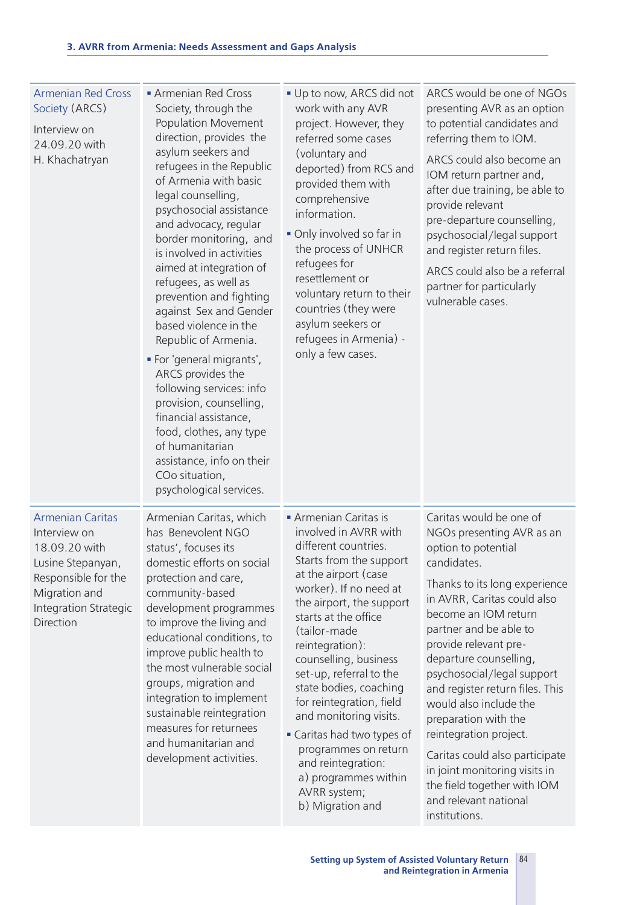| | | | |
|---|---|---|---|
| Armenian Red Cross Society (ARCS)<br><br>Interview on 24.09.20 with H. Khachatryan | ▪ Armenian Red Cross Society, through the Population Movement direction, provides the asylum seekers and refugees in the Republic of Armenia with basic legal counselling, psychosocial assistance and advocacy, regular border monitoring, and is involved in activities aimed at integration of refugees, as well as prevention and fighting against Sex and Gender based violence in the Republic of Armenia.<br>▪ For 'general migrants', ARCS provides the following services: info provision, counselling, financial assistance, food, clothes, any type of humanitarian assistance, info on their COo situation, psychological services. | ▪ Up to now, ARCS did not work with any AVR project. However, they referred some cases (voluntary and deported) from RCS and provided them with comprehensive information.<br>▪ Only involved so far in the process of UNHCR refugees for resettlement or voluntary return to their countries (they were asylum seekers or refugees in Armenia) - only a few cases. | ARCS would be one of NGOs presenting AVR as an option to potential candidates and referring them to IOM.<br><br>ARCS could also become an IOM return partner and, after due training, be able to provide relevant pre-departure counselling, psychosocial/legal support and register return files.<br><br>ARCS could also be a referral partner for particularly vulnerable cases. |
| Armenian Caritas<br>Interview on 18.09.20 with Lusine Stepanyan, Responsible for the Migration and Integration Strategic Direction | Armenian Caritas, which has Benevolent NGO status', focuses its domestic efforts on social protection and care, community-based development programmes to improve the living and educational conditions, to improve public health to the most vulnerable social groups, migration and integration to implement sustainable reintegration measures for returnees and humanitarian and development activities. | ▪ Armenian Caritas is involved in AVRR with different countries. Starts from the support at the airport (case worker). If no need at the airport, the support starts at the office (tailor-made reintegration): counselling, business set-up, referral to the state bodies, coaching for reintegration, field and monitoring visits.<br>▪ Caritas had two types of programmes on return and reintegration:<br>a) programmes within AVRR system;<br>b) Migration and | Caritas would be one of NGOs presenting AVR as an option to potential candidates.<br><br>Thanks to its long experience in AVRR, Caritas could also become an IOM return partner and be able to provide relevant pre-departure counselling, psychosocial/legal support and register return files. This would also include the preparation with the reintegration project.<br><br>Caritas could also participate in joint monitoring visits in the field together with IOM and relevant national institutions. |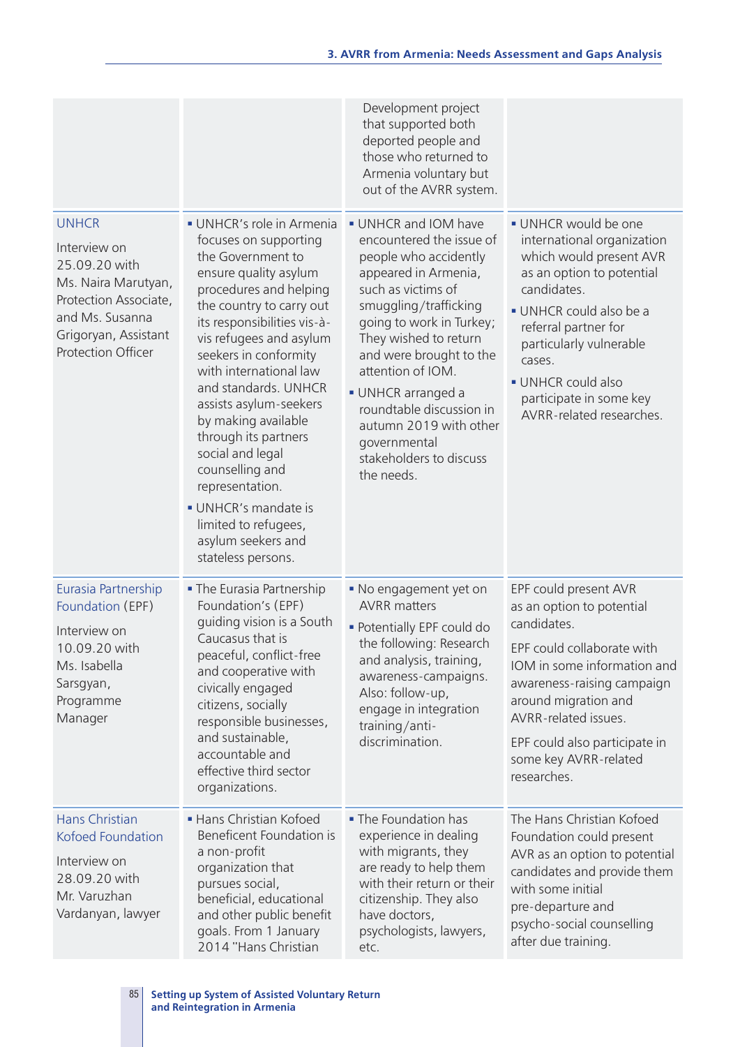| | | | |
|---|---|---|---|
| | | Development project that supported both deported people and those who returned to Armenia voluntary but out of the AVRR system. | |
| UNHCR<br><br>Interview on 25.09.20 with Ms. Naira Marutyan, Protection Associate, and Ms. Susanna Grigoryan, Assistant Protection Officer | ▪ UNHCR's role in Armenia focuses on supporting the Government to ensure quality asylum procedures and helping the country to carry out its responsibilities vis-à-vis refugees and asylum seekers in conformity with international law and standards. UNHCR assists asylum-seekers by making available through its partners social and legal counselling and representation.<br>▪ UNHCR's mandate is limited to refugees, asylum seekers and stateless persons. | ▪ UNHCR and IOM have encountered the issue of people who accidently appeared in Armenia, such as victims of smuggling/trafficking going to work in Turkey; They wished to return and were brought to the attention of IOM.<br>▪ UNHCR arranged a roundtable discussion in autumn 2019 with other governmental stakeholders to discuss the needs. | ▪ UNHCR would be one international organization which would present AVR as an option to potential candidates.<br>▪ UNHCR could also be a referral partner for particularly vulnerable cases.<br>▪ UNHCR could also participate in some key AVRR-related researches. |
| Eurasia Partnership Foundation (EPF)<br><br>Interview on 10.09.20 with Ms. Isabella Sarsgyan, Programme Manager | ▪ The Eurasia Partnership Foundation's (EPF) guiding vision is a South Caucasus that is peaceful, conflict-free and cooperative with civically engaged citizens, socially responsible businesses, and sustainable, accountable and effective third sector organizations. | ▪ No engagement yet on AVRR matters<br>▪ Potentially EPF could do the following: Research and analysis, training, awareness-campaigns. Also: follow-up, engage in integration training/anti-discrimination. | EPF could present AVR as an option to potential candidates.<br><br>EPF could collaborate with IOM in some information and awareness-raising campaign around migration and AVRR-related issues.<br><br>EPF could also participate in some key AVRR-related researches. |
| Hans Christian Kofoed Foundation<br><br>Interview on 28.09.20 with Mr. Varuzhan Vardanyan, lawyer | ▪ Hans Christian Kofoed Beneficent Foundation is a non-profit organization that pursues social, beneficial, educational and other public benefit goals. From 1 January 2014 "Hans Christian | ▪ The Foundation has experience in dealing with migrants, they are ready to help them with their return or their citizenship. They also have doctors, psychologists, lawyers, etc. | The Hans Christian Kofoed Foundation could present AVR as an option to potential candidates and provide them with some initial pre-departure and psycho-social counselling after due training. |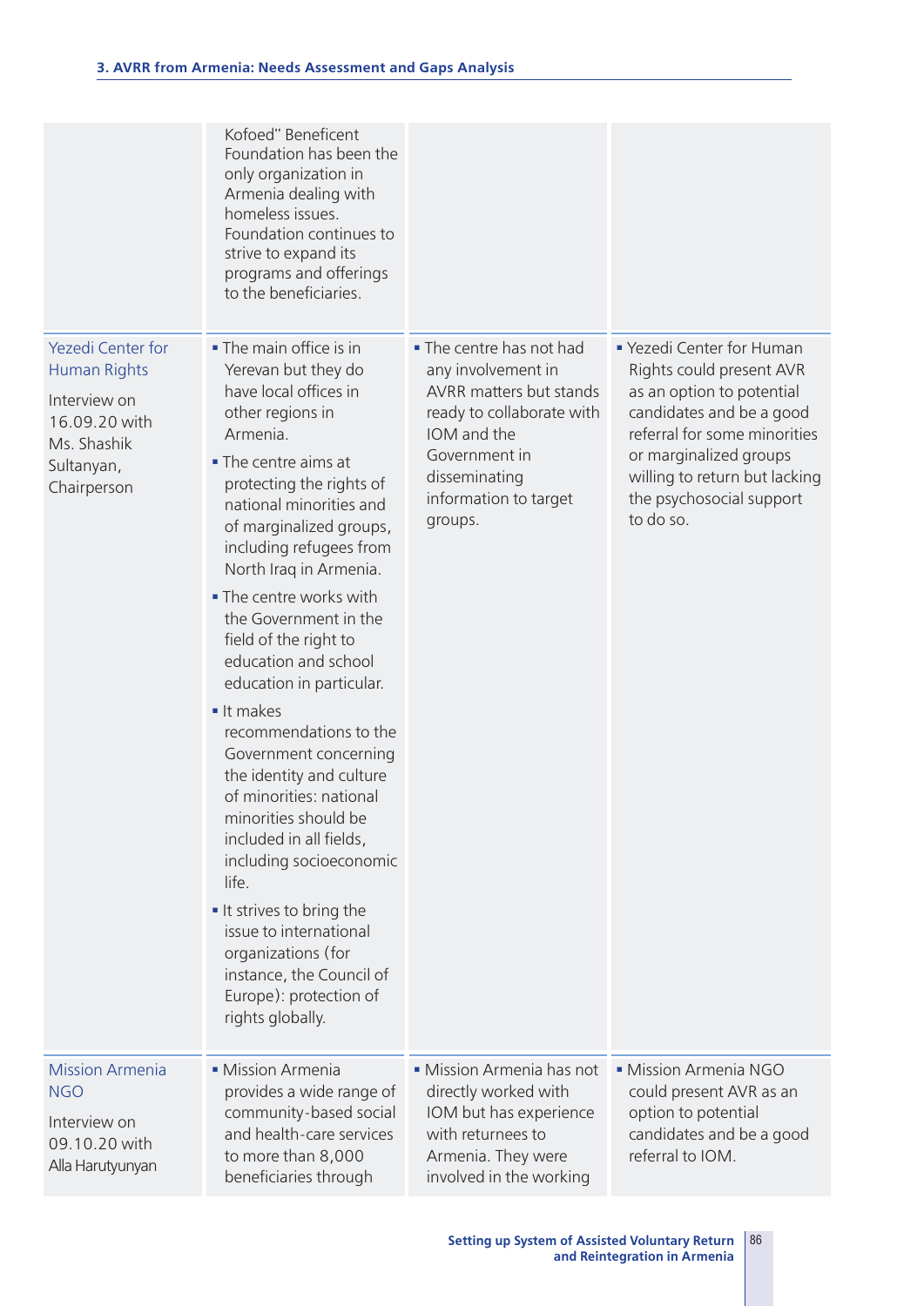| | | | |
|---|---|---|---|
| | Kofoed" Beneficent Foundation has been the only organization in Armenia dealing with homeless issues. Foundation continues to strive to expand its programs and offerings to the beneficiaries. | | |
| Yezedi Center for Human Rights<br><br>Interview on 16.09.20 with Ms. Shashik Sultanyan, Chairperson | ▪ The main office is in Yerevan but they do have local offices in other regions in Armenia.<br>▪ The centre aims at protecting the rights of national minorities and of marginalized groups, including refugees from North Iraq in Armenia.<br>▪ The centre works with the Government in the field of the right to education and school education in particular.<br>▪ It makes recommendations to the Government concerning the identity and culture of minorities: national minorities should be included in all fields, including socioeconomic life.<br>▪ It strives to bring the issue to international organizations (for instance, the Council of Europe): protection of rights globally. | ▪ The centre has not had any involvement in AVRR matters but stands ready to collaborate with IOM and the Government in disseminating information to target groups. | ▪ Yezedi Center for Human Rights could present AVR as an option to potential candidates and be a good referral for some minorities or marginalized groups willing to return but lacking the psychosocial support to do so. |
| Mission Armenia NGO<br><br>Interview on 09.10.20 with Alla Harutyunyan | ▪ Mission Armenia provides a wide range of community-based social and health-care services to more than 8,000 beneficiaries through | ▪ Mission Armenia has not directly worked with IOM but has experience with returnees to Armenia. They were involved in the working | ▪ Mission Armenia NGO could present AVR as an option to potential candidates and be a good referral to IOM. |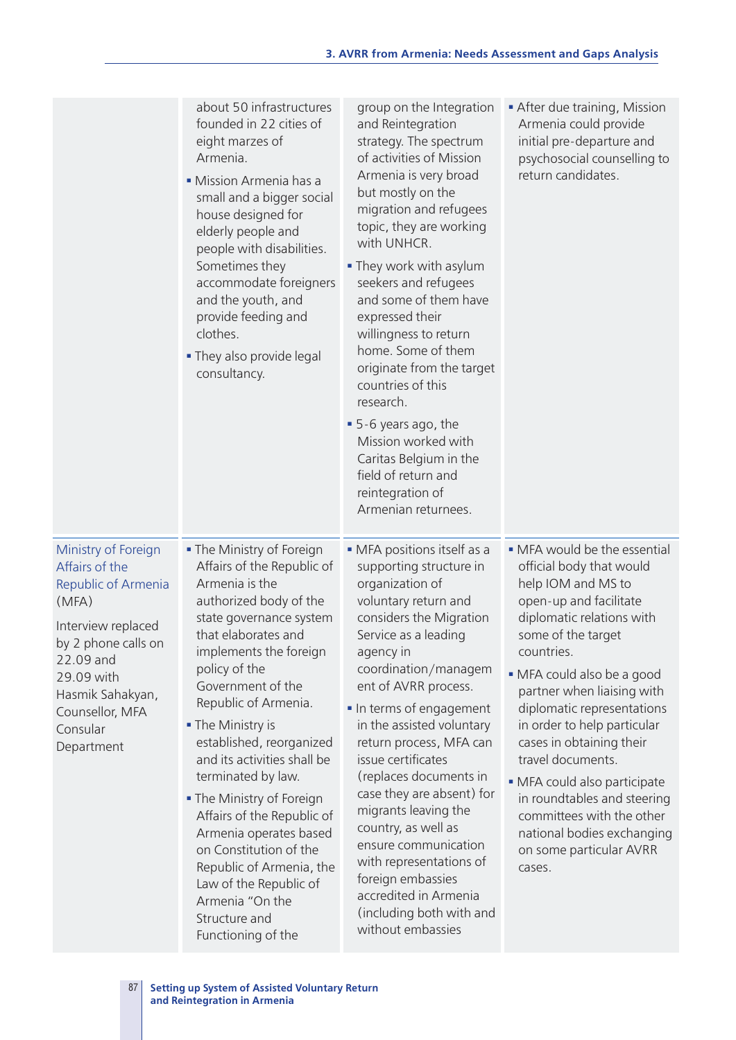| | | | |
|---|---|---|---|
| | about 50 infrastructures founded in 22 cities of eight marzes of Armenia.<br>▪ Mission Armenia has a small and a bigger social house designed for elderly people and people with disabilities. Sometimes they accommodate foreigners and the youth, and provide feeding and clothes.<br>▪ They also provide legal consultancy. | group on the Integration and Reintegration strategy. The spectrum of activities of Mission Armenia is very broad but mostly on the migration and refugees topic, they are working with UNHCR.<br>▪ They work with asylum seekers and refugees and some of them have expressed their willingness to return home. Some of them originate from the target countries of this research.<br>▪ 5-6 years ago, the Mission worked with Caritas Belgium in the field of return and reintegration of Armenian returnees. | ▪ After due training, Mission Armenia could provide initial pre-departure and psychosocial counselling to return candidates. |
| Ministry of Foreign Affairs of the Republic of Armenia (MFA)<br><br>Interview replaced by 2 phone calls on 22.09 and 29.09 with Hasmik Sahakyan, Counsellor, MFA Consular Department | ▪ The Ministry of Foreign Affairs of the Republic of Armenia is the authorized body of the state governance system that elaborates and implements the foreign policy of the Government of the Republic of Armenia.<br>▪ The Ministry is established, reorganized and its activities shall be terminated by law.<br>▪ The Ministry of Foreign Affairs of the Republic of Armenia operates based on Constitution of the Republic of Armenia, the Law of the Republic of Armenia "On the Structure and Functioning of the | ▪ MFA positions itself as a supporting structure in organization of voluntary return and considers the Migration Service as a leading agency in coordination/management of AVRR process.<br>▪ In terms of engagement in the assisted voluntary return process, MFA can issue certificates (replaces documents in case they are absent) for migrants leaving the country, as well as ensure communication with representations of foreign embassies accredited in Armenia (including both with and without embassies | ▪ MFA would be the essential official body that would help IOM and MS to open-up and facilitate diplomatic relations with some of the target countries.<br>▪ MFA could also be a good partner when liaising with diplomatic representations in order to help particular cases in obtaining their travel documents.<br>▪ MFA could also participate in roundtables and steering committees with the other national bodies exchanging on some particular AVRR cases. |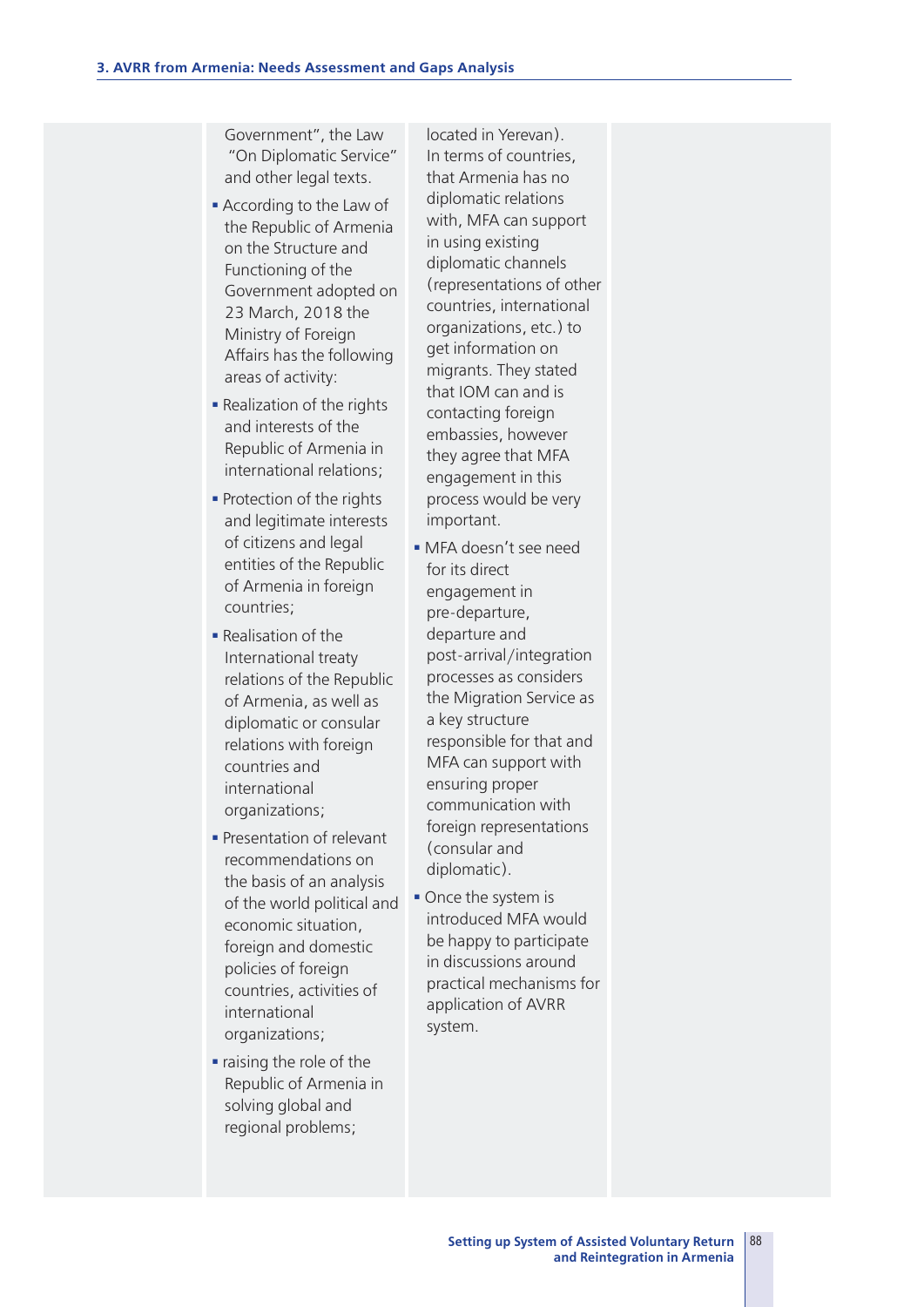Government", the Law "On Diplomatic Service" and other legal texts.

- According to the Law of the Republic of Armenia on the Structure and Functioning of the Government adopted on 23 March, 2018 the Ministry of Foreign Affairs has the following areas of activity:
- Realization of the rights and interests of the Republic of Armenia in international relations;
- Protection of the rights and legitimate interests of citizens and legal entities of the Republic of Armenia in foreign countries;
- Realisation of the International treaty relations of the Republic of Armenia, as well as diplomatic or consular relations with foreign countries and international organizations;
- Presentation of relevant recommendations on the basis of an analysis of the world political and economic situation, foreign and domestic policies of foreign countries, activities of international organizations;
- raising the role of the Republic of Armenia in solving global and regional problems;

located in Yerevan). In terms of countries, that Armenia has no diplomatic relations with, MFA can support in using existing diplomatic channels (representations of other countries, international organizations, etc.) to get information on migrants. They stated that IOM can and is contacting foreign embassies, however they agree that MFA engagement in this process would be very important.

- MFA doesn't see need for its direct engagement in pre-departure, departure and post-arrival/integration processes as considers the Migration Service as a key structure responsible for that and MFA can support with ensuring proper communication with foreign representations (consular and diplomatic).
- Once the system is introduced MFA would be happy to participate in discussions around practical mechanisms for application of AVRR system.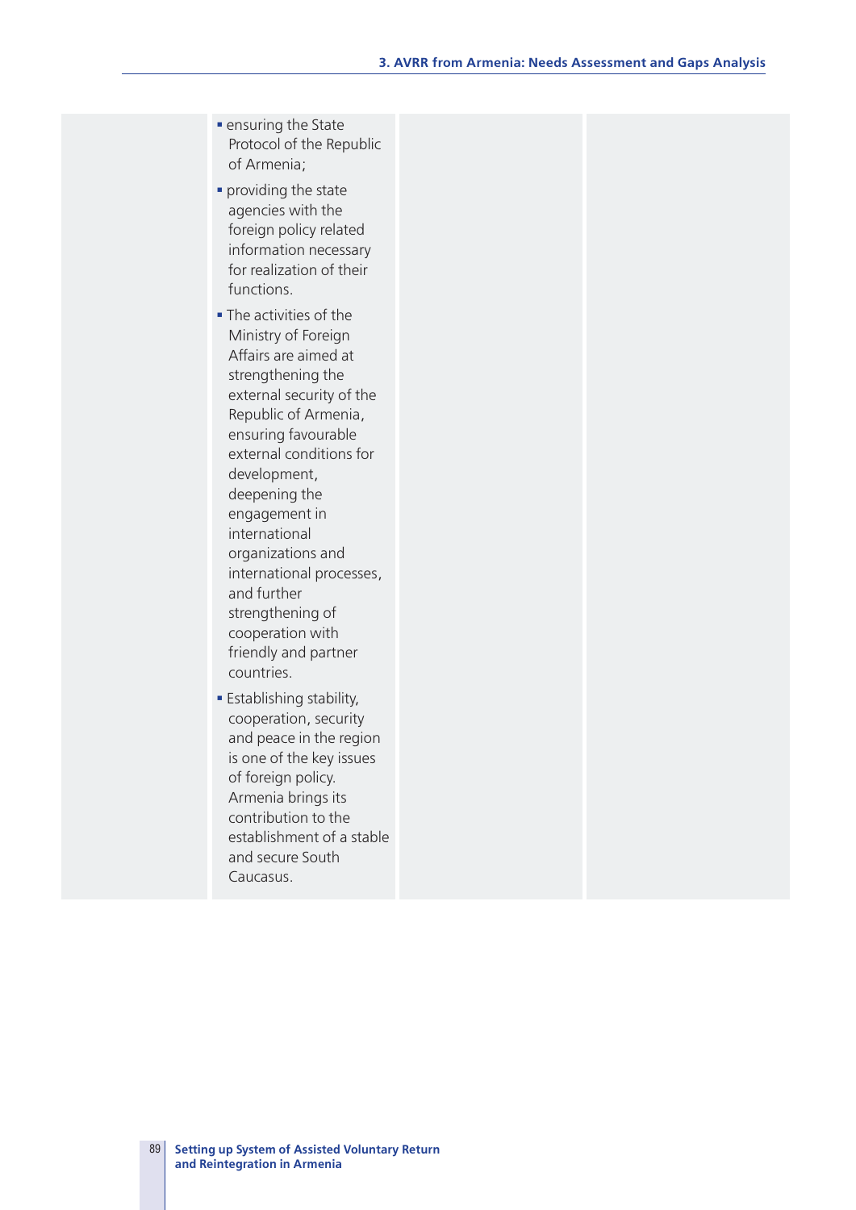|  |  |  |  |
|---|---|---|---|
|  | ▪ ensuring the State Protocol of the Republic of Armenia;<br>▪ providing the state agencies with the foreign policy related information necessary for realization of their functions.<br>▪ The activities of the Ministry of Foreign Affairs are aimed at strengthening the external security of the Republic of Armenia, ensuring favourable external conditions for development, deepening the engagement in international organizations and international processes, and further strengthening of cooperation with friendly and partner countries.<br>▪ Establishing stability, cooperation, security and peace in the region is one of the key issues of foreign policy. Armenia brings its contribution to the establishment of a stable and secure South Caucasus. |  |  |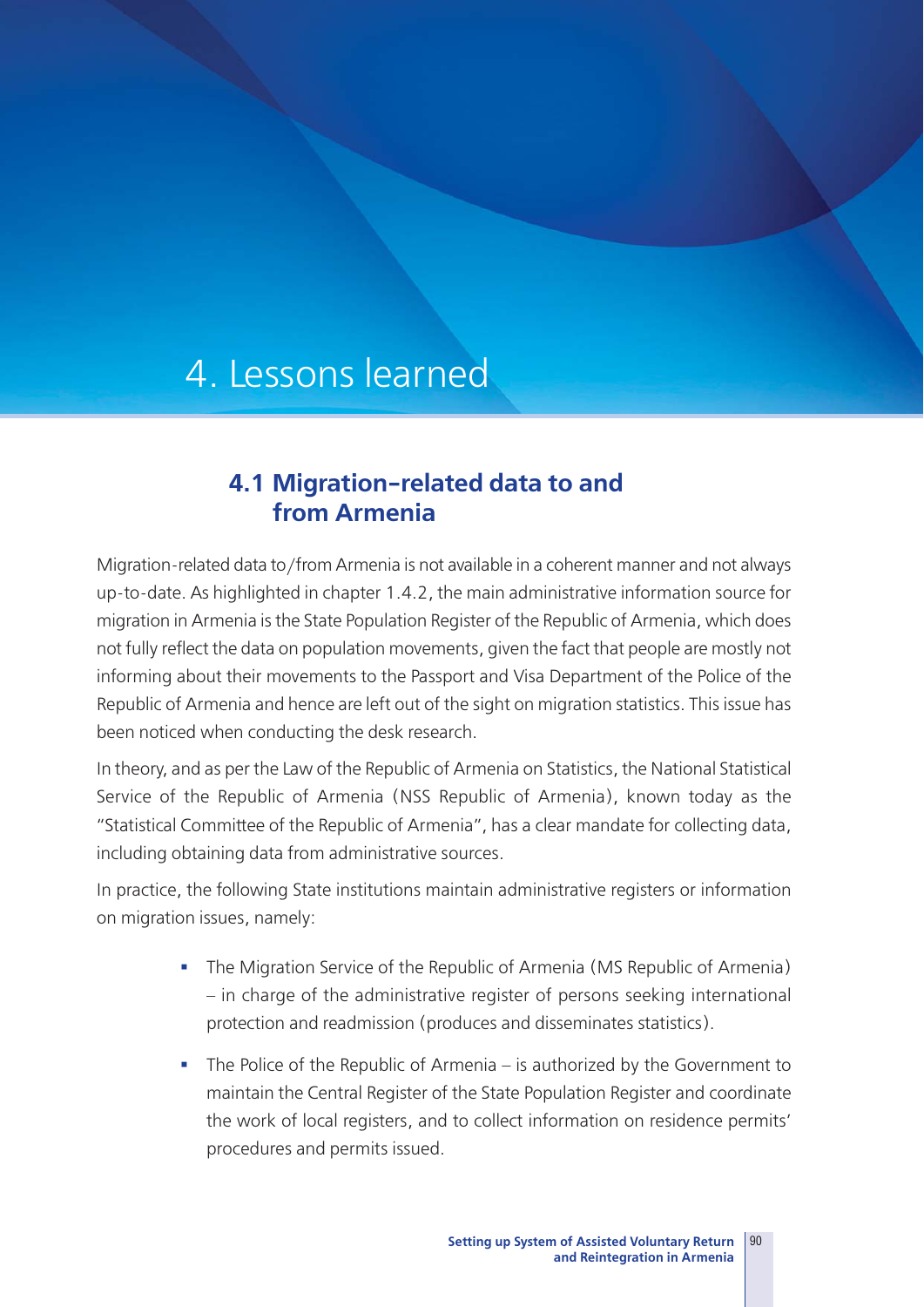# 4. Lessons learned

## 4.1 Migration-related data to and from Armenia

Migration-related data to/from Armenia is not available in a coherent manner and not always up-to-date. As highlighted in chapter 1.4.2, the main administrative information source for migration in Armenia is the State Population Register of the Republic of Armenia, which does not fully reflect the data on population movements, given the fact that people are mostly not informing about their movements to the Passport and Visa Department of the Police of the Republic of Armenia and hence are left out of the sight on migration statistics. This issue has been noticed when conducting the desk research.

In theory, and as per the Law of the Republic of Armenia on Statistics, the National Statistical Service of the Republic of Armenia (NSS Republic of Armenia), known today as the "Statistical Committee of the Republic of Armenia", has a clear mandate for collecting data, including obtaining data from administrative sources.

In practice, the following State institutions maintain administrative registers or information on migration issues, namely:

- The Migration Service of the Republic of Armenia (MS Republic of Armenia) – in charge of the administrative register of persons seeking international protection and readmission (produces and disseminates statistics).
- The Police of the Republic of Armenia – is authorized by the Government to maintain the Central Register of the State Population Register and coordinate the work of local registers, and to collect information on residence permits' procedures and permits issued.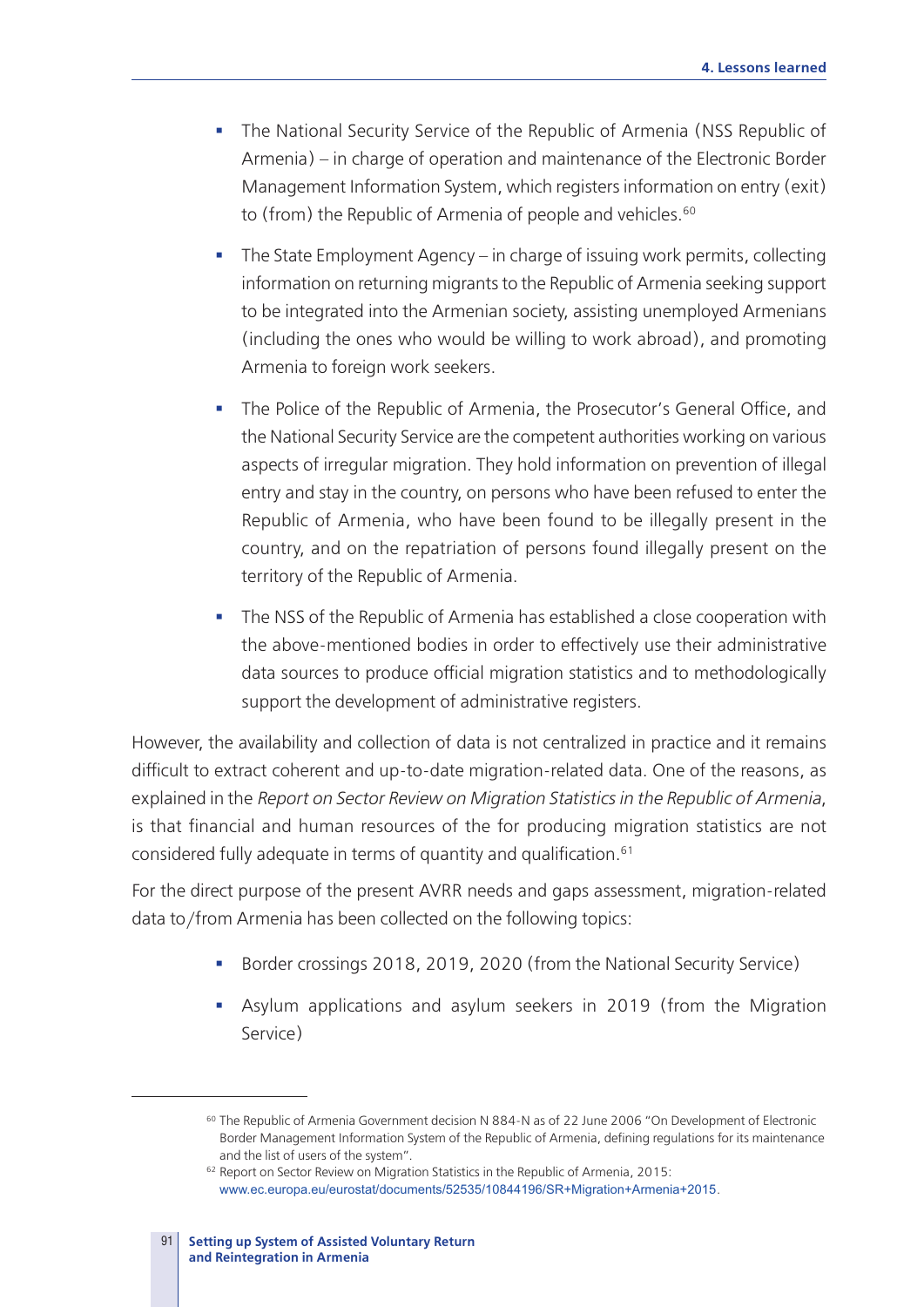- The National Security Service of the Republic of Armenia (NSS Republic of Armenia) – in charge of operation and maintenance of the Electronic Border Management Information System, which registers information on entry (exit) to (from) the Republic of Armenia of people and vehicles.[60]

- The State Employment Agency – in charge of issuing work permits, collecting information on returning migrants to the Republic of Armenia seeking support to be integrated into the Armenian society, assisting unemployed Armenians (including the ones who would be willing to work abroad), and promoting Armenia to foreign work seekers.

- The Police of the Republic of Armenia, the Prosecutor's General Office, and the National Security Service are the competent authorities working on various aspects of irregular migration. They hold information on prevention of illegal entry and stay in the country, on persons who have been refused to enter the Republic of Armenia, who have been found to be illegally present in the country, and on the repatriation of persons found illegally present on the territory of the Republic of Armenia.

- The NSS of the Republic of Armenia has established a close cooperation with the above-mentioned bodies in order to effectively use their administrative data sources to produce official migration statistics and to methodologically support the development of administrative registers.

However, the availability and collection of data is not centralized in practice and it remains difficult to extract coherent and up-to-date migration-related data. One of the reasons, as explained in the *Report on Sector Review on Migration Statistics in the Republic of Armenia*, is that financial and human resources of the for producing migration statistics are not considered fully adequate in terms of quantity and qualification.[61]

For the direct purpose of the present AVRR needs and gaps assessment, migration-related data to/from Armenia has been collected on the following topics:

- Border crossings 2018, 2019, 2020 (from the National Security Service)

- Asylum applications and asylum seekers in 2019 (from the Migration Service)

---

[60] The Republic of Armenia Government decision N 884-N as of 22 June 2006 "On Development of Electronic Border Management Information System of the Republic of Armenia, defining regulations for its maintenance and the list of users of the system".

[62] Report on Sector Review on Migration Statistics in the Republic of Armenia, 2015: www.ec.europa.eu/eurostat/documents/52535/10844196/SR+Migration+Armenia+2015.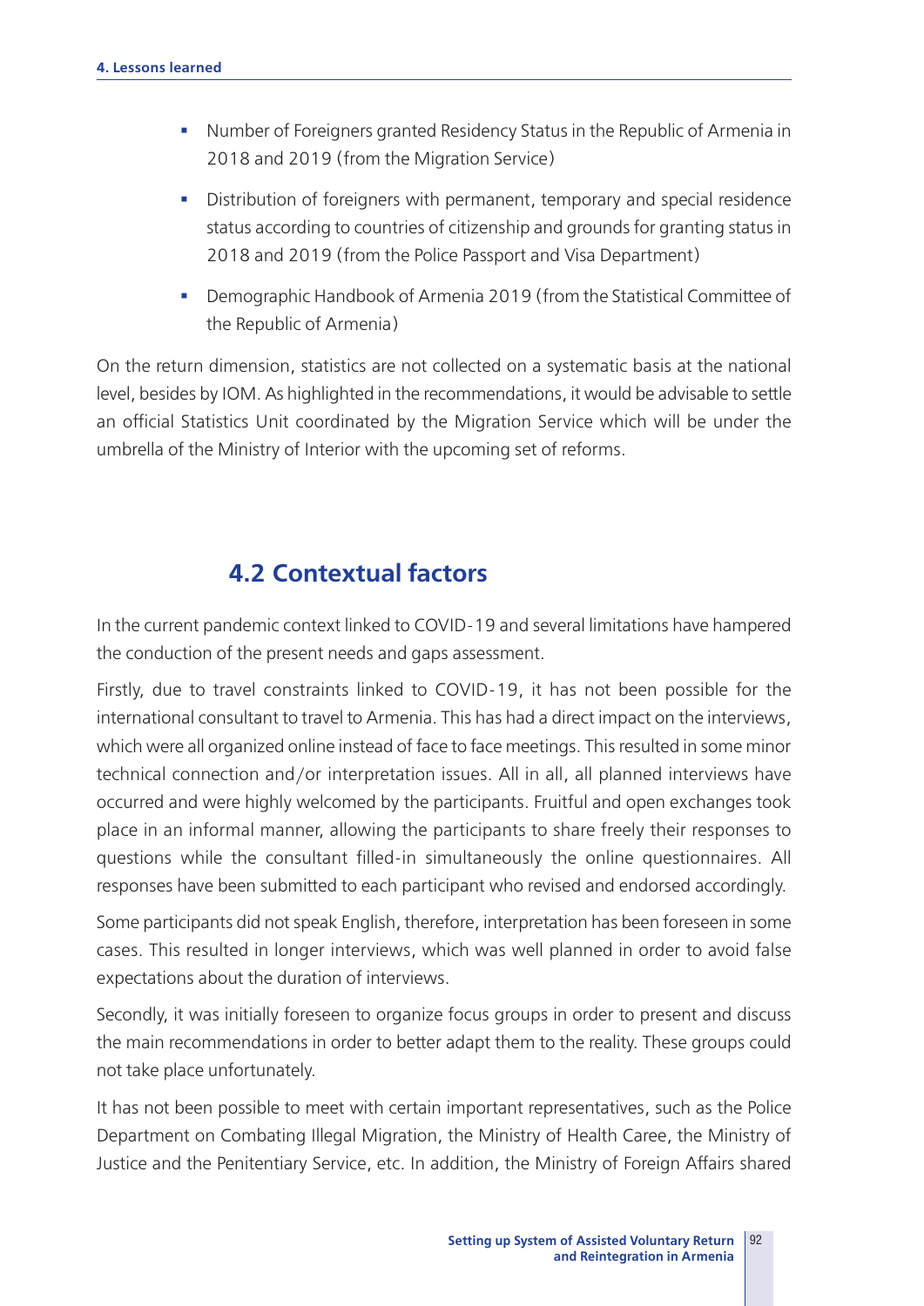- Number of Foreigners granted Residency Status in the Republic of Armenia in 2018 and 2019 (from the Migration Service)
- Distribution of foreigners with permanent, temporary and special residence status according to countries of citizenship and grounds for granting status in 2018 and 2019 (from the Police Passport and Visa Department)
- Demographic Handbook of Armenia 2019 (from the Statistical Committee of the Republic of Armenia)

On the return dimension, statistics are not collected on a systematic basis at the national level, besides by IOM. As highlighted in the recommendations, it would be advisable to settle an official Statistics Unit coordinated by the Migration Service which will be under the umbrella of the Ministry of Interior with the upcoming set of reforms.

## 4.2 Contextual factors

In the current pandemic context linked to COVID-19 and several limitations have hampered the conduction of the present needs and gaps assessment.

Firstly, due to travel constraints linked to COVID-19, it has not been possible for the international consultant to travel to Armenia. This has had a direct impact on the interviews, which were all organized online instead of face to face meetings. This resulted in some minor technical connection and/or interpretation issues. All in all, all planned interviews have occurred and were highly welcomed by the participants. Fruitful and open exchanges took place in an informal manner, allowing the participants to share freely their responses to questions while the consultant filled-in simultaneously the online questionnaires. All responses have been submitted to each participant who revised and endorsed accordingly.

Some participants did not speak English, therefore, interpretation has been foreseen in some cases. This resulted in longer interviews, which was well planned in order to avoid false expectations about the duration of interviews.

Secondly, it was initially foreseen to organize focus groups in order to present and discuss the main recommendations in order to better adapt them to the reality. These groups could not take place unfortunately.

It has not been possible to meet with certain important representatives, such as the Police Department on Combating Illegal Migration, the Ministry of Health Caree, the Ministry of Justice and the Penitentiary Service, etc. In addition, the Ministry of Foreign Affairs shared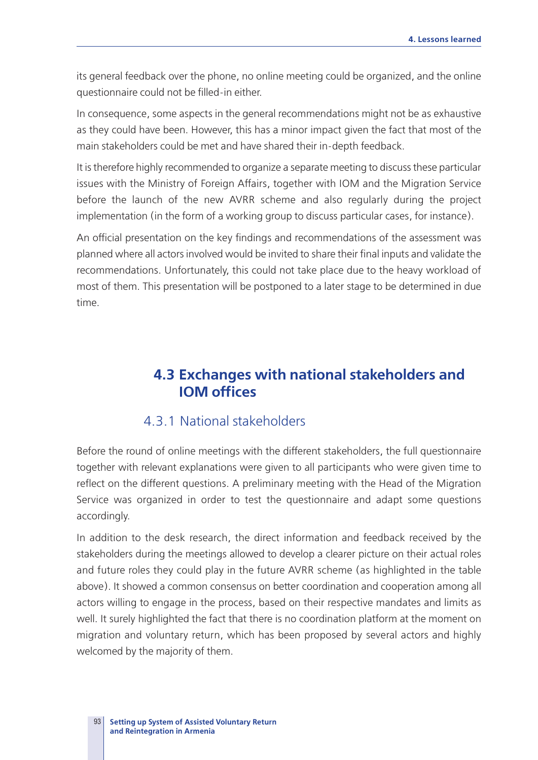its general feedback over the phone, no online meeting could be organized, and the online questionnaire could not be filled-in either.

In consequence, some aspects in the general recommendations might not be as exhaustive as they could have been. However, this has a minor impact given the fact that most of the main stakeholders could be met and have shared their in-depth feedback.

It is therefore highly recommended to organize a separate meeting to discuss these particular issues with the Ministry of Foreign Affairs, together with IOM and the Migration Service before the launch of the new AVRR scheme and also regularly during the project implementation (in the form of a working group to discuss particular cases, for instance).

An official presentation on the key findings and recommendations of the assessment was planned where all actors involved would be invited to share their final inputs and validate the recommendations. Unfortunately, this could not take place due to the heavy workload of most of them. This presentation will be postponed to a later stage to be determined in due time.

## 4.3 Exchanges with national stakeholders and IOM offices

### 4.3.1 National stakeholders

Before the round of online meetings with the different stakeholders, the full questionnaire together with relevant explanations were given to all participants who were given time to reflect on the different questions. A preliminary meeting with the Head of the Migration Service was organized in order to test the questionnaire and adapt some questions accordingly.

In addition to the desk research, the direct information and feedback received by the stakeholders during the meetings allowed to develop a clearer picture on their actual roles and future roles they could play in the future AVRR scheme (as highlighted in the table above). It showed a common consensus on better coordination and cooperation among all actors willing to engage in the process, based on their respective mandates and limits as well. It surely highlighted the fact that there is no coordination platform at the moment on migration and voluntary return, which has been proposed by several actors and highly welcomed by the majority of them.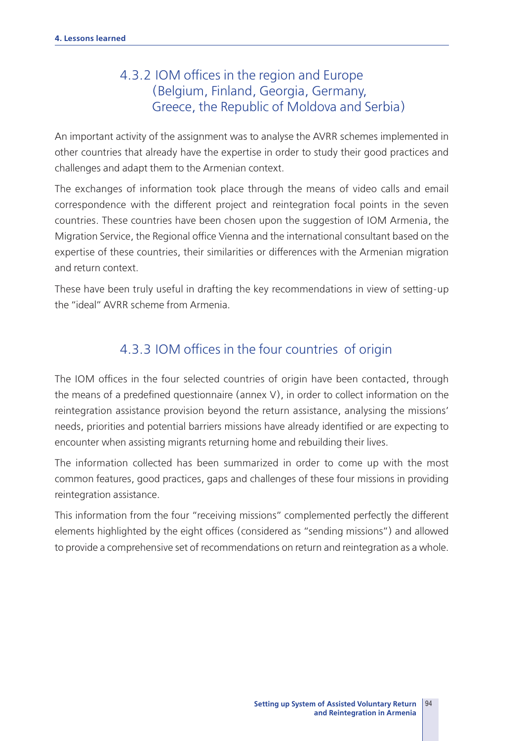### 4.3.2 IOM offices in the region and Europe (Belgium, Finland, Georgia, Germany, Greece, the Republic of Moldova and Serbia)

An important activity of the assignment was to analyse the AVRR schemes implemented in other countries that already have the expertise in order to study their good practices and challenges and adapt them to the Armenian context.

The exchanges of information took place through the means of video calls and email correspondence with the different project and reintegration focal points in the seven countries. These countries have been chosen upon the suggestion of IOM Armenia, the Migration Service, the Regional office Vienna and the international consultant based on the expertise of these countries, their similarities or differences with the Armenian migration and return context.

These have been truly useful in drafting the key recommendations in view of setting-up the "ideal" AVRR scheme from Armenia.

### 4.3.3 IOM offices in the four countries of origin

The IOM offices in the four selected countries of origin have been contacted, through the means of a predefined questionnaire (annex V), in order to collect information on the reintegration assistance provision beyond the return assistance, analysing the missions' needs, priorities and potential barriers missions have already identified or are expecting to encounter when assisting migrants returning home and rebuilding their lives.

The information collected has been summarized in order to come up with the most common features, good practices, gaps and challenges of these four missions in providing reintegration assistance.

This information from the four "receiving missions" complemented perfectly the different elements highlighted by the eight offices (considered as "sending missions") and allowed to provide a comprehensive set of recommendations on return and reintegration as a whole.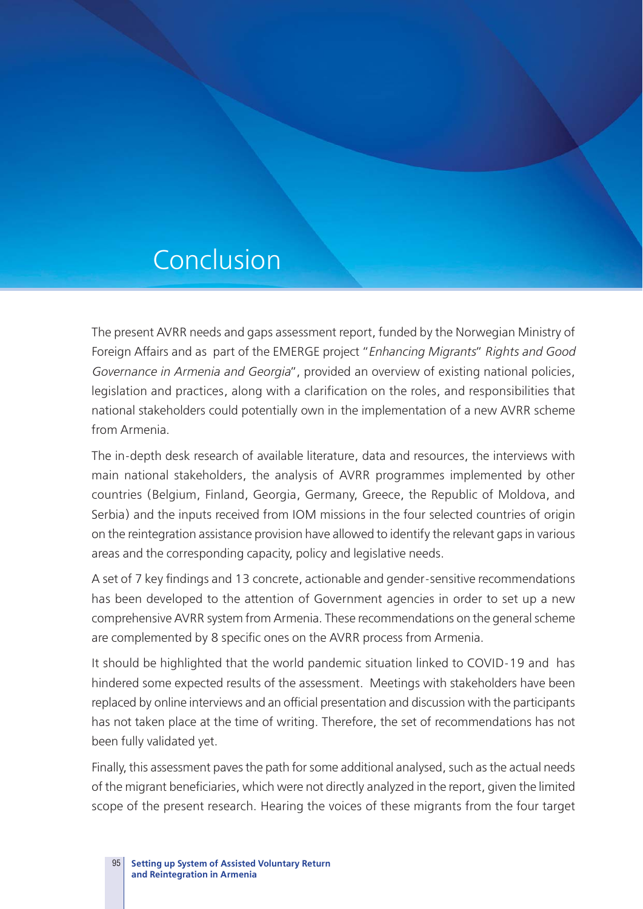# Conclusion

The present AVRR needs and gaps assessment report, funded by the Norwegian Ministry of Foreign Affairs and as part of the EMERGE project "*Enhancing Migrants*" *Rights and Good Governance in Armenia and Georgia*", provided an overview of existing national policies, legislation and practices, along with a clarification on the roles, and responsibilities that national stakeholders could potentially own in the implementation of a new AVRR scheme from Armenia.

The in-depth desk research of available literature, data and resources, the interviews with main national stakeholders, the analysis of AVRR programmes implemented by other countries (Belgium, Finland, Georgia, Germany, Greece, the Republic of Moldova, and Serbia) and the inputs received from IOM missions in the four selected countries of origin on the reintegration assistance provision have allowed to identify the relevant gaps in various areas and the corresponding capacity, policy and legislative needs.

A set of 7 key findings and 13 concrete, actionable and gender-sensitive recommendations has been developed to the attention of Government agencies in order to set up a new comprehensive AVRR system from Armenia. These recommendations on the general scheme are complemented by 8 specific ones on the AVRR process from Armenia.

It should be highlighted that the world pandemic situation linked to COVID-19 and has hindered some expected results of the assessment. Meetings with stakeholders have been replaced by online interviews and an official presentation and discussion with the participants has not taken place at the time of writing. Therefore, the set of recommendations has not been fully validated yet.

Finally, this assessment paves the path for some additional analysed, such as the actual needs of the migrant beneficiaries, which were not directly analyzed in the report, given the limited scope of the present research. Hearing the voices of these migrants from the four target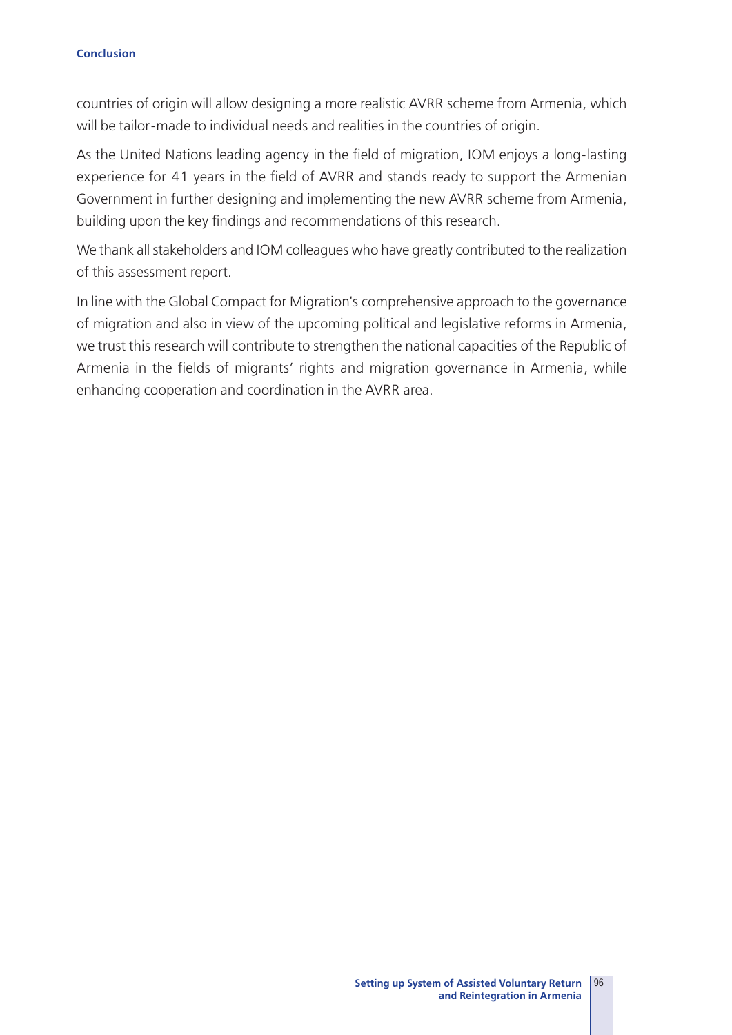countries of origin will allow designing a more realistic AVRR scheme from Armenia, which will be tailor-made to individual needs and realities in the countries of origin.

As the United Nations leading agency in the field of migration, IOM enjoys a long-lasting experience for 41 years in the field of AVRR and stands ready to support the Armenian Government in further designing and implementing the new AVRR scheme from Armenia, building upon the key findings and recommendations of this research.

We thank all stakeholders and IOM colleagues who have greatly contributed to the realization of this assessment report.

In line with the Global Compact for Migration's comprehensive approach to the governance of migration and also in view of the upcoming political and legislative reforms in Armenia, we trust this research will contribute to strengthen the national capacities of the Republic of Armenia in the fields of migrants' rights and migration governance in Armenia, while enhancing cooperation and coordination in the AVRR area.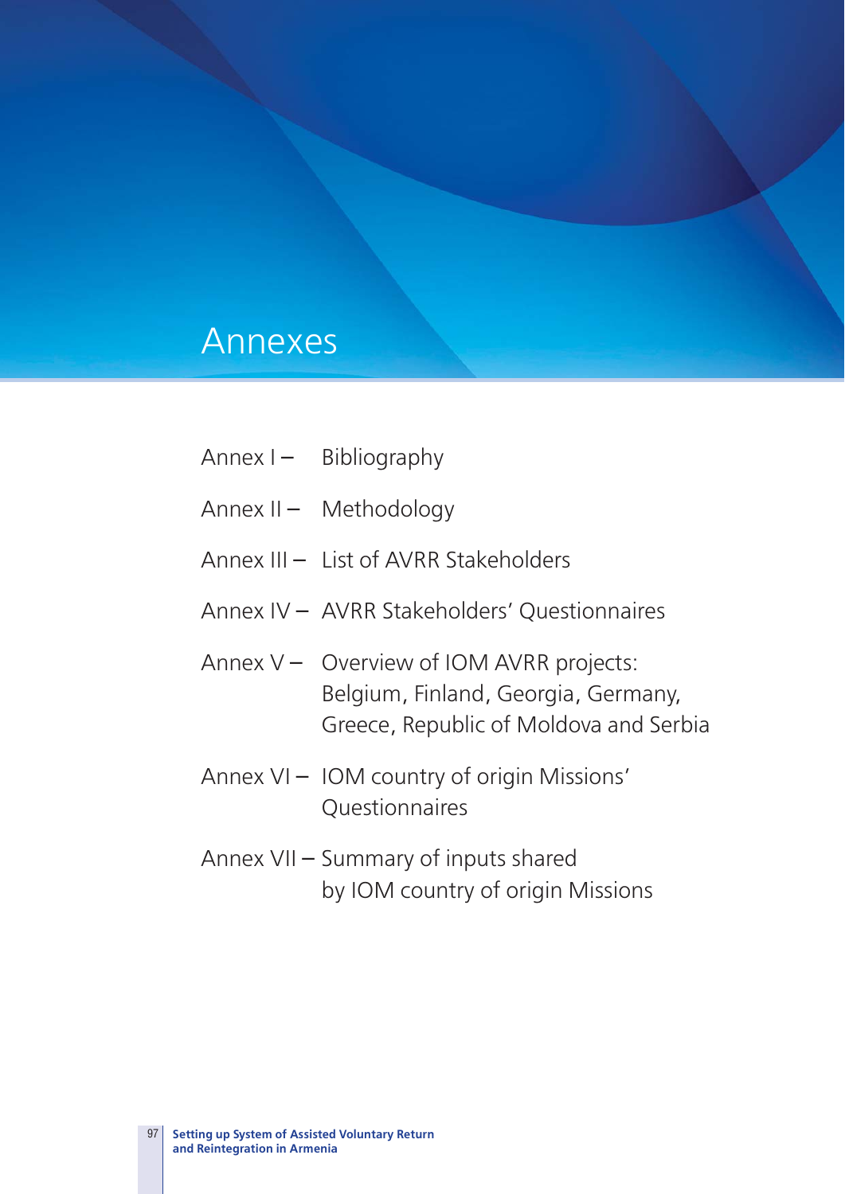# Annexes

Annex I – Bibliography

Annex II – Methodology

Annex III – List of AVRR Stakeholders

Annex IV – AVRR Stakeholders' Questionnaires

Annex V – Overview of IOM AVRR projects: Belgium, Finland, Georgia, Germany, Greece, Republic of Moldova and Serbia

Annex VI – IOM country of origin Missions' Questionnaires

Annex VII – Summary of inputs shared by IOM country of origin Missions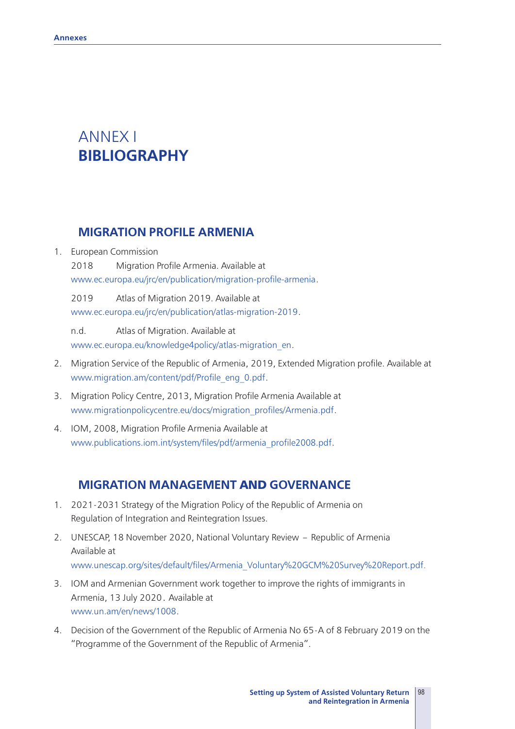# ANNEX I
# BIBLIOGRAPHY

## MIGRATION PROFILE ARMENIA

1. European Commission

   2018 Migration Profile Armenia. Available at www.ec.europa.eu/jrc/en/publication/migration-profile-armenia.

   2019 Atlas of Migration 2019. Available at www.ec.europa.eu/jrc/en/publication/atlas-migration-2019.

   n.d. Atlas of Migration. Available at www.ec.europa.eu/knowledge4policy/atlas-migration_en.

2. Migration Service of the Republic of Armenia, 2019, Extended Migration profile. Available at www.migration.am/content/pdf/Profile_eng_0.pdf.
3. Migration Policy Centre, 2013, Migration Profile Armenia Available at www.migrationpolicycentre.eu/docs/migration_profiles/Armenia.pdf.
4. IOM, 2008, Migration Profile Armenia Available at www.publications.iom.int/system/files/pdf/armenia_profile2008.pdf.

## MIGRATION MANAGEMENT AND GOVERNANCE

1. 2021-2031 Strategy of the Migration Policy of the Republic of Armenia on Regulation of Integration and Reintegration Issues.
2. UNESCAP, 18 November 2020, National Voluntary Review – Republic of Armenia Available at www.unescap.org/sites/default/files/Armenia_Voluntary%20GCM%20Survey%20Report.pdf.
3. IOM and Armenian Government work together to improve the rights of immigrants in Armenia, 13 July 2020. Available at www.un.am/en/news/1008.
4. Decision of the Government of the Republic of Armenia No 65-A of 8 February 2019 on the "Programme of the Government of the Republic of Armenia".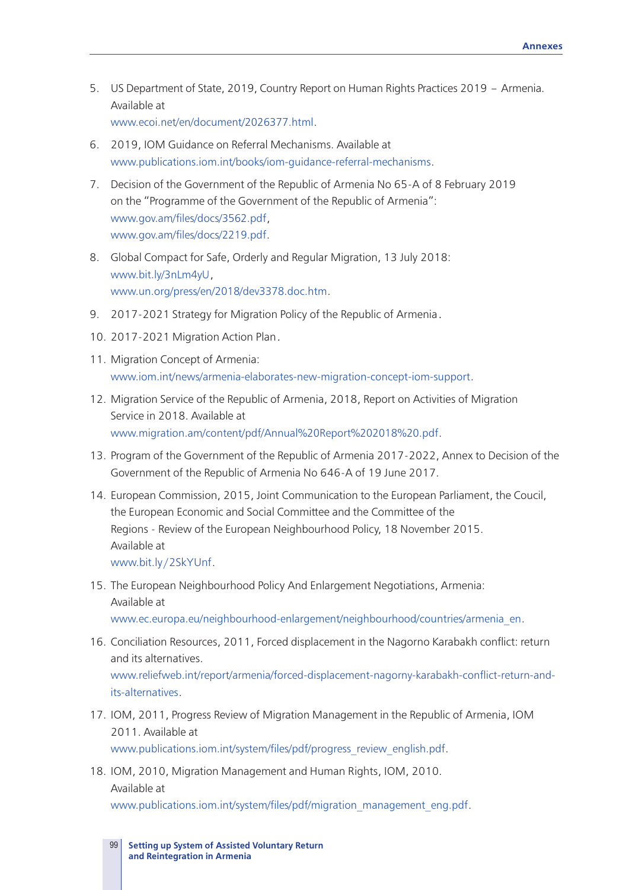5. US Department of State, 2019, Country Report on Human Rights Practices 2019 – Armenia. Available at www.ecoi.net/en/document/2026377.html.
6. 2019, IOM Guidance on Referral Mechanisms. Available at www.publications.iom.int/books/iom-guidance-referral-mechanisms.
7. Decision of the Government of the Republic of Armenia No 65-A of 8 February 2019 on the "Programme of the Government of the Republic of Armenia": www.gov.am/files/docs/3562.pdf, www.gov.am/files/docs/2219.pdf.
8. Global Compact for Safe, Orderly and Regular Migration, 13 July 2018: www.bit.ly/3nLm4yU, www.un.org/press/en/2018/dev3378.doc.htm.
9. 2017-2021 Strategy for Migration Policy of the Republic of Armenia.
10. 2017-2021 Migration Action Plan.
11. Migration Concept of Armenia: www.iom.int/news/armenia-elaborates-new-migration-concept-iom-support.
12. Migration Service of the Republic of Armenia, 2018, Report on Activities of Migration Service in 2018. Available at www.migration.am/content/pdf/Annual%20Report%202018%20.pdf.
13. Program of the Government of the Republic of Armenia 2017-2022, Annex to Decision of the Government of the Republic of Armenia No 646-A of 19 June 2017.
14. European Commission, 2015, Joint Communication to the European Parliament, the Coucil, the European Economic and Social Committee and the Committee of the Regions - Review of the European Neighbourhood Policy, 18 November 2015. Available at www.bit.ly/2SkYUnf.
15. The European Neighbourhood Policy And Enlargement Negotiations, Armenia: Available at www.ec.europa.eu/neighbourhood-enlargement/neighbourhood/countries/armenia_en.
16. Conciliation Resources, 2011, Forced displacement in the Nagorno Karabakh conflict: return and its alternatives. www.reliefweb.int/report/armenia/forced-displacement-nagorny-karabakh-conflict-return-and-its-alternatives.
17. IOM, 2011, Progress Review of Migration Management in the Republic of Armenia, IOM 2011. Available at www.publications.iom.int/system/files/pdf/progress_review_english.pdf.
18. IOM, 2010, Migration Management and Human Rights, IOM, 2010. Available at www.publications.iom.int/system/files/pdf/migration_management_eng.pdf.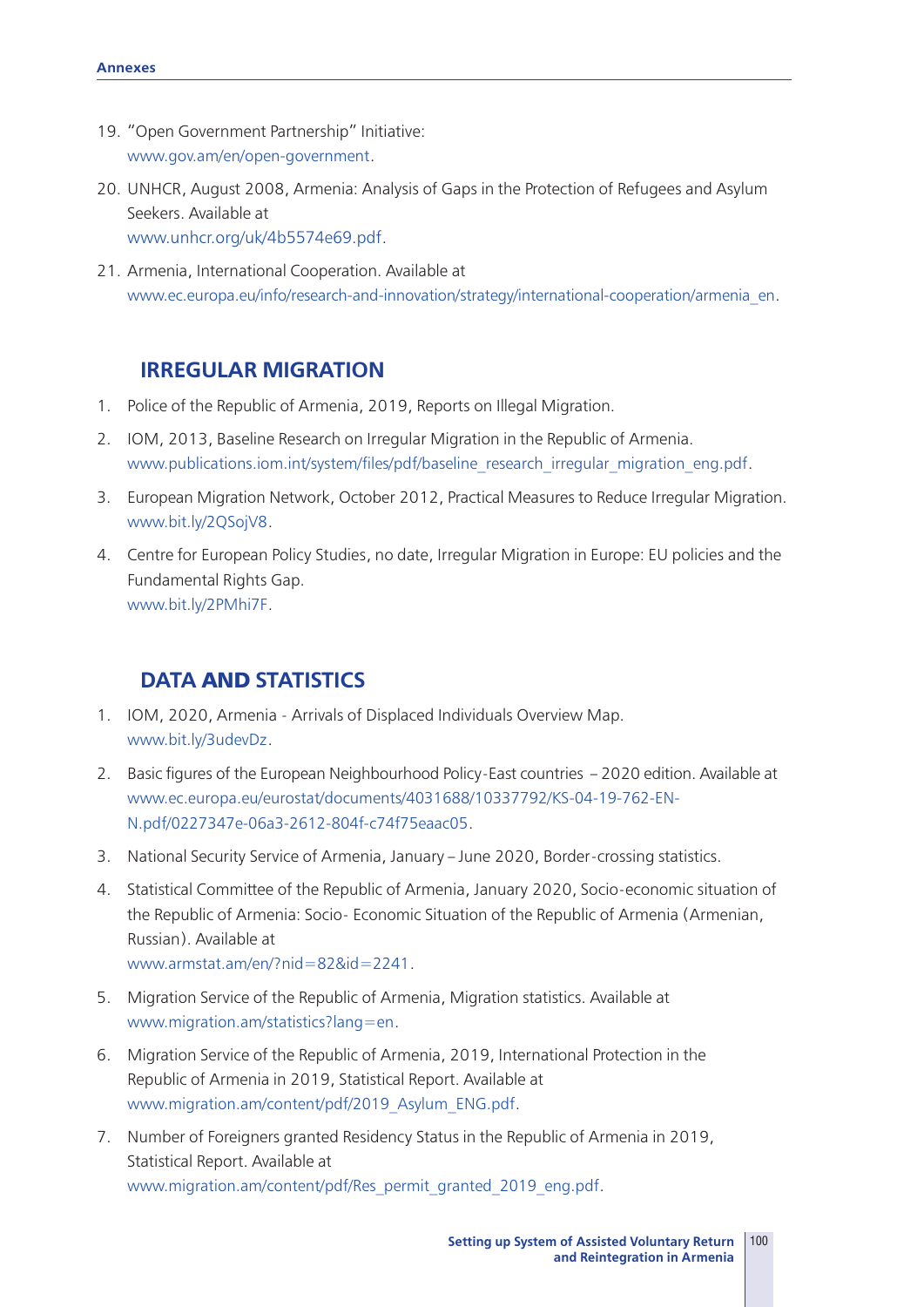19. "Open Government Partnership" Initiative:
    www.gov.am/en/open-government.

20. UNHCR, August 2008, Armenia: Analysis of Gaps in the Protection of Refugees and Asylum Seekers. Available at
    www.unhcr.org/uk/4b5574e69.pdf.

21. Armenia, International Cooperation. Available at
    www.ec.europa.eu/info/research-and-innovation/strategy/international-cooperation/armenia_en.

## IRREGULAR MIGRATION

1. Police of the Republic of Armenia, 2019, Reports on Illegal Migration.

2. IOM, 2013, Baseline Research on Irregular Migration in the Republic of Armenia.
   www.publications.iom.int/system/files/pdf/baseline_research_irregular_migration_eng.pdf.

3. European Migration Network, October 2012, Practical Measures to Reduce Irregular Migration.
   www.bit.ly/2QSojV8.

4. Centre for European Policy Studies, no date, Irregular Migration in Europe: EU policies and the Fundamental Rights Gap.
   www.bit.ly/2PMhi7F.

## DATA AND STATISTICS

1. IOM, 2020, Armenia - Arrivals of Displaced Individuals Overview Map.
   www.bit.ly/3udevDz.

2. Basic figures of the European Neighbourhood Policy-East countries – 2020 edition. Available at
   www.ec.europa.eu/eurostat/documents/4031688/10337792/KS-04-19-762-EN-N.pdf/0227347e-06a3-2612-804f-c74f75eaac05.

3. National Security Service of Armenia, January – June 2020, Border-crossing statistics.

4. Statistical Committee of the Republic of Armenia, January 2020, Socio-economic situation of the Republic of Armenia: Socio- Economic Situation of the Republic of Armenia (Armenian, Russian). Available at
   www.armstat.am/en/?nid=82&id=2241.

5. Migration Service of the Republic of Armenia, Migration statistics. Available at
   www.migration.am/statistics?lang=en.

6. Migration Service of the Republic of Armenia, 2019, International Protection in the Republic of Armenia in 2019, Statistical Report. Available at
   www.migration.am/content/pdf/2019_Asylum_ENG.pdf.

7. Number of Foreigners granted Residency Status in the Republic of Armenia in 2019, Statistical Report. Available at
   www.migration.am/content/pdf/Res_permit_granted_2019_eng.pdf.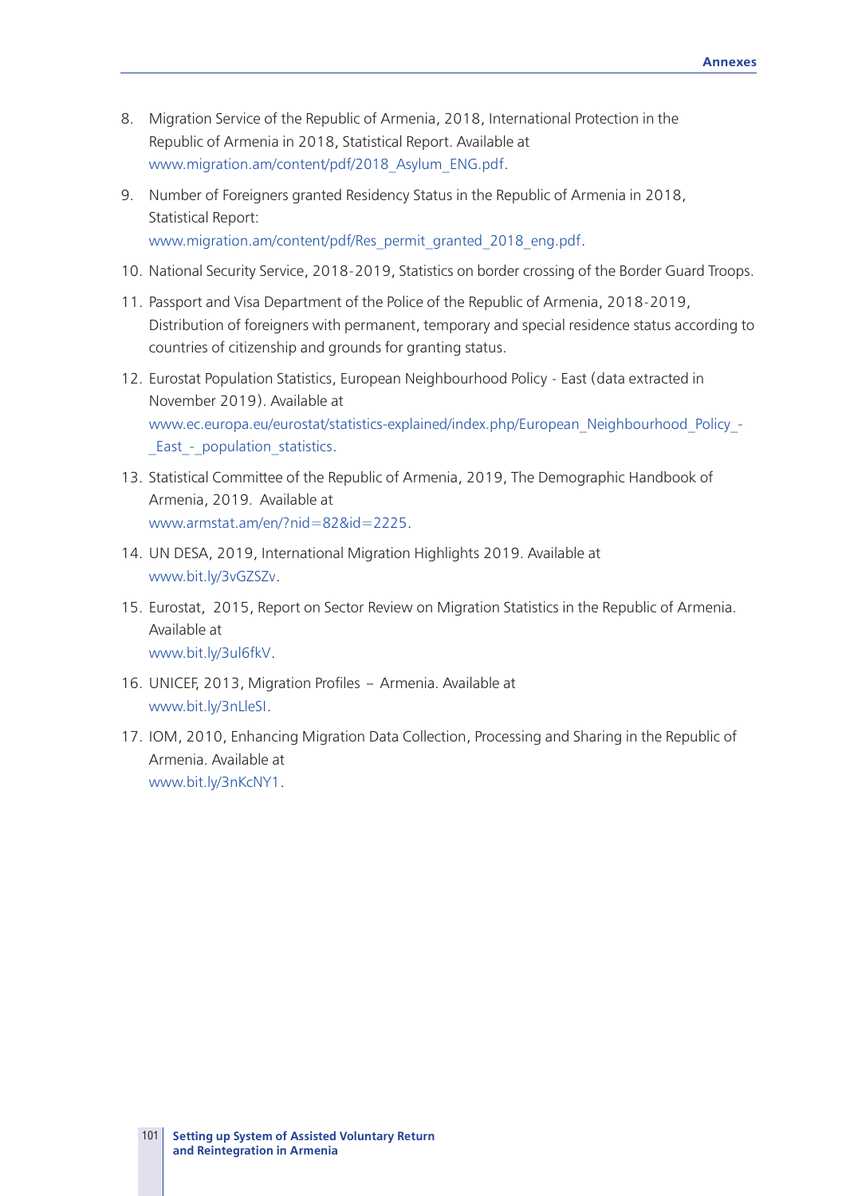8. Migration Service of the Republic of Armenia, 2018, International Protection in the Republic of Armenia in 2018, Statistical Report. Available at www.migration.am/content/pdf/2018_Asylum_ENG.pdf.

9. Number of Foreigners granted Residency Status in the Republic of Armenia in 2018, Statistical Report: www.migration.am/content/pdf/Res_permit_granted_2018_eng.pdf.

10. National Security Service, 2018-2019, Statistics on border crossing of the Border Guard Troops.

11. Passport and Visa Department of the Police of the Republic of Armenia, 2018-2019, Distribution of foreigners with permanent, temporary and special residence status according to countries of citizenship and grounds for granting status.

12. Eurostat Population Statistics, European Neighbourhood Policy - East (data extracted in November 2019). Available at www.ec.europa.eu/eurostat/statistics-explained/index.php/European_Neighbourhood_Policy_-_East_-_population_statistics.

13. Statistical Committee of the Republic of Armenia, 2019, The Demographic Handbook of Armenia, 2019. Available at www.armstat.am/en/?nid=82&id=2225.

14. UN DESA, 2019, International Migration Highlights 2019. Available at www.bit.ly/3vGZSZv.

15. Eurostat, 2015, Report on Sector Review on Migration Statistics in the Republic of Armenia. Available at www.bit.ly/3ul6fkV.

16. UNICEF, 2013, Migration Profiles – Armenia. Available at www.bit.ly/3nLleSI.

17. IOM, 2010, Enhancing Migration Data Collection, Processing and Sharing in the Republic of Armenia. Available at www.bit.ly/3nKcNY1.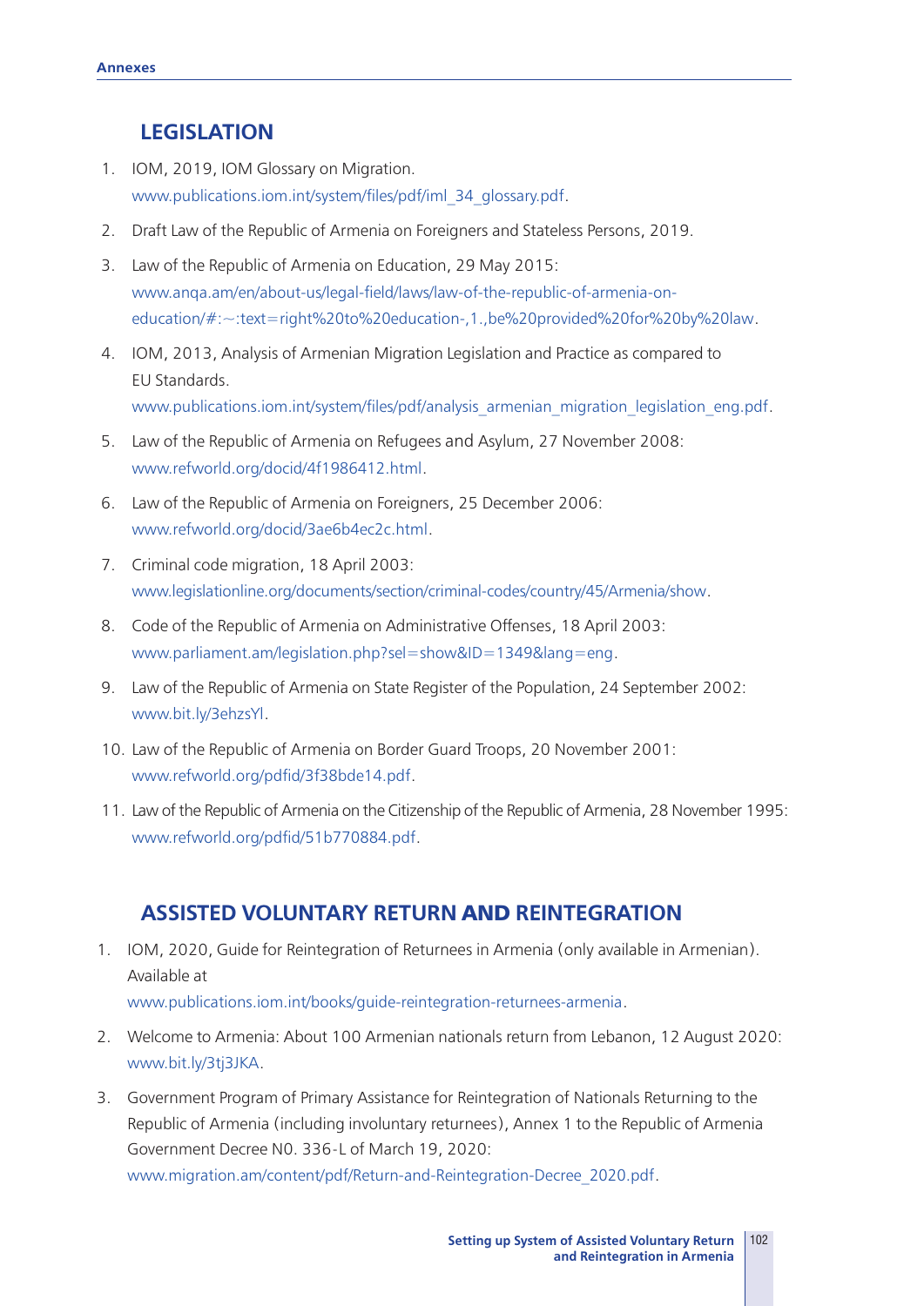## LEGISLATION

1. IOM, 2019, IOM Glossary on Migration. www.publications.iom.int/system/files/pdf/iml_34_glossary.pdf.
2. Draft Law of the Republic of Armenia on Foreigners and Stateless Persons, 2019.
3. Law of the Republic of Armenia on Education, 29 May 2015: www.anqa.am/en/about-us/legal-field/laws/law-of-the-republic-of-armenia-on-education/#:~:text=right%20to%20education-,1.,be%20provided%20for%20by%20law.
4. IOM, 2013, Analysis of Armenian Migration Legislation and Practice as compared to EU Standards. www.publications.iom.int/system/files/pdf/analysis_armenian_migration_legislation_eng.pdf.
5. Law of the Republic of Armenia on Refugees and Asylum, 27 November 2008: www.refworld.org/docid/4f1986412.html.
6. Law of the Republic of Armenia on Foreigners, 25 December 2006: www.refworld.org/docid/3ae6b4ec2c.html.
7. Criminal code migration, 18 April 2003: www.legislationline.org/documents/section/criminal-codes/country/45/Armenia/show.
8. Code of the Republic of Armenia on Administrative Offenses, 18 April 2003: www.parliament.am/legislation.php?sel=show&ID=1349&lang=eng.
9. Law of the Republic of Armenia on State Register of the Population, 24 September 2002: www.bit.ly/3ehzsYl.
10. Law of the Republic of Armenia on Border Guard Troops, 20 November 2001: www.refworld.org/pdfid/3f38bde14.pdf.
11. Law of the Republic of Armenia on the Citizenship of the Republic of Armenia, 28 November 1995: www.refworld.org/pdfid/51b770884.pdf.

## ASSISTED VOLUNTARY RETURN AND REINTEGRATION

1. IOM, 2020, Guide for Reintegration of Returnees in Armenia (only available in Armenian). Available at www.publications.iom.int/books/guide-reintegration-returnees-armenia.
2. Welcome to Armenia: About 100 Armenian nationals return from Lebanon, 12 August 2020: www.bit.ly/3tj3JKA.
3. Government Program of Primary Assistance for Reintegration of Nationals Returning to the Republic of Armenia (including involuntary returnees), Annex 1 to the Republic of Armenia Government Decree N0. 336-L of March 19, 2020: www.migration.am/content/pdf/Return-and-Reintegration-Decree_2020.pdf.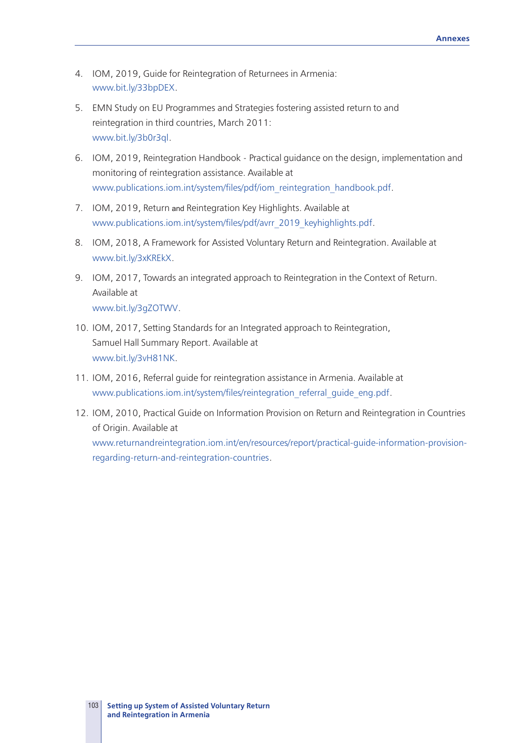4. IOM, 2019, Guide for Reintegration of Returnees in Armenia: www.bit.ly/33bpDEX.

5. EMN Study on EU Programmes and Strategies fostering assisted return to and reintegration in third countries, March 2011: www.bit.ly/3b0r3ql.

6. IOM, 2019, Reintegration Handbook - Practical guidance on the design, implementation and monitoring of reintegration assistance. Available at www.publications.iom.int/system/files/pdf/iom_reintegration_handbook.pdf.

7. IOM, 2019, Return and Reintegration Key Highlights. Available at www.publications.iom.int/system/files/pdf/avrr_2019_keyhighlights.pdf.

8. IOM, 2018, A Framework for Assisted Voluntary Return and Reintegration. Available at www.bit.ly/3xKREkX.

9. IOM, 2017, Towards an integrated approach to Reintegration in the Context of Return. Available at www.bit.ly/3gZOTWV.

10. IOM, 2017, Setting Standards for an Integrated approach to Reintegration, Samuel Hall Summary Report. Available at www.bit.ly/3vH81NK.

11. IOM, 2016, Referral guide for reintegration assistance in Armenia. Available at www.publications.iom.int/system/files/reintegration_referral_guide_eng.pdf.

12. IOM, 2010, Practical Guide on Information Provision on Return and Reintegration in Countries of Origin. Available at www.returnandreintegration.iom.int/en/resources/report/practical-guide-information-provision-regarding-return-and-reintegration-countries.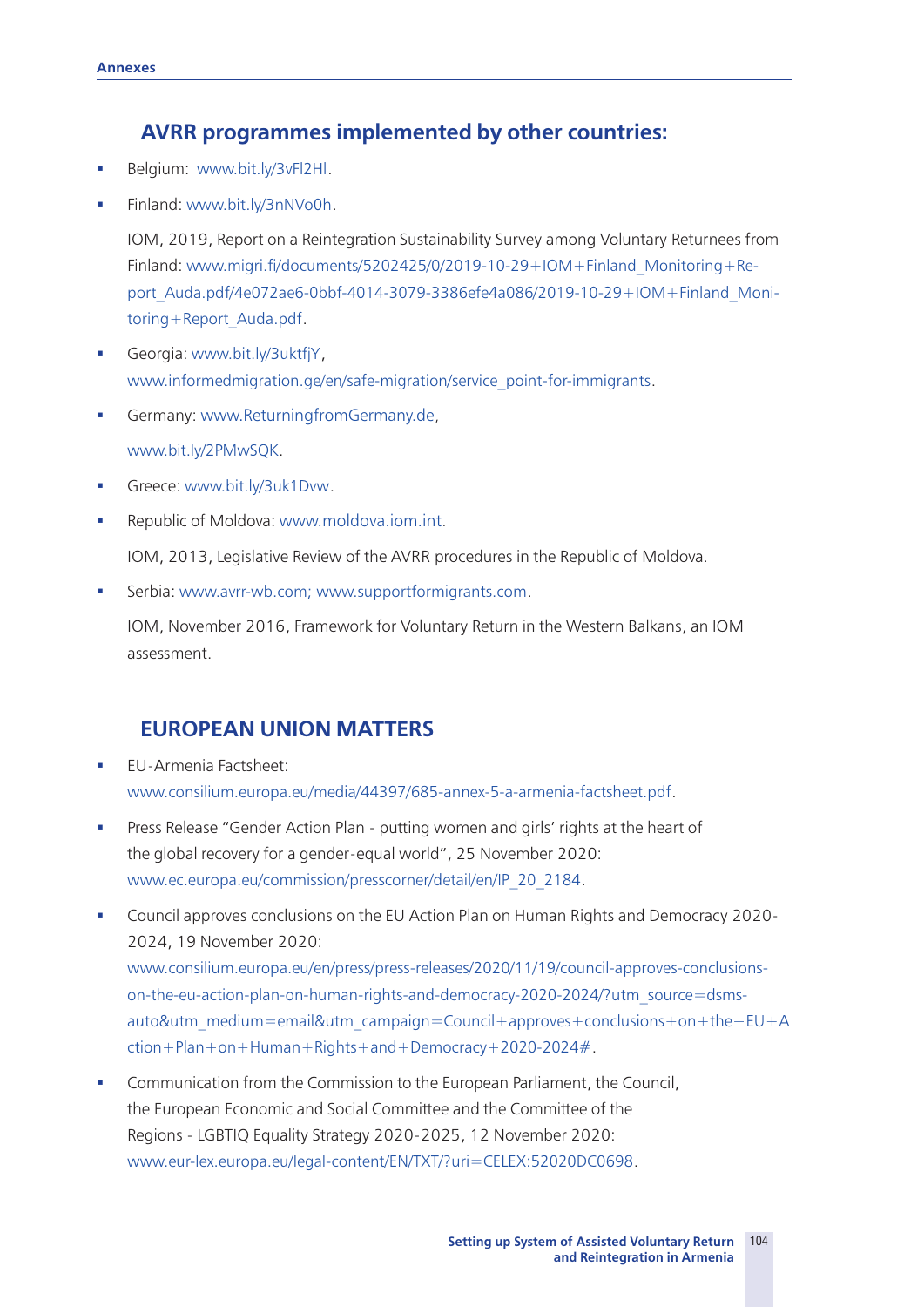## AVRR programmes implemented by other countries:

- Belgium: www.bit.ly/3vFl2Hl.
- Finland: www.bit.ly/3nNVo0h.

  IOM, 2019, Report on a Reintegration Sustainability Survey among Voluntary Returnees from Finland: www.migri.fi/documents/5202425/0/2019-10-29+IOM+Finland_Monitoring+Report_Auda.pdf/4e072ae6-0bbf-4014-3079-3386efe4a086/2019-10-29+IOM+Finland_Monitoring+Report_Auda.pdf.
- Georgia: www.bit.ly/3uktfjY, www.informedmigration.ge/en/safe-migration/service_point-for-immigrants.
- Germany: www.ReturningfromGermany.de, www.bit.ly/2PMwSQK.
- Greece: www.bit.ly/3uk1Dvw.
- Republic of Moldova: www.moldova.iom.int.

  IOM, 2013, Legislative Review of the AVRR procedures in the Republic of Moldova.
- Serbia: www.avrr-wb.com; www.supportformigrants.com.

  IOM, November 2016, Framework for Voluntary Return in the Western Balkans, an IOM assessment.

## EUROPEAN UNION MATTERS

- EU-Armenia Factsheet: www.consilium.europa.eu/media/44397/685-annex-5-a-armenia-factsheet.pdf.
- Press Release "Gender Action Plan - putting women and girls' rights at the heart of the global recovery for a gender-equal world", 25 November 2020: www.ec.europa.eu/commission/presscorner/detail/en/IP_20_2184.
- Council approves conclusions on the EU Action Plan on Human Rights and Democracy 2020-2024, 19 November 2020: www.consilium.europa.eu/en/press/press-releases/2020/11/19/council-approves-conclusions-on-the-eu-action-plan-on-human-rights-and-democracy-2020-2024/?utm_source=dsms-auto&utm_medium=email&utm_campaign=Council+approves+conclusions+on+the+EU+Action+Plan+on+Human+Rights+and+Democracy+2020-2024#.
- Communication from the Commission to the European Parliament, the Council, the European Economic and Social Committee and the Committee of the Regions - LGBTIQ Equality Strategy 2020-2025, 12 November 2020: www.eur-lex.europa.eu/legal-content/EN/TXT/?uri=CELEX:52020DC0698.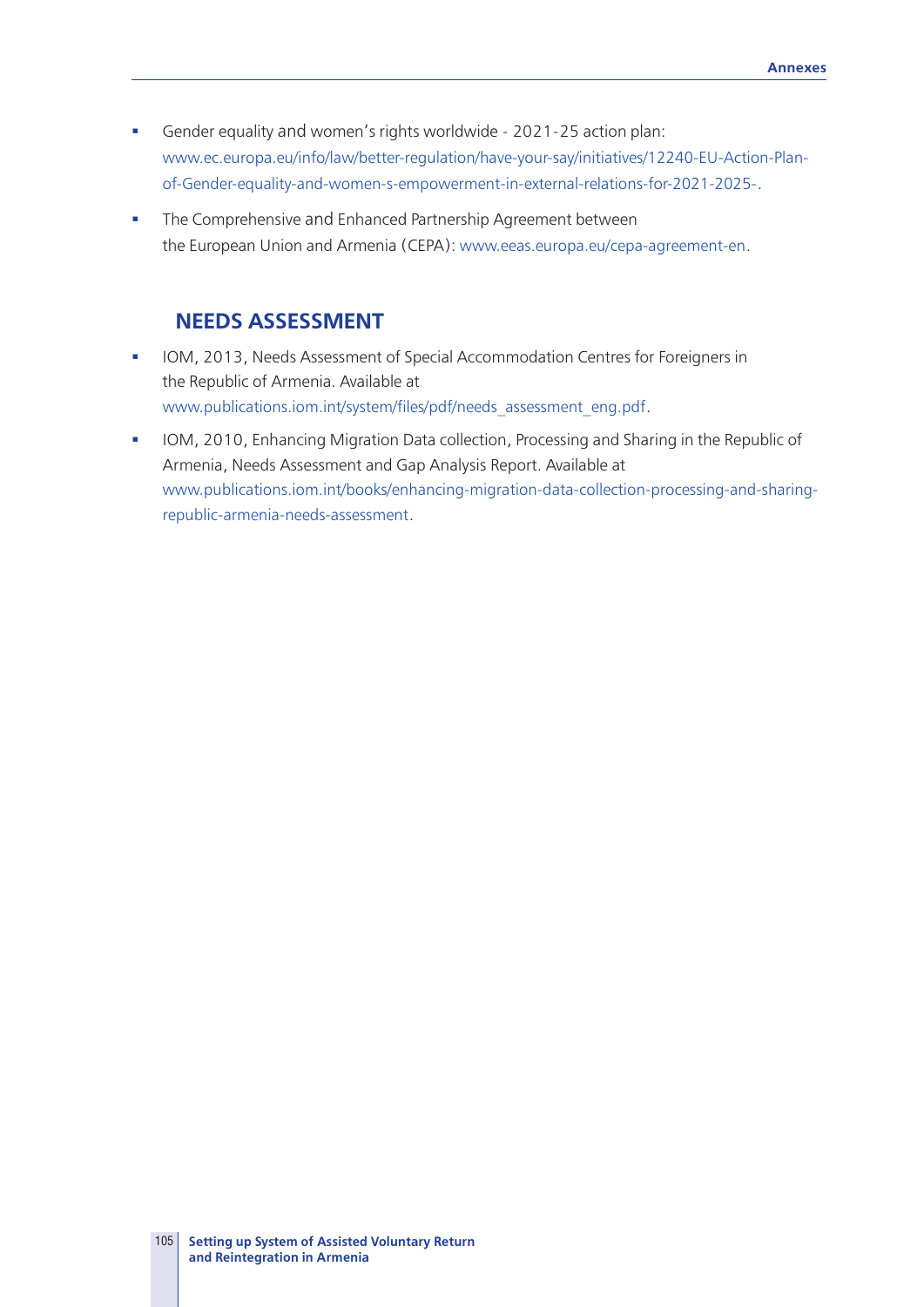- Gender equality and women's rights worldwide - 2021-25 action plan: www.ec.europa.eu/info/law/better-regulation/have-your-say/initiatives/12240-EU-Action-Plan-of-Gender-equality-and-women-s-empowerment-in-external-relations-for-2021-2025-.
- The Comprehensive and Enhanced Partnership Agreement between the European Union and Armenia (CEPA): www.eeas.europa.eu/cepa-agreement-en.

## NEEDS ASSESSMENT

- IOM, 2013, Needs Assessment of Special Accommodation Centres for Foreigners in the Republic of Armenia. Available at www.publications.iom.int/system/files/pdf/needs_assessment_eng.pdf.
- IOM, 2010, Enhancing Migration Data collection, Processing and Sharing in the Republic of Armenia, Needs Assessment and Gap Analysis Report. Available at www.publications.iom.int/books/enhancing-migration-data-collection-processing-and-sharing-republic-armenia-needs-assessment.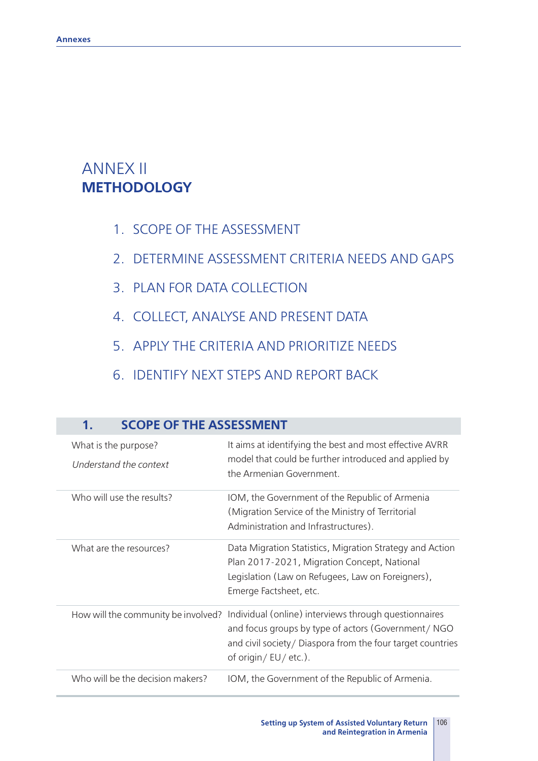# ANNEX II
# METHODOLOGY

1. SCOPE OF THE ASSESSMENT
2. DETERMINE ASSESSMENT CRITERIA NEEDS AND GAPS
3. PLAN FOR DATA COLLECTION
4. COLLECT, ANALYSE AND PRESENT DATA
5. APPLY THE CRITERIA AND PRIORITIZE NEEDS
6. IDENTIFY NEXT STEPS AND REPORT BACK

| 1. SCOPE OF THE ASSESSMENT | |
|---|---|
| What is the purpose?<br>*Understand the context* | It aims at identifying the best and most effective AVRR model that could be further introduced and applied by the Armenian Government. |
| Who will use the results? | IOM, the Government of the Republic of Armenia (Migration Service of the Ministry of Territorial Administration and Infrastructures). |
| What are the resources? | Data Migration Statistics, Migration Strategy and Action Plan 2017-2021, Migration Concept, National Legislation (Law on Refugees, Law on Foreigners), Emerge Factsheet, etc. |
| How will the community be involved? | Individual (online) interviews through questionnaires and focus groups by type of actors (Government/ NGO and civil society/ Diaspora from the four target countries of origin/ EU/ etc.). |
| Who will be the decision makers? | IOM, the Government of the Republic of Armenia. |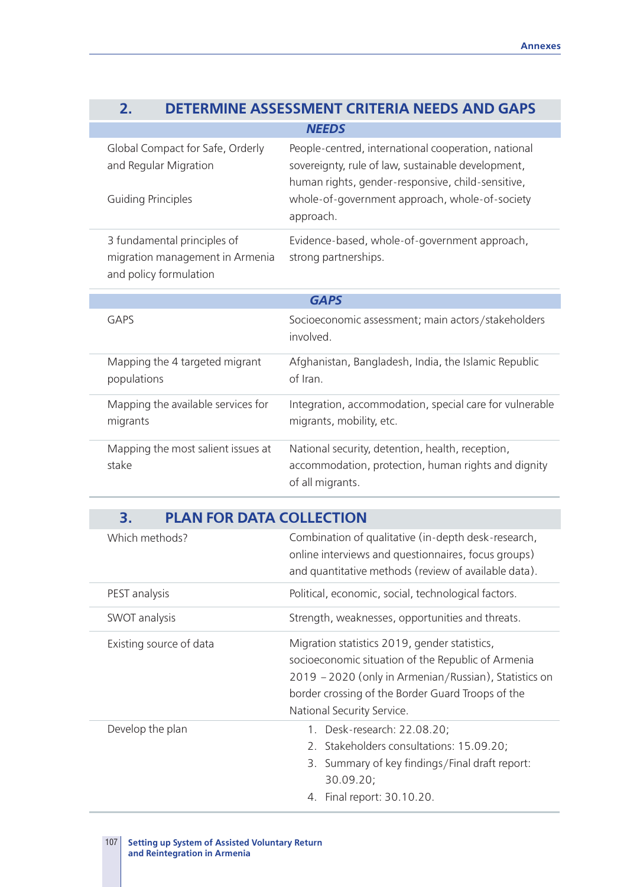| 2. DETERMINE ASSESSMENT CRITERIA NEEDS AND GAPS | |
|---|---|
| ***NEEDS*** | |
| Global Compact for Safe, Orderly and Regular Migration<br><br>Guiding Principles | People-centred, international cooperation, national sovereignty, rule of law, sustainable development, human rights, gender-responsive, child-sensitive, whole-of-government approach, whole-of-society approach. |
| 3 fundamental principles of migration management in Armenia and policy formulation | Evidence-based, whole-of-government approach, strong partnerships. |
| ***GAPS*** | |
| GAPS | Socioeconomic assessment; main actors/stakeholders involved. |
| Mapping the 4 targeted migrant populations | Afghanistan, Bangladesh, India, the Islamic Republic of Iran. |
| Mapping the available services for migrants | Integration, accommodation, special care for vulnerable migrants, mobility, etc. |
| Mapping the most salient issues at stake | National security, detention, health, reception, accommodation, protection, human rights and dignity of all migrants. |

| 3. PLAN FOR DATA COLLECTION | |
|---|---|
| Which methods? | Combination of qualitative (in-depth desk-research, online interviews and questionnaires, focus groups) and quantitative methods (review of available data). |
| PEST analysis | Political, economic, social, technological factors. |
| SWOT analysis | Strength, weaknesses, opportunities and threats. |
| Existing source of data | Migration statistics 2019, gender statistics, socioeconomic situation of the Republic of Armenia 2019 – 2020 (only in Armenian/Russian), Statistics on border crossing of the Border Guard Troops of the National Security Service. |
| Develop the plan | 1. Desk-research: 22.08.20;<br>2. Stakeholders consultations: 15.09.20;<br>3. Summary of key findings/Final draft report: 30.09.20;<br>4. Final report: 30.10.20. |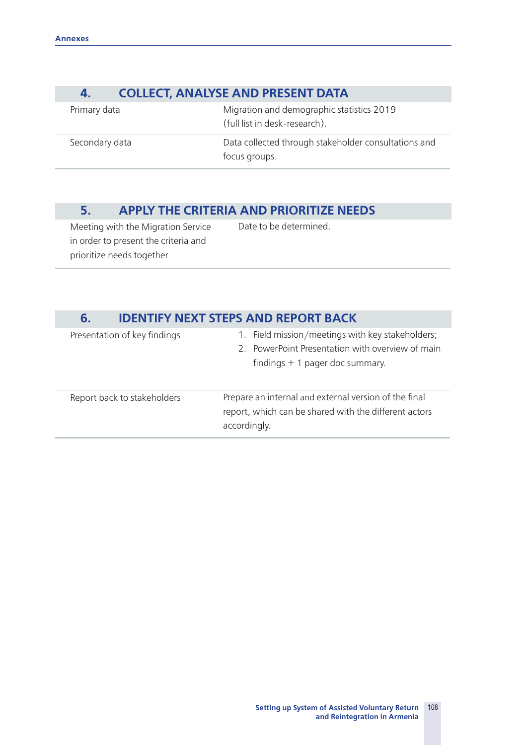| 4. | COLLECT, ANALYSE AND PRESENT DATA |
|---|---|
| Primary data | Migration and demographic statistics 2019 (full list in desk-research). |
| Secondary data | Data collected through stakeholder consultations and focus groups. |

| 5. | APPLY THE CRITERIA AND PRIORITIZE NEEDS |
|---|---|
| Meeting with the Migration Service in order to present the criteria and prioritize needs together | Date to be determined. |

| 6. | IDENTIFY NEXT STEPS AND REPORT BACK |
|---|---|
| Presentation of key findings | 1. Field mission/meetings with key stakeholders; 2. PowerPoint Presentation with overview of main findings + 1 pager doc summary. |
| Report back to stakeholders | Prepare an internal and external version of the final report, which can be shared with the different actors accordingly. |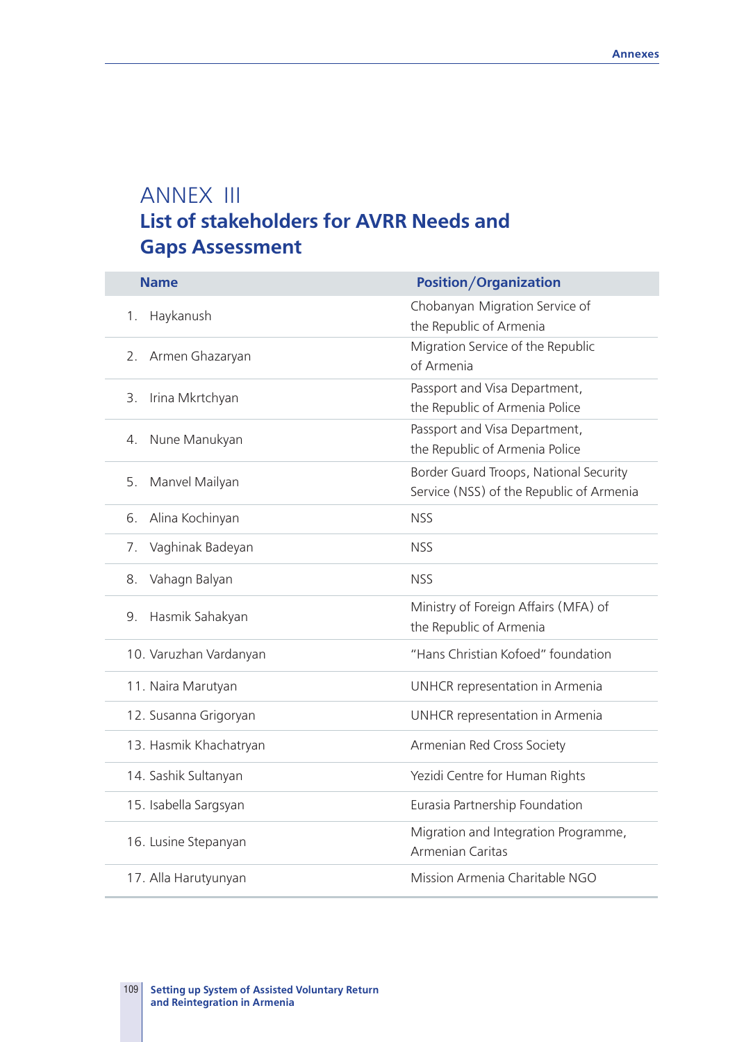# ANNEX III
## List of stakeholders for AVRR Needs and Gaps Assessment

| Name | Position/Organization |
|---|---|
| 1. Haykanush | Chobanyan Migration Service of the Republic of Armenia |
| 2. Armen Ghazaryan | Migration Service of the Republic of Armenia |
| 3. Irina Mkrtchyan | Passport and Visa Department, the Republic of Armenia Police |
| 4. Nune Manukyan | Passport and Visa Department, the Republic of Armenia Police |
| 5. Manvel Mailyan | Border Guard Troops, National Security Service (NSS) of the Republic of Armenia |
| 6. Alina Kochinyan | NSS |
| 7. Vaghinak Badeyan | NSS |
| 8. Vahagn Balyan | NSS |
| 9. Hasmik Sahakyan | Ministry of Foreign Affairs (MFA) of the Republic of Armenia |
| 10. Varuzhan Vardanyan | "Hans Christian Kofoed" foundation |
| 11. Naira Marutyan | UNHCR representation in Armenia |
| 12. Susanna Grigoryan | UNHCR representation in Armenia |
| 13. Hasmik Khachatryan | Armenian Red Cross Society |
| 14. Sashik Sultanyan | Yezidi Centre for Human Rights |
| 15. Isabella Sargsyan | Eurasia Partnership Foundation |
| 16. Lusine Stepanyan | Migration and Integration Programme, Armenian Caritas |
| 17. Alla Harutyunyan | Mission Armenia Charitable NGO |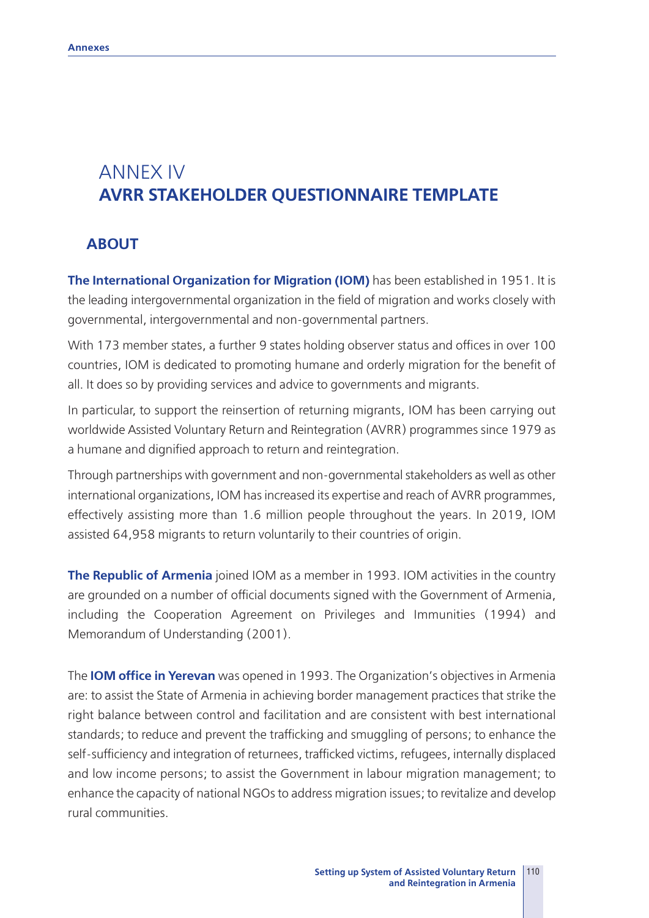# ANNEX IV
# AVRR STAKEHOLDER QUESTIONNAIRE TEMPLATE

## ABOUT

**The International Organization for Migration (IOM)** has been established in 1951. It is the leading intergovernmental organization in the field of migration and works closely with governmental, intergovernmental and non-governmental partners.

With 173 member states, a further 9 states holding observer status and offices in over 100 countries, IOM is dedicated to promoting humane and orderly migration for the benefit of all. It does so by providing services and advice to governments and migrants.

In particular, to support the reinsertion of returning migrants, IOM has been carrying out worldwide Assisted Voluntary Return and Reintegration (AVRR) programmes since 1979 as a humane and dignified approach to return and reintegration.

Through partnerships with government and non-governmental stakeholders as well as other international organizations, IOM has increased its expertise and reach of AVRR programmes, effectively assisting more than 1.6 million people throughout the years. In 2019, IOM assisted 64,958 migrants to return voluntarily to their countries of origin.

**The Republic of Armenia** joined IOM as a member in 1993. IOM activities in the country are grounded on a number of official documents signed with the Government of Armenia, including the Cooperation Agreement on Privileges and Immunities (1994) and Memorandum of Understanding (2001).

The **IOM office in Yerevan** was opened in 1993. The Organization's objectives in Armenia are: to assist the State of Armenia in achieving border management practices that strike the right balance between control and facilitation and are consistent with best international standards; to reduce and prevent the trafficking and smuggling of persons; to enhance the self-sufficiency and integration of returnees, trafficked victims, refugees, internally displaced and low income persons; to assist the Government in labour migration management; to enhance the capacity of national NGOs to address migration issues; to revitalize and develop rural communities.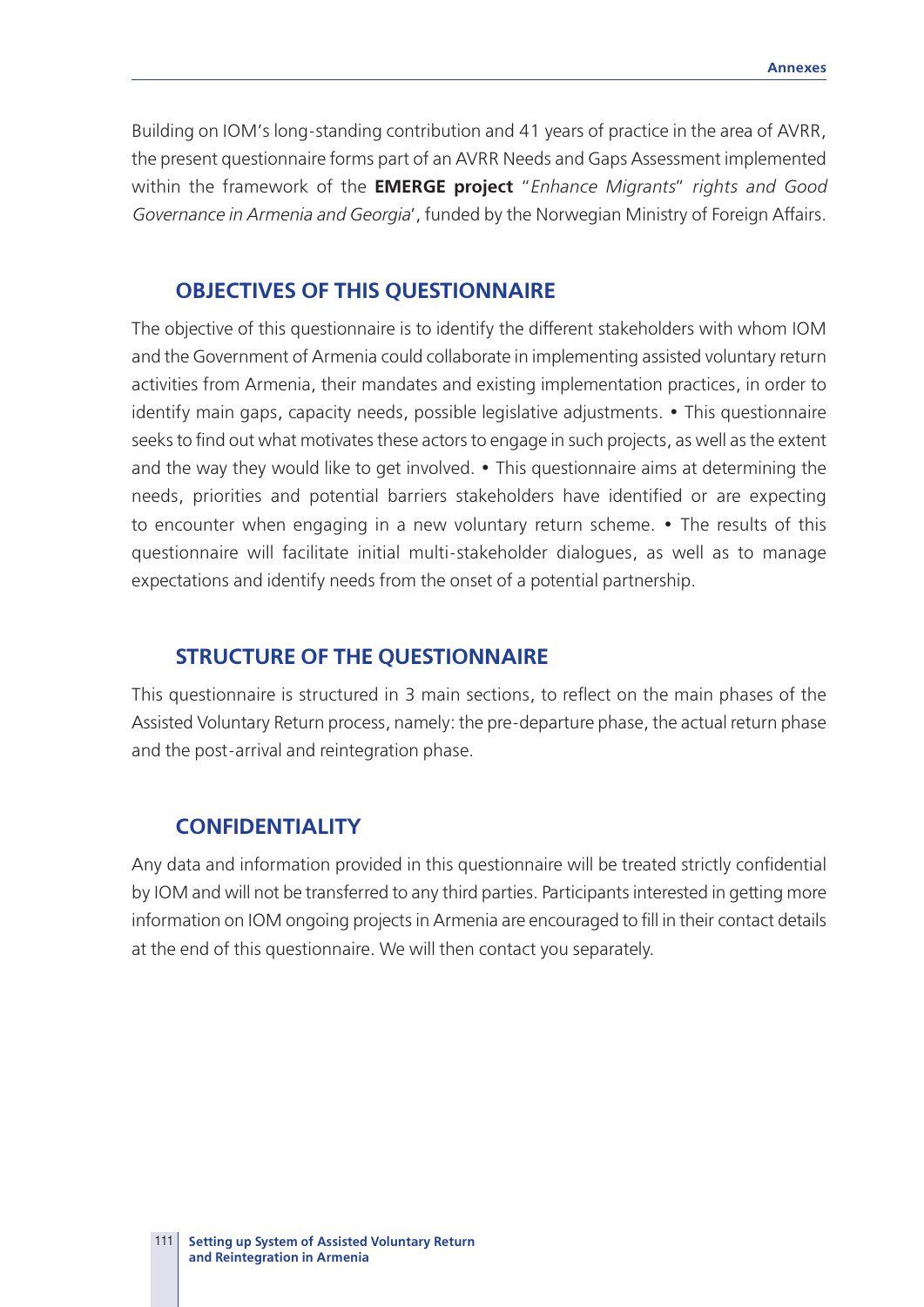Building on IOM's long-standing contribution and 41 years of practice in the area of AVRR, the present questionnaire forms part of an AVRR Needs and Gaps Assessment implemented within the framework of the **EMERGE project** "*Enhance Migrants*" *rights and Good Governance in Armenia and Georgia*', funded by the Norwegian Ministry of Foreign Affairs.

## OBJECTIVES OF THIS QUESTIONNAIRE

The objective of this questionnaire is to identify the different stakeholders with whom IOM and the Government of Armenia could collaborate in implementing assisted voluntary return activities from Armenia, their mandates and existing implementation practices, in order to identify main gaps, capacity needs, possible legislative adjustments. • This questionnaire seeks to find out what motivates these actors to engage in such projects, as well as the extent and the way they would like to get involved. • This questionnaire aims at determining the needs, priorities and potential barriers stakeholders have identified or are expecting to encounter when engaging in a new voluntary return scheme. • The results of this questionnaire will facilitate initial multi-stakeholder dialogues, as well as to manage expectations and identify needs from the onset of a potential partnership.

## STRUCTURE OF THE QUESTIONNAIRE

This questionnaire is structured in 3 main sections, to reflect on the main phases of the Assisted Voluntary Return process, namely: the pre-departure phase, the actual return phase and the post-arrival and reintegration phase.

## CONFIDENTIALITY

Any data and information provided in this questionnaire will be treated strictly confidential by IOM and will not be transferred to any third parties. Participants interested in getting more information on IOM ongoing projects in Armenia are encouraged to fill in their contact details at the end of this questionnaire. We will then contact you separately.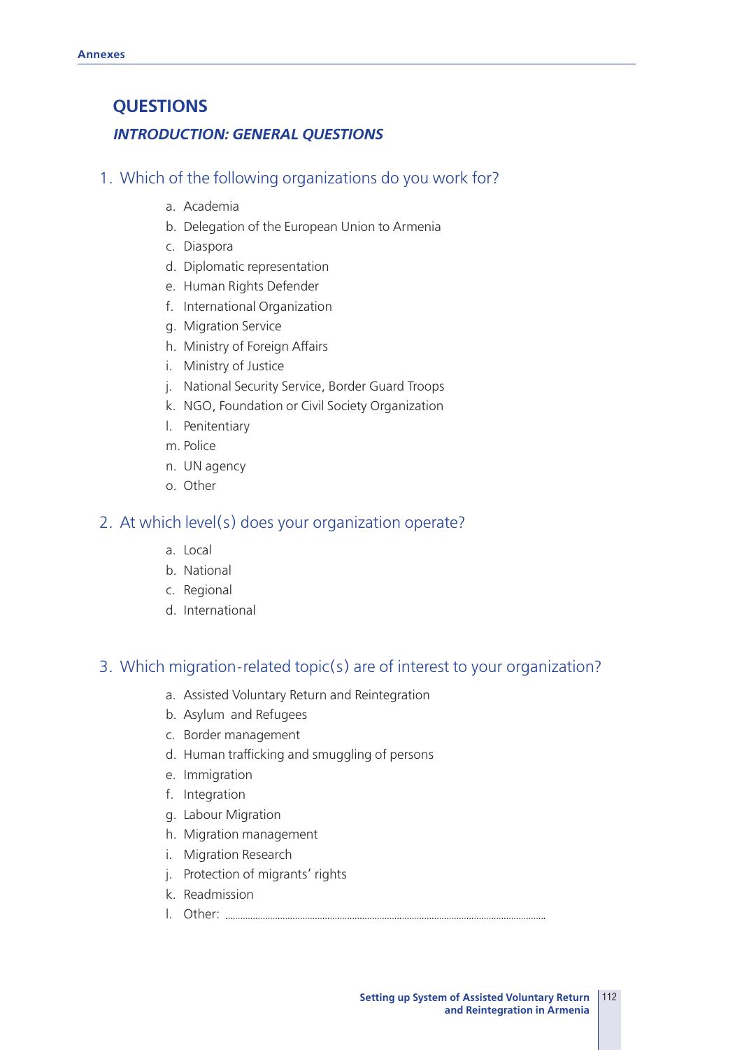## QUESTIONS

### *INTRODUCTION: GENERAL QUESTIONS*

1. Which of the following organizations do you work for?

   a. Academia
   b. Delegation of the European Union to Armenia
   c. Diaspora
   d. Diplomatic representation
   e. Human Rights Defender
   f. International Organization
   g. Migration Service
   h. Ministry of Foreign Affairs
   i. Ministry of Justice
   j. National Security Service, Border Guard Troops
   k. NGO, Foundation or Civil Society Organization
   l. Penitentiary
   m. Police
   n. UN agency
   o. Other

2. At which level(s) does your organization operate?

   a. Local
   b. National
   c. Regional
   d. International

3. Which migration-related topic(s) are of interest to your organization?

   a. Assisted Voluntary Return and Reintegration
   b. Asylum and Refugees
   c. Border management
   d. Human trafficking and smuggling of persons
   e. Immigration
   f. Integration
   g. Labour Migration
   h. Migration management
   i. Migration Research
   j. Protection of migrants' rights
   k. Readmission
   l. Other: ..............................................................................................................................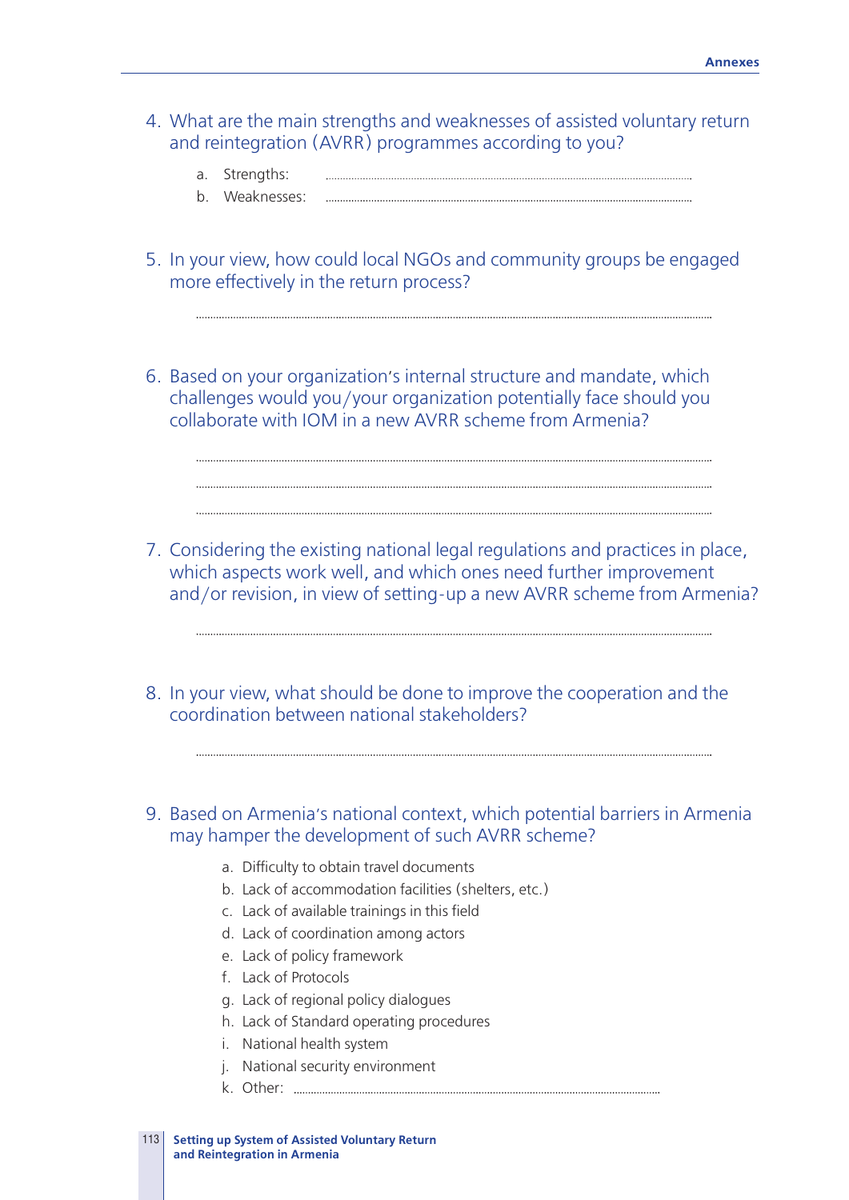4. What are the main strengths and weaknesses of assisted voluntary return and reintegration (AVRR) programmes according to you?

   a. Strengths: ..........................................................................................................................................

   b. Weaknesses: ..........................................................................................................................................

5. In your view, how could local NGOs and community groups be engaged more effectively in the return process?

   ..........................................................................................................................................................................

6. Based on your organization's internal structure and mandate, which challenges would you/your organization potentially face should you collaborate with IOM in a new AVRR scheme from Armenia?

   ..........................................................................................................................................................................

   ..........................................................................................................................................................................

   ..........................................................................................................................................................................

7. Considering the existing national legal regulations and practices in place, which aspects work well, and which ones need further improvement and/or revision, in view of setting-up a new AVRR scheme from Armenia?

   ..........................................................................................................................................................................

8. In your view, what should be done to improve the cooperation and the coordination between national stakeholders?

   ..........................................................................................................................................................................

9. Based on Armenia's national context, which potential barriers in Armenia may hamper the development of such AVRR scheme?

   a. Difficulty to obtain travel documents
   b. Lack of accommodation facilities (shelters, etc.)
   c. Lack of available trainings in this field
   d. Lack of coordination among actors
   e. Lack of policy framework
   f. Lack of Protocols
   g. Lack of regional policy dialogues
   h. Lack of Standard operating procedures
   i. National health system
   j. National security environment
   k. Other: ..........................................................................................................................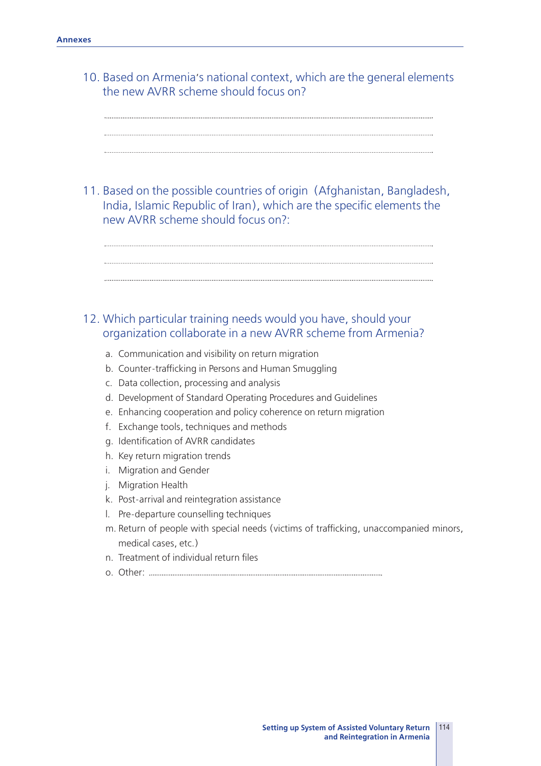10. Based on Armenia's national context, which are the general elements the new AVRR scheme should focus on?

..........................................................................................................................................................................

..........................................................................................................................................................................

..........................................................................................................................................................................

11. Based on the possible countries of origin (Afghanistan, Bangladesh, India, Islamic Republic of Iran), which are the specific elements the new AVRR scheme should focus on?:

..........................................................................................................................................................................

..........................................................................................................................................................................

..........................................................................................................................................................................

12. Which particular training needs would you have, should your organization collaborate in a new AVRR scheme from Armenia?

   a. Communication and visibility on return migration
   b. Counter-trafficking in Persons and Human Smuggling
   c. Data collection, processing and analysis
   d. Development of Standard Operating Procedures and Guidelines
   e. Enhancing cooperation and policy coherence on return migration
   f. Exchange tools, techniques and methods
   g. Identification of AVRR candidates
   h. Key return migration trends
   i. Migration and Gender
   j. Migration Health
   k. Post-arrival and reintegration assistance
   l. Pre-departure counselling techniques
   m. Return of people with special needs (victims of trafficking, unaccompanied minors, medical cases, etc.)
   n. Treatment of individual return files
   o. Other: ..........................................................................................................................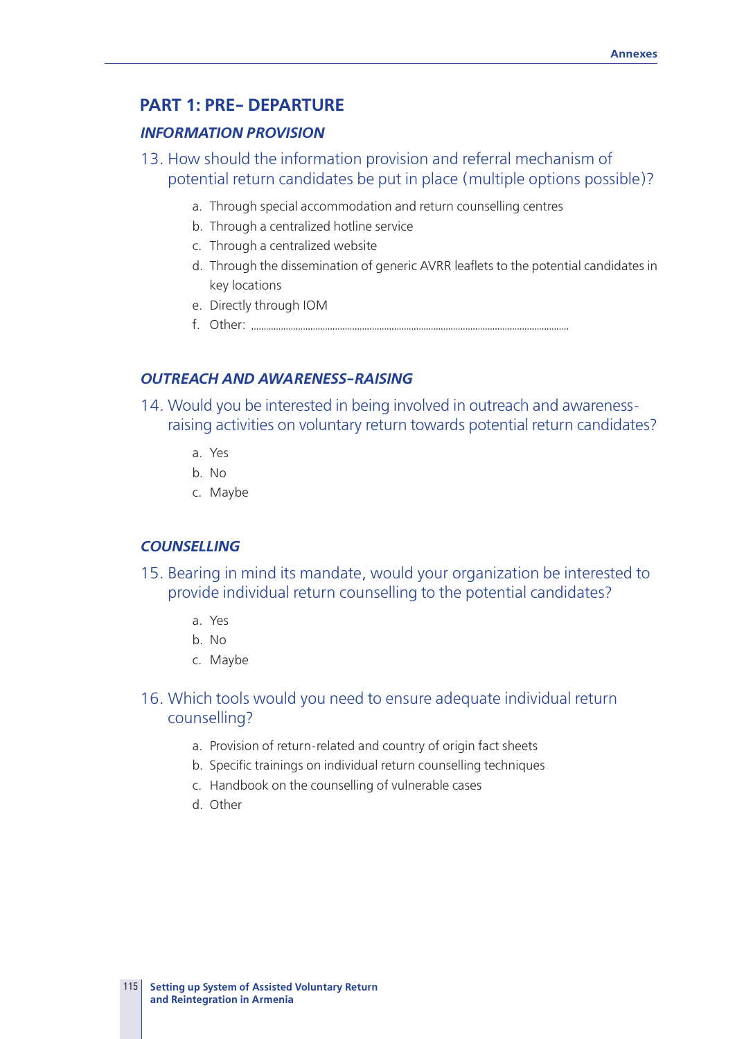## PART 1: PRE- DEPARTURE

### *INFORMATION PROVISION*

13. How should the information provision and referral mechanism of potential return candidates be put in place (multiple options possible)?

   a. Through special accommodation and return counselling centres
   b. Through a centralized hotline service
   c. Through a centralized website
   d. Through the dissemination of generic AVRR leaflets to the potential candidates in key locations
   e. Directly through IOM
   f. Other: ...............................................................................................................................

### *OUTREACH AND AWARENESS-RAISING*

14. Would you be interested in being involved in outreach and awareness-raising activities on voluntary return towards potential return candidates?

   a. Yes
   b. No
   c. Maybe

### *COUNSELLING*

15. Bearing in mind its mandate, would your organization be interested to provide individual return counselling to the potential candidates?

   a. Yes
   b. No
   c. Maybe

16. Which tools would you need to ensure adequate individual return counselling?

   a. Provision of return-related and country of origin fact sheets
   b. Specific trainings on individual return counselling techniques
   c. Handbook on the counselling of vulnerable cases
   d. Other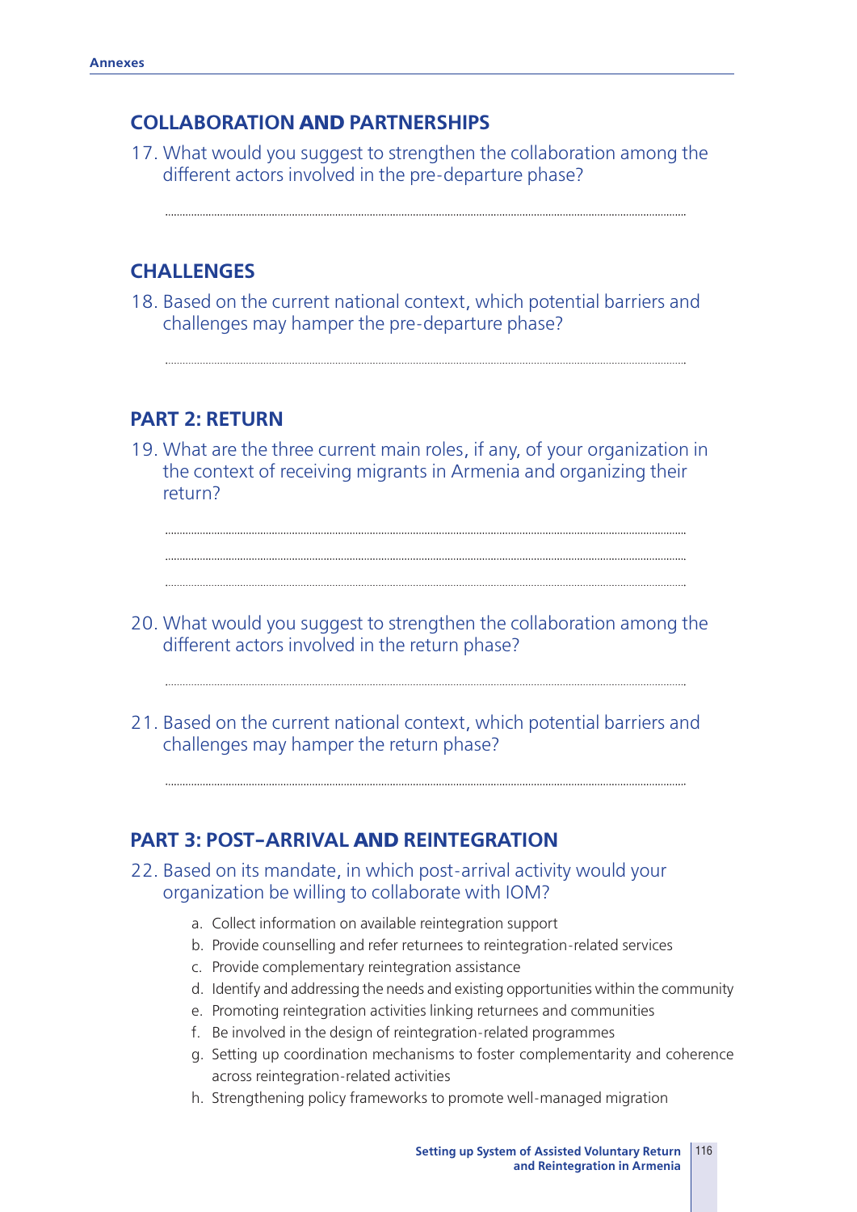## COLLABORATION AND PARTNERSHIPS

17. What would you suggest to strengthen the collaboration among the different actors involved in the pre-departure phase?

    ...........................................................................................................................................

## CHALLENGES

18. Based on the current national context, which potential barriers and challenges may hamper the pre-departure phase?

    ...........................................................................................................................................

## PART 2: RETURN

19. What are the three current main roles, if any, of your organization in the context of receiving migrants in Armenia and organizing their return?

    ...........................................................................................................................................
    ...........................................................................................................................................
    ...........................................................................................................................................

20. What would you suggest to strengthen the collaboration among the different actors involved in the return phase?

    ...........................................................................................................................................

21. Based on the current national context, which potential barriers and challenges may hamper the return phase?

    ...........................................................................................................................................

## PART 3: POST-ARRIVAL AND REINTEGRATION

22. Based on its mandate, in which post-arrival activity would your organization be willing to collaborate with IOM?

    a. Collect information on available reintegration support
    b. Provide counselling and refer returnees to reintegration-related services
    c. Provide complementary reintegration assistance
    d. Identify and addressing the needs and existing opportunities within the community
    e. Promoting reintegration activities linking returnees and communities
    f. Be involved in the design of reintegration-related programmes
    g. Setting up coordination mechanisms to foster complementarity and coherence across reintegration-related activities
    h. Strengthening policy frameworks to promote well-managed migration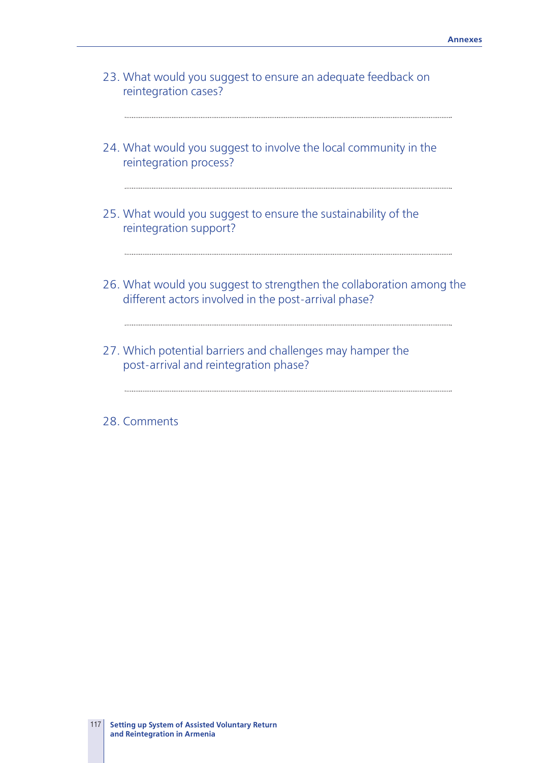23. What would you suggest to ensure an adequate feedback on reintegration cases?

    ..........................................................................................................................................

24. What would you suggest to involve the local community in the reintegration process?

    ..........................................................................................................................................

25. What would you suggest to ensure the sustainability of the reintegration support?

    ..........................................................................................................................................

26. What would you suggest to strengthen the collaboration among the different actors involved in the post-arrival phase?

    ..........................................................................................................................................

27. Which potential barriers and challenges may hamper the post-arrival and reintegration phase?

    ..........................................................................................................................................

28. Comments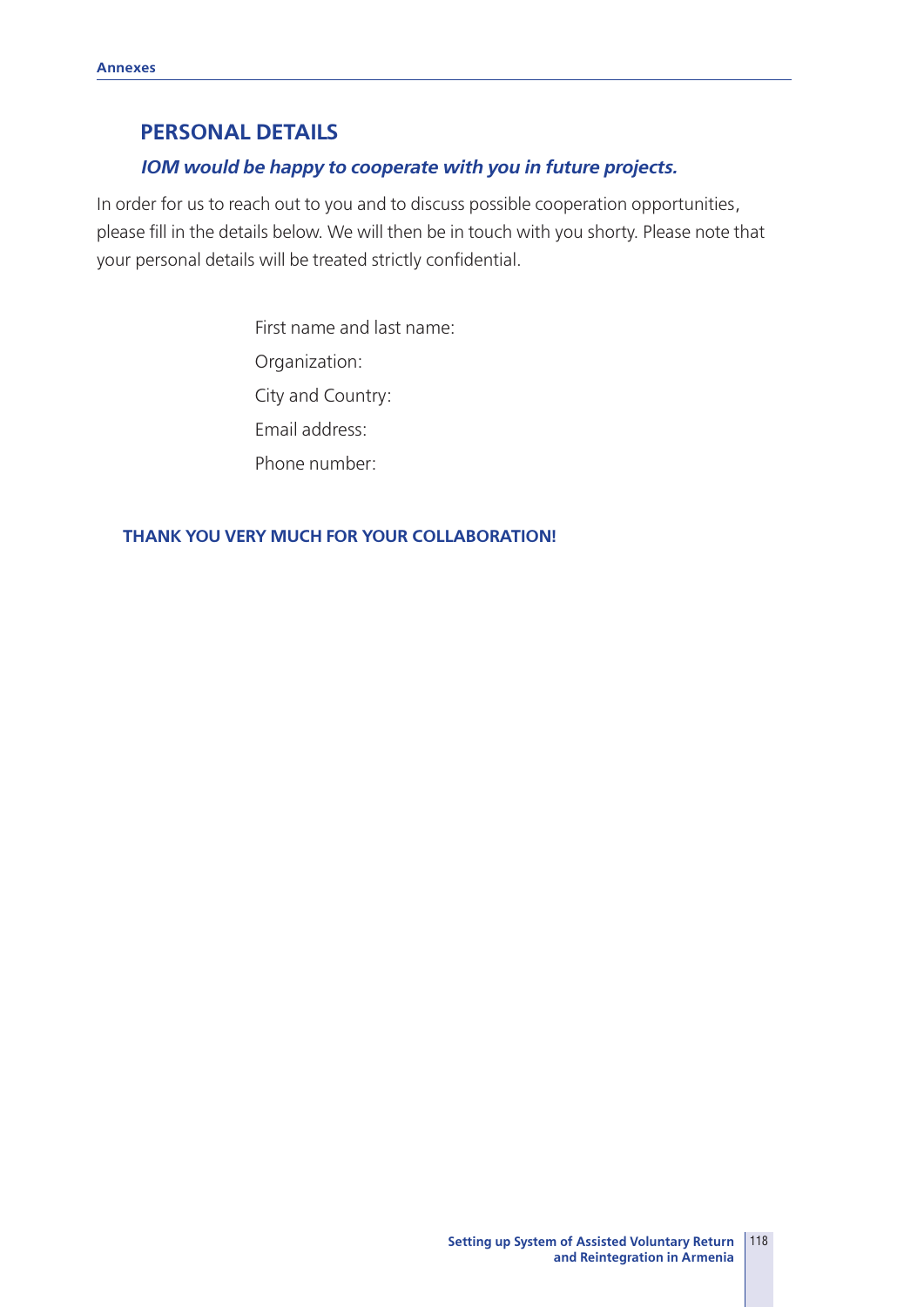## PERSONAL DETAILS

***IOM would be happy to cooperate with you in future projects.***

In order for us to reach out to you and to discuss possible cooperation opportunities, please fill in the details below. We will then be in touch with you shorty. Please note that your personal details will be treated strictly confidential.

First name and last name:

Organization:

City and Country:

Email address:

Phone number:

**THANK YOU VERY MUCH FOR YOUR COLLABORATION!**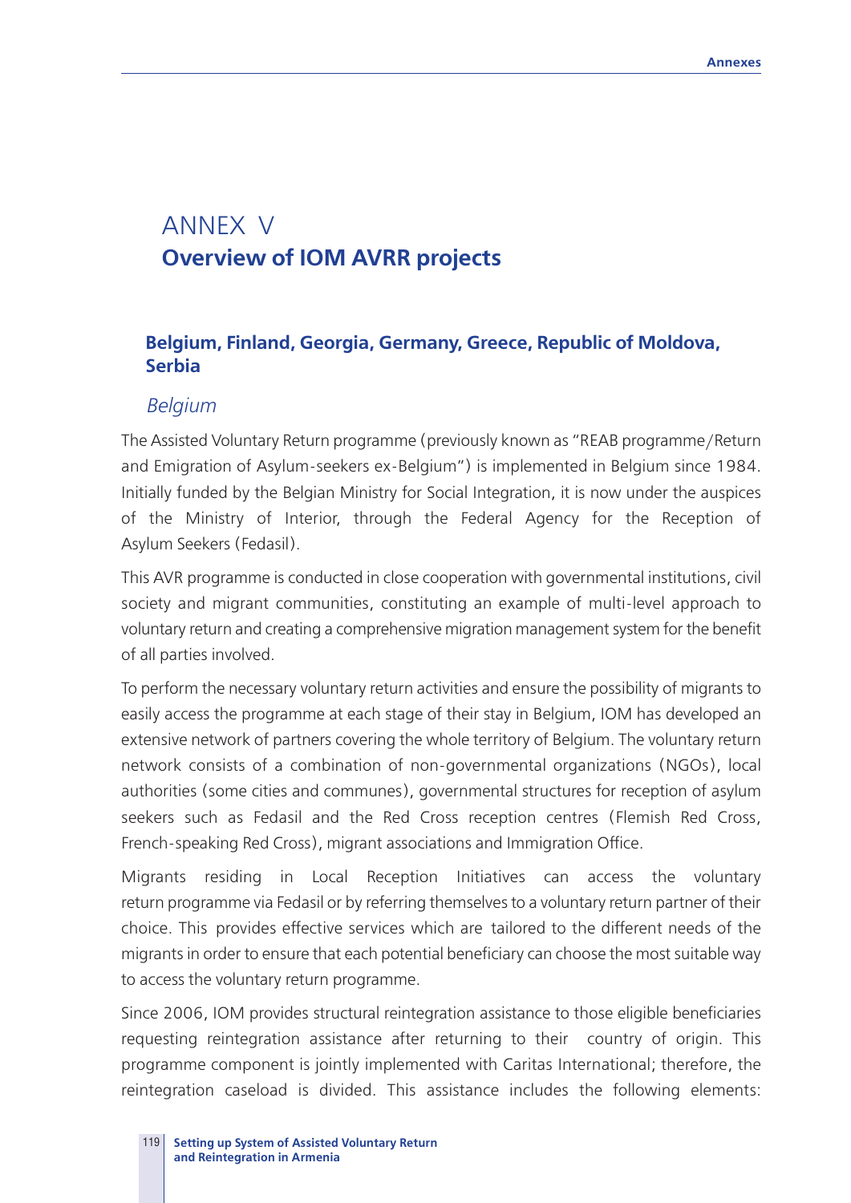# ANNEX V
# Overview of IOM AVRR projects

## Belgium, Finland, Georgia, Germany, Greece, Republic of Moldova, Serbia

### *Belgium*

The Assisted Voluntary Return programme (previously known as "REAB programme/Return and Emigration of Asylum-seekers ex-Belgium") is implemented in Belgium since 1984. Initially funded by the Belgian Ministry for Social Integration, it is now under the auspices of the Ministry of Interior, through the Federal Agency for the Reception of Asylum Seekers (Fedasil).

This AVR programme is conducted in close cooperation with governmental institutions, civil society and migrant communities, constituting an example of multi-level approach to voluntary return and creating a comprehensive migration management system for the benefit of all parties involved.

To perform the necessary voluntary return activities and ensure the possibility of migrants to easily access the programme at each stage of their stay in Belgium, IOM has developed an extensive network of partners covering the whole territory of Belgium. The voluntary return network consists of a combination of non-governmental organizations (NGOs), local authorities (some cities and communes), governmental structures for reception of asylum seekers such as Fedasil and the Red Cross reception centres (Flemish Red Cross, French-speaking Red Cross), migrant associations and Immigration Office.

Migrants residing in Local Reception Initiatives can access the voluntary return programme via Fedasil or by referring themselves to a voluntary return partner of their choice. This provides effective services which are tailored to the different needs of the migrants in order to ensure that each potential beneficiary can choose the most suitable way to access the voluntary return programme.

Since 2006, IOM provides structural reintegration assistance to those eligible beneficiaries requesting reintegration assistance after returning to their country of origin. This programme component is jointly implemented with Caritas International; therefore, the reintegration caseload is divided. This assistance includes the following elements: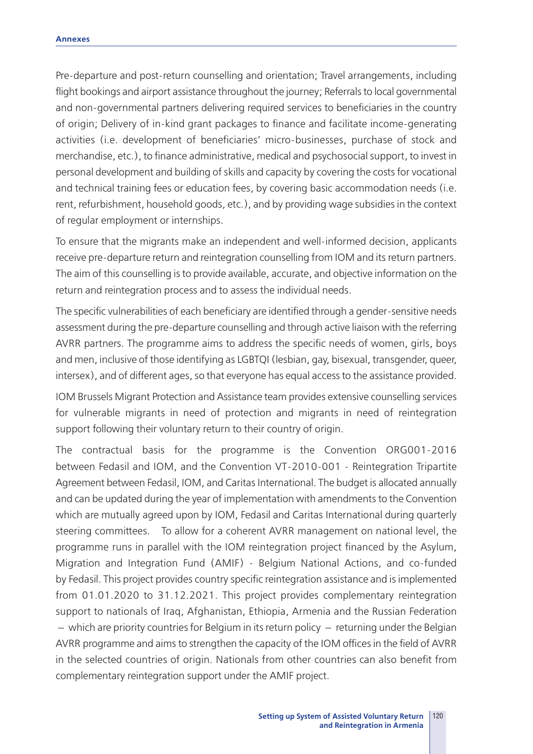Pre-departure and post-return counselling and orientation; Travel arrangements, including flight bookings and airport assistance throughout the journey; Referrals to local governmental and non-governmental partners delivering required services to beneficiaries in the country of origin; Delivery of in-kind grant packages to finance and facilitate income-generating activities (i.e. development of beneficiaries' micro-businesses, purchase of stock and merchandise, etc.), to finance administrative, medical and psychosocial support, to invest in personal development and building of skills and capacity by covering the costs for vocational and technical training fees or education fees, by covering basic accommodation needs (i.e. rent, refurbishment, household goods, etc.), and by providing wage subsidies in the context of regular employment or internships.

To ensure that the migrants make an independent and well-informed decision, applicants receive pre-departure return and reintegration counselling from IOM and its return partners. The aim of this counselling is to provide available, accurate, and objective information on the return and reintegration process and to assess the individual needs.

The specific vulnerabilities of each beneficiary are identified through a gender-sensitive needs assessment during the pre-departure counselling and through active liaison with the referring AVRR partners. The programme aims to address the specific needs of women, girls, boys and men, inclusive of those identifying as LGBTQI (lesbian, gay, bisexual, transgender, queer, intersex), and of different ages, so that everyone has equal access to the assistance provided.

IOM Brussels Migrant Protection and Assistance team provides extensive counselling services for vulnerable migrants in need of protection and migrants in need of reintegration support following their voluntary return to their country of origin.

The contractual basis for the programme is the Convention ORG001-2016 between Fedasil and IOM, and the Convention VT-2010-001 - Reintegration Tripartite Agreement between Fedasil, IOM, and Caritas International. The budget is allocated annually and can be updated during the year of implementation with amendments to the Convention which are mutually agreed upon by IOM, Fedasil and Caritas International during quarterly steering committees. To allow for a coherent AVRR management on national level, the programme runs in parallel with the IOM reintegration project financed by the Asylum, Migration and Integration Fund (AMIF) - Belgium National Actions, and co-funded by Fedasil. This project provides country specific reintegration assistance and is implemented from 01.01.2020 to 31.12.2021. This project provides complementary reintegration support to nationals of Iraq, Afghanistan, Ethiopia, Armenia and the Russian Federation – which are priority countries for Belgium in its return policy – returning under the Belgian AVRR programme and aims to strengthen the capacity of the IOM offices in the field of AVRR in the selected countries of origin. Nationals from other countries can also benefit from complementary reintegration support under the AMIF project.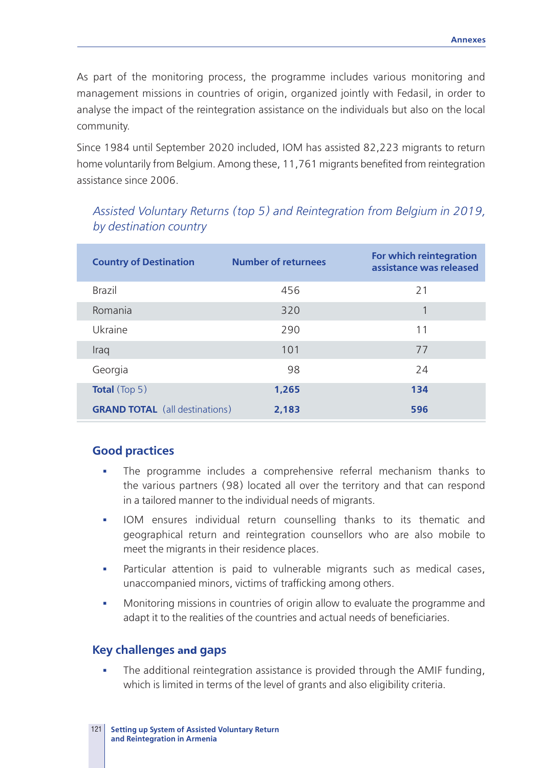As part of the monitoring process, the programme includes various monitoring and management missions in countries of origin, organized jointly with Fedasil, in order to analyse the impact of the reintegration assistance on the individuals but also on the local community.

Since 1984 until September 2020 included, IOM has assisted 82,223 migrants to return home voluntarily from Belgium. Among these, 11,761 migrants benefited from reintegration assistance since 2006.

*Assisted Voluntary Returns (top 5) and Reintegration from Belgium in 2019, by destination country*

| Country of Destination | Number of returnees | For which reintegration assistance was released |
|---|---|---|
| Brazil | 456 | 21 |
| Romania | 320 | 1 |
| Ukraine | 290 | 11 |
| Iraq | 101 | 77 |
| Georgia | 98 | 24 |
| **Total** (Top 5) | **1,265** | **134** |
| **GRAND TOTAL** (all destinations) | **2,183** | **596** |

### Good practices

- The programme includes a comprehensive referral mechanism thanks to the various partners (98) located all over the territory and that can respond in a tailored manner to the individual needs of migrants.
- IOM ensures individual return counselling thanks to its thematic and geographical return and reintegration counsellors who are also mobile to meet the migrants in their residence places.
- Particular attention is paid to vulnerable migrants such as medical cases, unaccompanied minors, victims of trafficking among others.
- Monitoring missions in countries of origin allow to evaluate the programme and adapt it to the realities of the countries and actual needs of beneficiaries.

### Key challenges and gaps

- The additional reintegration assistance is provided through the AMIF funding, which is limited in terms of the level of grants and also eligibility criteria.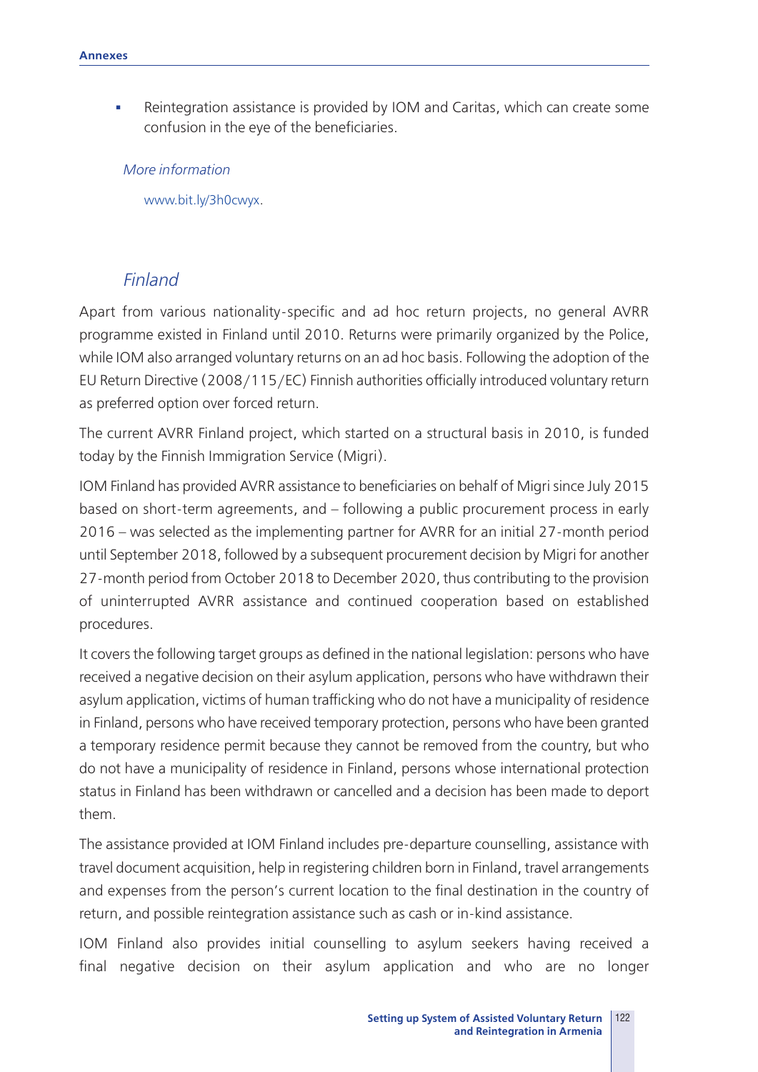- Reintegration assistance is provided by IOM and Caritas, which can create some confusion in the eye of the beneficiaries.

*More information*

www.bit.ly/3h0cwyx.

### *Finland*

Apart from various nationality-specific and ad hoc return projects, no general AVRR programme existed in Finland until 2010. Returns were primarily organized by the Police, while IOM also arranged voluntary returns on an ad hoc basis. Following the adoption of the EU Return Directive (2008/115/EC) Finnish authorities officially introduced voluntary return as preferred option over forced return.

The current AVRR Finland project, which started on a structural basis in 2010, is funded today by the Finnish Immigration Service (Migri).

IOM Finland has provided AVRR assistance to beneficiaries on behalf of Migri since July 2015 based on short-term agreements, and – following a public procurement process in early 2016 – was selected as the implementing partner for AVRR for an initial 27-month period until September 2018, followed by a subsequent procurement decision by Migri for another 27-month period from October 2018 to December 2020, thus contributing to the provision of uninterrupted AVRR assistance and continued cooperation based on established procedures.

It covers the following target groups as defined in the national legislation: persons who have received a negative decision on their asylum application, persons who have withdrawn their asylum application, victims of human trafficking who do not have a municipality of residence in Finland, persons who have received temporary protection, persons who have been granted a temporary residence permit because they cannot be removed from the country, but who do not have a municipality of residence in Finland, persons whose international protection status in Finland has been withdrawn or cancelled and a decision has been made to deport them.

The assistance provided at IOM Finland includes pre-departure counselling, assistance with travel document acquisition, help in registering children born in Finland, travel arrangements and expenses from the person's current location to the final destination in the country of return, and possible reintegration assistance such as cash or in-kind assistance.

IOM Finland also provides initial counselling to asylum seekers having received a final negative decision on their asylum application and who are no longer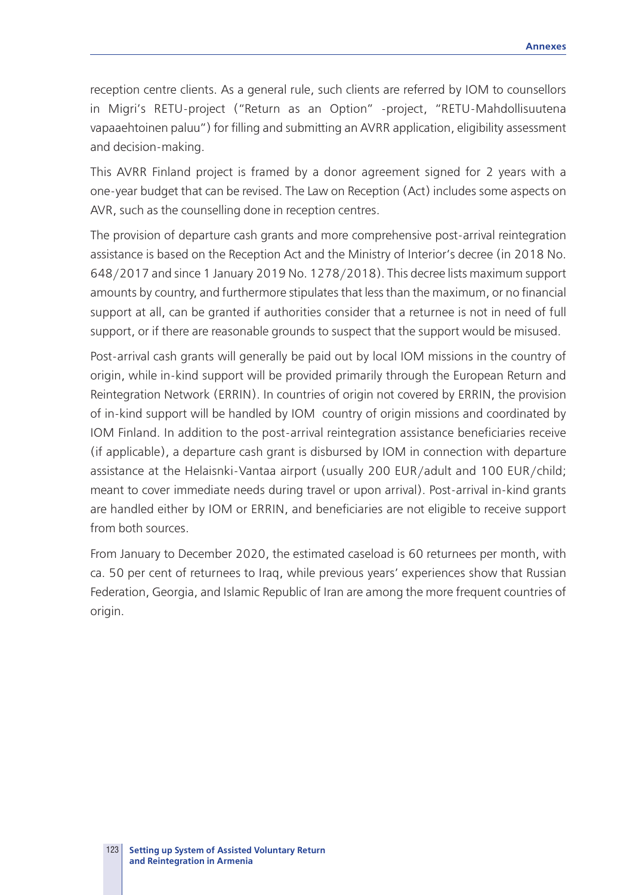reception centre clients. As a general rule, such clients are referred by IOM to counsellors in Migri's RETU-project ("Return as an Option" -project, "RETU-Mahdollisuutena vapaaehtoinen paluu") for filling and submitting an AVRR application, eligibility assessment and decision-making.

This AVRR Finland project is framed by a donor agreement signed for 2 years with a one-year budget that can be revised. The Law on Reception (Act) includes some aspects on AVR, such as the counselling done in reception centres.

The provision of departure cash grants and more comprehensive post-arrival reintegration assistance is based on the Reception Act and the Ministry of Interior's decree (in 2018 No. 648/2017 and since 1 January 2019 No. 1278/2018). This decree lists maximum support amounts by country, and furthermore stipulates that less than the maximum, or no financial support at all, can be granted if authorities consider that a returnee is not in need of full support, or if there are reasonable grounds to suspect that the support would be misused.

Post-arrival cash grants will generally be paid out by local IOM missions in the country of origin, while in-kind support will be provided primarily through the European Return and Reintegration Network (ERRIN). In countries of origin not covered by ERRIN, the provision of in-kind support will be handled by IOM country of origin missions and coordinated by IOM Finland. In addition to the post-arrival reintegration assistance beneficiaries receive (if applicable), a departure cash grant is disbursed by IOM in connection with departure assistance at the Helaisnki-Vantaa airport (usually 200 EUR/adult and 100 EUR/child; meant to cover immediate needs during travel or upon arrival). Post-arrival in-kind grants are handled either by IOM or ERRIN, and beneficiaries are not eligible to receive support from both sources.

From January to December 2020, the estimated caseload is 60 returnees per month, with ca. 50 per cent of returnees to Iraq, while previous years' experiences show that Russian Federation, Georgia, and Islamic Republic of Iran are among the more frequent countries of origin.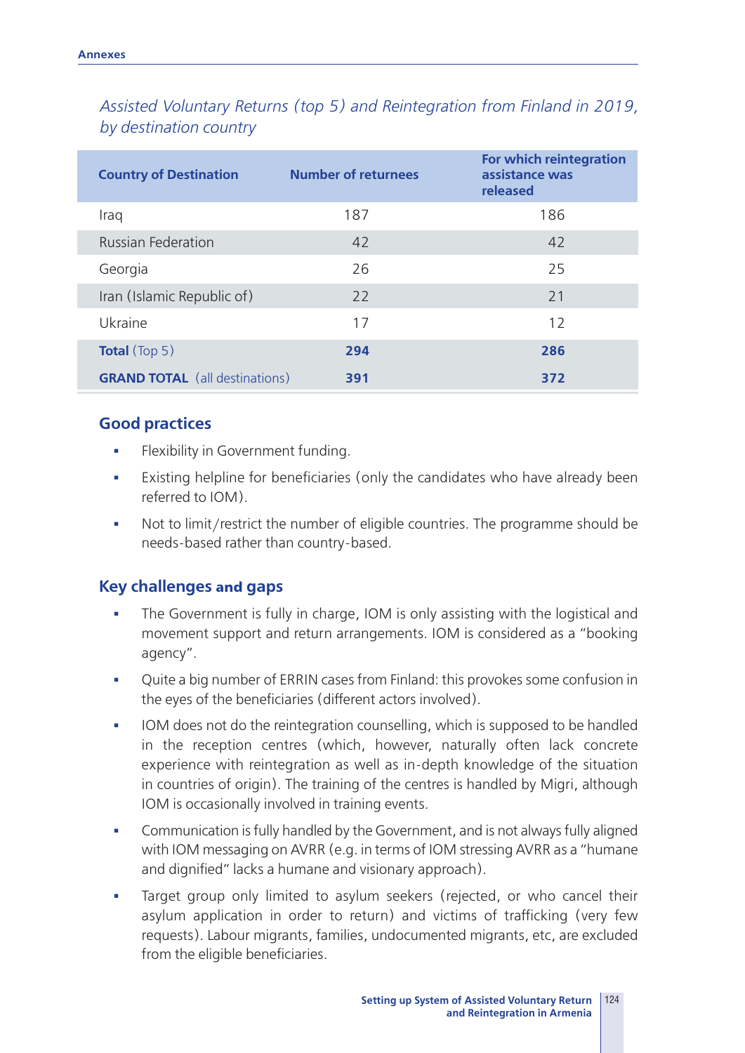*Assisted Voluntary Returns (top 5) and Reintegration from Finland in 2019, by destination country*

| Country of Destination | Number of returnees | For which reintegration assistance was released |
|---|---|---|
| Iraq | 187 | 186 |
| Russian Federation | 42 | 42 |
| Georgia | 26 | 25 |
| Iran (Islamic Republic of) | 22 | 21 |
| Ukraine | 17 | 12 |
| **Total** (Top 5) | **294** | **286** |
| **GRAND TOTAL** (all destinations) | **391** | **372** |

## Good practices

- Flexibility in Government funding.
- Existing helpline for beneficiaries (only the candidates who have already been referred to IOM).
- Not to limit/restrict the number of eligible countries. The programme should be needs-based rather than country-based.

## Key challenges and gaps

- The Government is fully in charge, IOM is only assisting with the logistical and movement support and return arrangements. IOM is considered as a "booking agency".
- Quite a big number of ERRIN cases from Finland: this provokes some confusion in the eyes of the beneficiaries (different actors involved).
- IOM does not do the reintegration counselling, which is supposed to be handled in the reception centres (which, however, naturally often lack concrete experience with reintegration as well as in-depth knowledge of the situation in countries of origin). The training of the centres is handled by Migri, although IOM is occasionally involved in training events.
- Communication is fully handled by the Government, and is not always fully aligned with IOM messaging on AVRR (e.g. in terms of IOM stressing AVRR as a "humane and dignified" lacks a humane and visionary approach).
- Target group only limited to asylum seekers (rejected, or who cancel their asylum application in order to return) and victims of trafficking (very few requests). Labour migrants, families, undocumented migrants, etc, are excluded from the eligible beneficiaries.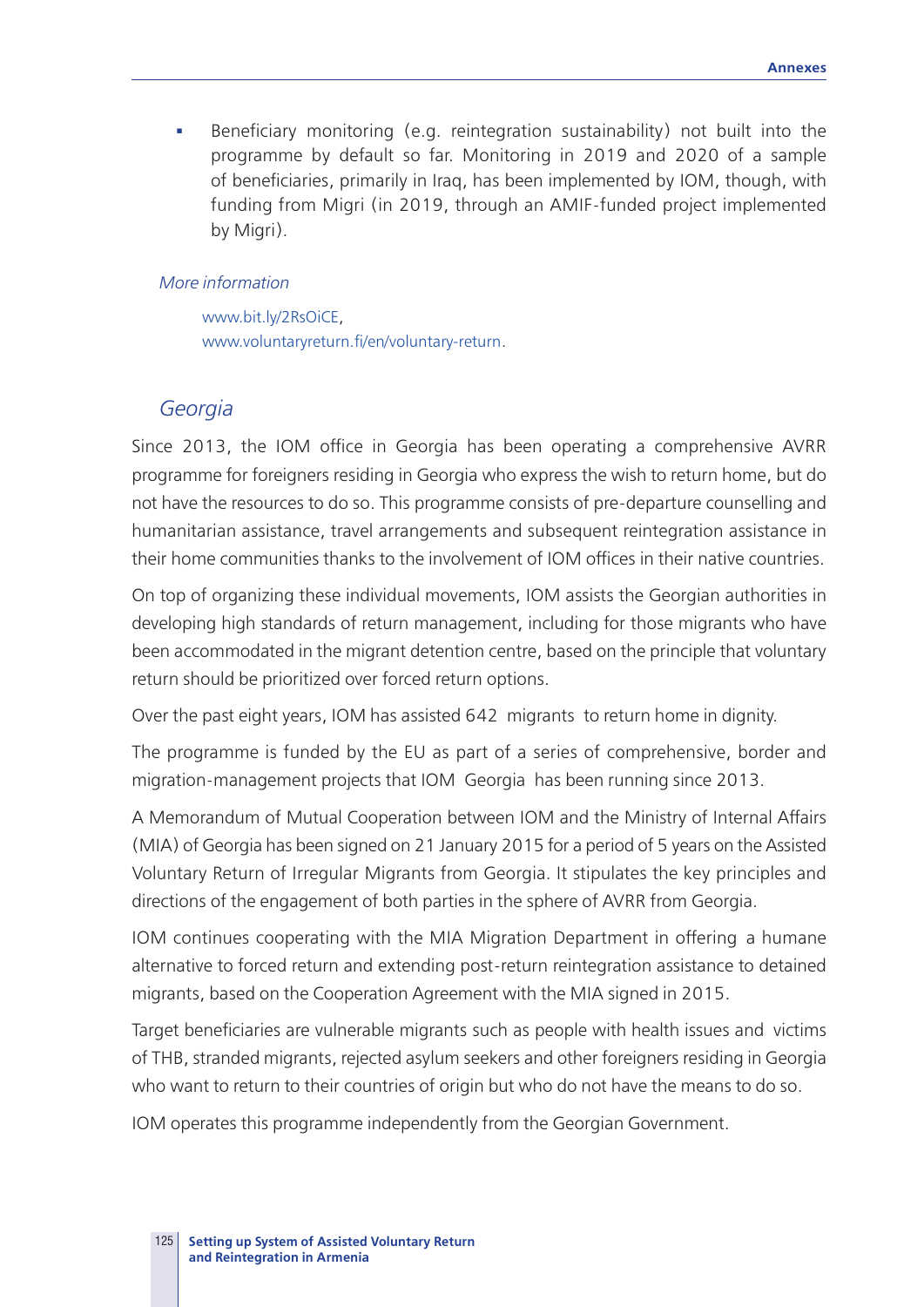- Beneficiary monitoring (e.g. reintegration sustainability) not built into the programme by default so far. Monitoring in 2019 and 2020 of a sample of beneficiaries, primarily in Iraq, has been implemented by IOM, though, with funding from Migri (in 2019, through an AMIF-funded project implemented by Migri).

*More information*

www.bit.ly/2RsOiCE,
www.voluntaryreturn.fi/en/voluntary-return.

## *Georgia*

Since 2013, the IOM office in Georgia has been operating a comprehensive AVRR programme for foreigners residing in Georgia who express the wish to return home, but do not have the resources to do so. This programme consists of pre-departure counselling and humanitarian assistance, travel arrangements and subsequent reintegration assistance in their home communities thanks to the involvement of IOM offices in their native countries.

On top of organizing these individual movements, IOM assists the Georgian authorities in developing high standards of return management, including for those migrants who have been accommodated in the migrant detention centre, based on the principle that voluntary return should be prioritized over forced return options.

Over the past eight years, IOM has assisted 642 migrants to return home in dignity.

The programme is funded by the EU as part of a series of comprehensive, border and migration-management projects that IOM Georgia has been running since 2013.

A Memorandum of Mutual Cooperation between IOM and the Ministry of Internal Affairs (MIA) of Georgia has been signed on 21 January 2015 for a period of 5 years on the Assisted Voluntary Return of Irregular Migrants from Georgia. It stipulates the key principles and directions of the engagement of both parties in the sphere of AVRR from Georgia.

IOM continues cooperating with the MIA Migration Department in offering a humane alternative to forced return and extending post-return reintegration assistance to detained migrants, based on the Cooperation Agreement with the MIA signed in 2015.

Target beneficiaries are vulnerable migrants such as people with health issues and victims of THB, stranded migrants, rejected asylum seekers and other foreigners residing in Georgia who want to return to their countries of origin but who do not have the means to do so.

IOM operates this programme independently from the Georgian Government.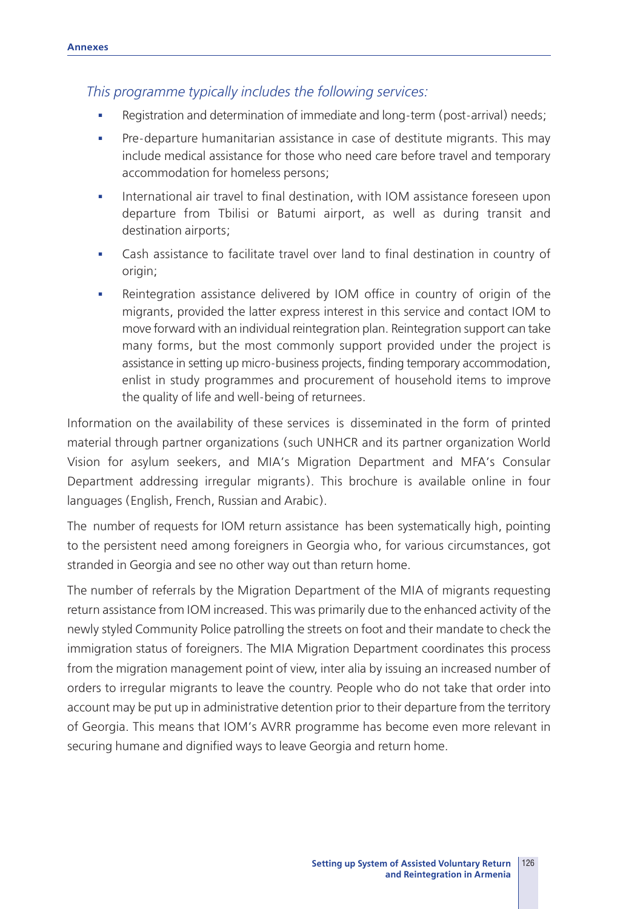*This programme typically includes the following services:*

- Registration and determination of immediate and long-term (post-arrival) needs;
- Pre-departure humanitarian assistance in case of destitute migrants. This may include medical assistance for those who need care before travel and temporary accommodation for homeless persons;
- International air travel to final destination, with IOM assistance foreseen upon departure from Tbilisi or Batumi airport, as well as during transit and destination airports;
- Cash assistance to facilitate travel over land to final destination in country of origin;
- Reintegration assistance delivered by IOM office in country of origin of the migrants, provided the latter express interest in this service and contact IOM to move forward with an individual reintegration plan. Reintegration support can take many forms, but the most commonly support provided under the project is assistance in setting up micro-business projects, finding temporary accommodation, enlist in study programmes and procurement of household items to improve the quality of life and well-being of returnees.

Information on the availability of these services is disseminated in the form of printed material through partner organizations (such UNHCR and its partner organization World Vision for asylum seekers, and MIA's Migration Department and MFA's Consular Department addressing irregular migrants). This brochure is available online in four languages (English, French, Russian and Arabic).

The number of requests for IOM return assistance has been systematically high, pointing to the persistent need among foreigners in Georgia who, for various circumstances, got stranded in Georgia and see no other way out than return home.

The number of referrals by the Migration Department of the MIA of migrants requesting return assistance from IOM increased. This was primarily due to the enhanced activity of the newly styled Community Police patrolling the streets on foot and their mandate to check the immigration status of foreigners. The MIA Migration Department coordinates this process from the migration management point of view, inter alia by issuing an increased number of orders to irregular migrants to leave the country. People who do not take that order into account may be put up in administrative detention prior to their departure from the territory of Georgia. This means that IOM's AVRR programme has become even more relevant in securing humane and dignified ways to leave Georgia and return home.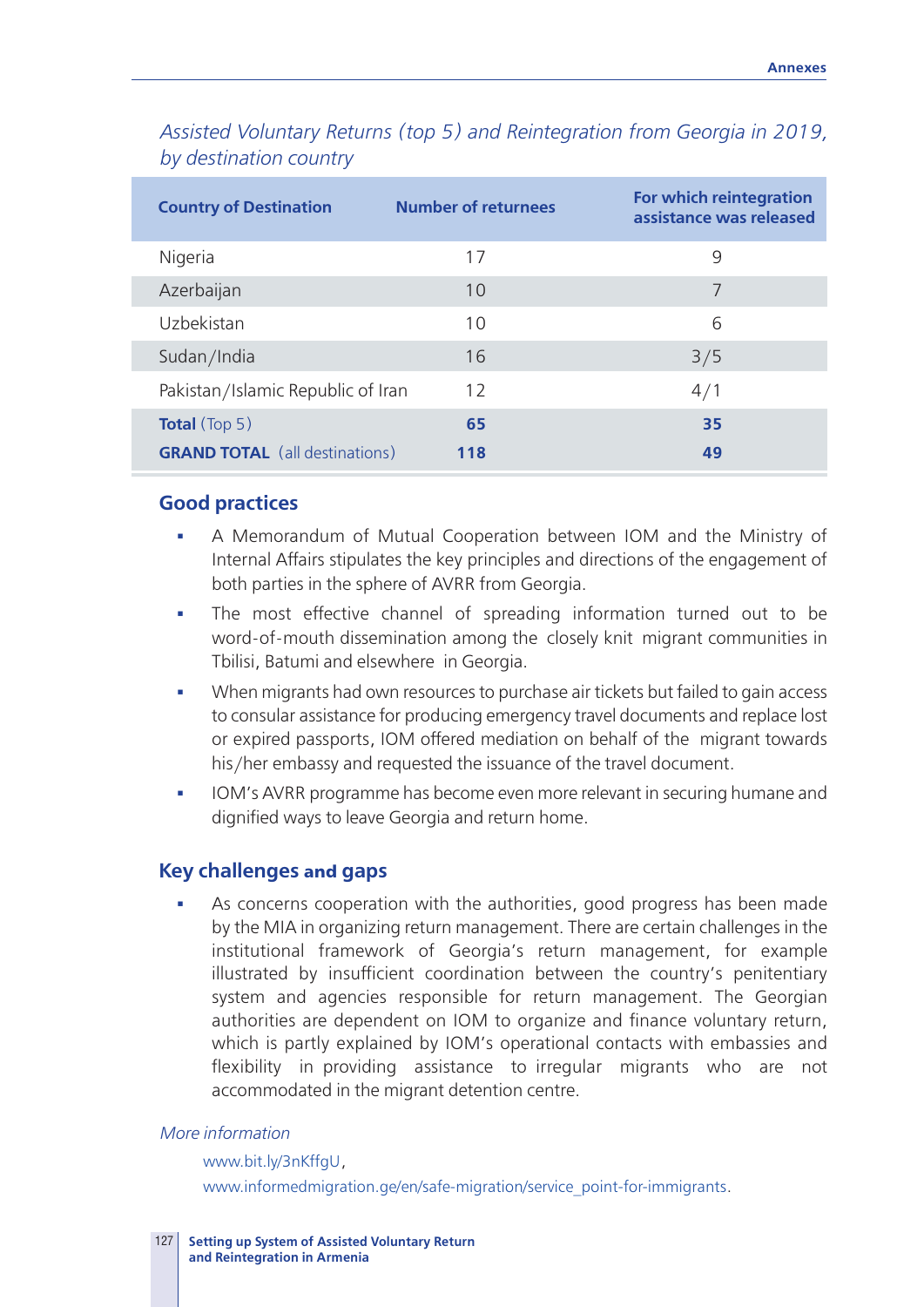*Assisted Voluntary Returns (top 5) and Reintegration from Georgia in 2019, by destination country*

| Country of Destination | Number of returnees | For which reintegration assistance was released |
|---|---|---|
| Nigeria | 17 | 9 |
| Azerbaijan | 10 | 7 |
| Uzbekistan | 10 | 6 |
| Sudan/India | 16 | 3/5 |
| Pakistan/Islamic Republic of Iran | 12 | 4/1 |
| **Total** (Top 5) | **65** | **35** |
| **GRAND TOTAL** (all destinations) | **118** | **49** |

## Good practices

- A Memorandum of Mutual Cooperation between IOM and the Ministry of Internal Affairs stipulates the key principles and directions of the engagement of both parties in the sphere of AVRR from Georgia.
- The most effective channel of spreading information turned out to be word-of-mouth dissemination among the closely knit migrant communities in Tbilisi, Batumi and elsewhere in Georgia.
- When migrants had own resources to purchase air tickets but failed to gain access to consular assistance for producing emergency travel documents and replace lost or expired passports, IOM offered mediation on behalf of the migrant towards his/her embassy and requested the issuance of the travel document.
- IOM's AVRR programme has become even more relevant in securing humane and dignified ways to leave Georgia and return home.

## Key challenges and gaps

- As concerns cooperation with the authorities, good progress has been made by the MIA in organizing return management. There are certain challenges in the institutional framework of Georgia's return management, for example illustrated by insufficient coordination between the country's penitentiary system and agencies responsible for return management. The Georgian authorities are dependent on IOM to organize and finance voluntary return, which is partly explained by IOM's operational contacts with embassies and flexibility in providing assistance to irregular migrants who are not accommodated in the migrant detention centre.

*More information*

www.bit.ly/3nKffgU,
www.informedmigration.ge/en/safe-migration/service_point-for-immigrants.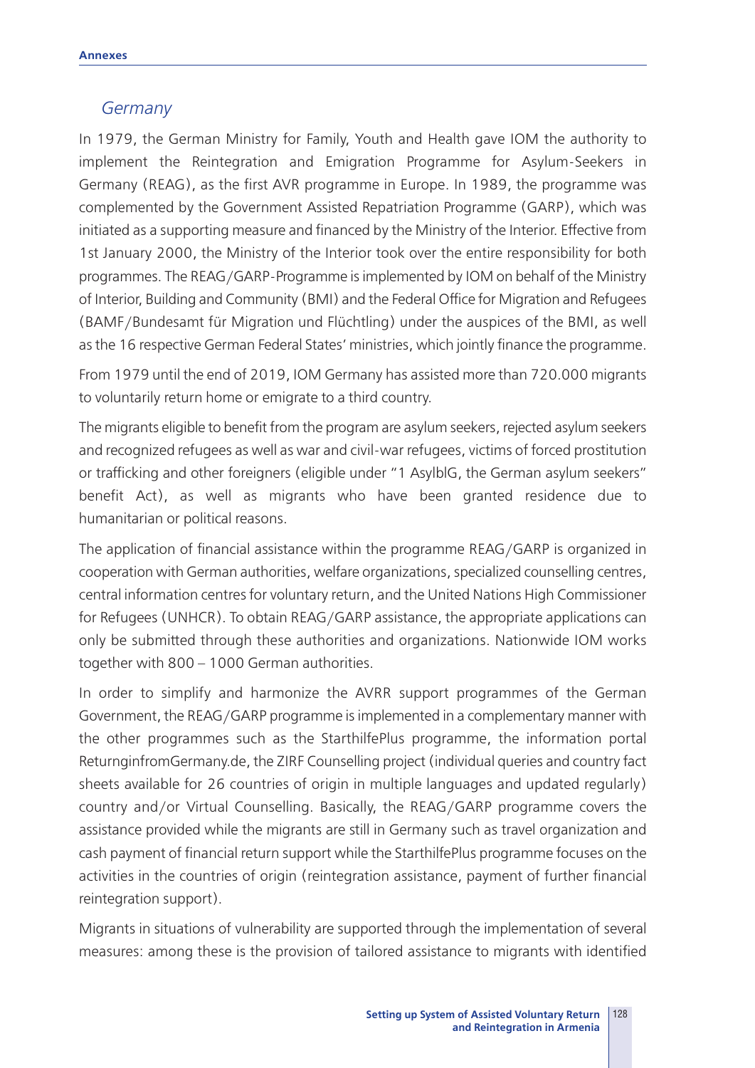## *Germany*

In 1979, the German Ministry for Family, Youth and Health gave IOM the authority to implement the Reintegration and Emigration Programme for Asylum-Seekers in Germany (REAG), as the first AVR programme in Europe. In 1989, the programme was complemented by the Government Assisted Repatriation Programme (GARP), which was initiated as a supporting measure and financed by the Ministry of the Interior. Effective from 1st January 2000, the Ministry of the Interior took over the entire responsibility for both programmes. The REAG/GARP-Programme is implemented by IOM on behalf of the Ministry of Interior, Building and Community (BMI) and the Federal Office for Migration and Refugees (BAMF/Bundesamt für Migration und Flüchtling) under the auspices of the BMI, as well as the 16 respective German Federal States' ministries, which jointly finance the programme.

From 1979 until the end of 2019, IOM Germany has assisted more than 720.000 migrants to voluntarily return home or emigrate to a third country.

The migrants eligible to benefit from the program are asylum seekers, rejected asylum seekers and recognized refugees as well as war and civil-war refugees, victims of forced prostitution or trafficking and other foreigners (eligible under "1 AsylblG, the German asylum seekers" benefit Act), as well as migrants who have been granted residence due to humanitarian or political reasons.

The application of financial assistance within the programme REAG/GARP is organized in cooperation with German authorities, welfare organizations, specialized counselling centres, central information centres for voluntary return, and the United Nations High Commissioner for Refugees (UNHCR). To obtain REAG/GARP assistance, the appropriate applications can only be submitted through these authorities and organizations. Nationwide IOM works together with 800 – 1000 German authorities.

In order to simplify and harmonize the AVRR support programmes of the German Government, the REAG/GARP programme is implemented in a complementary manner with the other programmes such as the StarthilfePlus programme, the information portal ReturninginfromGermany.de, the ZIRF Counselling project (individual queries and country fact sheets available for 26 countries of origin in multiple languages and updated regularly) country and/or Virtual Counselling. Basically, the REAG/GARP programme covers the assistance provided while the migrants are still in Germany such as travel organization and cash payment of financial return support while the StarthilfePlus programme focuses on the activities in the countries of origin (reintegration assistance, payment of further financial reintegration support).

Migrants in situations of vulnerability are supported through the implementation of several measures: among these is the provision of tailored assistance to migrants with identified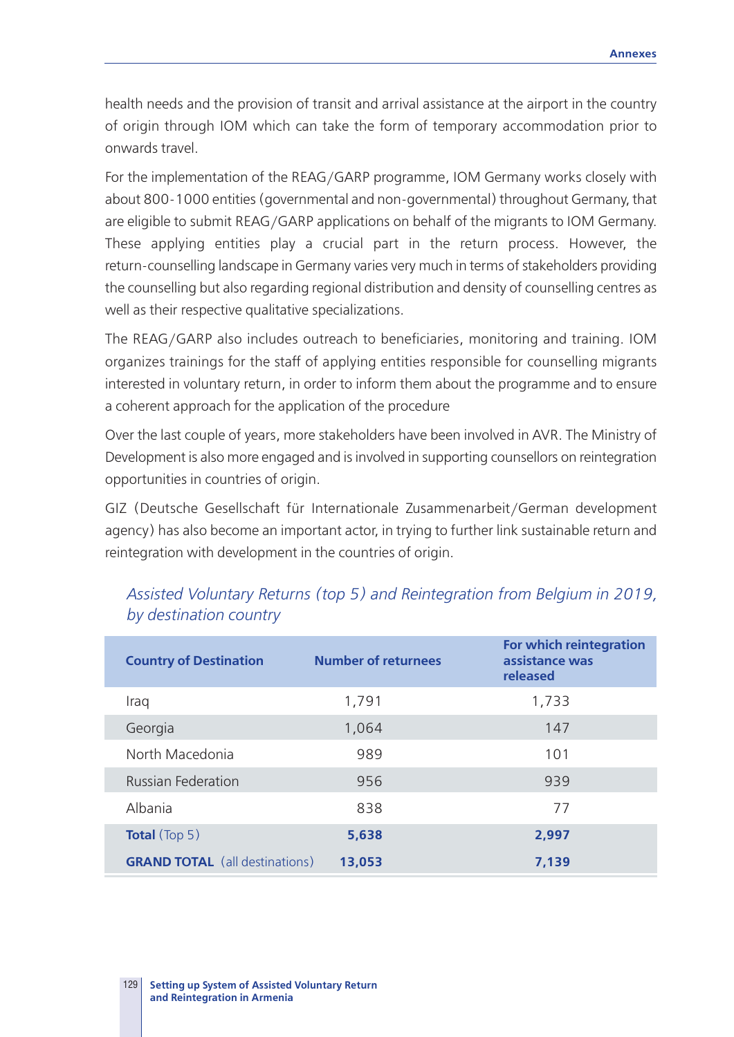health needs and the provision of transit and arrival assistance at the airport in the country of origin through IOM which can take the form of temporary accommodation prior to onwards travel.

For the implementation of the REAG/GARP programme, IOM Germany works closely with about 800-1000 entities (governmental and non-governmental) throughout Germany, that are eligible to submit REAG/GARP applications on behalf of the migrants to IOM Germany. These applying entities play a crucial part in the return process. However, the return-counselling landscape in Germany varies very much in terms of stakeholders providing the counselling but also regarding regional distribution and density of counselling centres as well as their respective qualitative specializations.

The REAG/GARP also includes outreach to beneficiaries, monitoring and training. IOM organizes trainings for the staff of applying entities responsible for counselling migrants interested in voluntary return, in order to inform them about the programme and to ensure a coherent approach for the application of the procedure

Over the last couple of years, more stakeholders have been involved in AVR. The Ministry of Development is also more engaged and is involved in supporting counsellors on reintegration opportunities in countries of origin.

GIZ (Deutsche Gesellschaft für Internationale Zusammenarbeit/German development agency) has also become an important actor, in trying to further link sustainable return and reintegration with development in the countries of origin.

*Assisted Voluntary Returns (top 5) and Reintegration from Belgium in 2019, by destination country*

| Country of Destination | Number of returnees | For which reintegration assistance was released |
|---|---|---|
| Iraq | 1,791 | 1,733 |
| Georgia | 1,064 | 147 |
| North Macedonia | 989 | 101 |
| Russian Federation | 956 | 939 |
| Albania | 838 | 77 |
| **Total** (Top 5) | **5,638** | **2,997** |
| **GRAND TOTAL** (all destinations) | **13,053** | **7,139** |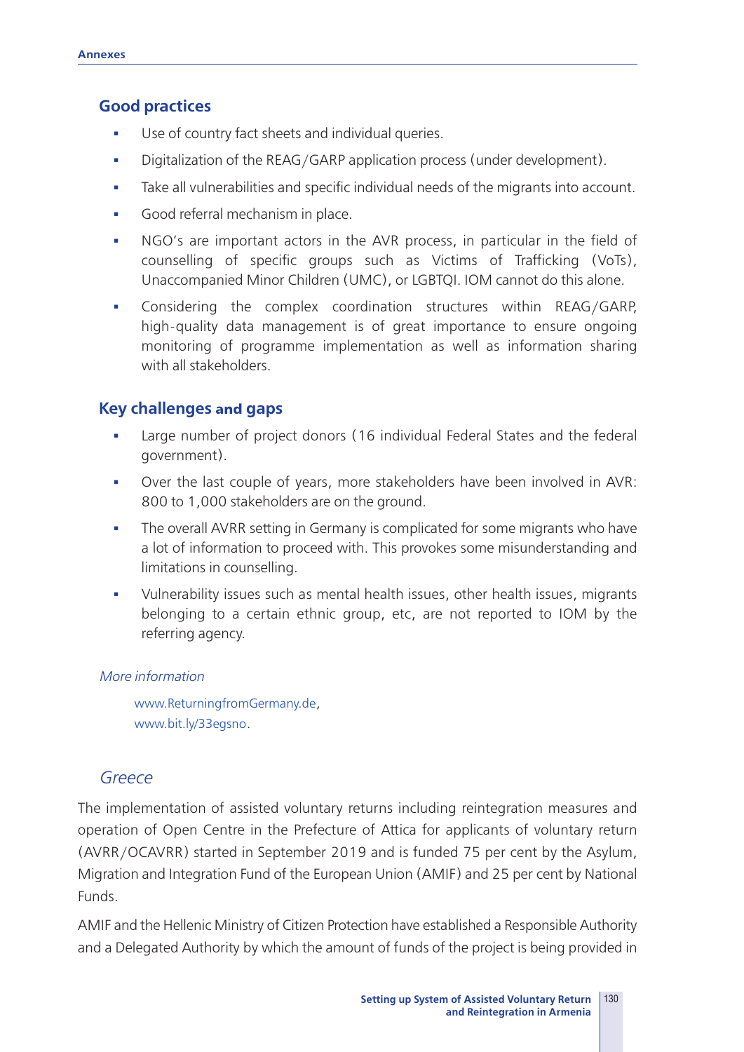### Good practices

- Use of country fact sheets and individual queries.
- Digitalization of the REAG/GARP application process (under development).
- Take all vulnerabilities and specific individual needs of the migrants into account.
- Good referral mechanism in place.
- NGO's are important actors in the AVR process, in particular in the field of counselling of specific groups such as Victims of Trafficking (VoTs), Unaccompanied Minor Children (UMC), or LGBTQI. IOM cannot do this alone.
- Considering the complex coordination structures within REAG/GARP, high-quality data management is of great importance to ensure ongoing monitoring of programme implementation as well as information sharing with all stakeholders.

### Key challenges and gaps

- Large number of project donors (16 individual Federal States and the federal government).
- Over the last couple of years, more stakeholders have been involved in AVR: 800 to 1,000 stakeholders are on the ground.
- The overall AVRR setting in Germany is complicated for some migrants who have a lot of information to proceed with. This provokes some misunderstanding and limitations in counselling.
- Vulnerability issues such as mental health issues, other health issues, migrants belonging to a certain ethnic group, etc, are not reported to IOM by the referring agency.

*More information*

www.ReturningfromGermany.de,
www.bit.ly/33egsno.

## *Greece*

The implementation of assisted voluntary returns including reintegration measures and operation of Open Centre in the Prefecture of Attica for applicants of voluntary return (AVRR/OCAVRR) started in September 2019 and is funded 75 per cent by the Asylum, Migration and Integration Fund of the European Union (AMIF) and 25 per cent by National Funds.

AMIF and the Hellenic Ministry of Citizen Protection have established a Responsible Authority and a Delegated Authority by which the amount of funds of the project is being provided in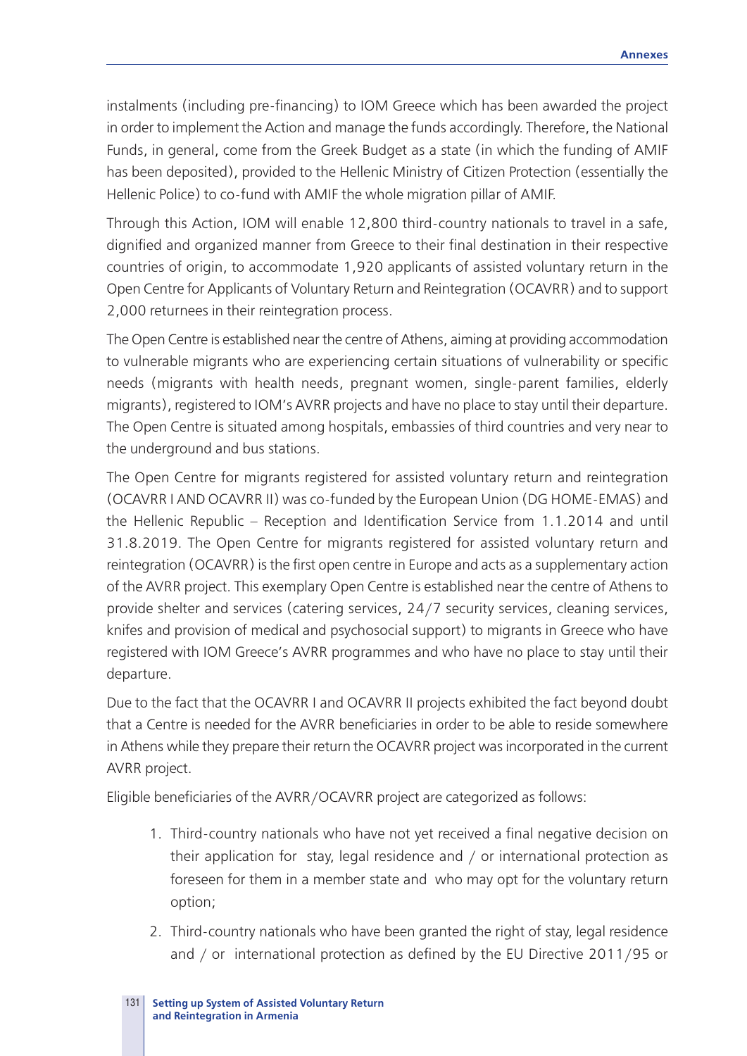instalments (including pre-financing) to IOM Greece which has been awarded the project in order to implement the Action and manage the funds accordingly. Therefore, the National Funds, in general, come from the Greek Budget as a state (in which the funding of AMIF has been deposited), provided to the Hellenic Ministry of Citizen Protection (essentially the Hellenic Police) to co-fund with AMIF the whole migration pillar of AMIF.

Through this Action, IOM will enable 12,800 third-country nationals to travel in a safe, dignified and organized manner from Greece to their final destination in their respective countries of origin, to accommodate 1,920 applicants of assisted voluntary return in the Open Centre for Applicants of Voluntary Return and Reintegration (OCAVRR) and to support 2,000 returnees in their reintegration process.

The Open Centre is established near the centre of Athens, aiming at providing accommodation to vulnerable migrants who are experiencing certain situations of vulnerability or specific needs (migrants with health needs, pregnant women, single-parent families, elderly migrants), registered to IOM's AVRR projects and have no place to stay until their departure. The Open Centre is situated among hospitals, embassies of third countries and very near to the underground and bus stations.

The Open Centre for migrants registered for assisted voluntary return and reintegration (OCAVRR I AND OCAVRR II) was co-funded by the European Union (DG HOME-EMAS) and the Hellenic Republic – Reception and Identification Service from 1.1.2014 and until 31.8.2019. The Open Centre for migrants registered for assisted voluntary return and reintegration (OCAVRR) is the first open centre in Europe and acts as a supplementary action of the AVRR project. This exemplary Open Centre is established near the centre of Athens to provide shelter and services (catering services, 24/7 security services, cleaning services, knifes and provision of medical and psychosocial support) to migrants in Greece who have registered with IOM Greece's AVRR programmes and who have no place to stay until their departure.

Due to the fact that the OCAVRR I and OCAVRR II projects exhibited the fact beyond doubt that a Centre is needed for the AVRR beneficiaries in order to be able to reside somewhere in Athens while they prepare their return the OCAVRR project was incorporated in the current AVRR project.

Eligible beneficiaries of the AVRR/OCAVRR project are categorized as follows:

1. Third-country nationals who have not yet received a final negative decision on their application for stay, legal residence and / or international protection as foreseen for them in a member state and who may opt for the voluntary return option;
2. Third-country nationals who have been granted the right of stay, legal residence and / or international protection as defined by the EU Directive 2011/95 or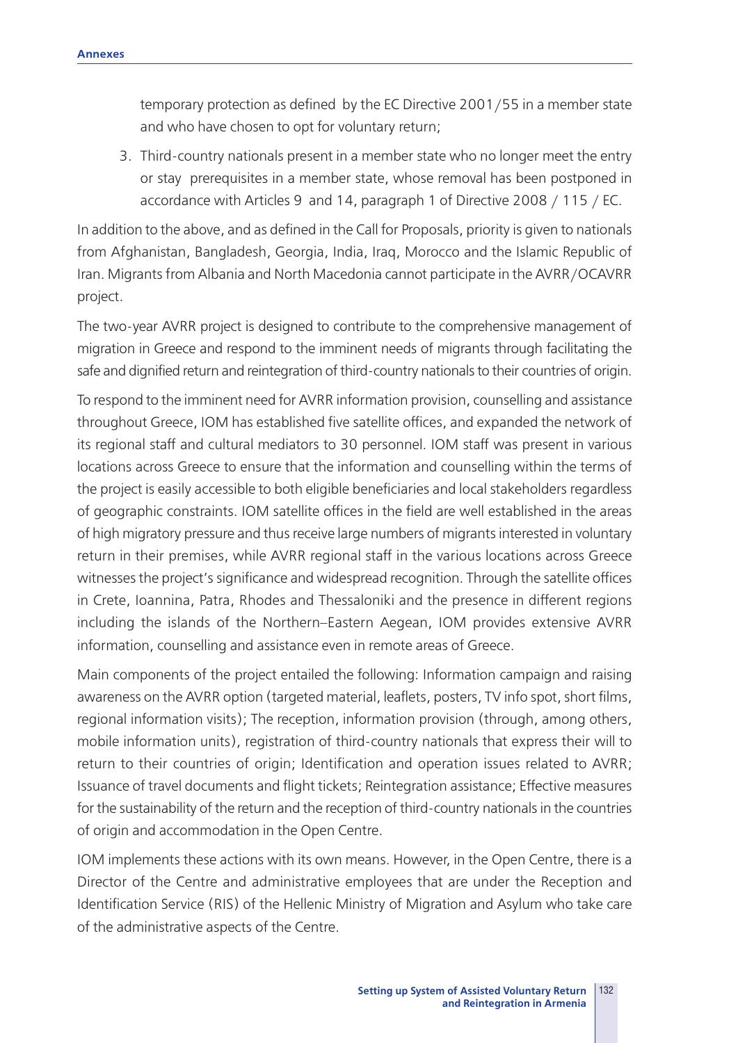temporary protection as defined by the EC Directive 2001/55 in a member state and who have chosen to opt for voluntary return;

3. Third-country nationals present in a member state who no longer meet the entry or stay prerequisites in a member state, whose removal has been postponed in accordance with Articles 9 and 14, paragraph 1 of Directive 2008 / 115 / EC.

In addition to the above, and as defined in the Call for Proposals, priority is given to nationals from Afghanistan, Bangladesh, Georgia, India, Iraq, Morocco and the Islamic Republic of Iran. Migrants from Albania and North Macedonia cannot participate in the AVRR/OCAVRR project.

The two-year AVRR project is designed to contribute to the comprehensive management of migration in Greece and respond to the imminent needs of migrants through facilitating the safe and dignified return and reintegration of third-country nationals to their countries of origin.

To respond to the imminent need for AVRR information provision, counselling and assistance throughout Greece, IOM has established five satellite offices, and expanded the network of its regional staff and cultural mediators to 30 personnel. IOM staff was present in various locations across Greece to ensure that the information and counselling within the terms of the project is easily accessible to both eligible beneficiaries and local stakeholders regardless of geographic constraints. IOM satellite offices in the field are well established in the areas of high migratory pressure and thus receive large numbers of migrants interested in voluntary return in their premises, while AVRR regional staff in the various locations across Greece witnesses the project's significance and widespread recognition. Through the satellite offices in Crete, Ioannina, Patra, Rhodes and Thessaloniki and the presence in different regions including the islands of the Northern–Eastern Aegean, IOM provides extensive AVRR information, counselling and assistance even in remote areas of Greece.

Main components of the project entailed the following: Information campaign and raising awareness on the AVRR option (targeted material, leaflets, posters, TV info spot, short films, regional information visits); The reception, information provision (through, among others, mobile information units), registration of third-country nationals that express their will to return to their countries of origin; Identification and operation issues related to AVRR; Issuance of travel documents and flight tickets; Reintegration assistance; Effective measures for the sustainability of the return and the reception of third-country nationals in the countries of origin and accommodation in the Open Centre.

IOM implements these actions with its own means. However, in the Open Centre, there is a Director of the Centre and administrative employees that are under the Reception and Identification Service (RIS) of the Hellenic Ministry of Migration and Asylum who take care of the administrative aspects of the Centre.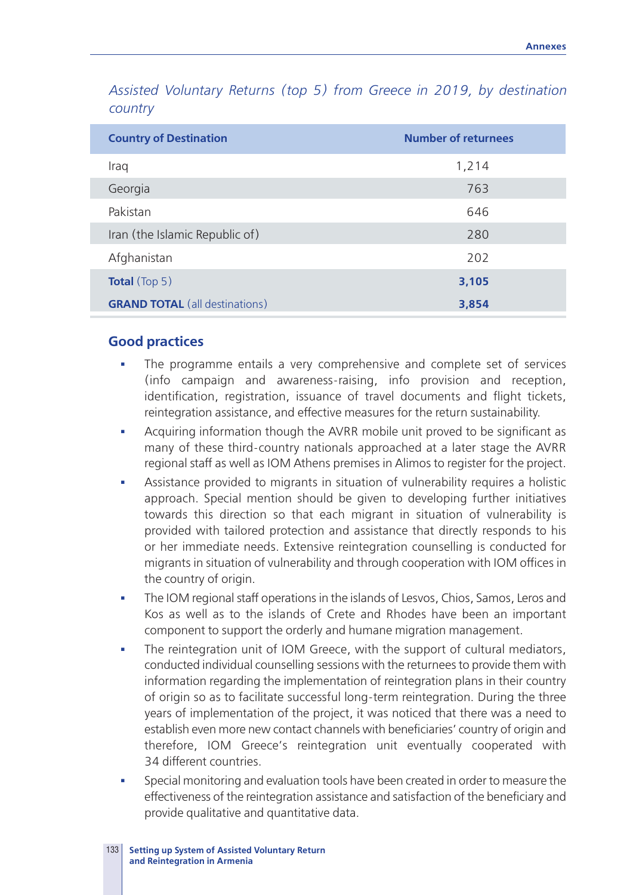*Assisted Voluntary Returns (top 5) from Greece in 2019, by destination country*

| Country of Destination | Number of returnees |
|---|---|
| Iraq | 1,214 |
| Georgia | 763 |
| Pakistan | 646 |
| Iran (the Islamic Republic of) | 280 |
| Afghanistan | 202 |
| **Total** (Top 5) | **3,105** |
| **GRAND TOTAL** (all destinations) | **3,854** |

## Good practices

- The programme entails a very comprehensive and complete set of services (info campaign and awareness-raising, info provision and reception, identification, registration, issuance of travel documents and flight tickets, reintegration assistance, and effective measures for the return sustainability.
- Acquiring information though the AVRR mobile unit proved to be significant as many of these third-country nationals approached at a later stage the AVRR regional staff as well as IOM Athens premises in Alimos to register for the project.
- Assistance provided to migrants in situation of vulnerability requires a holistic approach. Special mention should be given to developing further initiatives towards this direction so that each migrant in situation of vulnerability is provided with tailored protection and assistance that directly responds to his or her immediate needs. Extensive reintegration counselling is conducted for migrants in situation of vulnerability and through cooperation with IOM offices in the country of origin.
- The IOM regional staff operations in the islands of Lesvos, Chios, Samos, Leros and Kos as well as to the islands of Crete and Rhodes have been an important component to support the orderly and humane migration management.
- The reintegration unit of IOM Greece, with the support of cultural mediators, conducted individual counselling sessions with the returnees to provide them with information regarding the implementation of reintegration plans in their country of origin so as to facilitate successful long-term reintegration. During the three years of implementation of the project, it was noticed that there was a need to establish even more new contact channels with beneficiaries' country of origin and therefore, IOM Greece's reintegration unit eventually cooperated with 34 different countries.
- Special monitoring and evaluation tools have been created in order to measure the effectiveness of the reintegration assistance and satisfaction of the beneficiary and provide qualitative and quantitative data.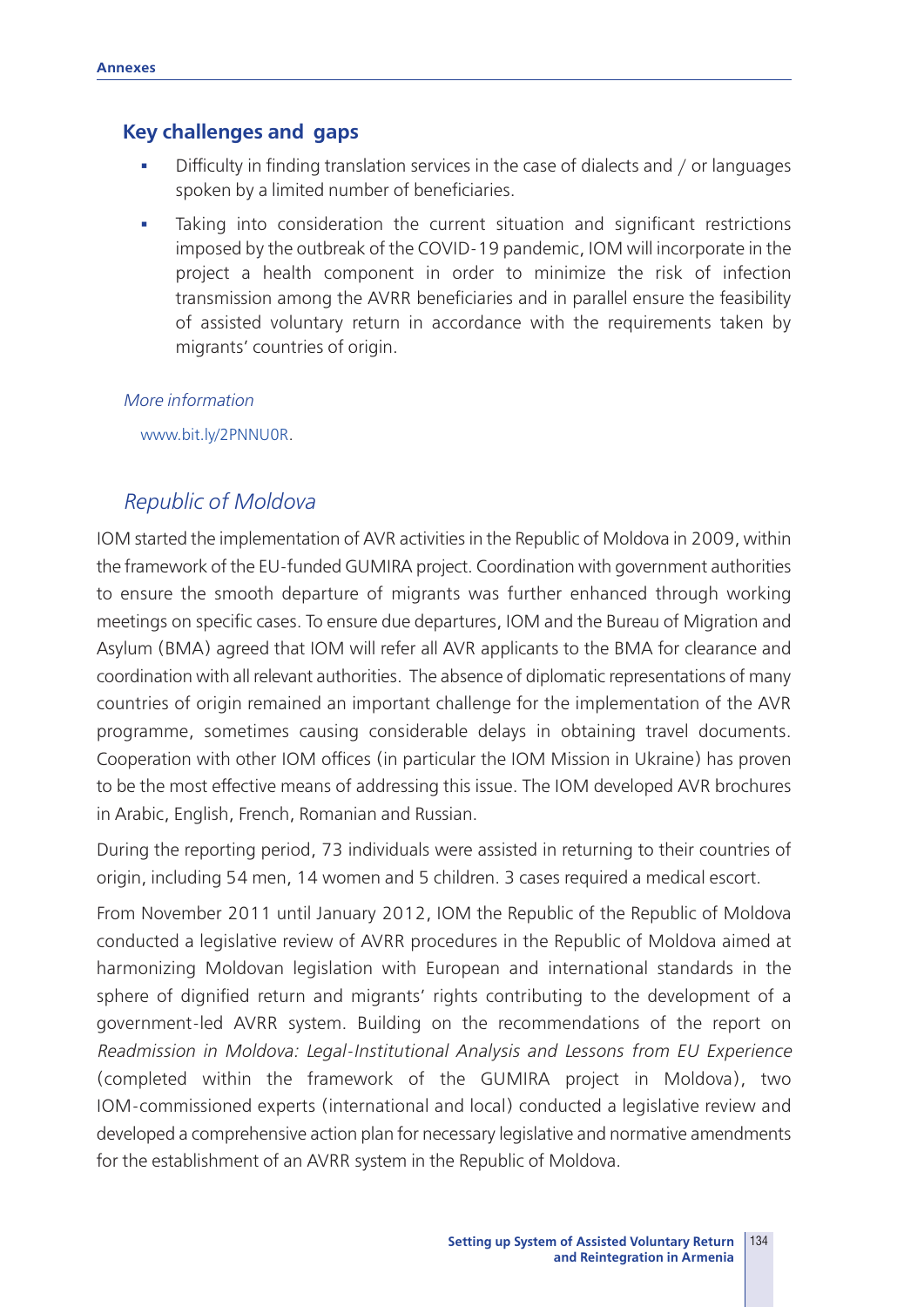### Key challenges and gaps

- Difficulty in finding translation services in the case of dialects and / or languages spoken by a limited number of beneficiaries.
- Taking into consideration the current situation and significant restrictions imposed by the outbreak of the COVID-19 pandemic, IOM will incorporate in the project a health component in order to minimize the risk of infection transmission among the AVRR beneficiaries and in parallel ensure the feasibility of assisted voluntary return in accordance with the requirements taken by migrants' countries of origin.

*More information*

www.bit.ly/2PNNU0R.

## *Republic of Moldova*

IOM started the implementation of AVR activities in the Republic of Moldova in 2009, within the framework of the EU-funded GUMIRA project. Coordination with government authorities to ensure the smooth departure of migrants was further enhanced through working meetings on specific cases. To ensure due departures, IOM and the Bureau of Migration and Asylum (BMA) agreed that IOM will refer all AVR applicants to the BMA for clearance and coordination with all relevant authorities. The absence of diplomatic representations of many countries of origin remained an important challenge for the implementation of the AVR programme, sometimes causing considerable delays in obtaining travel documents. Cooperation with other IOM offices (in particular the IOM Mission in Ukraine) has proven to be the most effective means of addressing this issue. The IOM developed AVR brochures in Arabic, English, French, Romanian and Russian.

During the reporting period, 73 individuals were assisted in returning to their countries of origin, including 54 men, 14 women and 5 children. 3 cases required a medical escort.

From November 2011 until January 2012, IOM the Republic of the Republic of Moldova conducted a legislative review of AVRR procedures in the Republic of Moldova aimed at harmonizing Moldovan legislation with European and international standards in the sphere of dignified return and migrants' rights contributing to the development of a government-led AVRR system. Building on the recommendations of the report on *Readmission in Moldova: Legal-Institutional Analysis and Lessons from EU Experience* (completed within the framework of the GUMIRA project in Moldova), two IOM-commissioned experts (international and local) conducted a legislative review and developed a comprehensive action plan for necessary legislative and normative amendments for the establishment of an AVRR system in the Republic of Moldova.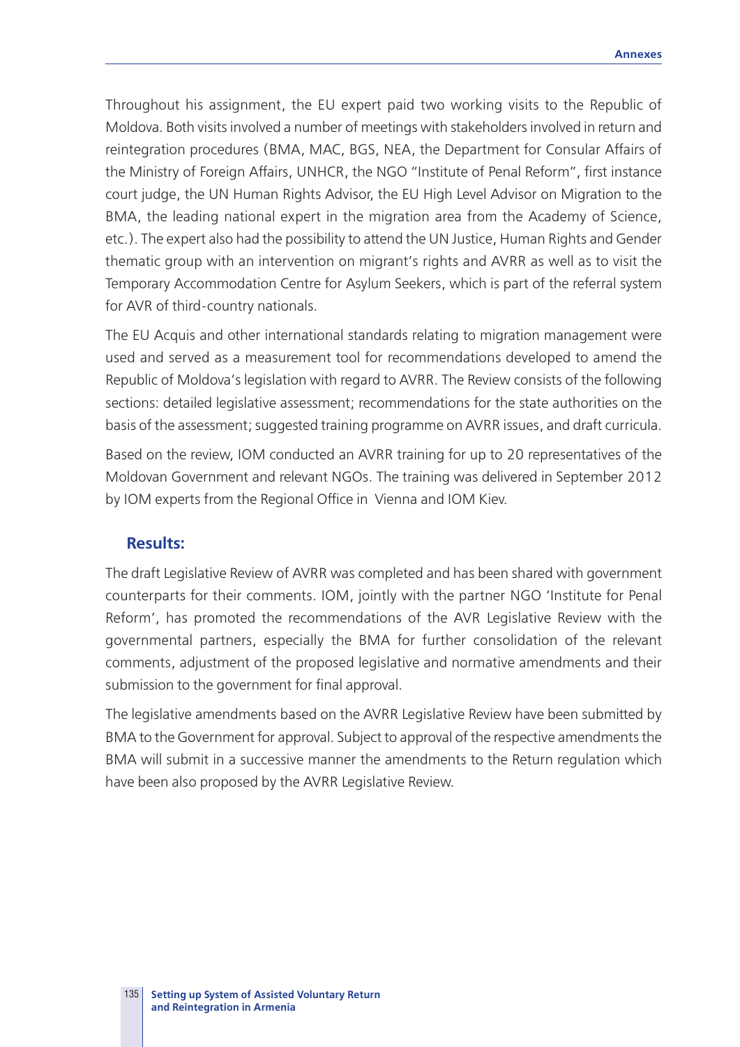Throughout his assignment, the EU expert paid two working visits to the Republic of Moldova. Both visits involved a number of meetings with stakeholders involved in return and reintegration procedures (BMA, MAC, BGS, NEA, the Department for Consular Affairs of the Ministry of Foreign Affairs, UNHCR, the NGO "Institute of Penal Reform", first instance court judge, the UN Human Rights Advisor, the EU High Level Advisor on Migration to the BMA, the leading national expert in the migration area from the Academy of Science, etc.). The expert also had the possibility to attend the UN Justice, Human Rights and Gender thematic group with an intervention on migrant's rights and AVRR as well as to visit the Temporary Accommodation Centre for Asylum Seekers, which is part of the referral system for AVR of third-country nationals.

The EU Acquis and other international standards relating to migration management were used and served as a measurement tool for recommendations developed to amend the Republic of Moldova's legislation with regard to AVRR. The Review consists of the following sections: detailed legislative assessment; recommendations for the state authorities on the basis of the assessment; suggested training programme on AVRR issues, and draft curricula.

Based on the review, IOM conducted an AVRR training for up to 20 representatives of the Moldovan Government and relevant NGOs. The training was delivered in September 2012 by IOM experts from the Regional Office in Vienna and IOM Kiev.

### Results:

The draft Legislative Review of AVRR was completed and has been shared with government counterparts for their comments. IOM, jointly with the partner NGO 'Institute for Penal Reform', has promoted the recommendations of the AVR Legislative Review with the governmental partners, especially the BMA for further consolidation of the relevant comments, adjustment of the proposed legislative and normative amendments and their submission to the government for final approval.

The legislative amendments based on the AVRR Legislative Review have been submitted by BMA to the Government for approval. Subject to approval of the respective amendments the BMA will submit in a successive manner the amendments to the Return regulation which have been also proposed by the AVRR Legislative Review.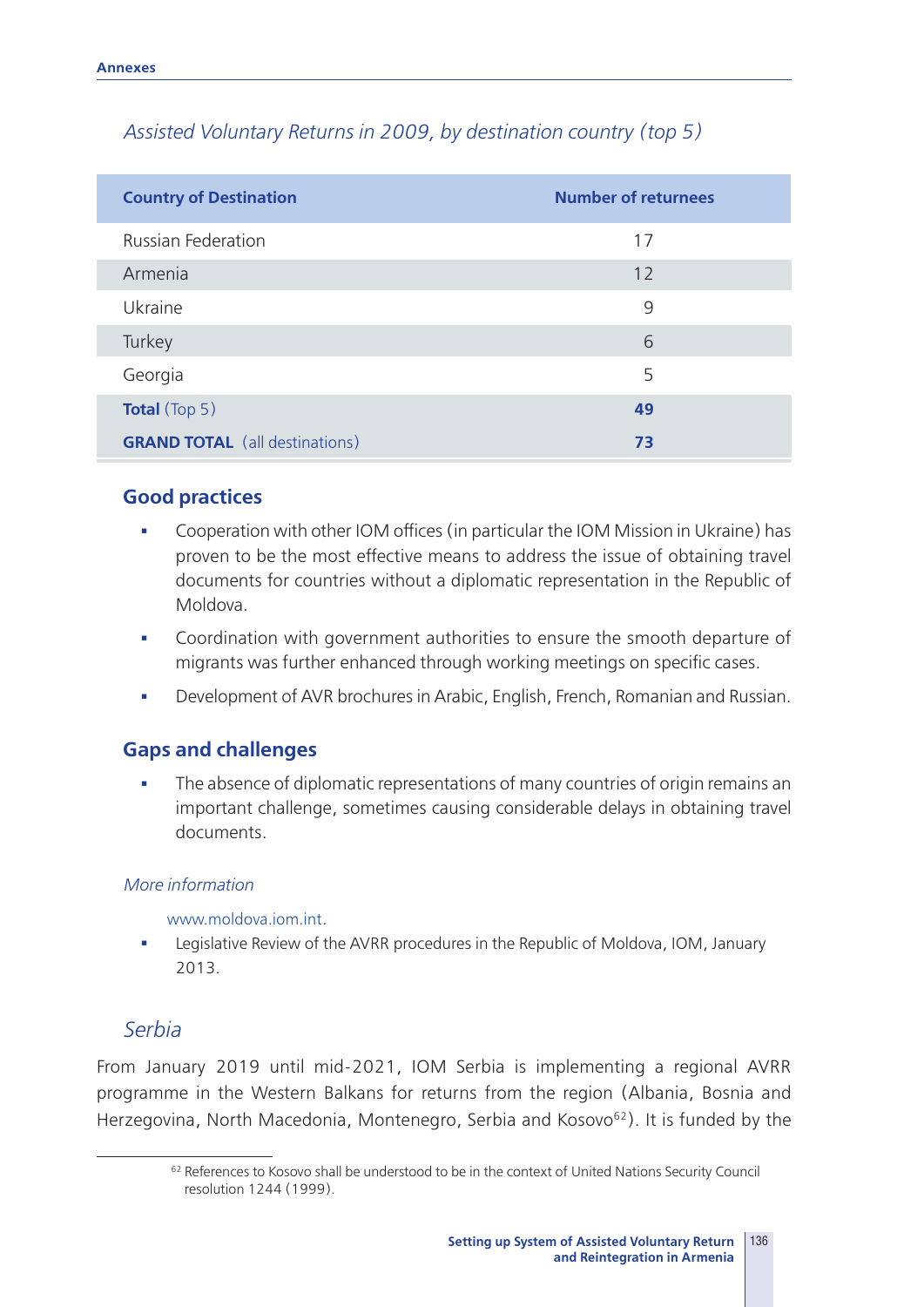*Assisted Voluntary Returns in 2009, by destination country (top 5)*

| Country of Destination | Number of returnees |
|---|---|
| Russian Federation | 17 |
| Armenia | 12 |
| Ukraine | 9 |
| Turkey | 6 |
| Georgia | 5 |
| **Total** (Top 5) | **49** |
| **GRAND TOTAL** (all destinations) | **73** |

### Good practices

- Cooperation with other IOM offices (in particular the IOM Mission in Ukraine) has proven to be the most effective means to address the issue of obtaining travel documents for countries without a diplomatic representation in the Republic of Moldova.
- Coordination with government authorities to ensure the smooth departure of migrants was further enhanced through working meetings on specific cases.
- Development of AVR brochures in Arabic, English, French, Romanian and Russian.

### Gaps and challenges

- The absence of diplomatic representations of many countries of origin remains an important challenge, sometimes causing considerable delays in obtaining travel documents.

*More information*

www.moldova.iom.int.

- Legislative Review of the AVRR procedures in the Republic of Moldova, IOM, January 2013.

## *Serbia*

From January 2019 until mid-2021, IOM Serbia is implementing a regional AVRR programme in the Western Balkans for returns from the region (Albania, Bosnia and Herzegovina, North Macedonia, Montenegro, Serbia and Kosovo[62]). It is funded by the

[62] References to Kosovo shall be understood to be in the context of United Nations Security Council resolution 1244 (1999).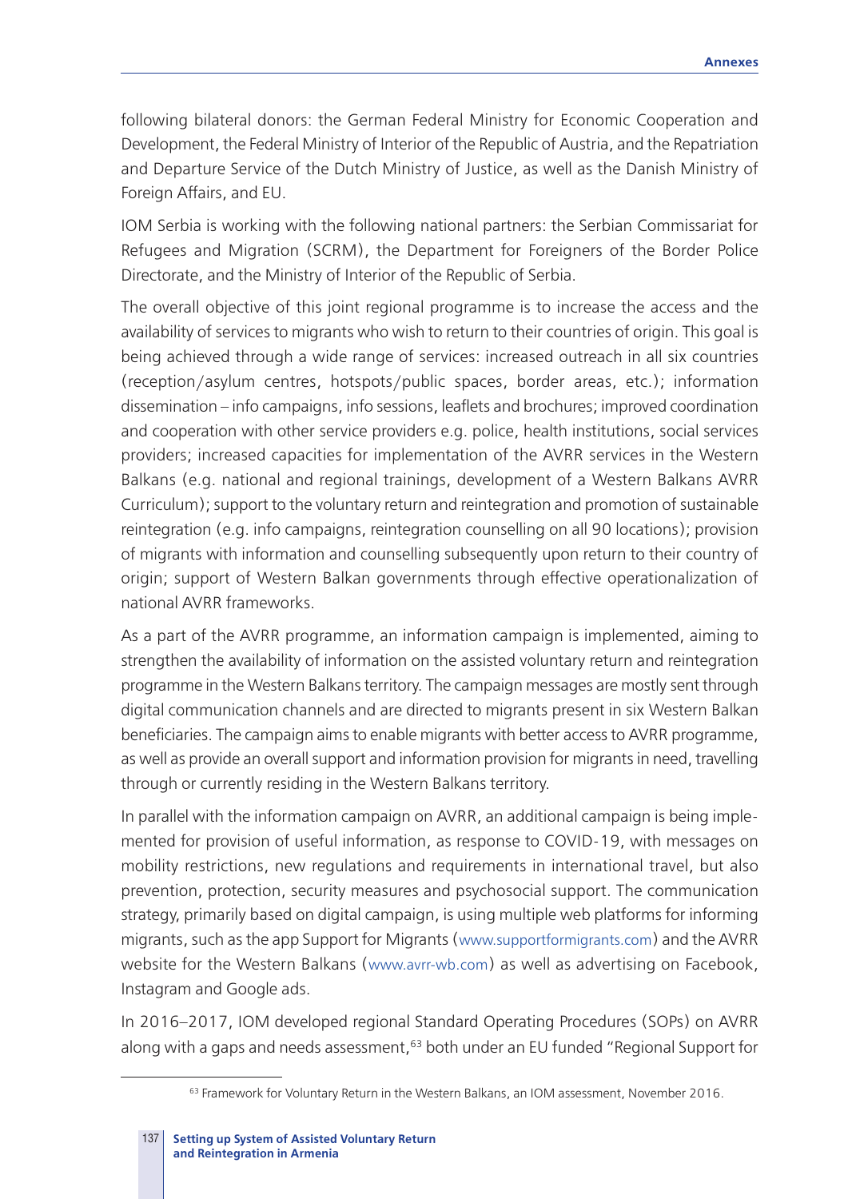following bilateral donors: the German Federal Ministry for Economic Cooperation and Development, the Federal Ministry of Interior of the Republic of Austria, and the Repatriation and Departure Service of the Dutch Ministry of Justice, as well as the Danish Ministry of Foreign Affairs, and EU.

IOM Serbia is working with the following national partners: the Serbian Commissariat for Refugees and Migration (SCRM), the Department for Foreigners of the Border Police Directorate, and the Ministry of Interior of the Republic of Serbia.

The overall objective of this joint regional programme is to increase the access and the availability of services to migrants who wish to return to their countries of origin. This goal is being achieved through a wide range of services: increased outreach in all six countries (reception/asylum centres, hotspots/public spaces, border areas, etc.); information dissemination – info campaigns, info sessions, leaflets and brochures; improved coordination and cooperation with other service providers e.g. police, health institutions, social services providers; increased capacities for implementation of the AVRR services in the Western Balkans (e.g. national and regional trainings, development of a Western Balkans AVRR Curriculum); support to the voluntary return and reintegration and promotion of sustainable reintegration (e.g. info campaigns, reintegration counselling on all 90 locations); provision of migrants with information and counselling subsequently upon return to their country of origin; support of Western Balkan governments through effective operationalization of national AVRR frameworks.

As a part of the AVRR programme, an information campaign is implemented, aiming to strengthen the availability of information on the assisted voluntary return and reintegration programme in the Western Balkans territory. The campaign messages are mostly sent through digital communication channels and are directed to migrants present in six Western Balkan beneficiaries. The campaign aims to enable migrants with better access to AVRR programme, as well as provide an overall support and information provision for migrants in need, travelling through or currently residing in the Western Balkans territory.

In parallel with the information campaign on AVRR, an additional campaign is being implemented for provision of useful information, as response to COVID-19, with messages on mobility restrictions, new regulations and requirements in international travel, but also prevention, protection, security measures and psychosocial support. The communication strategy, primarily based on digital campaign, is using multiple web platforms for informing migrants, such as the app Support for Migrants (www.supportformigrants.com) and the AVRR website for the Western Balkans (www.avrr-wb.com) as well as advertising on Facebook, Instagram and Google ads.

In 2016–2017, IOM developed regional Standard Operating Procedures (SOPs) on AVRR along with a gaps and needs assessment,[63] both under an EU funded "Regional Support for

[63] Framework for Voluntary Return in the Western Balkans, an IOM assessment, November 2016.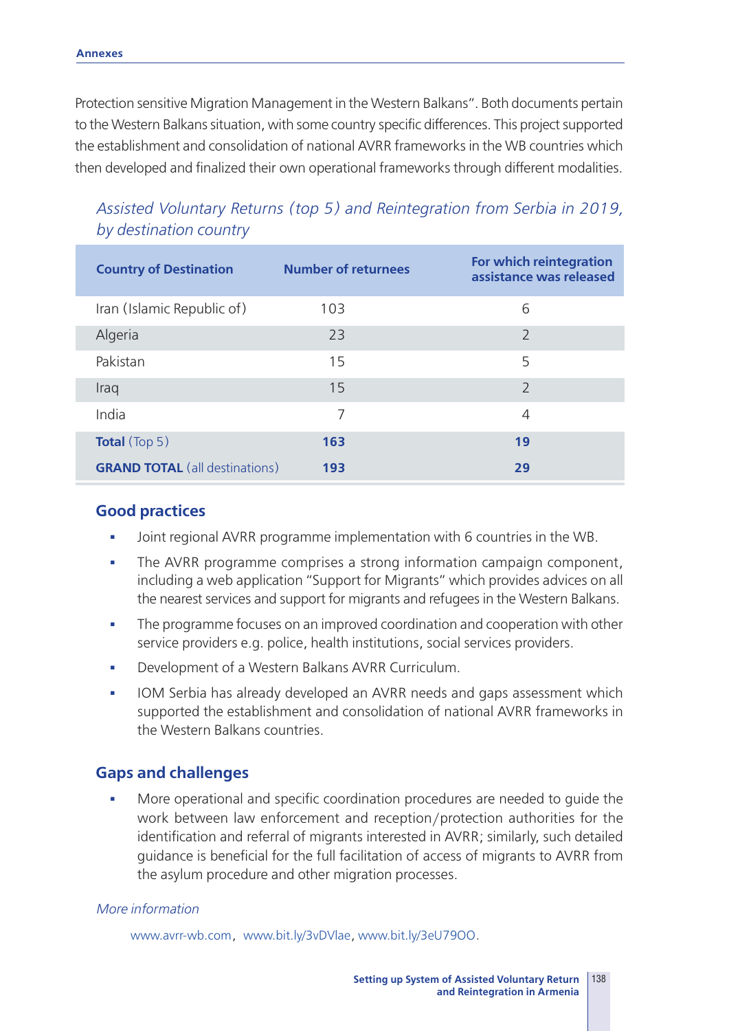Protection sensitive Migration Management in the Western Balkans". Both documents pertain to the Western Balkans situation, with some country specific differences. This project supported the establishment and consolidation of national AVRR frameworks in the WB countries which then developed and finalized their own operational frameworks through different modalities.

*Assisted Voluntary Returns (top 5) and Reintegration from Serbia in 2019, by destination country*

| Country of Destination | Number of returnees | For which reintegration assistance was released |
|---|---|---|
| Iran (Islamic Republic of) | 103 | 6 |
| Algeria | 23 | 2 |
| Pakistan | 15 | 5 |
| Iraq | 15 | 2 |
| India | 7 | 4 |
| **Total** (Top 5) | **163** | **19** |
| **GRAND TOTAL** (all destinations) | **193** | **29** |

## Good practices

- Joint regional AVRR programme implementation with 6 countries in the WB.
- The AVRR programme comprises a strong information campaign component, including a web application "Support for Migrants" which provides advices on all the nearest services and support for migrants and refugees in the Western Balkans.
- The programme focuses on an improved coordination and cooperation with other service providers e.g. police, health institutions, social services providers.
- Development of a Western Balkans AVRR Curriculum.
- IOM Serbia has already developed an AVRR needs and gaps assessment which supported the establishment and consolidation of national AVRR frameworks in the Western Balkans countries.

## Gaps and challenges

- More operational and specific coordination procedures are needed to guide the work between law enforcement and reception/protection authorities for the identification and referral of migrants interested in AVRR; similarly, such detailed guidance is beneficial for the full facilitation of access of migrants to AVRR from the asylum procedure and other migration processes.

*More information*

www.avrr-wb.com, www.bit.ly/3vDVlae, www.bit.ly/3eU79OO.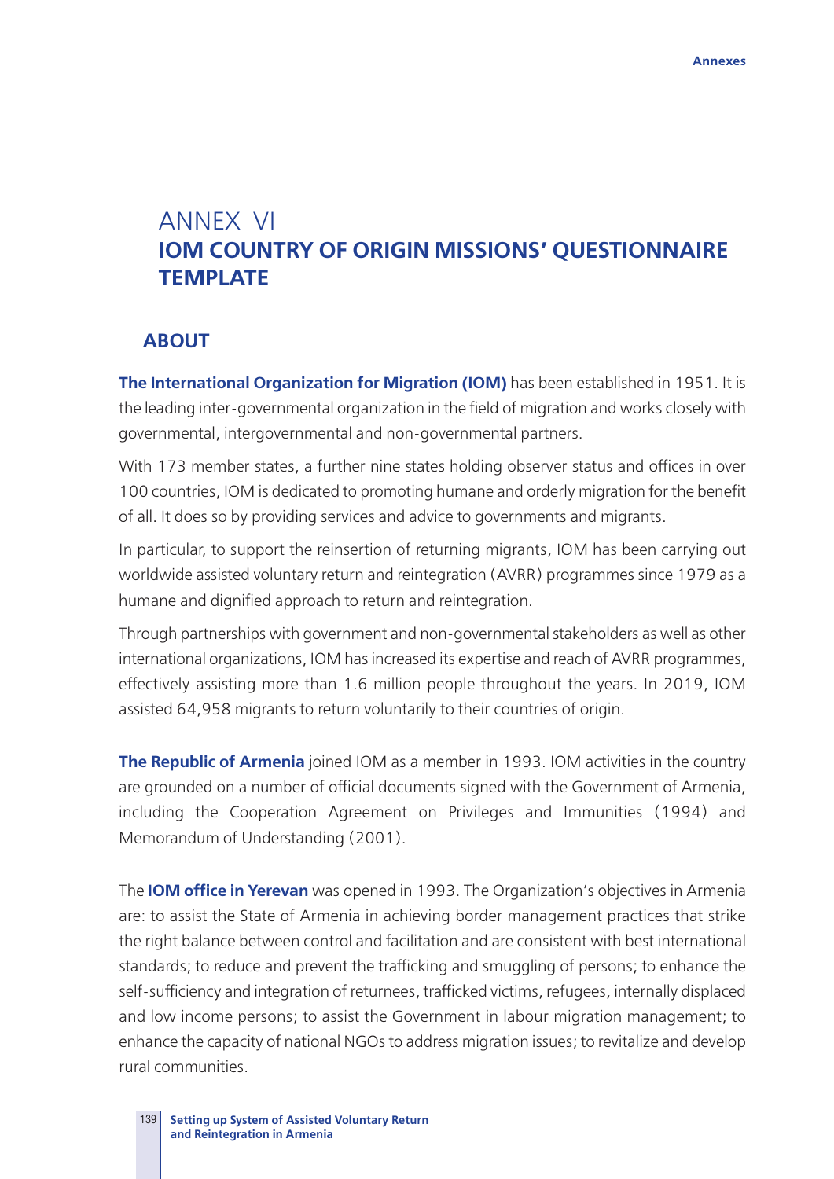# ANNEX VI
# IOM COUNTRY OF ORIGIN MISSIONS' QUESTIONNAIRE TEMPLATE

## ABOUT

**The International Organization for Migration (IOM)** has been established in 1951. It is the leading inter-governmental organization in the field of migration and works closely with governmental, intergovernmental and non-governmental partners.

With 173 member states, a further nine states holding observer status and offices in over 100 countries, IOM is dedicated to promoting humane and orderly migration for the benefit of all. It does so by providing services and advice to governments and migrants.

In particular, to support the reinsertion of returning migrants, IOM has been carrying out worldwide assisted voluntary return and reintegration (AVRR) programmes since 1979 as a humane and dignified approach to return and reintegration.

Through partnerships with government and non-governmental stakeholders as well as other international organizations, IOM has increased its expertise and reach of AVRR programmes, effectively assisting more than 1.6 million people throughout the years. In 2019, IOM assisted 64,958 migrants to return voluntarily to their countries of origin.

**The Republic of Armenia** joined IOM as a member in 1993. IOM activities in the country are grounded on a number of official documents signed with the Government of Armenia, including the Cooperation Agreement on Privileges and Immunities (1994) and Memorandum of Understanding (2001).

The **IOM office in Yerevan** was opened in 1993. The Organization's objectives in Armenia are: to assist the State of Armenia in achieving border management practices that strike the right balance between control and facilitation and are consistent with best international standards; to reduce and prevent the trafficking and smuggling of persons; to enhance the self-sufficiency and integration of returnees, trafficked victims, refugees, internally displaced and low income persons; to assist the Government in labour migration management; to enhance the capacity of national NGOs to address migration issues; to revitalize and develop rural communities.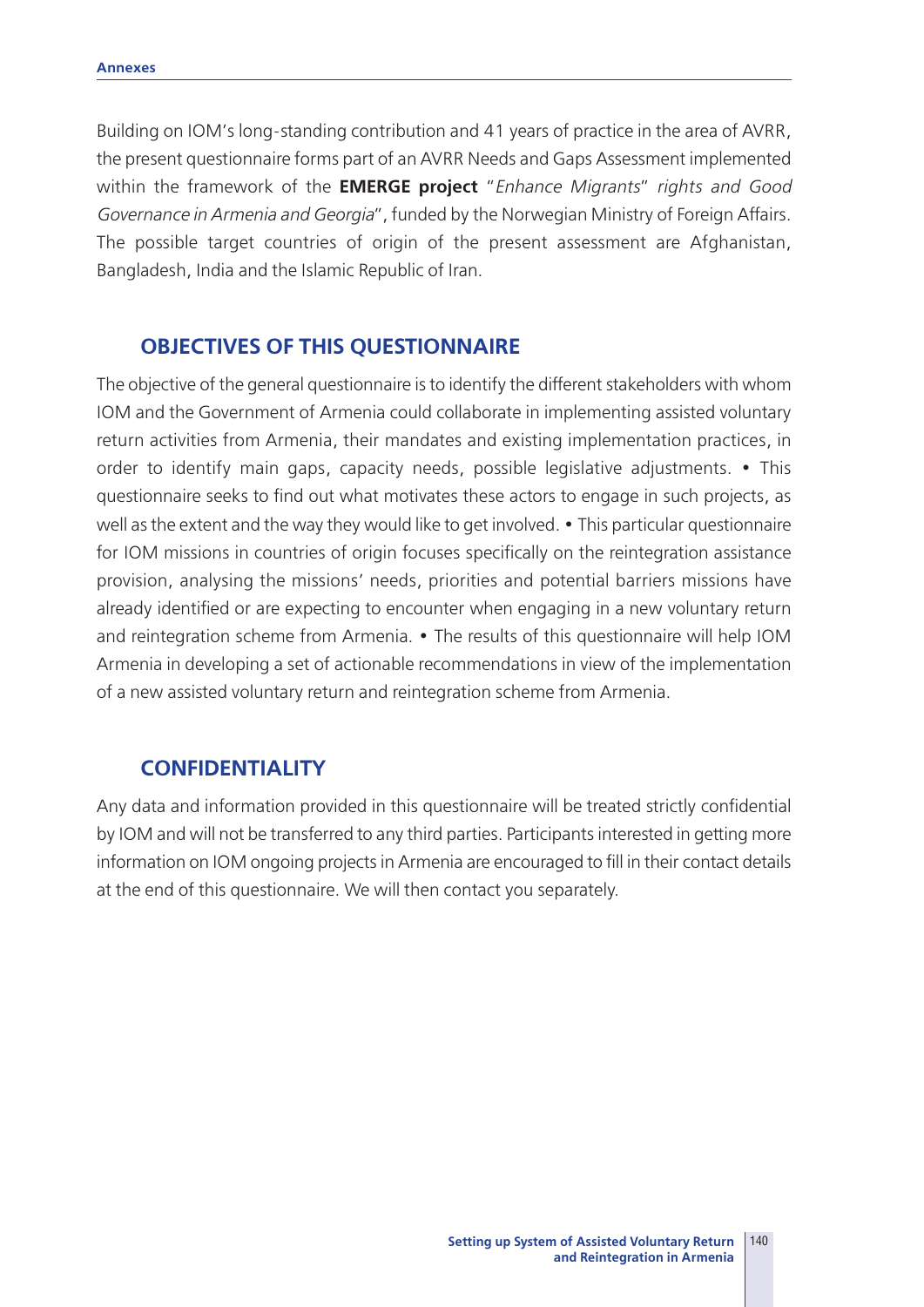Building on IOM's long-standing contribution and 41 years of practice in the area of AVRR, the present questionnaire forms part of an AVRR Needs and Gaps Assessment implemented within the framework of the **EMERGE project** "*Enhance Migrants*" *rights and Good Governance in Armenia and Georgia*", funded by the Norwegian Ministry of Foreign Affairs. The possible target countries of origin of the present assessment are Afghanistan, Bangladesh, India and the Islamic Republic of Iran.

## OBJECTIVES OF THIS QUESTIONNAIRE

The objective of the general questionnaire is to identify the different stakeholders with whom IOM and the Government of Armenia could collaborate in implementing assisted voluntary return activities from Armenia, their mandates and existing implementation practices, in order to identify main gaps, capacity needs, possible legislative adjustments. • This questionnaire seeks to find out what motivates these actors to engage in such projects, as well as the extent and the way they would like to get involved. • This particular questionnaire for IOM missions in countries of origin focuses specifically on the reintegration assistance provision, analysing the missions' needs, priorities and potential barriers missions have already identified or are expecting to encounter when engaging in a new voluntary return and reintegration scheme from Armenia. • The results of this questionnaire will help IOM Armenia in developing a set of actionable recommendations in view of the implementation of a new assisted voluntary return and reintegration scheme from Armenia.

## CONFIDENTIALITY

Any data and information provided in this questionnaire will be treated strictly confidential by IOM and will not be transferred to any third parties. Participants interested in getting more information on IOM ongoing projects in Armenia are encouraged to fill in their contact details at the end of this questionnaire. We will then contact you separately.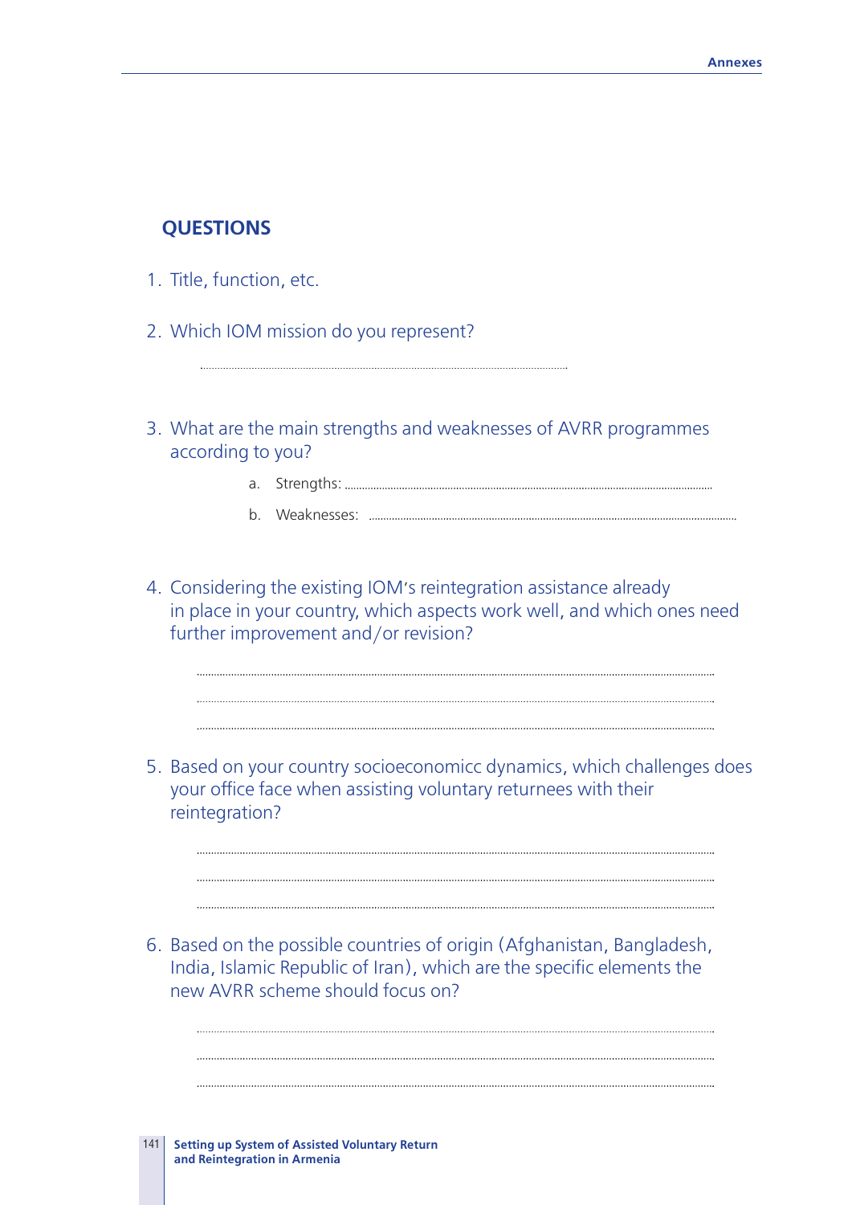## QUESTIONS

1. Title, function, etc.

2. Which IOM mission do you represent?

   ..........................................................................................................................

3. What are the main strengths and weaknesses of AVRR programmes according to you?

   a. Strengths: ..........................................................................................................................

   b. Weaknesses: ..........................................................................................................................

4. Considering the existing IOM's reintegration assistance already in place in your country, which aspects work well, and which ones need further improvement and/or revision?

   ..........................................................................................................................

   ..........................................................................................................................

   ..........................................................................................................................

5. Based on your country socioeconomicc dynamics, which challenges does your office face when assisting voluntary returnees with their reintegration?

   ..........................................................................................................................

   ..........................................................................................................................

   ..........................................................................................................................

6. Based on the possible countries of origin (Afghanistan, Bangladesh, India, Islamic Republic of Iran), which are the specific elements the new AVRR scheme should focus on?

   ..........................................................................................................................

   ..........................................................................................................................

   ..........................................................................................................................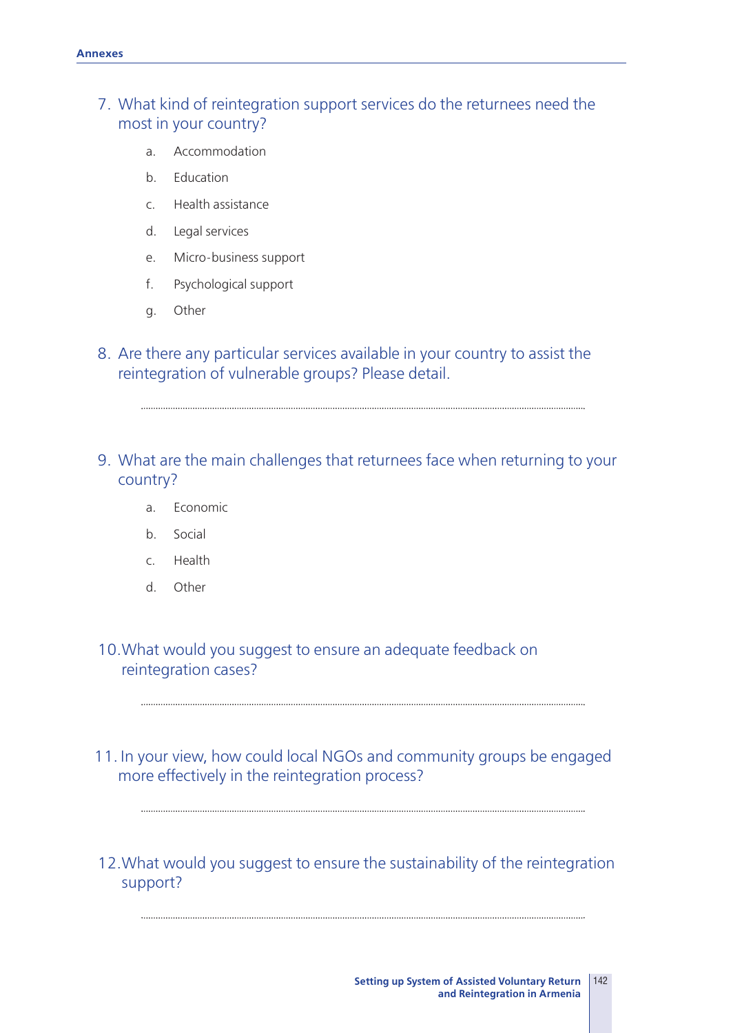7. What kind of reintegration support services do the returnees need the most in your country?

   a. Accommodation

   b. Education

   c. Health assistance

   d. Legal services

   e. Micro-business support

   f. Psychological support

   g. Other

8. Are there any particular services available in your country to assist the reintegration of vulnerable groups? Please detail.

   ........................................................................................................................................................

9. What are the main challenges that returnees face when returning to your country?

   a. Economic

   b. Social

   c. Health

   d. Other

10. What would you suggest to ensure an adequate feedback on reintegration cases?

    ........................................................................................................................................................

11. In your view, how could local NGOs and community groups be engaged more effectively in the reintegration process?

    ........................................................................................................................................................

12. What would you suggest to ensure the sustainability of the reintegration support?

    ........................................................................................................................................................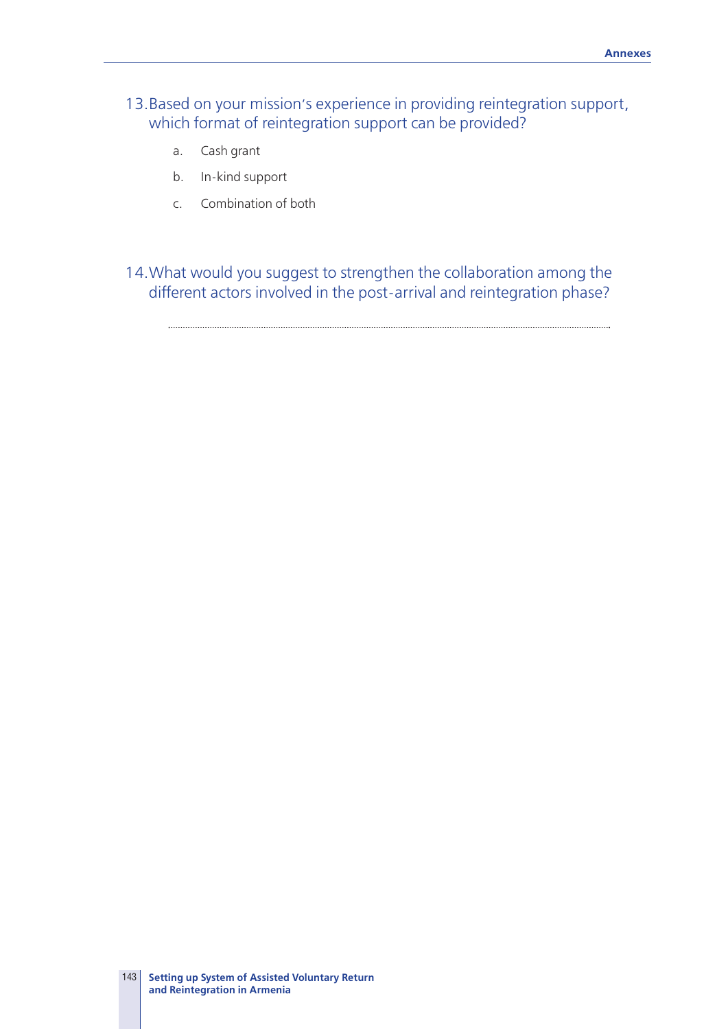13. Based on your mission's experience in providing reintegration support, which format of reintegration support can be provided?

    a. Cash grant

    b. In-kind support

    c. Combination of both

14. What would you suggest to strengthen the collaboration among the different actors involved in the post-arrival and reintegration phase?

    ..........................................................................................................................................................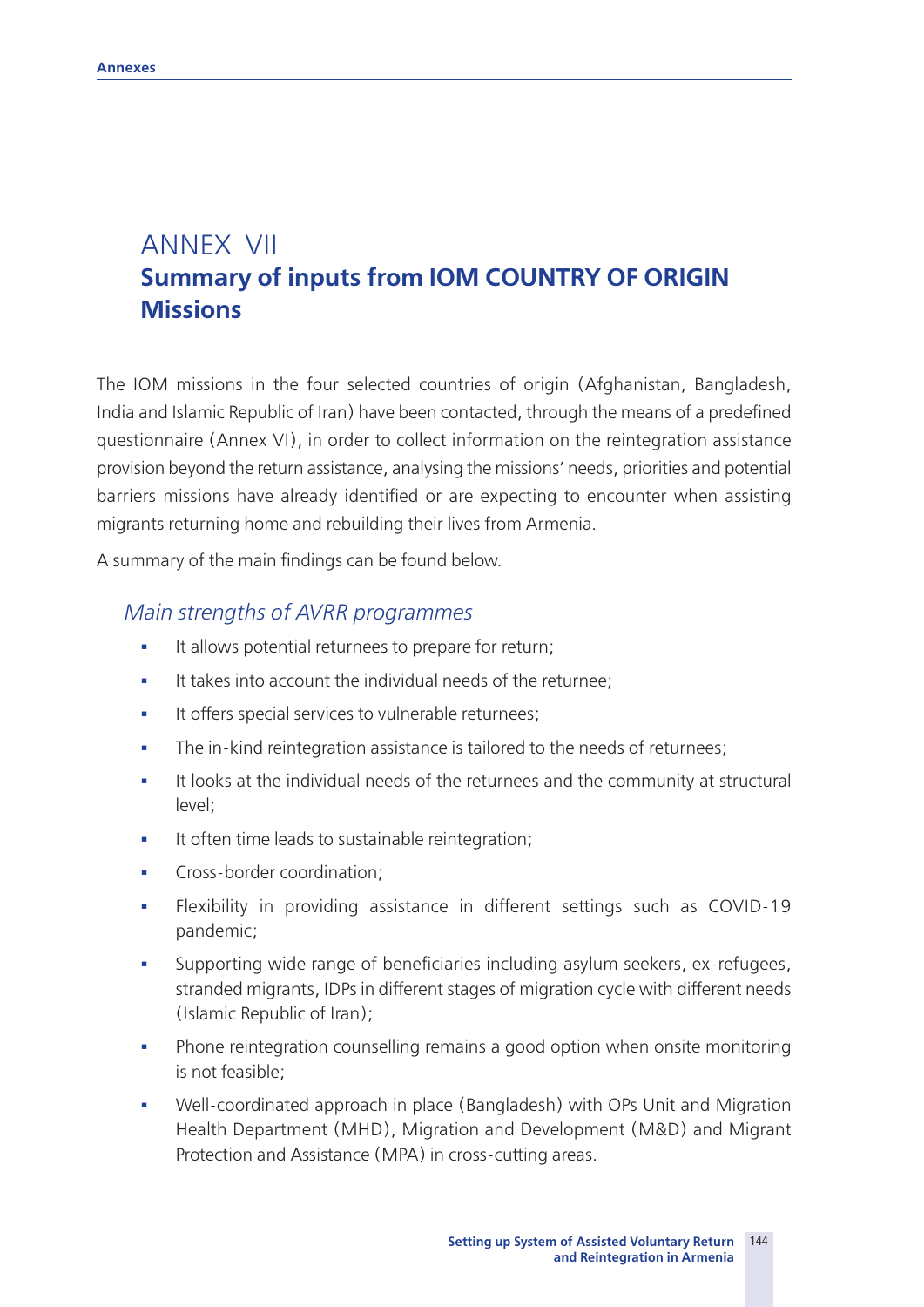# ANNEX VII
## Summary of inputs from IOM COUNTRY OF ORIGIN Missions

The IOM missions in the four selected countries of origin (Afghanistan, Bangladesh, India and Islamic Republic of Iran) have been contacted, through the means of a predefined questionnaire (Annex VI), in order to collect information on the reintegration assistance provision beyond the return assistance, analysing the missions' needs, priorities and potential barriers missions have already identified or are expecting to encounter when assisting migrants returning home and rebuilding their lives from Armenia.

A summary of the main findings can be found below.

### *Main strengths of AVRR programmes*

- It allows potential returnees to prepare for return;
- It takes into account the individual needs of the returnee;
- It offers special services to vulnerable returnees;
- The in-kind reintegration assistance is tailored to the needs of returnees;
- It looks at the individual needs of the returnees and the community at structural level;
- It often time leads to sustainable reintegration;
- Cross-border coordination;
- Flexibility in providing assistance in different settings such as COVID-19 pandemic;
- Supporting wide range of beneficiaries including asylum seekers, ex-refugees, stranded migrants, IDPs in different stages of migration cycle with different needs (Islamic Republic of Iran);
- Phone reintegration counselling remains a good option when onsite monitoring is not feasible;
- Well-coordinated approach in place (Bangladesh) with OPs Unit and Migration Health Department (MHD), Migration and Development (M&D) and Migrant Protection and Assistance (MPA) in cross-cutting areas.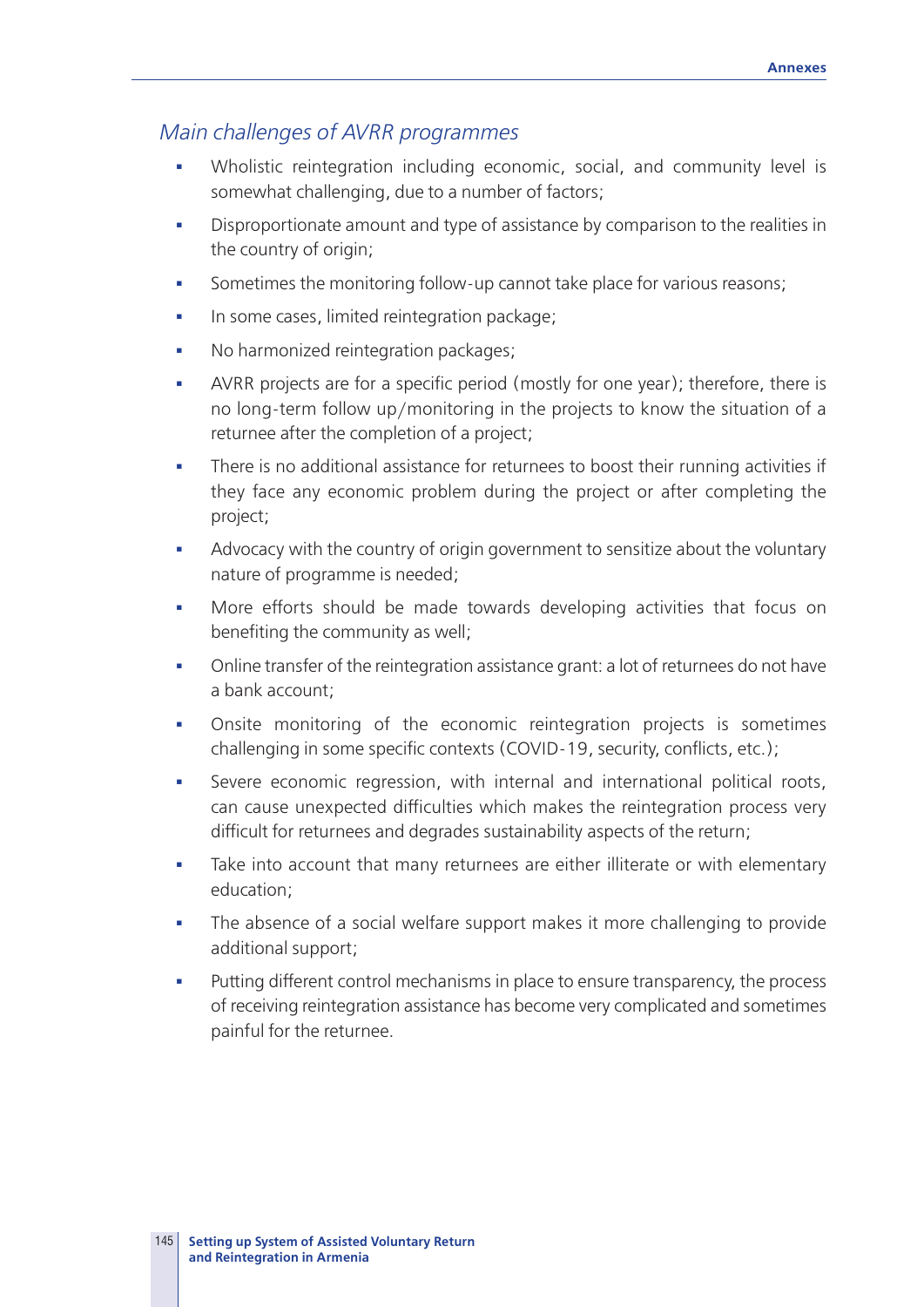### *Main challenges of AVRR programmes*

- Wholistic reintegration including economic, social, and community level is somewhat challenging, due to a number of factors;
- Disproportionate amount and type of assistance by comparison to the realities in the country of origin;
- Sometimes the monitoring follow-up cannot take place for various reasons;
- In some cases, limited reintegration package;
- No harmonized reintegration packages;
- AVRR projects are for a specific period (mostly for one year); therefore, there is no long-term follow up/monitoring in the projects to know the situation of a returnee after the completion of a project;
- There is no additional assistance for returnees to boost their running activities if they face any economic problem during the project or after completing the project;
- Advocacy with the country of origin government to sensitize about the voluntary nature of programme is needed;
- More efforts should be made towards developing activities that focus on benefiting the community as well;
- Online transfer of the reintegration assistance grant: a lot of returnees do not have a bank account;
- Onsite monitoring of the economic reintegration projects is sometimes challenging in some specific contexts (COVID-19, security, conflicts, etc.);
- Severe economic regression, with internal and international political roots, can cause unexpected difficulties which makes the reintegration process very difficult for returnees and degrades sustainability aspects of the return;
- Take into account that many returnees are either illiterate or with elementary education;
- The absence of a social welfare support makes it more challenging to provide additional support;
- Putting different control mechanisms in place to ensure transparency, the process of receiving reintegration assistance has become very complicated and sometimes painful for the returnee.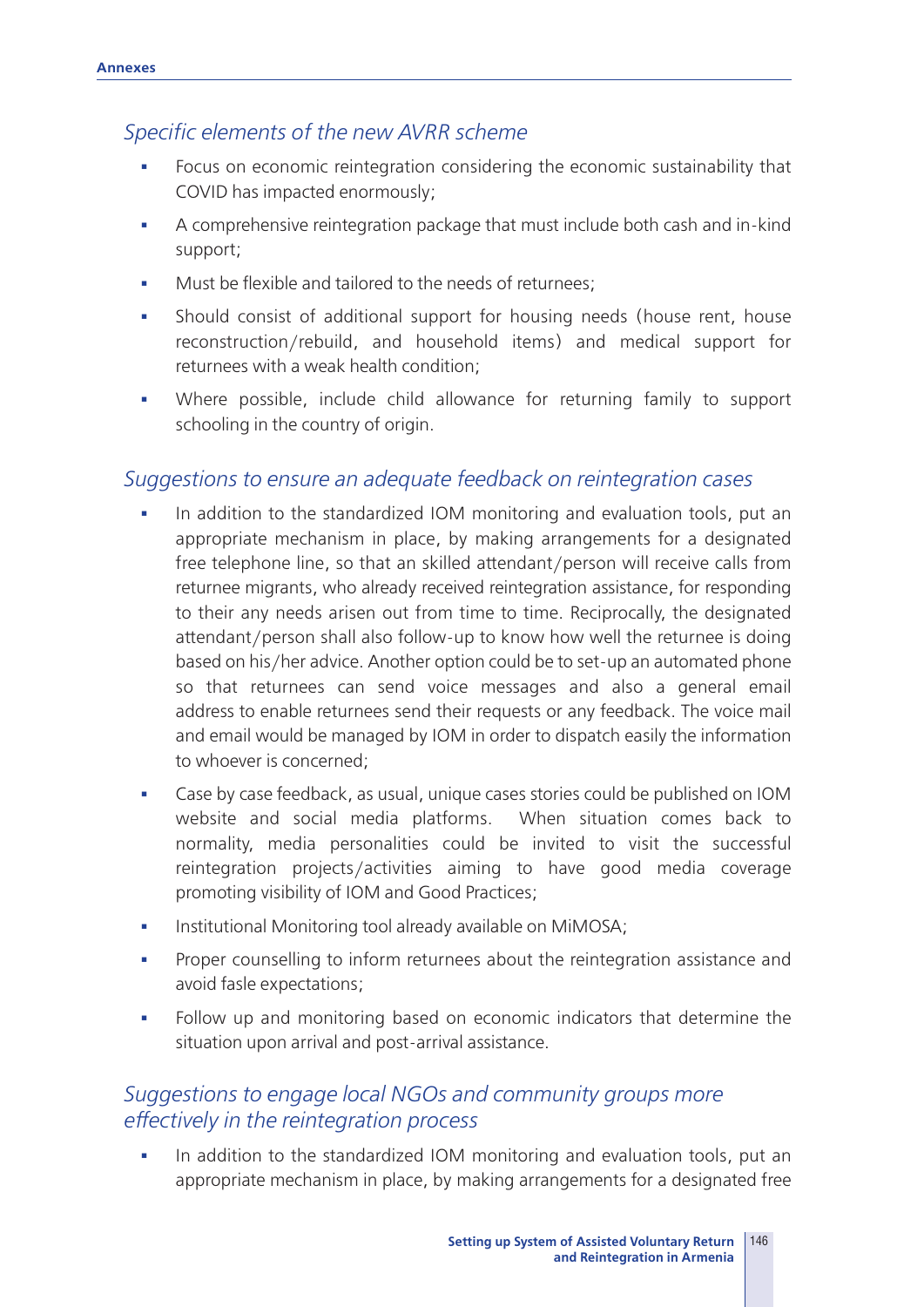### *Specific elements of the new AVRR scheme*

- Focus on economic reintegration considering the economic sustainability that COVID has impacted enormously;
- A comprehensive reintegration package that must include both cash and in-kind support;
- Must be flexible and tailored to the needs of returnees;
- Should consist of additional support for housing needs (house rent, house reconstruction/rebuild, and household items) and medical support for returnees with a weak health condition;
- Where possible, include child allowance for returning family to support schooling in the country of origin.

### *Suggestions to ensure an adequate feedback on reintegration cases*

- In addition to the standardized IOM monitoring and evaluation tools, put an appropriate mechanism in place, by making arrangements for a designated free telephone line, so that an skilled attendant/person will receive calls from returnee migrants, who already received reintegration assistance, for responding to their any needs arisen out from time to time. Reciprocally, the designated attendant/person shall also follow-up to know how well the returnee is doing based on his/her advice. Another option could be to set-up an automated phone so that returnees can send voice messages and also a general email address to enable returnees send their requests or any feedback. The voice mail and email would be managed by IOM in order to dispatch easily the information to whoever is concerned;
- Case by case feedback, as usual, unique cases stories could be published on IOM website and social media platforms. When situation comes back to normality, media personalities could be invited to visit the successful reintegration projects/activities aiming to have good media coverage promoting visibility of IOM and Good Practices;
- Institutional Monitoring tool already available on MiMOSA;
- Proper counselling to inform returnees about the reintegration assistance and avoid fasle expectations;
- Follow up and monitoring based on economic indicators that determine the situation upon arrival and post-arrival assistance.

### *Suggestions to engage local NGOs and community groups more effectively in the reintegration process*

- In addition to the standardized IOM monitoring and evaluation tools, put an appropriate mechanism in place, by making arrangements for a designated free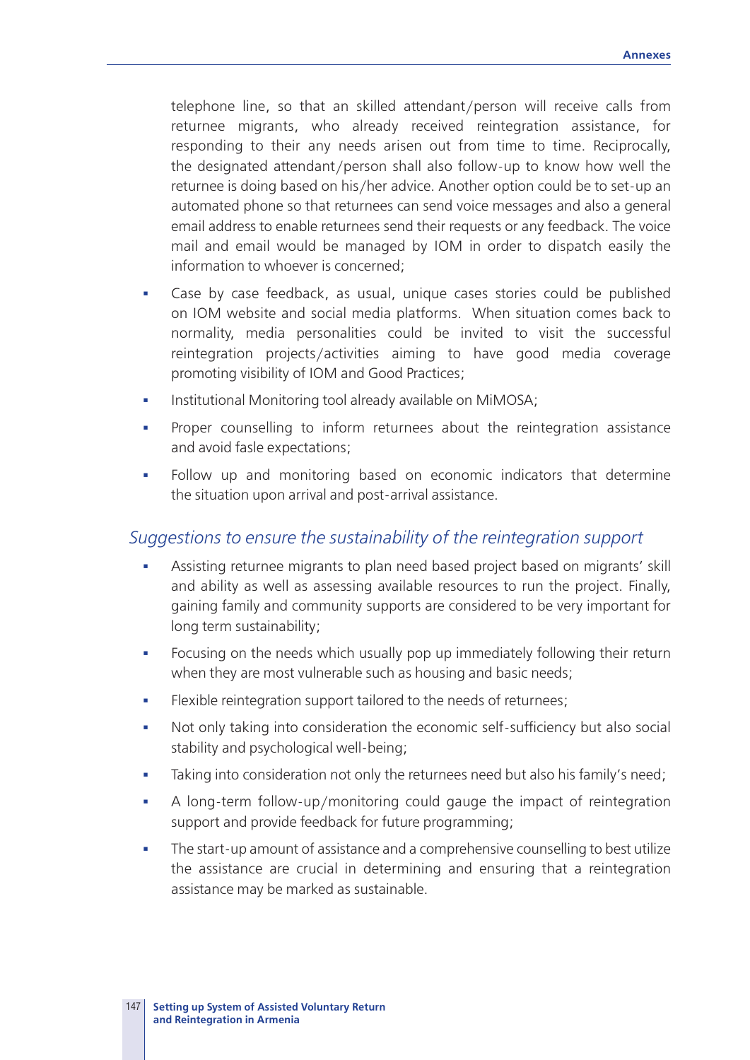telephone line, so that an skilled attendant/person will receive calls from returnee migrants, who already received reintegration assistance, for responding to their any needs arisen out from time to time. Reciprocally, the designated attendant/person shall also follow-up to know how well the returnee is doing based on his/her advice. Another option could be to set-up an automated phone so that returnees can send voice messages and also a general email address to enable returnees send their requests or any feedback. The voice mail and email would be managed by IOM in order to dispatch easily the information to whoever is concerned;

- Case by case feedback, as usual, unique cases stories could be published on IOM website and social media platforms. When situation comes back to normality, media personalities could be invited to visit the successful reintegration projects/activities aiming to have good media coverage promoting visibility of IOM and Good Practices;
- Institutional Monitoring tool already available on MiMOSA;
- Proper counselling to inform returnees about the reintegration assistance and avoid fasle expectations;
- Follow up and monitoring based on economic indicators that determine the situation upon arrival and post-arrival assistance.

### *Suggestions to ensure the sustainability of the reintegration support*

- Assisting returnee migrants to plan need based project based on migrants' skill and ability as well as assessing available resources to run the project. Finally, gaining family and community supports are considered to be very important for long term sustainability;
- Focusing on the needs which usually pop up immediately following their return when they are most vulnerable such as housing and basic needs;
- Flexible reintegration support tailored to the needs of returnees;
- Not only taking into consideration the economic self-sufficiency but also social stability and psychological well-being;
- Taking into consideration not only the returnees need but also his family's need;
- A long-term follow-up/monitoring could gauge the impact of reintegration support and provide feedback for future programming;
- The start-up amount of assistance and a comprehensive counselling to best utilize the assistance are crucial in determining and ensuring that a reintegration assistance may be marked as sustainable.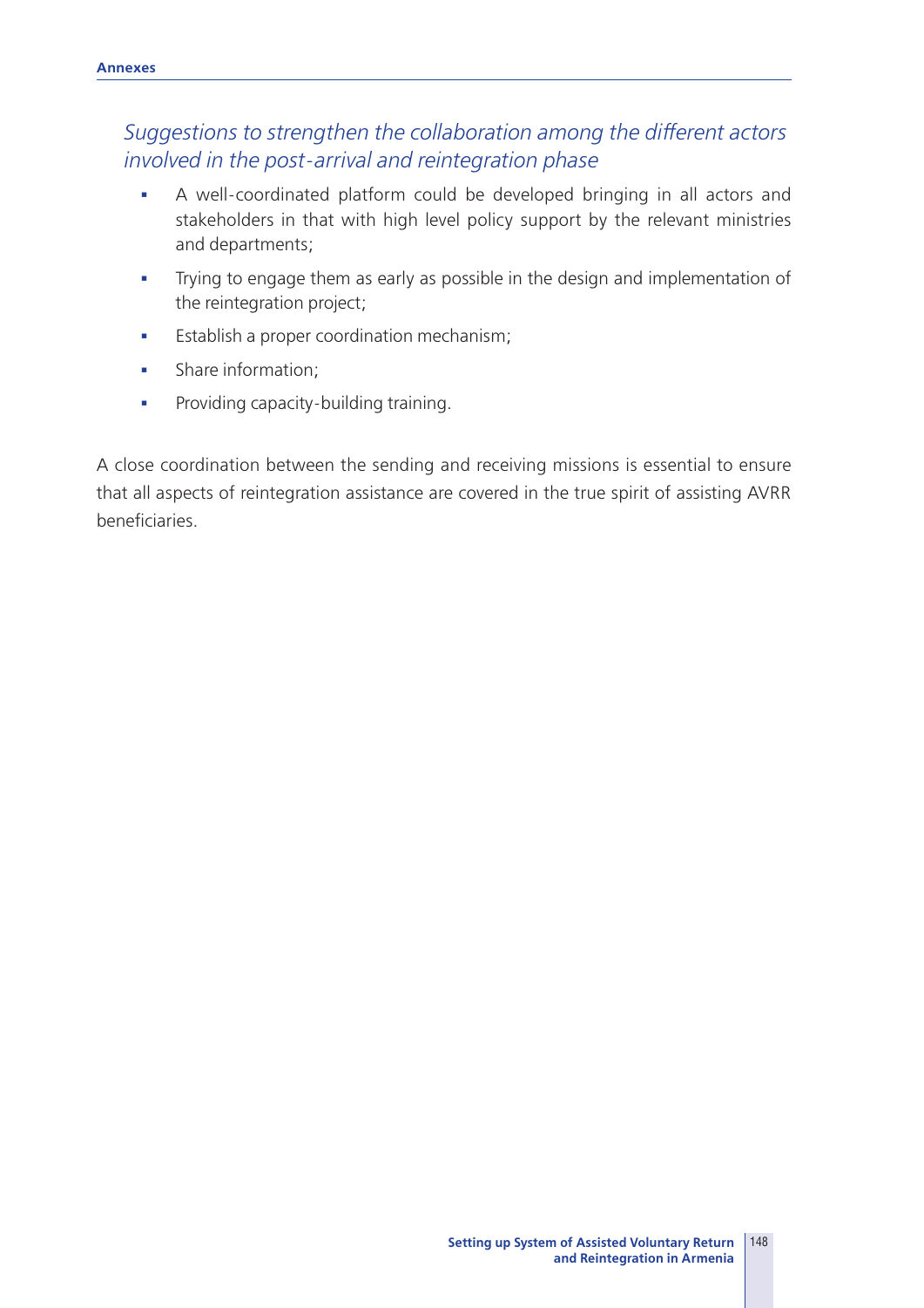### *Suggestions to strengthen the collaboration among the different actors involved in the post-arrival and reintegration phase*

- A well-coordinated platform could be developed bringing in all actors and stakeholders in that with high level policy support by the relevant ministries and departments;
- Trying to engage them as early as possible in the design and implementation of the reintegration project;
- Establish a proper coordination mechanism;
- Share information;
- Providing capacity-building training.

A close coordination between the sending and receiving missions is essential to ensure that all aspects of reintegration assistance are covered in the true spirit of assisting AVRR beneficiaries.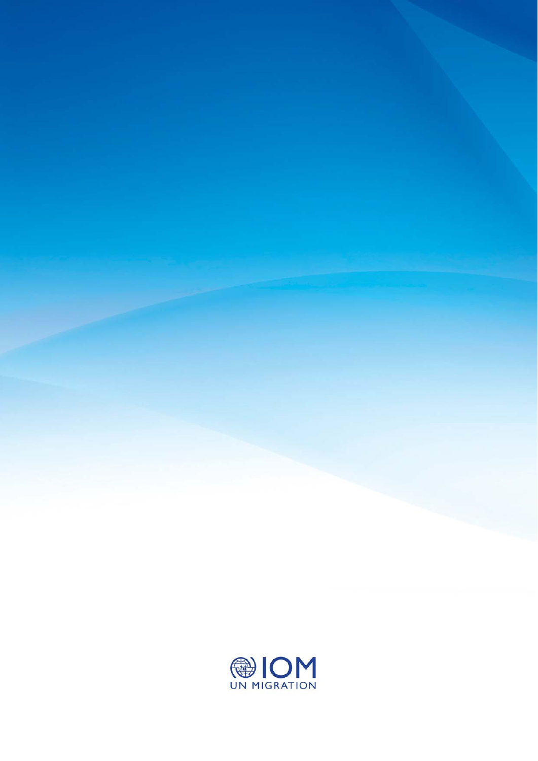IOM
UN MIGRATION